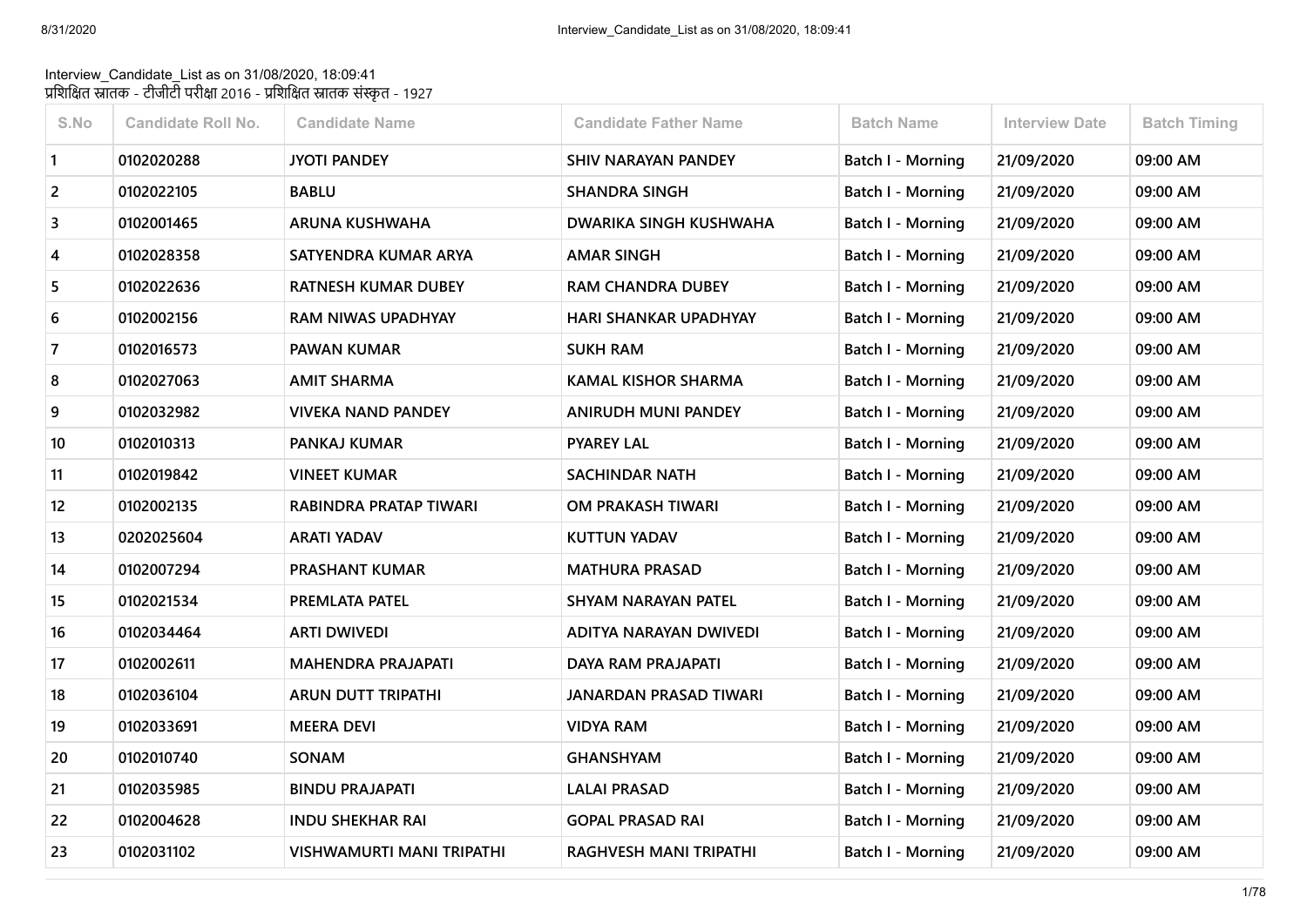Interview_Candidate_List as on 31/08/2020, 18:09:41
प्रशिक्षित स्नातक - टीजीटी परीक्षा 2016 - प्रशिक्षित स्नातक संस्कृत - 1927

| S.No | Candidate Roll No. | Candidate Name | Candidate Father Name | Batch Name | Interview Date | Batch Timing |
|---|---|---|---|---|---|---|
| 1 | 0102020288 | JYOTI PANDEY | SHIV NARAYAN PANDEY | Batch I - Morning | 21/09/2020 | 09:00 AM |
| 2 | 0102022105 | BABLU | SHANDRA SINGH | Batch I - Morning | 21/09/2020 | 09:00 AM |
| 3 | 0102001465 | ARUNA KUSHWAHA | DWARIKA SINGH KUSHWAHA | Batch I - Morning | 21/09/2020 | 09:00 AM |
| 4 | 0102028358 | SATYENDRA KUMAR ARYA | AMAR SINGH | Batch I - Morning | 21/09/2020 | 09:00 AM |
| 5 | 0102022636 | RATNESH KUMAR DUBEY | RAM CHANDRA DUBEY | Batch I - Morning | 21/09/2020 | 09:00 AM |
| 6 | 0102002156 | RAM NIWAS UPADHYAY | HARI SHANKAR UPADHYAY | Batch I - Morning | 21/09/2020 | 09:00 AM |
| 7 | 0102016573 | PAWAN KUMAR | SUKH RAM | Batch I - Morning | 21/09/2020 | 09:00 AM |
| 8 | 0102027063 | AMIT SHARMA | KAMAL KISHOR SHARMA | Batch I - Morning | 21/09/2020 | 09:00 AM |
| 9 | 0102032982 | VIVEKA NAND PANDEY | ANIRUDH MUNI PANDEY | Batch I - Morning | 21/09/2020 | 09:00 AM |
| 10 | 0102010313 | PANKAJ KUMAR | PYAREY LAL | Batch I - Morning | 21/09/2020 | 09:00 AM |
| 11 | 0102019842 | VINEET KUMAR | SACHINDAR NATH | Batch I - Morning | 21/09/2020 | 09:00 AM |
| 12 | 0102002135 | RABINDRA PRATAP TIWARI | OM PRAKASH TIWARI | Batch I - Morning | 21/09/2020 | 09:00 AM |
| 13 | 0202025604 | ARATI YADAV | KUTTUN YADAV | Batch I - Morning | 21/09/2020 | 09:00 AM |
| 14 | 0102007294 | PRASHANT KUMAR | MATHURA PRASAD | Batch I - Morning | 21/09/2020 | 09:00 AM |
| 15 | 0102021534 | PREMLATA PATEL | SHYAM NARAYAN PATEL | Batch I - Morning | 21/09/2020 | 09:00 AM |
| 16 | 0102034464 | ARTI DWIVEDI | ADITYA NARAYAN DWIVEDI | Batch I - Morning | 21/09/2020 | 09:00 AM |
| 17 | 0102002611 | MAHENDRA PRAJAPATI | DAYA RAM PRAJAPATI | Batch I - Morning | 21/09/2020 | 09:00 AM |
| 18 | 0102036104 | ARUN DUTT TRIPATHI | JANARDAN PRASAD TIWARI | Batch I - Morning | 21/09/2020 | 09:00 AM |
| 19 | 0102033691 | MEERA DEVI | VIDYA RAM | Batch I - Morning | 21/09/2020 | 09:00 AM |
| 20 | 0102010740 | SONAM | GHANSHYAM | Batch I - Morning | 21/09/2020 | 09:00 AM |
| 21 | 0102035985 | BINDU PRAJAPATI | LALAI PRASAD | Batch I - Morning | 21/09/2020 | 09:00 AM |
| 22 | 0102004628 | INDU SHEKHAR RAI | GOPAL PRASAD RAI | Batch I - Morning | 21/09/2020 | 09:00 AM |
| 23 | 0102031102 | VISHWAMURTI MANI TRIPATHI | RAGHVESH MANI TRIPATHI | Batch I - Morning | 21/09/2020 | 09:00 AM |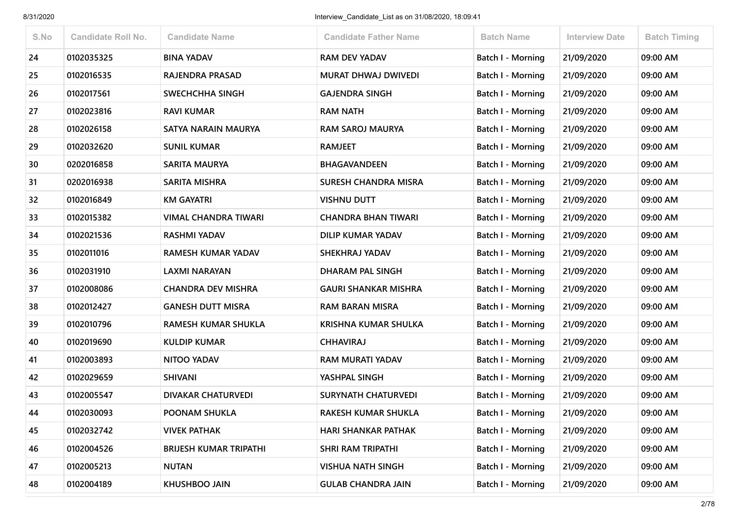| S.No | Candidate Roll No. | Candidate Name | Candidate Father Name | Batch Name | Interview Date | Batch Timing |
|---|---|---|---|---|---|---|
| 24 | 0102035325 | BINA YADAV | RAM DEV YADAV | Batch I - Morning | 21/09/2020 | 09:00 AM |
| 25 | 0102016535 | RAJENDRA PRASAD | MURAT DHWAJ DWIVEDI | Batch I - Morning | 21/09/2020 | 09:00 AM |
| 26 | 0102017561 | SWECHCHHA SINGH | GAJENDRA SINGH | Batch I - Morning | 21/09/2020 | 09:00 AM |
| 27 | 0102023816 | RAVI KUMAR | RAM NATH | Batch I - Morning | 21/09/2020 | 09:00 AM |
| 28 | 0102026158 | SATYA NARAIN MAURYA | RAM SAROJ MAURYA | Batch I - Morning | 21/09/2020 | 09:00 AM |
| 29 | 0102032620 | SUNIL KUMAR | RAMJEET | Batch I - Morning | 21/09/2020 | 09:00 AM |
| 30 | 0202016858 | SARITA MAURYA | BHAGAVANDEEN | Batch I - Morning | 21/09/2020 | 09:00 AM |
| 31 | 0202016938 | SARITA MISHRA | SURESH CHANDRA MISRA | Batch I - Morning | 21/09/2020 | 09:00 AM |
| 32 | 0102016849 | KM GAYATRI | VISHNU DUTT | Batch I - Morning | 21/09/2020 | 09:00 AM |
| 33 | 0102015382 | VIMAL CHANDRA TIWARI | CHANDRA BHAN TIWARI | Batch I - Morning | 21/09/2020 | 09:00 AM |
| 34 | 0102021536 | RASHMI YADAV | DILIP KUMAR YADAV | Batch I - Morning | 21/09/2020 | 09:00 AM |
| 35 | 0102011016 | RAMESH KUMAR YADAV | SHEKHRAJ YADAV | Batch I - Morning | 21/09/2020 | 09:00 AM |
| 36 | 0102031910 | LAXMI NARAYAN | DHARAM PAL SINGH | Batch I - Morning | 21/09/2020 | 09:00 AM |
| 37 | 0102008086 | CHANDRA DEV MISHRA | GAURI SHANKAR MISHRA | Batch I - Morning | 21/09/2020 | 09:00 AM |
| 38 | 0102012427 | GANESH DUTT MISRA | RAM BARAN MISRA | Batch I - Morning | 21/09/2020 | 09:00 AM |
| 39 | 0102010796 | RAMESH KUMAR SHUKLA | KRISHNA KUMAR SHULKA | Batch I - Morning | 21/09/2020 | 09:00 AM |
| 40 | 0102019690 | KULDIP KUMAR | CHHAVIRAJ | Batch I - Morning | 21/09/2020 | 09:00 AM |
| 41 | 0102003893 | NITOO YADAV | RAM MURATI YADAV | Batch I - Morning | 21/09/2020 | 09:00 AM |
| 42 | 0102029659 | SHIVANI | YASHPAL SINGH | Batch I - Morning | 21/09/2020 | 09:00 AM |
| 43 | 0102005547 | DIVAKAR CHATURVEDI | SURYNATH CHATURVEDI | Batch I - Morning | 21/09/2020 | 09:00 AM |
| 44 | 0102030093 | POONAM SHUKLA | RAKESH KUMAR SHUKLA | Batch I - Morning | 21/09/2020 | 09:00 AM |
| 45 | 0102032742 | VIVEK PATHAK | HARI SHANKAR PATHAK | Batch I - Morning | 21/09/2020 | 09:00 AM |
| 46 | 0102004526 | BRIJESH KUMAR TRIPATHI | SHRI RAM TRIPATHI | Batch I - Morning | 21/09/2020 | 09:00 AM |
| 47 | 0102005213 | NUTAN | VISHUA NATH SINGH | Batch I - Morning | 21/09/2020 | 09:00 AM |
| 48 | 0102004189 | KHUSHBOO JAIN | GULAB CHANDRA JAIN | Batch I - Morning | 21/09/2020 | 09:00 AM |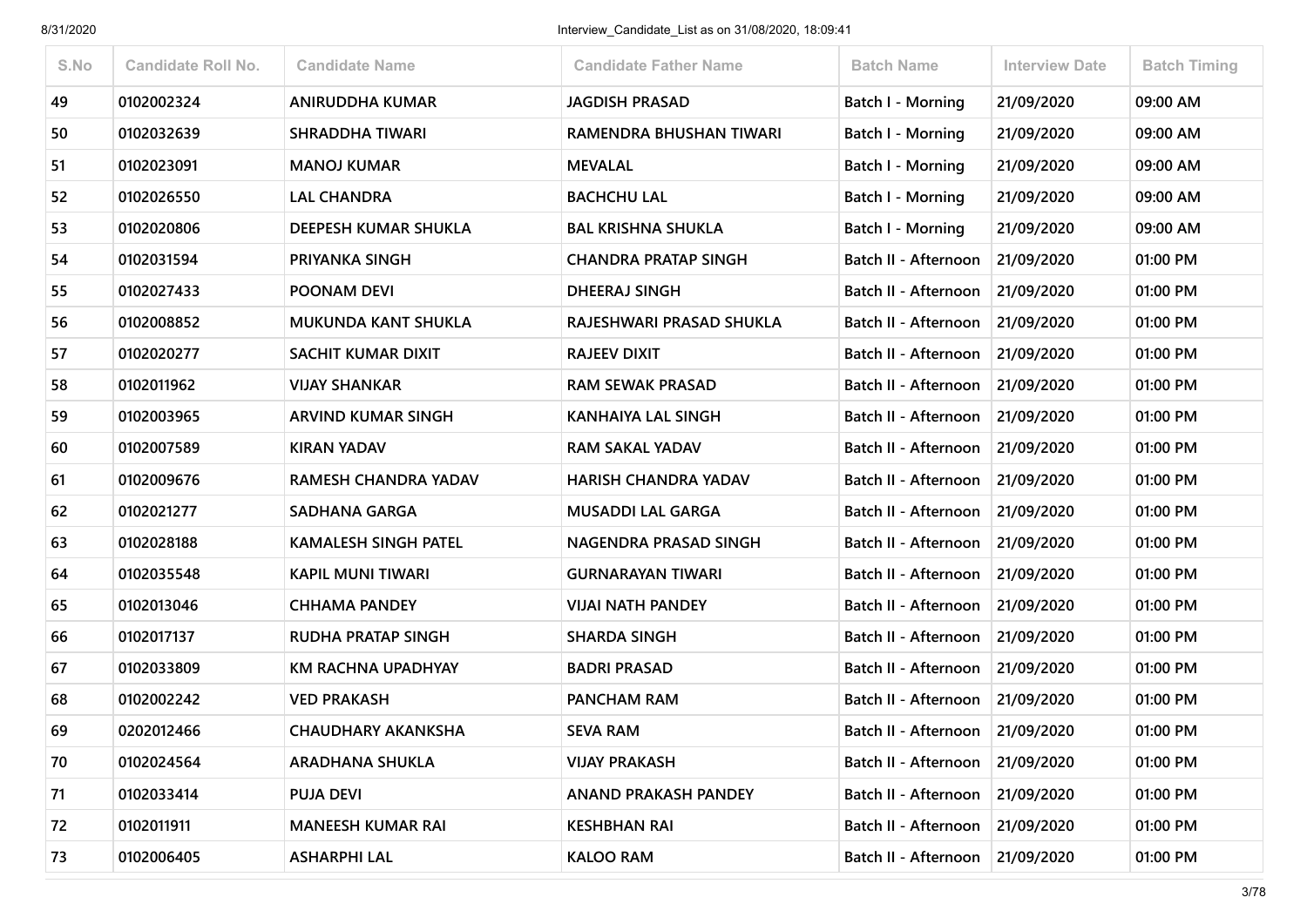| S.No | Candidate Roll No. | Candidate Name | Candidate Father Name | Batch Name | Interview Date | Batch Timing |
|---|---|---|---|---|---|---|
| 49 | 0102002324 | ANIRUDDHA KUMAR | JAGDISH PRASAD | Batch I - Morning | 21/09/2020 | 09:00 AM |
| 50 | 0102032639 | SHRADDHA TIWARI | RAMENDRA BHUSHAN TIWARI | Batch I - Morning | 21/09/2020 | 09:00 AM |
| 51 | 0102023091 | MANOJ KUMAR | MEVALAL | Batch I - Morning | 21/09/2020 | 09:00 AM |
| 52 | 0102026550 | LAL CHANDRA | BACHCHU LAL | Batch I - Morning | 21/09/2020 | 09:00 AM |
| 53 | 0102020806 | DEEPESH KUMAR SHUKLA | BAL KRISHNA SHUKLA | Batch I - Morning | 21/09/2020 | 09:00 AM |
| 54 | 0102031594 | PRIYANKA SINGH | CHANDRA PRATAP SINGH | Batch II - Afternoon | 21/09/2020 | 01:00 PM |
| 55 | 0102027433 | POONAM DEVI | DHEERAJ SINGH | Batch II - Afternoon | 21/09/2020 | 01:00 PM |
| 56 | 0102008852 | MUKUNDA KANT SHUKLA | RAJESHWARI PRASAD SHUKLA | Batch II - Afternoon | 21/09/2020 | 01:00 PM |
| 57 | 0102020277 | SACHIT KUMAR DIXIT | RAJEEV DIXIT | Batch II - Afternoon | 21/09/2020 | 01:00 PM |
| 58 | 0102011962 | VIJAY SHANKAR | RAM SEWAK PRASAD | Batch II - Afternoon | 21/09/2020 | 01:00 PM |
| 59 | 0102003965 | ARVIND KUMAR SINGH | KANHAIYA LAL SINGH | Batch II - Afternoon | 21/09/2020 | 01:00 PM |
| 60 | 0102007589 | KIRAN YADAV | RAM SAKAL YADAV | Batch II - Afternoon | 21/09/2020 | 01:00 PM |
| 61 | 0102009676 | RAMESH CHANDRA YADAV | HARISH CHANDRA YADAV | Batch II - Afternoon | 21/09/2020 | 01:00 PM |
| 62 | 0102021277 | SADHANA GARGA | MUSADDI LAL GARGA | Batch II - Afternoon | 21/09/2020 | 01:00 PM |
| 63 | 0102028188 | KAMALESH SINGH PATEL | NAGENDRA PRASAD SINGH | Batch II - Afternoon | 21/09/2020 | 01:00 PM |
| 64 | 0102035548 | KAPIL MUNI TIWARI | GURNARAYAN TIWARI | Batch II - Afternoon | 21/09/2020 | 01:00 PM |
| 65 | 0102013046 | CHHAMA PANDEY | VIJAI NATH PANDEY | Batch II - Afternoon | 21/09/2020 | 01:00 PM |
| 66 | 0102017137 | RUDHA PRATAP SINGH | SHARDA SINGH | Batch II - Afternoon | 21/09/2020 | 01:00 PM |
| 67 | 0102033809 | KM RACHNA UPADHYAY | BADRI PRASAD | Batch II - Afternoon | 21/09/2020 | 01:00 PM |
| 68 | 0102002242 | VED PRAKASH | PANCHAM RAM | Batch II - Afternoon | 21/09/2020 | 01:00 PM |
| 69 | 0202012466 | CHAUDHARY AKANKSHA | SEVA RAM | Batch II - Afternoon | 21/09/2020 | 01:00 PM |
| 70 | 0102024564 | ARADHANA SHUKLA | VIJAY PRAKASH | Batch II - Afternoon | 21/09/2020 | 01:00 PM |
| 71 | 0102033414 | PUJA DEVI | ANAND PRAKASH PANDEY | Batch II - Afternoon | 21/09/2020 | 01:00 PM |
| 72 | 0102011911 | MANEESH KUMAR RAI | KESHBHAN RAI | Batch II - Afternoon | 21/09/2020 | 01:00 PM |
| 73 | 0102006405 | ASHARPHI LAL | KALOO RAM | Batch II - Afternoon | 21/09/2020 | 01:00 PM |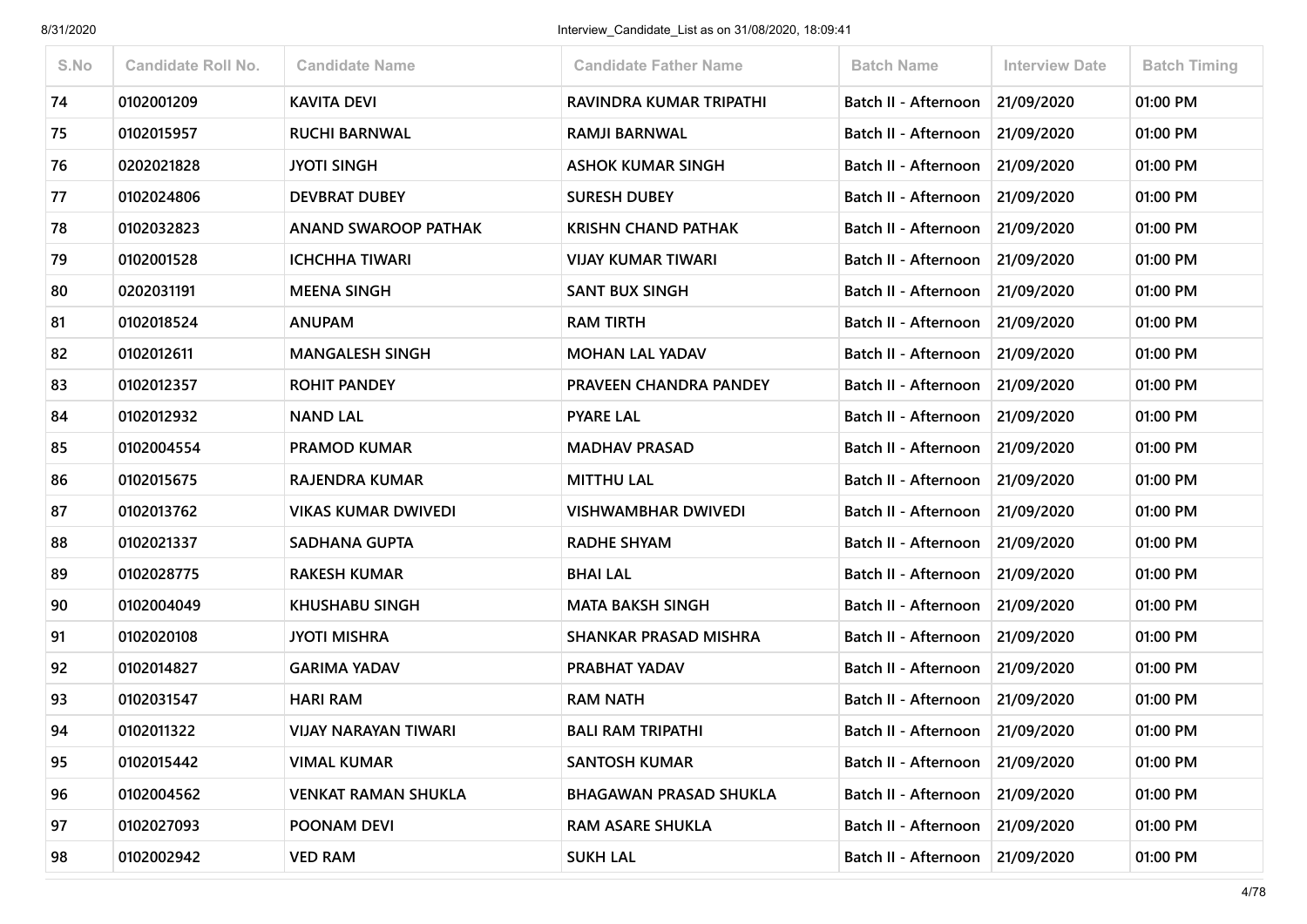| S.No | Candidate Roll No. | Candidate Name | Candidate Father Name | Batch Name | Interview Date | Batch Timing |
|---|---|---|---|---|---|---|
| 74 | 0102001209 | KAVITA DEVI | RAVINDRA KUMAR TRIPATHI | Batch II - Afternoon | 21/09/2020 | 01:00 PM |
| 75 | 0102015957 | RUCHI BARNWAL | RAMJI BARNWAL | Batch II - Afternoon | 21/09/2020 | 01:00 PM |
| 76 | 0202021828 | JYOTI SINGH | ASHOK KUMAR SINGH | Batch II - Afternoon | 21/09/2020 | 01:00 PM |
| 77 | 0102024806 | DEVBRAT DUBEY | SURESH DUBEY | Batch II - Afternoon | 21/09/2020 | 01:00 PM |
| 78 | 0102032823 | ANAND SWAROOP PATHAK | KRISHN CHAND PATHAK | Batch II - Afternoon | 21/09/2020 | 01:00 PM |
| 79 | 0102001528 | ICHCHHA TIWARI | VIJAY KUMAR TIWARI | Batch II - Afternoon | 21/09/2020 | 01:00 PM |
| 80 | 0202031191 | MEENA SINGH | SANT BUX SINGH | Batch II - Afternoon | 21/09/2020 | 01:00 PM |
| 81 | 0102018524 | ANUPAM | RAM TIRTH | Batch II - Afternoon | 21/09/2020 | 01:00 PM |
| 82 | 0102012611 | MANGALESH SINGH | MOHAN LAL YADAV | Batch II - Afternoon | 21/09/2020 | 01:00 PM |
| 83 | 0102012357 | ROHIT PANDEY | PRAVEEN CHANDRA PANDEY | Batch II - Afternoon | 21/09/2020 | 01:00 PM |
| 84 | 0102012932 | NAND LAL | PYARE LAL | Batch II - Afternoon | 21/09/2020 | 01:00 PM |
| 85 | 0102004554 | PRAMOD KUMAR | MADHAV PRASAD | Batch II - Afternoon | 21/09/2020 | 01:00 PM |
| 86 | 0102015675 | RAJENDRA KUMAR | MITTHU LAL | Batch II - Afternoon | 21/09/2020 | 01:00 PM |
| 87 | 0102013762 | VIKAS KUMAR DWIVEDI | VISHWAMBHAR DWIVEDI | Batch II - Afternoon | 21/09/2020 | 01:00 PM |
| 88 | 0102021337 | SADHANA GUPTA | RADHE SHYAM | Batch II - Afternoon | 21/09/2020 | 01:00 PM |
| 89 | 0102028775 | RAKESH KUMAR | BHAI LAL | Batch II - Afternoon | 21/09/2020 | 01:00 PM |
| 90 | 0102004049 | KHUSHABU SINGH | MATA BAKSH SINGH | Batch II - Afternoon | 21/09/2020 | 01:00 PM |
| 91 | 0102020108 | JYOTI MISHRA | SHANKAR PRASAD MISHRA | Batch II - Afternoon | 21/09/2020 | 01:00 PM |
| 92 | 0102014827 | GARIMA YADAV | PRABHAT YADAV | Batch II - Afternoon | 21/09/2020 | 01:00 PM |
| 93 | 0102031547 | HARI RAM | RAM NATH | Batch II - Afternoon | 21/09/2020 | 01:00 PM |
| 94 | 0102011322 | VIJAY NARAYAN TIWARI | BALI RAM TRIPATHI | Batch II - Afternoon | 21/09/2020 | 01:00 PM |
| 95 | 0102015442 | VIMAL KUMAR | SANTOSH KUMAR | Batch II - Afternoon | 21/09/2020 | 01:00 PM |
| 96 | 0102004562 | VENKAT RAMAN SHUKLA | BHAGAWAN PRASAD SHUKLA | Batch II - Afternoon | 21/09/2020 | 01:00 PM |
| 97 | 0102027093 | POONAM DEVI | RAM ASARE SHUKLA | Batch II - Afternoon | 21/09/2020 | 01:00 PM |
| 98 | 0102002942 | VED RAM | SUKH LAL | Batch II - Afternoon | 21/09/2020 | 01:00 PM |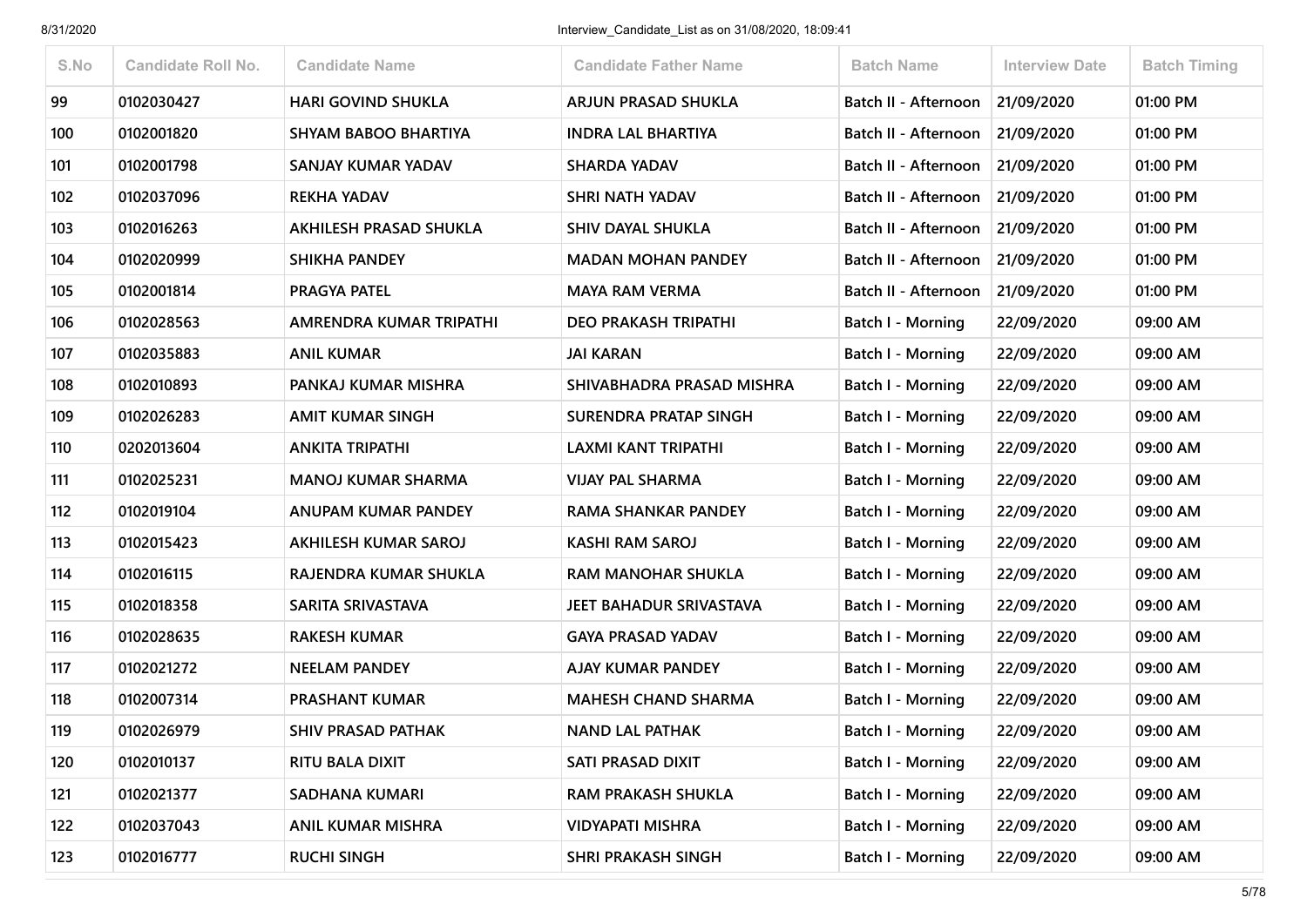| S.No | Candidate Roll No. | Candidate Name | Candidate Father Name | Batch Name | Interview Date | Batch Timing |
|---|---|---|---|---|---|---|
| 99 | 0102030427 | HARI GOVIND SHUKLA | ARJUN PRASAD SHUKLA | Batch II - Afternoon | 21/09/2020 | 01:00 PM |
| 100 | 0102001820 | SHYAM BABOO BHARTIYA | INDRA LAL BHARTIYA | Batch II - Afternoon | 21/09/2020 | 01:00 PM |
| 101 | 0102001798 | SANJAY KUMAR YADAV | SHARDA YADAV | Batch II - Afternoon | 21/09/2020 | 01:00 PM |
| 102 | 0102037096 | REKHA YADAV | SHRI NATH YADAV | Batch II - Afternoon | 21/09/2020 | 01:00 PM |
| 103 | 0102016263 | AKHILESH PRASAD SHUKLA | SHIV DAYAL SHUKLA | Batch II - Afternoon | 21/09/2020 | 01:00 PM |
| 104 | 0102020999 | SHIKHA PANDEY | MADAN MOHAN PANDEY | Batch II - Afternoon | 21/09/2020 | 01:00 PM |
| 105 | 0102001814 | PRAGYA PATEL | MAYA RAM VERMA | Batch II - Afternoon | 21/09/2020 | 01:00 PM |
| 106 | 0102028563 | AMRENDRA KUMAR TRIPATHI | DEO PRAKASH TRIPATHI | Batch I - Morning | 22/09/2020 | 09:00 AM |
| 107 | 0102035883 | ANIL KUMAR | JAI KARAN | Batch I - Morning | 22/09/2020 | 09:00 AM |
| 108 | 0102010893 | PANKAJ KUMAR MISHRA | SHIVABHADRA PRASAD MISHRA | Batch I - Morning | 22/09/2020 | 09:00 AM |
| 109 | 0102026283 | AMIT KUMAR SINGH | SURENDRA PRATAP SINGH | Batch I - Morning | 22/09/2020 | 09:00 AM |
| 110 | 0202013604 | ANKITA TRIPATHI | LAXMI KANT TRIPATHI | Batch I - Morning | 22/09/2020 | 09:00 AM |
| 111 | 0102025231 | MANOJ KUMAR SHARMA | VIJAY PAL SHARMA | Batch I - Morning | 22/09/2020 | 09:00 AM |
| 112 | 0102019104 | ANUPAM KUMAR PANDEY | RAMA SHANKAR PANDEY | Batch I - Morning | 22/09/2020 | 09:00 AM |
| 113 | 0102015423 | AKHILESH KUMAR SAROJ | KASHI RAM SAROJ | Batch I - Morning | 22/09/2020 | 09:00 AM |
| 114 | 0102016115 | RAJENDRA KUMAR SHUKLA | RAM MANOHAR SHUKLA | Batch I - Morning | 22/09/2020 | 09:00 AM |
| 115 | 0102018358 | SARITA SRIVASTAVA | JEET BAHADUR SRIVASTAVA | Batch I - Morning | 22/09/2020 | 09:00 AM |
| 116 | 0102028635 | RAKESH KUMAR | GAYA PRASAD YADAV | Batch I - Morning | 22/09/2020 | 09:00 AM |
| 117 | 0102021272 | NEELAM PANDEY | AJAY KUMAR PANDEY | Batch I - Morning | 22/09/2020 | 09:00 AM |
| 118 | 0102007314 | PRASHANT KUMAR | MAHESH CHAND SHARMA | Batch I - Morning | 22/09/2020 | 09:00 AM |
| 119 | 0102026979 | SHIV PRASAD PATHAK | NAND LAL PATHAK | Batch I - Morning | 22/09/2020 | 09:00 AM |
| 120 | 0102010137 | RITU BALA DIXIT | SATI PRASAD DIXIT | Batch I - Morning | 22/09/2020 | 09:00 AM |
| 121 | 0102021377 | SADHANA KUMARI | RAM PRAKASH SHUKLA | Batch I - Morning | 22/09/2020 | 09:00 AM |
| 122 | 0102037043 | ANIL KUMAR MISHRA | VIDYAPATI MISHRA | Batch I - Morning | 22/09/2020 | 09:00 AM |
| 123 | 0102016777 | RUCHI SINGH | SHRI PRAKASH SINGH | Batch I - Morning | 22/09/2020 | 09:00 AM |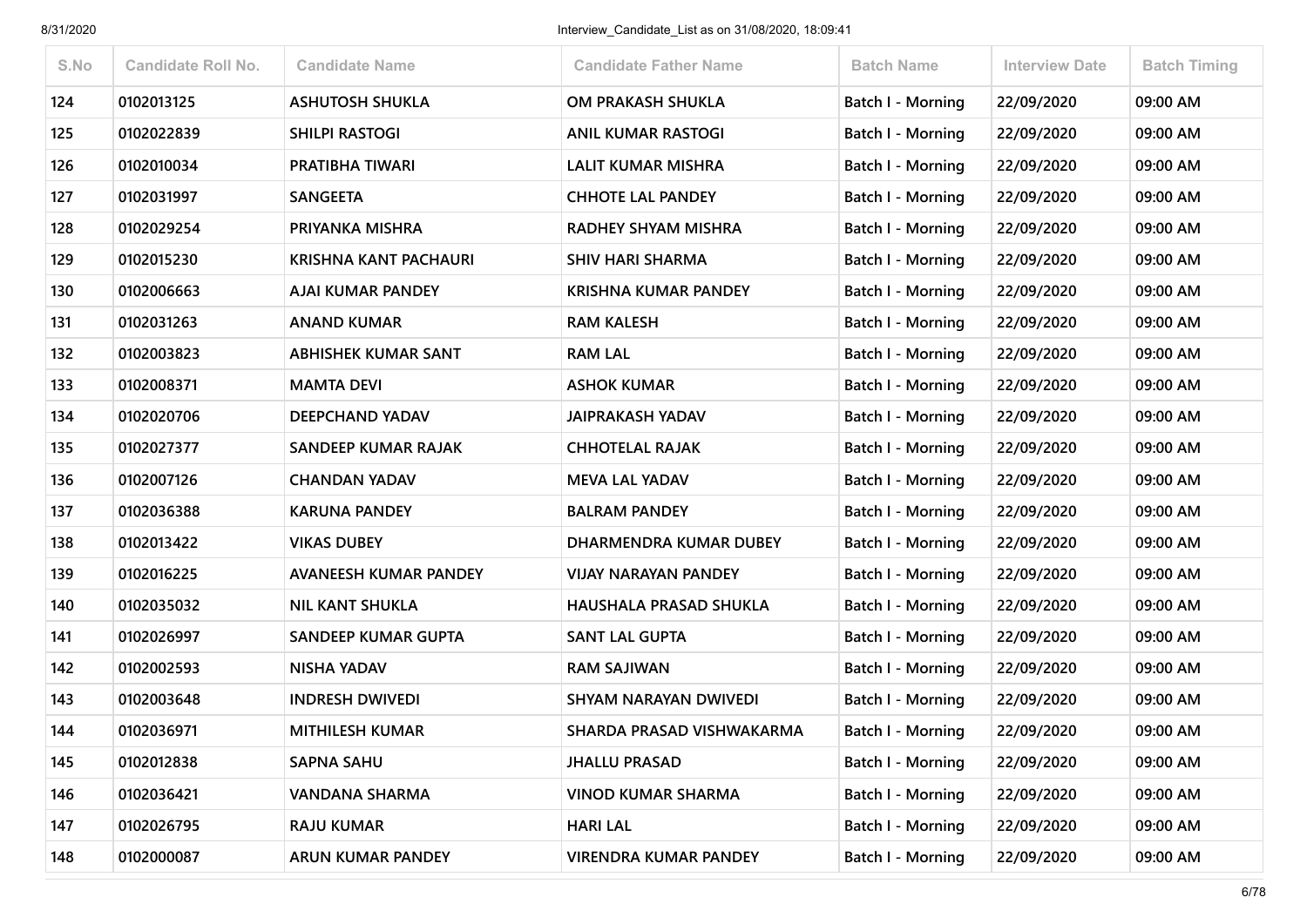| S.No | Candidate Roll No. | Candidate Name | Candidate Father Name | Batch Name | Interview Date | Batch Timing |
|---|---|---|---|---|---|---|
| 124 | 0102013125 | ASHUTOSH SHUKLA | OM PRAKASH SHUKLA | Batch I - Morning | 22/09/2020 | 09:00 AM |
| 125 | 0102022839 | SHILPI RASTOGI | ANIL KUMAR RASTOGI | Batch I - Morning | 22/09/2020 | 09:00 AM |
| 126 | 0102010034 | PRATIBHA TIWARI | LALIT KUMAR MISHRA | Batch I - Morning | 22/09/2020 | 09:00 AM |
| 127 | 0102031997 | SANGEETA | CHHOTE LAL PANDEY | Batch I - Morning | 22/09/2020 | 09:00 AM |
| 128 | 0102029254 | PRIYANKA MISHRA | RADHEY SHYAM MISHRA | Batch I - Morning | 22/09/2020 | 09:00 AM |
| 129 | 0102015230 | KRISHNA KANT PACHAURI | SHIV HARI SHARMA | Batch I - Morning | 22/09/2020 | 09:00 AM |
| 130 | 0102006663 | AJAI KUMAR PANDEY | KRISHNA KUMAR PANDEY | Batch I - Morning | 22/09/2020 | 09:00 AM |
| 131 | 0102031263 | ANAND KUMAR | RAM KALESH | Batch I - Morning | 22/09/2020 | 09:00 AM |
| 132 | 0102003823 | ABHISHEK KUMAR SANT | RAM LAL | Batch I - Morning | 22/09/2020 | 09:00 AM |
| 133 | 0102008371 | MAMTA DEVI | ASHOK KUMAR | Batch I - Morning | 22/09/2020 | 09:00 AM |
| 134 | 0102020706 | DEEPCHAND YADAV | JAIPRAKASH YADAV | Batch I - Morning | 22/09/2020 | 09:00 AM |
| 135 | 0102027377 | SANDEEP KUMAR RAJAK | CHHOTELAL RAJAK | Batch I - Morning | 22/09/2020 | 09:00 AM |
| 136 | 0102007126 | CHANDAN YADAV | MEVA LAL YADAV | Batch I - Morning | 22/09/2020 | 09:00 AM |
| 137 | 0102036388 | KARUNA PANDEY | BALRAM PANDEY | Batch I - Morning | 22/09/2020 | 09:00 AM |
| 138 | 0102013422 | VIKAS DUBEY | DHARMENDRA KUMAR DUBEY | Batch I - Morning | 22/09/2020 | 09:00 AM |
| 139 | 0102016225 | AVANEESH KUMAR PANDEY | VIJAY NARAYAN PANDEY | Batch I - Morning | 22/09/2020 | 09:00 AM |
| 140 | 0102035032 | NIL KANT SHUKLA | HAUSHALA PRASAD SHUKLA | Batch I - Morning | 22/09/2020 | 09:00 AM |
| 141 | 0102026997 | SANDEEP KUMAR GUPTA | SANT LAL GUPTA | Batch I - Morning | 22/09/2020 | 09:00 AM |
| 142 | 0102002593 | NISHA YADAV | RAM SAJIWAN | Batch I - Morning | 22/09/2020 | 09:00 AM |
| 143 | 0102003648 | INDRESH DWIVEDI | SHYAM NARAYAN DWIVEDI | Batch I - Morning | 22/09/2020 | 09:00 AM |
| 144 | 0102036971 | MITHILESH KUMAR | SHARDA PRASAD VISHWAKARMA | Batch I - Morning | 22/09/2020 | 09:00 AM |
| 145 | 0102012838 | SAPNA SAHU | JHALLU PRASAD | Batch I - Morning | 22/09/2020 | 09:00 AM |
| 146 | 0102036421 | VANDANA SHARMA | VINOD KUMAR SHARMA | Batch I - Morning | 22/09/2020 | 09:00 AM |
| 147 | 0102026795 | RAJU KUMAR | HARI LAL | Batch I - Morning | 22/09/2020 | 09:00 AM |
| 148 | 0102000087 | ARUN KUMAR PANDEY | VIRENDRA KUMAR PANDEY | Batch I - Morning | 22/09/2020 | 09:00 AM |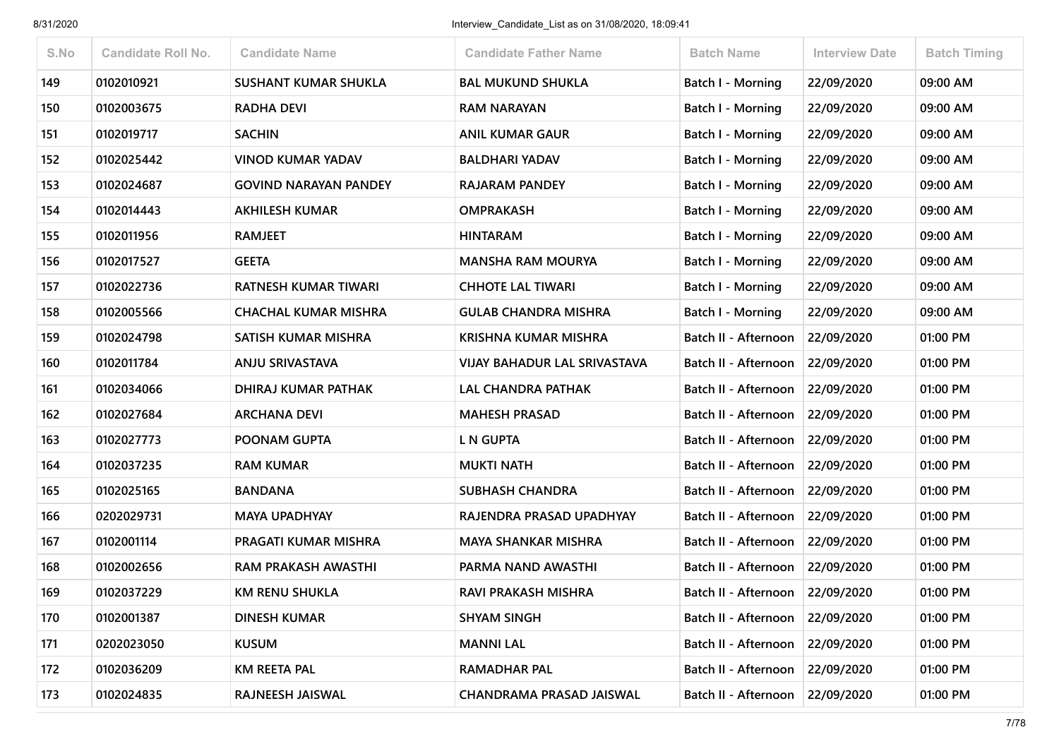| S.No | Candidate Roll No. | Candidate Name | Candidate Father Name | Batch Name | Interview Date | Batch Timing |
|---|---|---|---|---|---|---|
| 149 | 0102010921 | SUSHANT KUMAR SHUKLA | BAL MUKUND SHUKLA | Batch I - Morning | 22/09/2020 | 09:00 AM |
| 150 | 0102003675 | RADHA DEVI | RAM NARAYAN | Batch I - Morning | 22/09/2020 | 09:00 AM |
| 151 | 0102019717 | SACHIN | ANIL KUMAR GAUR | Batch I - Morning | 22/09/2020 | 09:00 AM |
| 152 | 0102025442 | VINOD KUMAR YADAV | BALDHARI YADAV | Batch I - Morning | 22/09/2020 | 09:00 AM |
| 153 | 0102024687 | GOVIND NARAYAN PANDEY | RAJARAM PANDEY | Batch I - Morning | 22/09/2020 | 09:00 AM |
| 154 | 0102014443 | AKHILESH KUMAR | OMPRAKASH | Batch I - Morning | 22/09/2020 | 09:00 AM |
| 155 | 0102011956 | RAMJEET | HINTARAM | Batch I - Morning | 22/09/2020 | 09:00 AM |
| 156 | 0102017527 | GEETA | MANSHA RAM MOURYA | Batch I - Morning | 22/09/2020 | 09:00 AM |
| 157 | 0102022736 | RATNESH KUMAR TIWARI | CHHOTE LAL TIWARI | Batch I - Morning | 22/09/2020 | 09:00 AM |
| 158 | 0102005566 | CHACHAL KUMAR MISHRA | GULAB CHANDRA MISHRA | Batch I - Morning | 22/09/2020 | 09:00 AM |
| 159 | 0102024798 | SATISH KUMAR MISHRA | KRISHNA KUMAR MISHRA | Batch II - Afternoon | 22/09/2020 | 01:00 PM |
| 160 | 0102011784 | ANJU SRIVASTAVA | VIJAY BAHADUR LAL SRIVASTAVA | Batch II - Afternoon | 22/09/2020 | 01:00 PM |
| 161 | 0102034066 | DHIRAJ KUMAR PATHAK | LAL CHANDRA PATHAK | Batch II - Afternoon | 22/09/2020 | 01:00 PM |
| 162 | 0102027684 | ARCHANA DEVI | MAHESH PRASAD | Batch II - Afternoon | 22/09/2020 | 01:00 PM |
| 163 | 0102027773 | POONAM GUPTA | L N GUPTA | Batch II - Afternoon | 22/09/2020 | 01:00 PM |
| 164 | 0102037235 | RAM KUMAR | MUKTI NATH | Batch II - Afternoon | 22/09/2020 | 01:00 PM |
| 165 | 0102025165 | BANDANA | SUBHASH CHANDRA | Batch II - Afternoon | 22/09/2020 | 01:00 PM |
| 166 | 0202029731 | MAYA UPADHYAY | RAJENDRA PRASAD UPADHYAY | Batch II - Afternoon | 22/09/2020 | 01:00 PM |
| 167 | 0102001114 | PRAGATI KUMAR MISHRA | MAYA SHANKAR MISHRA | Batch II - Afternoon | 22/09/2020 | 01:00 PM |
| 168 | 0102002656 | RAM PRAKASH AWASTHI | PARMA NAND AWASTHI | Batch II - Afternoon | 22/09/2020 | 01:00 PM |
| 169 | 0102037229 | KM RENU SHUKLA | RAVI PRAKASH MISHRA | Batch II - Afternoon | 22/09/2020 | 01:00 PM |
| 170 | 0102001387 | DINESH KUMAR | SHYAM SINGH | Batch II - Afternoon | 22/09/2020 | 01:00 PM |
| 171 | 0202023050 | KUSUM | MANNI LAL | Batch II - Afternoon | 22/09/2020 | 01:00 PM |
| 172 | 0102036209 | KM REETA PAL | RAMADHAR PAL | Batch II - Afternoon | 22/09/2020 | 01:00 PM |
| 173 | 0102024835 | RAJNEESH JAISWAL | CHANDRAMA PRASAD JAISWAL | Batch II - Afternoon | 22/09/2020 | 01:00 PM |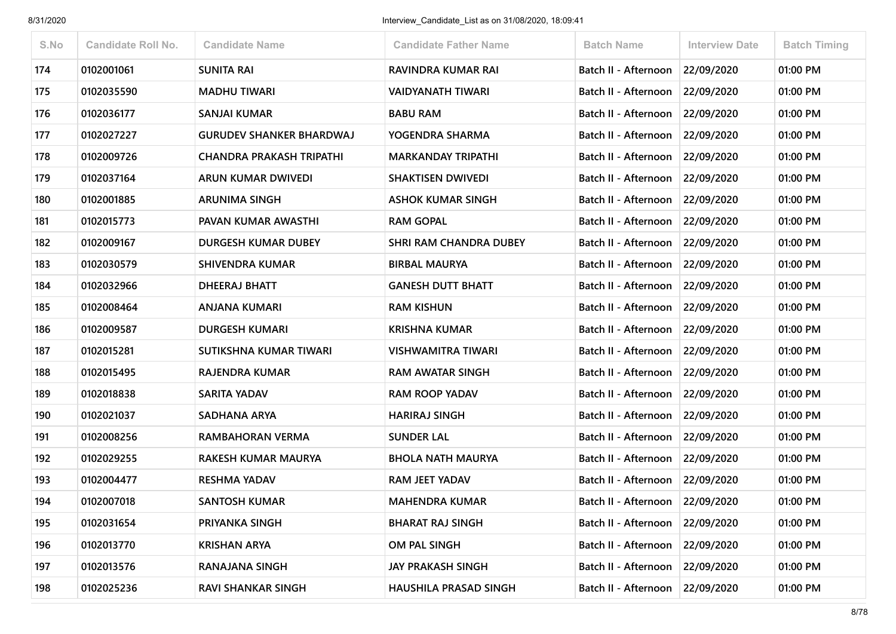| S.No | Candidate Roll No. | Candidate Name | Candidate Father Name | Batch Name | Interview Date | Batch Timing |
|---|---|---|---|---|---|---|
| 174 | 0102001061 | SUNITA RAI | RAVINDRA KUMAR RAI | Batch II - Afternoon | 22/09/2020 | 01:00 PM |
| 175 | 0102035590 | MADHU TIWARI | VAIDYANATH TIWARI | Batch II - Afternoon | 22/09/2020 | 01:00 PM |
| 176 | 0102036177 | SANJAI KUMAR | BABU RAM | Batch II - Afternoon | 22/09/2020 | 01:00 PM |
| 177 | 0102027227 | GURUDEV SHANKER BHARDWAJ | YOGENDRA SHARMA | Batch II - Afternoon | 22/09/2020 | 01:00 PM |
| 178 | 0102009726 | CHANDRA PRAKASH TRIPATHI | MARKANDAY TRIPATHI | Batch II - Afternoon | 22/09/2020 | 01:00 PM |
| 179 | 0102037164 | ARUN KUMAR DWIVEDI | SHAKTISEN DWIVEDI | Batch II - Afternoon | 22/09/2020 | 01:00 PM |
| 180 | 0102001885 | ARUNIMA SINGH | ASHOK KUMAR SINGH | Batch II - Afternoon | 22/09/2020 | 01:00 PM |
| 181 | 0102015773 | PAVAN KUMAR AWASTHI | RAM GOPAL | Batch II - Afternoon | 22/09/2020 | 01:00 PM |
| 182 | 0102009167 | DURGESH KUMAR DUBEY | SHRI RAM CHANDRA DUBEY | Batch II - Afternoon | 22/09/2020 | 01:00 PM |
| 183 | 0102030579 | SHIVENDRA KUMAR | BIRBAL MAURYA | Batch II - Afternoon | 22/09/2020 | 01:00 PM |
| 184 | 0102032966 | DHEERAJ BHATT | GANESH DUTT BHATT | Batch II - Afternoon | 22/09/2020 | 01:00 PM |
| 185 | 0102008464 | ANJANA KUMARI | RAM KISHUN | Batch II - Afternoon | 22/09/2020 | 01:00 PM |
| 186 | 0102009587 | DURGESH KUMARI | KRISHNA KUMAR | Batch II - Afternoon | 22/09/2020 | 01:00 PM |
| 187 | 0102015281 | SUTIKSHNA KUMAR TIWARI | VISHWAMITRA TIWARI | Batch II - Afternoon | 22/09/2020 | 01:00 PM |
| 188 | 0102015495 | RAJENDRA KUMAR | RAM AWATAR SINGH | Batch II - Afternoon | 22/09/2020 | 01:00 PM |
| 189 | 0102018838 | SARITA YADAV | RAM ROOP YADAV | Batch II - Afternoon | 22/09/2020 | 01:00 PM |
| 190 | 0102021037 | SADHANA ARYA | HARIRAJ SINGH | Batch II - Afternoon | 22/09/2020 | 01:00 PM |
| 191 | 0102008256 | RAMBAHORAN VERMA | SUNDER LAL | Batch II - Afternoon | 22/09/2020 | 01:00 PM |
| 192 | 0102029255 | RAKESH KUMAR MAURYA | BHOLA NATH MAURYA | Batch II - Afternoon | 22/09/2020 | 01:00 PM |
| 193 | 0102004477 | RESHMA YADAV | RAM JEET YADAV | Batch II - Afternoon | 22/09/2020 | 01:00 PM |
| 194 | 0102007018 | SANTOSH KUMAR | MAHENDRA KUMAR | Batch II - Afternoon | 22/09/2020 | 01:00 PM |
| 195 | 0102031654 | PRIYANKA SINGH | BHARAT RAJ SINGH | Batch II - Afternoon | 22/09/2020 | 01:00 PM |
| 196 | 0102013770 | KRISHAN ARYA | OM PAL SINGH | Batch II - Afternoon | 22/09/2020 | 01:00 PM |
| 197 | 0102013576 | RANAJANA SINGH | JAY PRAKASH SINGH | Batch II - Afternoon | 22/09/2020 | 01:00 PM |
| 198 | 0102025236 | RAVI SHANKAR SINGH | HAUSHILA PRASAD SINGH | Batch II - Afternoon | 22/09/2020 | 01:00 PM |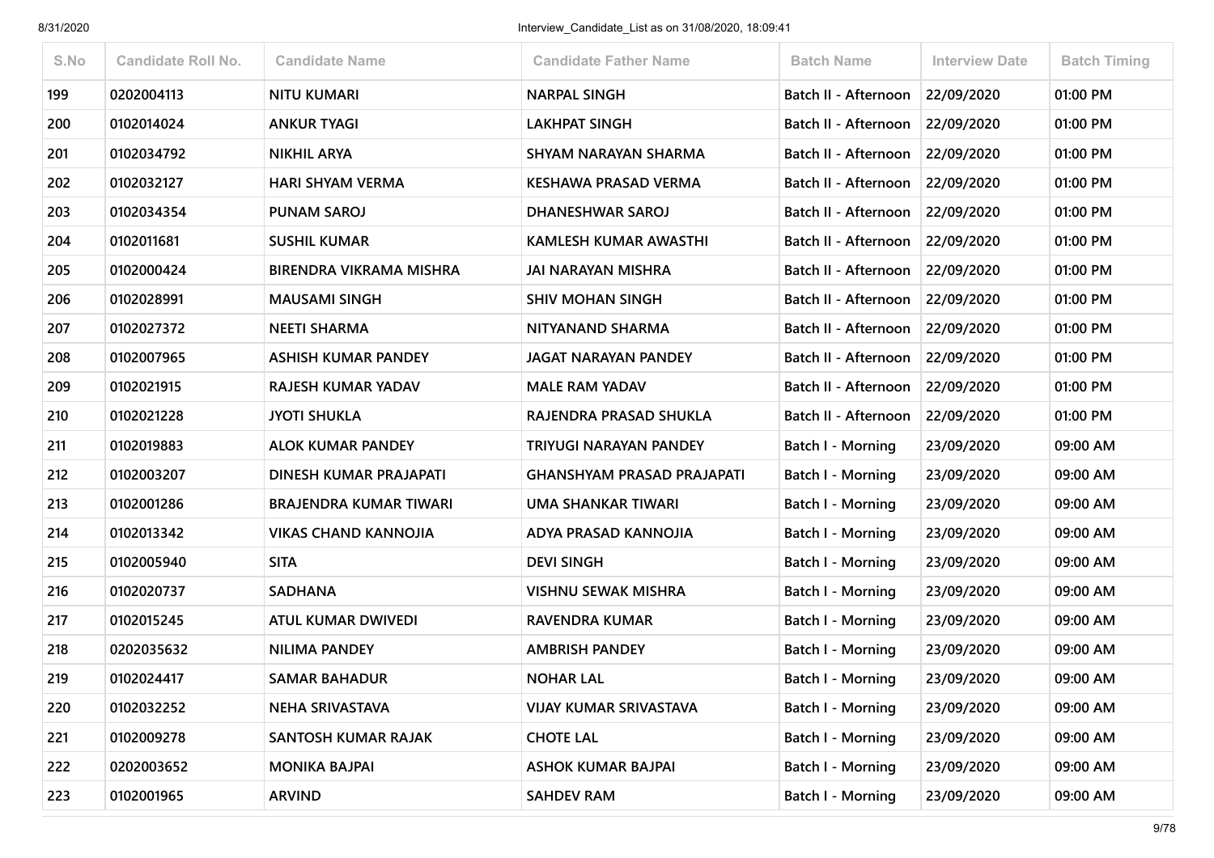| S.No | Candidate Roll No. | Candidate Name | Candidate Father Name | Batch Name | Interview Date | Batch Timing |
|---|---|---|---|---|---|---|
| 199 | 0202004113 | NITU KUMARI | NARPAL SINGH | Batch II - Afternoon | 22/09/2020 | 01:00 PM |
| 200 | 0102014024 | ANKUR TYAGI | LAKHPAT SINGH | Batch II - Afternoon | 22/09/2020 | 01:00 PM |
| 201 | 0102034792 | NIKHIL ARYA | SHYAM NARAYAN SHARMA | Batch II - Afternoon | 22/09/2020 | 01:00 PM |
| 202 | 0102032127 | HARI SHYAM VERMA | KESHAWA PRASAD VERMA | Batch II - Afternoon | 22/09/2020 | 01:00 PM |
| 203 | 0102034354 | PUNAM SAROJ | DHANESHWAR SAROJ | Batch II - Afternoon | 22/09/2020 | 01:00 PM |
| 204 | 0102011681 | SUSHIL KUMAR | KAMLESH KUMAR AWASTHI | Batch II - Afternoon | 22/09/2020 | 01:00 PM |
| 205 | 0102000424 | BIRENDRA VIKRAMA MISHRA | JAI NARAYAN MISHRA | Batch II - Afternoon | 22/09/2020 | 01:00 PM |
| 206 | 0102028991 | MAUSAMI SINGH | SHIV MOHAN SINGH | Batch II - Afternoon | 22/09/2020 | 01:00 PM |
| 207 | 0102027372 | NEETI SHARMA | NITYANAND SHARMA | Batch II - Afternoon | 22/09/2020 | 01:00 PM |
| 208 | 0102007965 | ASHISH KUMAR PANDEY | JAGAT NARAYAN PANDEY | Batch II - Afternoon | 22/09/2020 | 01:00 PM |
| 209 | 0102021915 | RAJESH KUMAR YADAV | MALE RAM YADAV | Batch II - Afternoon | 22/09/2020 | 01:00 PM |
| 210 | 0102021228 | JYOTI SHUKLA | RAJENDRA PRASAD SHUKLA | Batch II - Afternoon | 22/09/2020 | 01:00 PM |
| 211 | 0102019883 | ALOK KUMAR PANDEY | TRIYUGI NARAYAN PANDEY | Batch I - Morning | 23/09/2020 | 09:00 AM |
| 212 | 0102003207 | DINESH KUMAR PRAJAPATI | GHANSHYAM PRASAD PRAJAPATI | Batch I - Morning | 23/09/2020 | 09:00 AM |
| 213 | 0102001286 | BRAJENDRA KUMAR TIWARI | UMA SHANKAR TIWARI | Batch I - Morning | 23/09/2020 | 09:00 AM |
| 214 | 0102013342 | VIKAS CHAND KANNOJIA | ADYA PRASAD KANNOJIA | Batch I - Morning | 23/09/2020 | 09:00 AM |
| 215 | 0102005940 | SITA | DEVI SINGH | Batch I - Morning | 23/09/2020 | 09:00 AM |
| 216 | 0102020737 | SADHANA | VISHNU SEWAK MISHRA | Batch I - Morning | 23/09/2020 | 09:00 AM |
| 217 | 0102015245 | ATUL KUMAR DWIVEDI | RAVENDRA KUMAR | Batch I - Morning | 23/09/2020 | 09:00 AM |
| 218 | 0202035632 | NILIMA PANDEY | AMBRISH PANDEY | Batch I - Morning | 23/09/2020 | 09:00 AM |
| 219 | 0102024417 | SAMAR BAHADUR | NOHAR LAL | Batch I - Morning | 23/09/2020 | 09:00 AM |
| 220 | 0102032252 | NEHA SRIVASTAVA | VIJAY KUMAR SRIVASTAVA | Batch I - Morning | 23/09/2020 | 09:00 AM |
| 221 | 0102009278 | SANTOSH KUMAR RAJAK | CHOTE LAL | Batch I - Morning | 23/09/2020 | 09:00 AM |
| 222 | 0202003652 | MONIKA BAJPAI | ASHOK KUMAR BAJPAI | Batch I - Morning | 23/09/2020 | 09:00 AM |
| 223 | 0102001965 | ARVIND | SAHDEV RAM | Batch I - Morning | 23/09/2020 | 09:00 AM |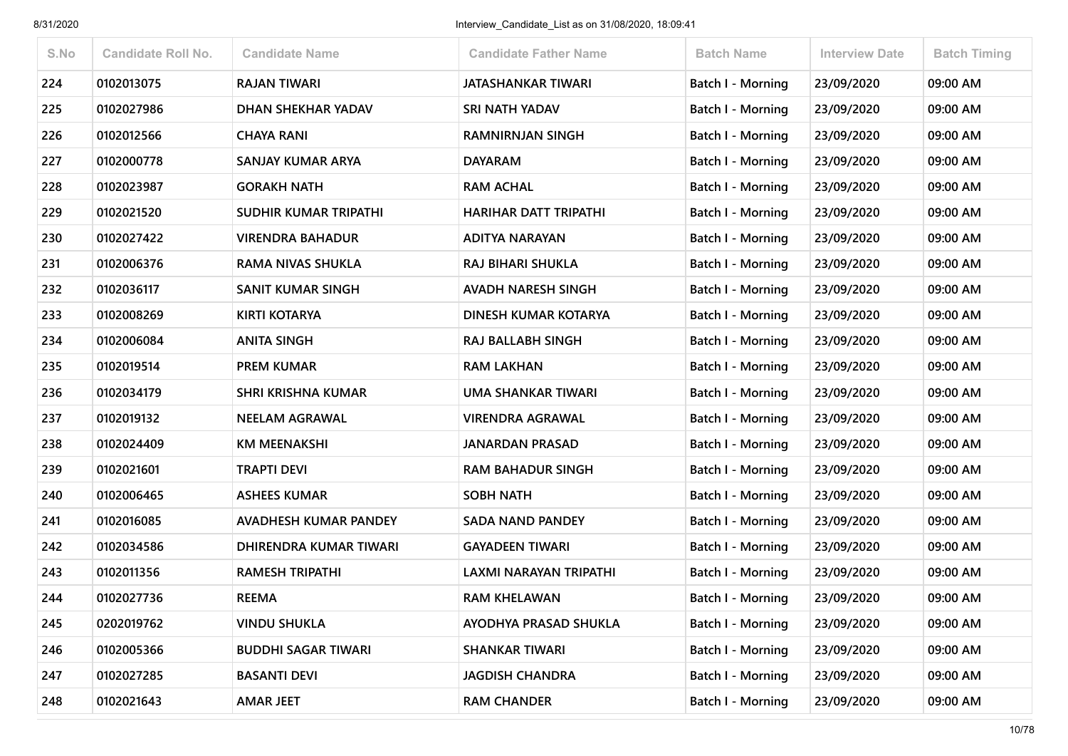| S.No | Candidate Roll No. | Candidate Name | Candidate Father Name | Batch Name | Interview Date | Batch Timing |
|---|---|---|---|---|---|---|
| 224 | 0102013075 | RAJAN TIWARI | JATASHANKAR TIWARI | Batch I - Morning | 23/09/2020 | 09:00 AM |
| 225 | 0102027986 | DHAN SHEKHAR YADAV | SRI NATH YADAV | Batch I - Morning | 23/09/2020 | 09:00 AM |
| 226 | 0102012566 | CHAYA RANI | RAMNIRNJAN SINGH | Batch I - Morning | 23/09/2020 | 09:00 AM |
| 227 | 0102000778 | SANJAY KUMAR ARYA | DAYARAM | Batch I - Morning | 23/09/2020 | 09:00 AM |
| 228 | 0102023987 | GORAKH NATH | RAM ACHAL | Batch I - Morning | 23/09/2020 | 09:00 AM |
| 229 | 0102021520 | SUDHIR KUMAR TRIPATHI | HARIHAR DATT TRIPATHI | Batch I - Morning | 23/09/2020 | 09:00 AM |
| 230 | 0102027422 | VIRENDRA BAHADUR | ADITYA NARAYAN | Batch I - Morning | 23/09/2020 | 09:00 AM |
| 231 | 0102006376 | RAMA NIVAS SHUKLA | RAJ BIHARI SHUKLA | Batch I - Morning | 23/09/2020 | 09:00 AM |
| 232 | 0102036117 | SANIT KUMAR SINGH | AVADH NARESH SINGH | Batch I - Morning | 23/09/2020 | 09:00 AM |
| 233 | 0102008269 | KIRTI KOTARYA | DINESH KUMAR KOTARYA | Batch I - Morning | 23/09/2020 | 09:00 AM |
| 234 | 0102006084 | ANITA SINGH | RAJ BALLABH SINGH | Batch I - Morning | 23/09/2020 | 09:00 AM |
| 235 | 0102019514 | PREM KUMAR | RAM LAKHAN | Batch I - Morning | 23/09/2020 | 09:00 AM |
| 236 | 0102034179 | SHRI KRISHNA KUMAR | UMA SHANKAR TIWARI | Batch I - Morning | 23/09/2020 | 09:00 AM |
| 237 | 0102019132 | NEELAM AGRAWAL | VIRENDRA AGRAWAL | Batch I - Morning | 23/09/2020 | 09:00 AM |
| 238 | 0102024409 | KM MEENAKSHI | JANARDAN PRASAD | Batch I - Morning | 23/09/2020 | 09:00 AM |
| 239 | 0102021601 | TRAPTI DEVI | RAM BAHADUR SINGH | Batch I - Morning | 23/09/2020 | 09:00 AM |
| 240 | 0102006465 | ASHEES KUMAR | SOBH NATH | Batch I - Morning | 23/09/2020 | 09:00 AM |
| 241 | 0102016085 | AVADHESH KUMAR PANDEY | SADA NAND PANDEY | Batch I - Morning | 23/09/2020 | 09:00 AM |
| 242 | 0102034586 | DHIRENDRA KUMAR TIWARI | GAYADEEN TIWARI | Batch I - Morning | 23/09/2020 | 09:00 AM |
| 243 | 0102011356 | RAMESH TRIPATHI | LAXMI NARAYAN TRIPATHI | Batch I - Morning | 23/09/2020 | 09:00 AM |
| 244 | 0102027736 | REEMA | RAM KHELAWAN | Batch I - Morning | 23/09/2020 | 09:00 AM |
| 245 | 0202019762 | VINDU SHUKLA | AYODHYA PRASAD SHUKLA | Batch I - Morning | 23/09/2020 | 09:00 AM |
| 246 | 0102005366 | BUDDHI SAGAR TIWARI | SHANKAR TIWARI | Batch I - Morning | 23/09/2020 | 09:00 AM |
| 247 | 0102027285 | BASANTI DEVI | JAGDISH CHANDRA | Batch I - Morning | 23/09/2020 | 09:00 AM |
| 248 | 0102021643 | AMAR JEET | RAM CHANDER | Batch I - Morning | 23/09/2020 | 09:00 AM |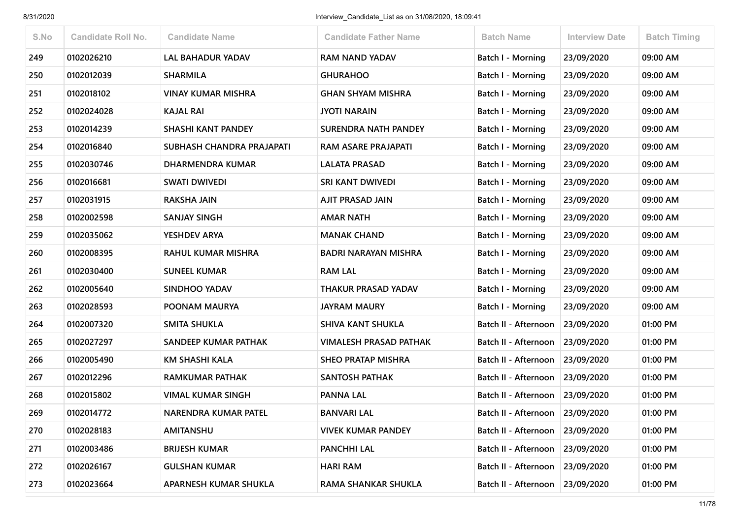| S.No | Candidate Roll No. | Candidate Name | Candidate Father Name | Batch Name | Interview Date | Batch Timing |
|---|---|---|---|---|---|---|
| 249 | 0102026210 | LAL BAHADUR YADAV | RAM NAND YADAV | Batch I - Morning | 23/09/2020 | 09:00 AM |
| 250 | 0102012039 | SHARMILA | GHURAHOO | Batch I - Morning | 23/09/2020 | 09:00 AM |
| 251 | 0102018102 | VINAY KUMAR MISHRA | GHAN SHYAM MISHRA | Batch I - Morning | 23/09/2020 | 09:00 AM |
| 252 | 0102024028 | KAJAL RAI | JYOTI NARAIN | Batch I - Morning | 23/09/2020 | 09:00 AM |
| 253 | 0102014239 | SHASHI KANT PANDEY | SURENDRA NATH PANDEY | Batch I - Morning | 23/09/2020 | 09:00 AM |
| 254 | 0102016840 | SUBHASH CHANDRA PRAJAPATI | RAM ASARE PRAJAPATI | Batch I - Morning | 23/09/2020 | 09:00 AM |
| 255 | 0102030746 | DHARMENDRA KUMAR | LALATA PRASAD | Batch I - Morning | 23/09/2020 | 09:00 AM |
| 256 | 0102016681 | SWATI DWIVEDI | SRI KANT DWIVEDI | Batch I - Morning | 23/09/2020 | 09:00 AM |
| 257 | 0102031915 | RAKSHA JAIN | AJIT PRASAD JAIN | Batch I - Morning | 23/09/2020 | 09:00 AM |
| 258 | 0102002598 | SANJAY SINGH | AMAR NATH | Batch I - Morning | 23/09/2020 | 09:00 AM |
| 259 | 0102035062 | YESHDEV ARYA | MANAK CHAND | Batch I - Morning | 23/09/2020 | 09:00 AM |
| 260 | 0102008395 | RAHUL KUMAR MISHRA | BADRI NARAYAN MISHRA | Batch I - Morning | 23/09/2020 | 09:00 AM |
| 261 | 0102030400 | SUNEEL KUMAR | RAM LAL | Batch I - Morning | 23/09/2020 | 09:00 AM |
| 262 | 0102005640 | SINDHOO YADAV | THAKUR PRASAD YADAV | Batch I - Morning | 23/09/2020 | 09:00 AM |
| 263 | 0102028593 | POONAM MAURYA | JAYRAM MAURY | Batch I - Morning | 23/09/2020 | 09:00 AM |
| 264 | 0102007320 | SMITA SHUKLA | SHIVA KANT SHUKLA | Batch II - Afternoon | 23/09/2020 | 01:00 PM |
| 265 | 0102027297 | SANDEEP KUMAR PATHAK | VIMALESH PRASAD PATHAK | Batch II - Afternoon | 23/09/2020 | 01:00 PM |
| 266 | 0102005490 | KM SHASHI KALA | SHEO PRATAP MISHRA | Batch II - Afternoon | 23/09/2020 | 01:00 PM |
| 267 | 0102012296 | RAMKUMAR PATHAK | SANTOSH PATHAK | Batch II - Afternoon | 23/09/2020 | 01:00 PM |
| 268 | 0102015802 | VIMAL KUMAR SINGH | PANNA LAL | Batch II - Afternoon | 23/09/2020 | 01:00 PM |
| 269 | 0102014772 | NARENDRA KUMAR PATEL | BANVARI LAL | Batch II - Afternoon | 23/09/2020 | 01:00 PM |
| 270 | 0102028183 | AMITANSHU | VIVEK KUMAR PANDEY | Batch II - Afternoon | 23/09/2020 | 01:00 PM |
| 271 | 0102003486 | BRIJESH KUMAR | PANCHHI LAL | Batch II - Afternoon | 23/09/2020 | 01:00 PM |
| 272 | 0102026167 | GULSHAN KUMAR | HARI RAM | Batch II - Afternoon | 23/09/2020 | 01:00 PM |
| 273 | 0102023664 | APARNESH KUMAR SHUKLA | RAMA SHANKAR SHUKLA | Batch II - Afternoon | 23/09/2020 | 01:00 PM |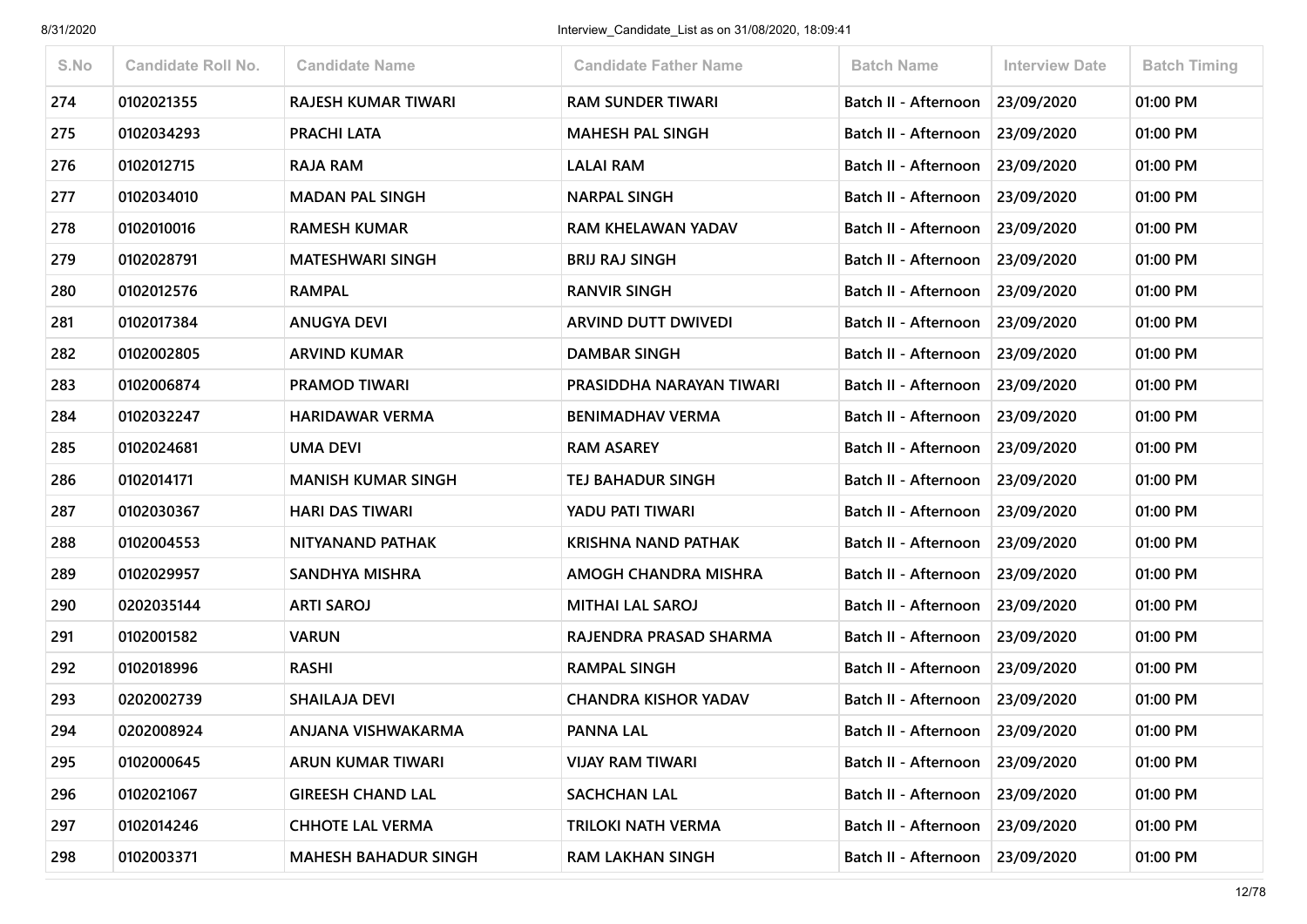| S.No | Candidate Roll No. | Candidate Name | Candidate Father Name | Batch Name | Interview Date | Batch Timing |
|---|---|---|---|---|---|---|
| 274 | 0102021355 | RAJESH KUMAR TIWARI | RAM SUNDER TIWARI | Batch II - Afternoon | 23/09/2020 | 01:00 PM |
| 275 | 0102034293 | PRACHI LATA | MAHESH PAL SINGH | Batch II - Afternoon | 23/09/2020 | 01:00 PM |
| 276 | 0102012715 | RAJA RAM | LALAI RAM | Batch II - Afternoon | 23/09/2020 | 01:00 PM |
| 277 | 0102034010 | MADAN PAL SINGH | NARPAL SINGH | Batch II - Afternoon | 23/09/2020 | 01:00 PM |
| 278 | 0102010016 | RAMESH KUMAR | RAM KHELAWAN YADAV | Batch II - Afternoon | 23/09/2020 | 01:00 PM |
| 279 | 0102028791 | MATESHWARI SINGH | BRIJ RAJ SINGH | Batch II - Afternoon | 23/09/2020 | 01:00 PM |
| 280 | 0102012576 | RAMPAL | RANVIR SINGH | Batch II - Afternoon | 23/09/2020 | 01:00 PM |
| 281 | 0102017384 | ANUGYA DEVI | ARVIND DUTT DWIVEDI | Batch II - Afternoon | 23/09/2020 | 01:00 PM |
| 282 | 0102002805 | ARVIND KUMAR | DAMBAR SINGH | Batch II - Afternoon | 23/09/2020 | 01:00 PM |
| 283 | 0102006874 | PRAMOD TIWARI | PRASIDDHA NARAYAN TIWARI | Batch II - Afternoon | 23/09/2020 | 01:00 PM |
| 284 | 0102032247 | HARIDAWAR VERMA | BENIMADHAV VERMA | Batch II - Afternoon | 23/09/2020 | 01:00 PM |
| 285 | 0102024681 | UMA DEVI | RAM ASAREY | Batch II - Afternoon | 23/09/2020 | 01:00 PM |
| 286 | 0102014171 | MANISH KUMAR SINGH | TEJ BAHADUR SINGH | Batch II - Afternoon | 23/09/2020 | 01:00 PM |
| 287 | 0102030367 | HARI DAS TIWARI | YADU PATI TIWARI | Batch II - Afternoon | 23/09/2020 | 01:00 PM |
| 288 | 0102004553 | NITYANAND PATHAK | KRISHNA NAND PATHAK | Batch II - Afternoon | 23/09/2020 | 01:00 PM |
| 289 | 0102029957 | SANDHYA MISHRA | AMOGH CHANDRA MISHRA | Batch II - Afternoon | 23/09/2020 | 01:00 PM |
| 290 | 0202035144 | ARTI SAROJ | MITHAI LAL SAROJ | Batch II - Afternoon | 23/09/2020 | 01:00 PM |
| 291 | 0102001582 | VARUN | RAJENDRA PRASAD SHARMA | Batch II - Afternoon | 23/09/2020 | 01:00 PM |
| 292 | 0102018996 | RASHI | RAMPAL SINGH | Batch II - Afternoon | 23/09/2020 | 01:00 PM |
| 293 | 0202002739 | SHAILAJA DEVI | CHANDRA KISHOR YADAV | Batch II - Afternoon | 23/09/2020 | 01:00 PM |
| 294 | 0202008924 | ANJANA VISHWAKARMA | PANNA LAL | Batch II - Afternoon | 23/09/2020 | 01:00 PM |
| 295 | 0102000645 | ARUN KUMAR TIWARI | VIJAY RAM TIWARI | Batch II - Afternoon | 23/09/2020 | 01:00 PM |
| 296 | 0102021067 | GIREESH CHAND LAL | SACHCHAN LAL | Batch II - Afternoon | 23/09/2020 | 01:00 PM |
| 297 | 0102014246 | CHHOTE LAL VERMA | TRILOKI NATH VERMA | Batch II - Afternoon | 23/09/2020 | 01:00 PM |
| 298 | 0102003371 | MAHESH BAHADUR SINGH | RAM LAKHAN SINGH | Batch II - Afternoon | 23/09/2020 | 01:00 PM |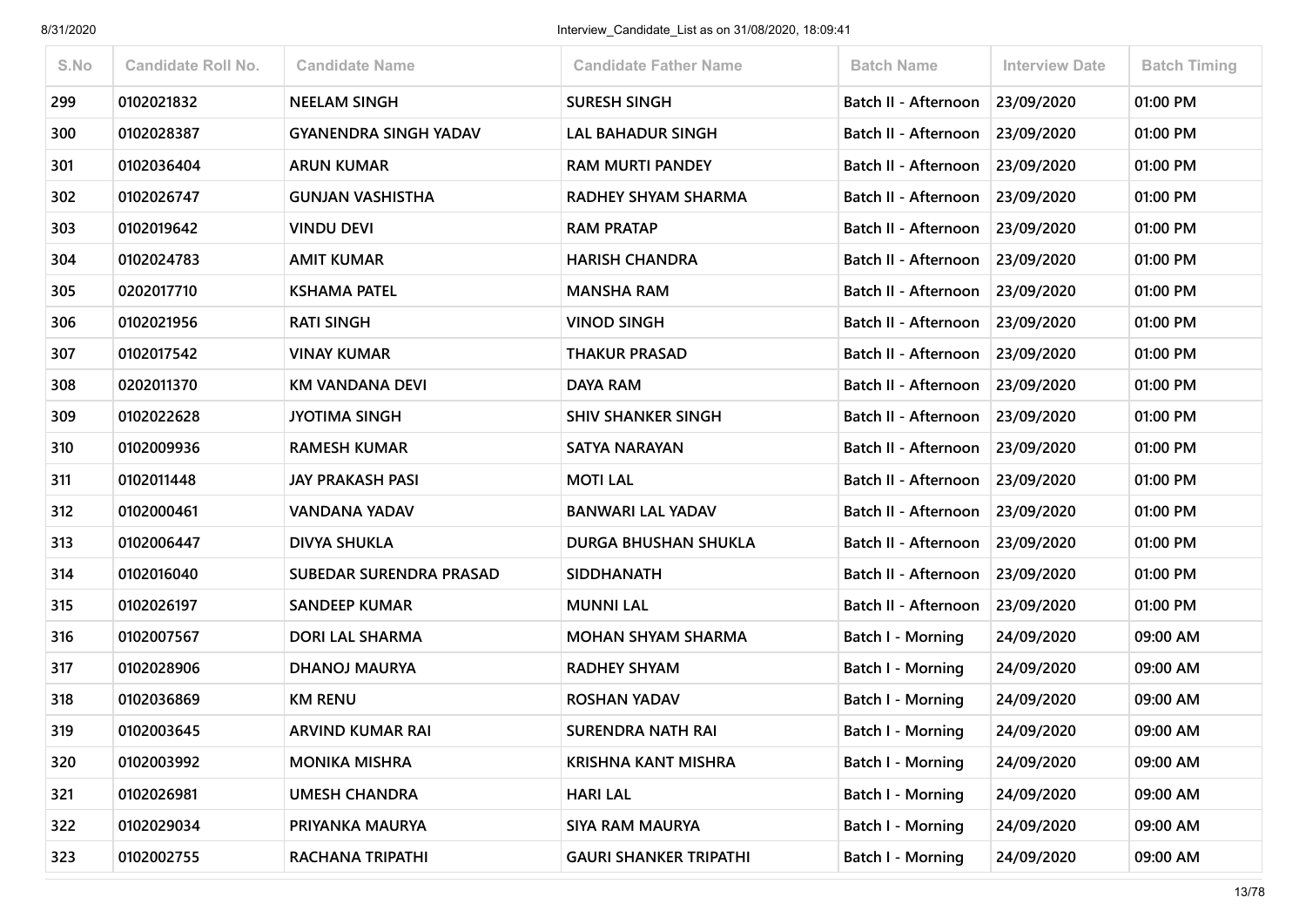| S.No | Candidate Roll No. | Candidate Name | Candidate Father Name | Batch Name | Interview Date | Batch Timing |
|---|---|---|---|---|---|---|
| 299 | 0102021832 | NEELAM SINGH | SURESH SINGH | Batch II - Afternoon | 23/09/2020 | 01:00 PM |
| 300 | 0102028387 | GYANENDRA SINGH YADAV | LAL BAHADUR SINGH | Batch II - Afternoon | 23/09/2020 | 01:00 PM |
| 301 | 0102036404 | ARUN KUMAR | RAM MURTI PANDEY | Batch II - Afternoon | 23/09/2020 | 01:00 PM |
| 302 | 0102026747 | GUNJAN VASHISTHA | RADHEY SHYAM SHARMA | Batch II - Afternoon | 23/09/2020 | 01:00 PM |
| 303 | 0102019642 | VINDU DEVI | RAM PRATAP | Batch II - Afternoon | 23/09/2020 | 01:00 PM |
| 304 | 0102024783 | AMIT KUMAR | HARISH CHANDRA | Batch II - Afternoon | 23/09/2020 | 01:00 PM |
| 305 | 0202017710 | KSHAMA PATEL | MANSHA RAM | Batch II - Afternoon | 23/09/2020 | 01:00 PM |
| 306 | 0102021956 | RATI SINGH | VINOD SINGH | Batch II - Afternoon | 23/09/2020 | 01:00 PM |
| 307 | 0102017542 | VINAY KUMAR | THAKUR PRASAD | Batch II - Afternoon | 23/09/2020 | 01:00 PM |
| 308 | 0202011370 | KM VANDANA DEVI | DAYA RAM | Batch II - Afternoon | 23/09/2020 | 01:00 PM |
| 309 | 0102022628 | JYOTIMA SINGH | SHIV SHANKER SINGH | Batch II - Afternoon | 23/09/2020 | 01:00 PM |
| 310 | 0102009936 | RAMESH KUMAR | SATYA NARAYAN | Batch II - Afternoon | 23/09/2020 | 01:00 PM |
| 311 | 0102011448 | JAY PRAKASH PASI | MOTI LAL | Batch II - Afternoon | 23/09/2020 | 01:00 PM |
| 312 | 0102000461 | VANDANA YADAV | BANWARI LAL YADAV | Batch II - Afternoon | 23/09/2020 | 01:00 PM |
| 313 | 0102006447 | DIVYA SHUKLA | DURGA BHUSHAN SHUKLA | Batch II - Afternoon | 23/09/2020 | 01:00 PM |
| 314 | 0102016040 | SUBEDAR SURENDRA PRASAD | SIDDHANATH | Batch II - Afternoon | 23/09/2020 | 01:00 PM |
| 315 | 0102026197 | SANDEEP KUMAR | MUNNI LAL | Batch II - Afternoon | 23/09/2020 | 01:00 PM |
| 316 | 0102007567 | DORI LAL SHARMA | MOHAN SHYAM SHARMA | Batch I - Morning | 24/09/2020 | 09:00 AM |
| 317 | 0102028906 | DHANOJ MAURYA | RADHEY SHYAM | Batch I - Morning | 24/09/2020 | 09:00 AM |
| 318 | 0102036869 | KM RENU | ROSHAN YADAV | Batch I - Morning | 24/09/2020 | 09:00 AM |
| 319 | 0102003645 | ARVIND KUMAR RAI | SURENDRA NATH RAI | Batch I - Morning | 24/09/2020 | 09:00 AM |
| 320 | 0102003992 | MONIKA MISHRA | KRISHNA KANT MISHRA | Batch I - Morning | 24/09/2020 | 09:00 AM |
| 321 | 0102026981 | UMESH CHANDRA | HARI LAL | Batch I - Morning | 24/09/2020 | 09:00 AM |
| 322 | 0102029034 | PRIYANKA MAURYA | SIYA RAM MAURYA | Batch I - Morning | 24/09/2020 | 09:00 AM |
| 323 | 0102002755 | RACHANA TRIPATHI | GAURI SHANKER TRIPATHI | Batch I - Morning | 24/09/2020 | 09:00 AM |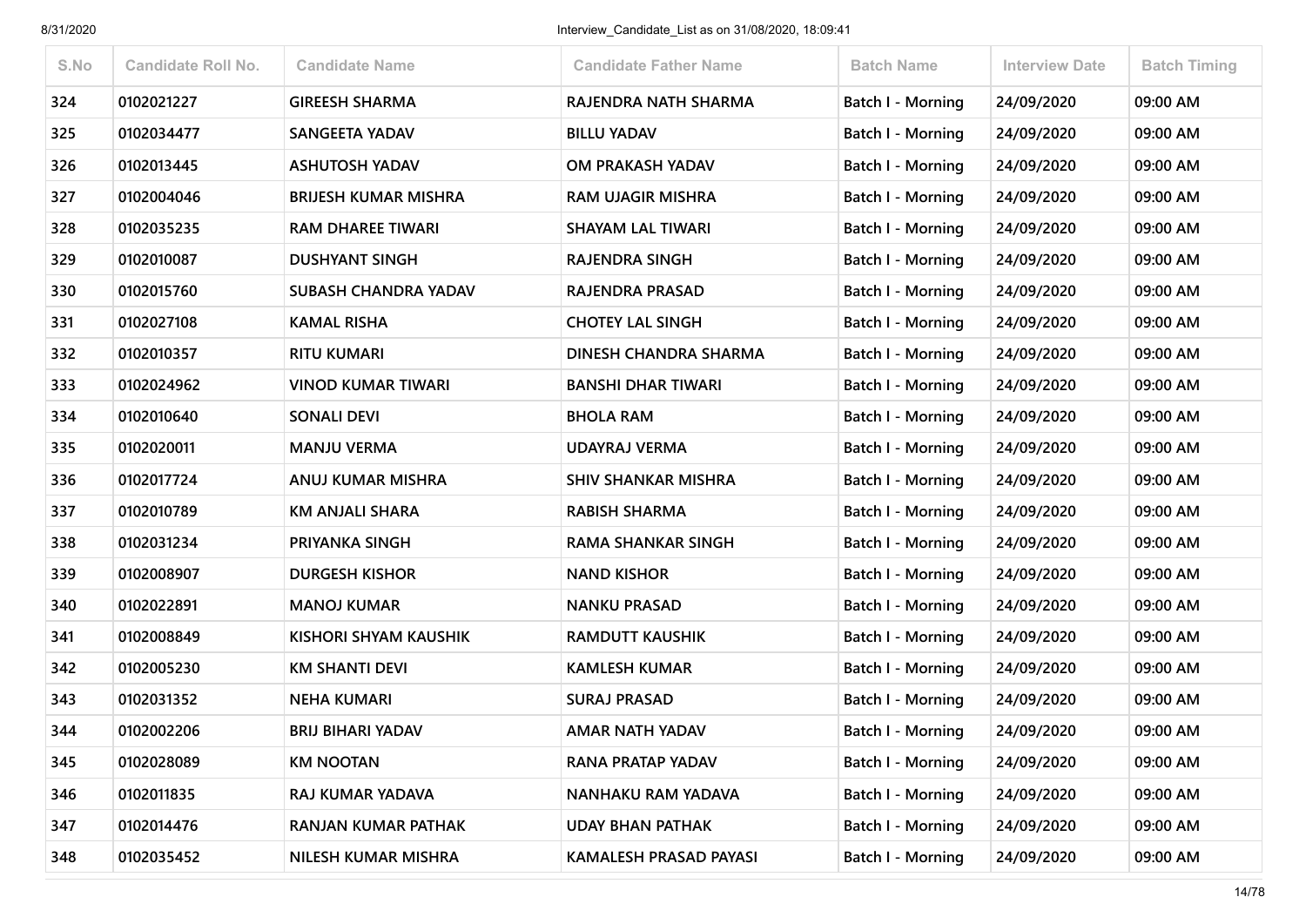| S.No | Candidate Roll No. | Candidate Name | Candidate Father Name | Batch Name | Interview Date | Batch Timing |
|---|---|---|---|---|---|---|
| 324 | 0102021227 | GIREESH SHARMA | RAJENDRA NATH SHARMA | Batch I - Morning | 24/09/2020 | 09:00 AM |
| 325 | 0102034477 | SANGEETA YADAV | BILLU YADAV | Batch I - Morning | 24/09/2020 | 09:00 AM |
| 326 | 0102013445 | ASHUTOSH YADAV | OM PRAKASH YADAV | Batch I - Morning | 24/09/2020 | 09:00 AM |
| 327 | 0102004046 | BRIJESH KUMAR MISHRA | RAM UJAGIR MISHRA | Batch I - Morning | 24/09/2020 | 09:00 AM |
| 328 | 0102035235 | RAM DHAREE TIWARI | SHAYAM LAL TIWARI | Batch I - Morning | 24/09/2020 | 09:00 AM |
| 329 | 0102010087 | DUSHYANT SINGH | RAJENDRA SINGH | Batch I - Morning | 24/09/2020 | 09:00 AM |
| 330 | 0102015760 | SUBASH CHANDRA YADAV | RAJENDRA PRASAD | Batch I - Morning | 24/09/2020 | 09:00 AM |
| 331 | 0102027108 | KAMAL RISHA | CHOTEY LAL SINGH | Batch I - Morning | 24/09/2020 | 09:00 AM |
| 332 | 0102010357 | RITU KUMARI | DINESH CHANDRA SHARMA | Batch I - Morning | 24/09/2020 | 09:00 AM |
| 333 | 0102024962 | VINOD KUMAR TIWARI | BANSHI DHAR TIWARI | Batch I - Morning | 24/09/2020 | 09:00 AM |
| 334 | 0102010640 | SONALI DEVI | BHOLA RAM | Batch I - Morning | 24/09/2020 | 09:00 AM |
| 335 | 0102020011 | MANJU VERMA | UDAYRAJ VERMA | Batch I - Morning | 24/09/2020 | 09:00 AM |
| 336 | 0102017724 | ANUJ KUMAR MISHRA | SHIV SHANKAR MISHRA | Batch I - Morning | 24/09/2020 | 09:00 AM |
| 337 | 0102010789 | KM ANJALI SHARA | RABISH SHARMA | Batch I - Morning | 24/09/2020 | 09:00 AM |
| 338 | 0102031234 | PRIYANKA SINGH | RAMA SHANKAR SINGH | Batch I - Morning | 24/09/2020 | 09:00 AM |
| 339 | 0102008907 | DURGESH KISHOR | NAND KISHOR | Batch I - Morning | 24/09/2020 | 09:00 AM |
| 340 | 0102022891 | MANOJ KUMAR | NANKU PRASAD | Batch I - Morning | 24/09/2020 | 09:00 AM |
| 341 | 0102008849 | KISHORI SHYAM KAUSHIK | RAMDUTT KAUSHIK | Batch I - Morning | 24/09/2020 | 09:00 AM |
| 342 | 0102005230 | KM SHANTI DEVI | KAMLESH KUMAR | Batch I - Morning | 24/09/2020 | 09:00 AM |
| 343 | 0102031352 | NEHA KUMARI | SURAJ PRASAD | Batch I - Morning | 24/09/2020 | 09:00 AM |
| 344 | 0102002206 | BRIJ BIHARI YADAV | AMAR NATH YADAV | Batch I - Morning | 24/09/2020 | 09:00 AM |
| 345 | 0102028089 | KM NOOTAN | RANA PRATAP YADAV | Batch I - Morning | 24/09/2020 | 09:00 AM |
| 346 | 0102011835 | RAJ KUMAR YADAVA | NANHAKU RAM YADAVA | Batch I - Morning | 24/09/2020 | 09:00 AM |
| 347 | 0102014476 | RANJAN KUMAR PATHAK | UDAY BHAN PATHAK | Batch I - Morning | 24/09/2020 | 09:00 AM |
| 348 | 0102035452 | NILESH KUMAR MISHRA | KAMALESH PRASAD PAYASI | Batch I - Morning | 24/09/2020 | 09:00 AM |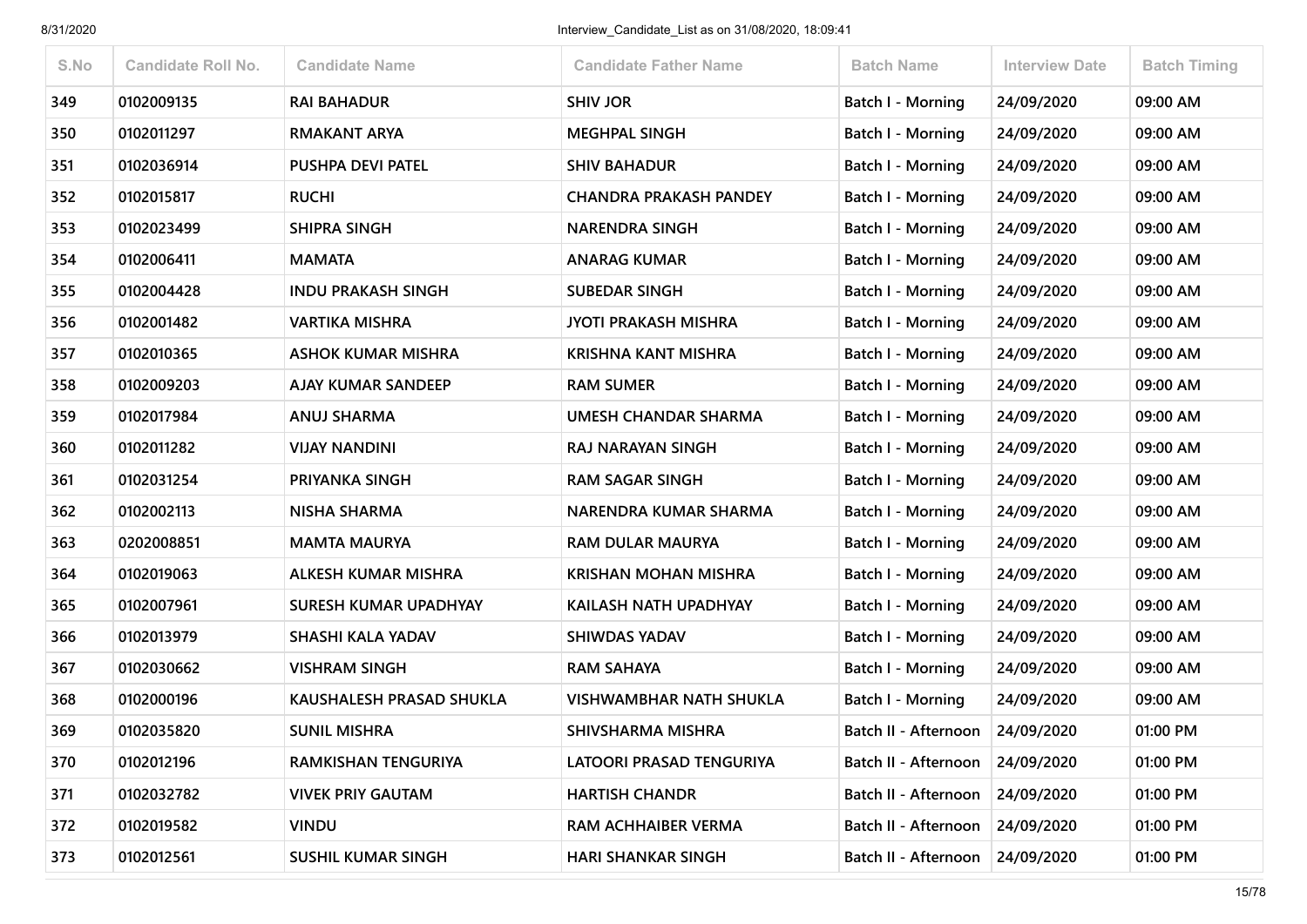| S.No | Candidate Roll No. | Candidate Name | Candidate Father Name | Batch Name | Interview Date | Batch Timing |
|---|---|---|---|---|---|---|
| 349 | 0102009135 | RAI BAHADUR | SHIV JOR | Batch I - Morning | 24/09/2020 | 09:00 AM |
| 350 | 0102011297 | RMAKANT ARYA | MEGHPAL SINGH | Batch I - Morning | 24/09/2020 | 09:00 AM |
| 351 | 0102036914 | PUSHPA DEVI PATEL | SHIV BAHADUR | Batch I - Morning | 24/09/2020 | 09:00 AM |
| 352 | 0102015817 | RUCHI | CHANDRA PRAKASH PANDEY | Batch I - Morning | 24/09/2020 | 09:00 AM |
| 353 | 0102023499 | SHIPRA SINGH | NARENDRA SINGH | Batch I - Morning | 24/09/2020 | 09:00 AM |
| 354 | 0102006411 | MAMATA | ANARAG KUMAR | Batch I - Morning | 24/09/2020 | 09:00 AM |
| 355 | 0102004428 | INDU PRAKASH SINGH | SUBEDAR SINGH | Batch I - Morning | 24/09/2020 | 09:00 AM |
| 356 | 0102001482 | VARTIKA MISHRA | JYOTI PRAKASH MISHRA | Batch I - Morning | 24/09/2020 | 09:00 AM |
| 357 | 0102010365 | ASHOK KUMAR MISHRA | KRISHNA KANT MISHRA | Batch I - Morning | 24/09/2020 | 09:00 AM |
| 358 | 0102009203 | AJAY KUMAR SANDEEP | RAM SUMER | Batch I - Morning | 24/09/2020 | 09:00 AM |
| 359 | 0102017984 | ANUJ SHARMA | UMESH CHANDAR SHARMA | Batch I - Morning | 24/09/2020 | 09:00 AM |
| 360 | 0102011282 | VIJAY NANDINI | RAJ NARAYAN SINGH | Batch I - Morning | 24/09/2020 | 09:00 AM |
| 361 | 0102031254 | PRIYANKA SINGH | RAM SAGAR SINGH | Batch I - Morning | 24/09/2020 | 09:00 AM |
| 362 | 0102002113 | NISHA SHARMA | NARENDRA KUMAR SHARMA | Batch I - Morning | 24/09/2020 | 09:00 AM |
| 363 | 0202008851 | MAMTA MAURYA | RAM DULAR MAURYA | Batch I - Morning | 24/09/2020 | 09:00 AM |
| 364 | 0102019063 | ALKESH KUMAR MISHRA | KRISHAN MOHAN MISHRA | Batch I - Morning | 24/09/2020 | 09:00 AM |
| 365 | 0102007961 | SURESH KUMAR UPADHYAY | KAILASH NATH UPADHYAY | Batch I - Morning | 24/09/2020 | 09:00 AM |
| 366 | 0102013979 | SHASHI KALA YADAV | SHIWDAS YADAV | Batch I - Morning | 24/09/2020 | 09:00 AM |
| 367 | 0102030662 | VISHRAM SINGH | RAM SAHAYA | Batch I - Morning | 24/09/2020 | 09:00 AM |
| 368 | 0102000196 | KAUSHALESH PRASAD SHUKLA | VISHWAMBHAR NATH SHUKLA | Batch I - Morning | 24/09/2020 | 09:00 AM |
| 369 | 0102035820 | SUNIL MISHRA | SHIVSHARMA MISHRA | Batch II - Afternoon | 24/09/2020 | 01:00 PM |
| 370 | 0102012196 | RAMKISHAN TENGURIYA | LATOORI PRASAD TENGURIYA | Batch II - Afternoon | 24/09/2020 | 01:00 PM |
| 371 | 0102032782 | VIVEK PRIY GAUTAM | HARTISH CHANDR | Batch II - Afternoon | 24/09/2020 | 01:00 PM |
| 372 | 0102019582 | VINDU | RAM ACHHAIBER VERMA | Batch II - Afternoon | 24/09/2020 | 01:00 PM |
| 373 | 0102012561 | SUSHIL KUMAR SINGH | HARI SHANKAR SINGH | Batch II - Afternoon | 24/09/2020 | 01:00 PM |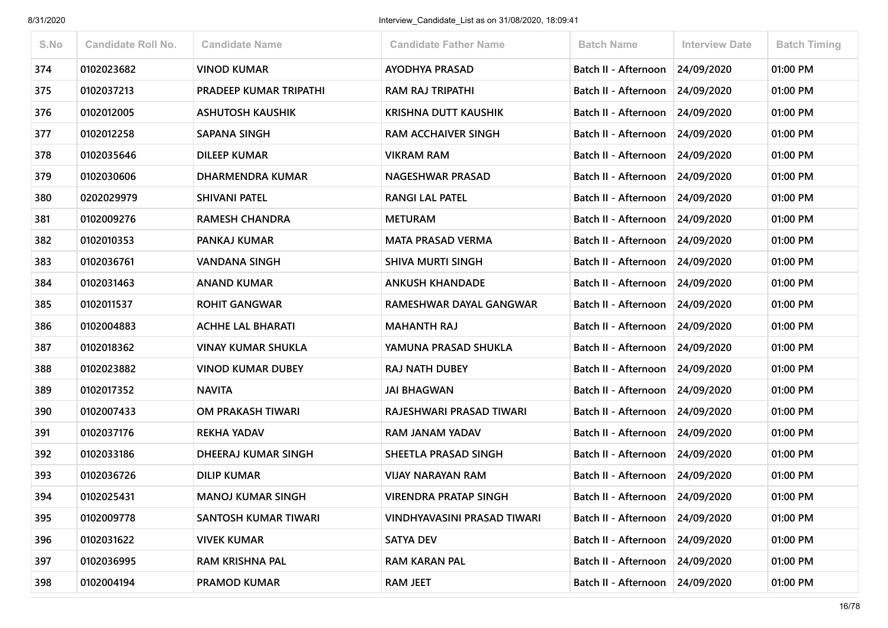| S.No | Candidate Roll No. | Candidate Name | Candidate Father Name | Batch Name | Interview Date | Batch Timing |
|---|---|---|---|---|---|---|
| 374 | 0102023682 | VINOD KUMAR | AYODHYA PRASAD | Batch II - Afternoon | 24/09/2020 | 01:00 PM |
| 375 | 0102037213 | PRADEEP KUMAR TRIPATHI | RAM RAJ TRIPATHI | Batch II - Afternoon | 24/09/2020 | 01:00 PM |
| 376 | 0102012005 | ASHUTOSH KAUSHIK | KRISHNA DUTT KAUSHIK | Batch II - Afternoon | 24/09/2020 | 01:00 PM |
| 377 | 0102012258 | SAPANA SINGH | RAM ACCHAIVER SINGH | Batch II - Afternoon | 24/09/2020 | 01:00 PM |
| 378 | 0102035646 | DILEEP KUMAR | VIKRAM RAM | Batch II - Afternoon | 24/09/2020 | 01:00 PM |
| 379 | 0102030606 | DHARMENDRA KUMAR | NAGESHWAR PRASAD | Batch II - Afternoon | 24/09/2020 | 01:00 PM |
| 380 | 0202029979 | SHIVANI PATEL | RANGI LAL PATEL | Batch II - Afternoon | 24/09/2020 | 01:00 PM |
| 381 | 0102009276 | RAMESH CHANDRA | METURAM | Batch II - Afternoon | 24/09/2020 | 01:00 PM |
| 382 | 0102010353 | PANKAJ KUMAR | MATA PRASAD VERMA | Batch II - Afternoon | 24/09/2020 | 01:00 PM |
| 383 | 0102036761 | VANDANA SINGH | SHIVA MURTI SINGH | Batch II - Afternoon | 24/09/2020 | 01:00 PM |
| 384 | 0102031463 | ANAND KUMAR | ANKUSH KHANDADE | Batch II - Afternoon | 24/09/2020 | 01:00 PM |
| 385 | 0102011537 | ROHIT GANGWAR | RAMESHWAR DAYAL GANGWAR | Batch II - Afternoon | 24/09/2020 | 01:00 PM |
| 386 | 0102004883 | ACHHE LAL BHARATI | MAHANTH RAJ | Batch II - Afternoon | 24/09/2020 | 01:00 PM |
| 387 | 0102018362 | VINAY KUMAR SHUKLA | YAMUNA PRASAD SHUKLA | Batch II - Afternoon | 24/09/2020 | 01:00 PM |
| 388 | 0102023882 | VINOD KUMAR DUBEY | RAJ NATH DUBEY | Batch II - Afternoon | 24/09/2020 | 01:00 PM |
| 389 | 0102017352 | NAVITA | JAI BHAGWAN | Batch II - Afternoon | 24/09/2020 | 01:00 PM |
| 390 | 0102007433 | OM PRAKASH TIWARI | RAJESHWARI PRASAD TIWARI | Batch II - Afternoon | 24/09/2020 | 01:00 PM |
| 391 | 0102037176 | REKHA YADAV | RAM JANAM YADAV | Batch II - Afternoon | 24/09/2020 | 01:00 PM |
| 392 | 0102033186 | DHEERAJ KUMAR SINGH | SHEETLA PRASAD SINGH | Batch II - Afternoon | 24/09/2020 | 01:00 PM |
| 393 | 0102036726 | DILIP KUMAR | VIJAY NARAYAN RAM | Batch II - Afternoon | 24/09/2020 | 01:00 PM |
| 394 | 0102025431 | MANOJ KUMAR SINGH | VIRENDRA PRATAP SINGH | Batch II - Afternoon | 24/09/2020 | 01:00 PM |
| 395 | 0102009778 | SANTOSH KUMAR TIWARI | VINDHYAVASINI PRASAD TIWARI | Batch II - Afternoon | 24/09/2020 | 01:00 PM |
| 396 | 0102031622 | VIVEK KUMAR | SATYA DEV | Batch II - Afternoon | 24/09/2020 | 01:00 PM |
| 397 | 0102036995 | RAM KRISHNA PAL | RAM KARAN PAL | Batch II - Afternoon | 24/09/2020 | 01:00 PM |
| 398 | 0102004194 | PRAMOD KUMAR | RAM JEET | Batch II - Afternoon | 24/09/2020 | 01:00 PM |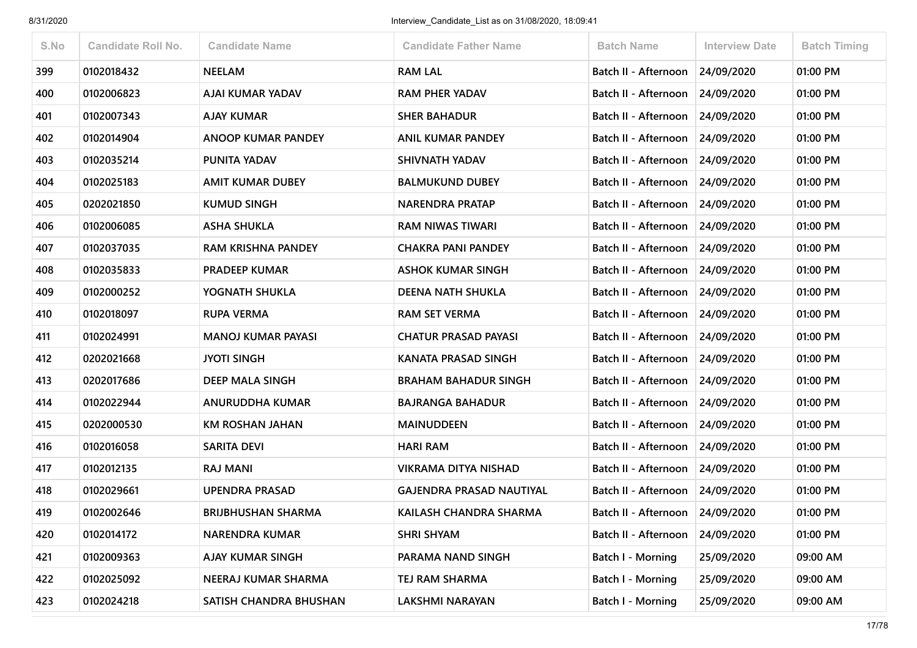| S.No | Candidate Roll No. | Candidate Name | Candidate Father Name | Batch Name | Interview Date | Batch Timing |
|---|---|---|---|---|---|---|
| 399 | 0102018432 | NEELAM | RAM LAL | Batch II - Afternoon | 24/09/2020 | 01:00 PM |
| 400 | 0102006823 | AJAI KUMAR YADAV | RAM PHER YADAV | Batch II - Afternoon | 24/09/2020 | 01:00 PM |
| 401 | 0102007343 | AJAY KUMAR | SHER BAHADUR | Batch II - Afternoon | 24/09/2020 | 01:00 PM |
| 402 | 0102014904 | ANOOP KUMAR PANDEY | ANIL KUMAR PANDEY | Batch II - Afternoon | 24/09/2020 | 01:00 PM |
| 403 | 0102035214 | PUNITA YADAV | SHIVNATH YADAV | Batch II - Afternoon | 24/09/2020 | 01:00 PM |
| 404 | 0102025183 | AMIT KUMAR DUBEY | BALMUKUND DUBEY | Batch II - Afternoon | 24/09/2020 | 01:00 PM |
| 405 | 0202021850 | KUMUD SINGH | NARENDRA PRATAP | Batch II - Afternoon | 24/09/2020 | 01:00 PM |
| 406 | 0102006085 | ASHA SHUKLA | RAM NIWAS TIWARI | Batch II - Afternoon | 24/09/2020 | 01:00 PM |
| 407 | 0102037035 | RAM KRISHNA PANDEY | CHAKRA PANI PANDEY | Batch II - Afternoon | 24/09/2020 | 01:00 PM |
| 408 | 0102035833 | PRADEEP KUMAR | ASHOK KUMAR SINGH | Batch II - Afternoon | 24/09/2020 | 01:00 PM |
| 409 | 0102000252 | YOGNATH SHUKLA | DEENA NATH SHUKLA | Batch II - Afternoon | 24/09/2020 | 01:00 PM |
| 410 | 0102018097 | RUPA VERMA | RAM SET VERMA | Batch II - Afternoon | 24/09/2020 | 01:00 PM |
| 411 | 0102024991 | MANOJ KUMAR PAYASI | CHATUR PRASAD PAYASI | Batch II - Afternoon | 24/09/2020 | 01:00 PM |
| 412 | 0202021668 | JYOTI SINGH | KANATA PRASAD SINGH | Batch II - Afternoon | 24/09/2020 | 01:00 PM |
| 413 | 0202017686 | DEEP MALA SINGH | BRAHAM BAHADUR SINGH | Batch II - Afternoon | 24/09/2020 | 01:00 PM |
| 414 | 0102022944 | ANURUDDHA KUMAR | BAJRANGA BAHADUR | Batch II - Afternoon | 24/09/2020 | 01:00 PM |
| 415 | 0202000530 | KM ROSHAN JAHAN | MAINUDDEEN | Batch II - Afternoon | 24/09/2020 | 01:00 PM |
| 416 | 0102016058 | SARITA DEVI | HARI RAM | Batch II - Afternoon | 24/09/2020 | 01:00 PM |
| 417 | 0102012135 | RAJ MANI | VIKRAMA DITYA NISHAD | Batch II - Afternoon | 24/09/2020 | 01:00 PM |
| 418 | 0102029661 | UPENDRA PRASAD | GAJENDRA PRASAD NAUTIYAL | Batch II - Afternoon | 24/09/2020 | 01:00 PM |
| 419 | 0102002646 | BRIJBHUSHAN SHARMA | KAILASH CHANDRA SHARMA | Batch II - Afternoon | 24/09/2020 | 01:00 PM |
| 420 | 0102014172 | NARENDRA KUMAR | SHRI SHYAM | Batch II - Afternoon | 24/09/2020 | 01:00 PM |
| 421 | 0102009363 | AJAY KUMAR SINGH | PARAMA NAND SINGH | Batch I - Morning | 25/09/2020 | 09:00 AM |
| 422 | 0102025092 | NEERAJ KUMAR SHARMA | TEJ RAM SHARMA | Batch I - Morning | 25/09/2020 | 09:00 AM |
| 423 | 0102024218 | SATISH CHANDRA BHUSHAN | LAKSHMI NARAYAN | Batch I - Morning | 25/09/2020 | 09:00 AM |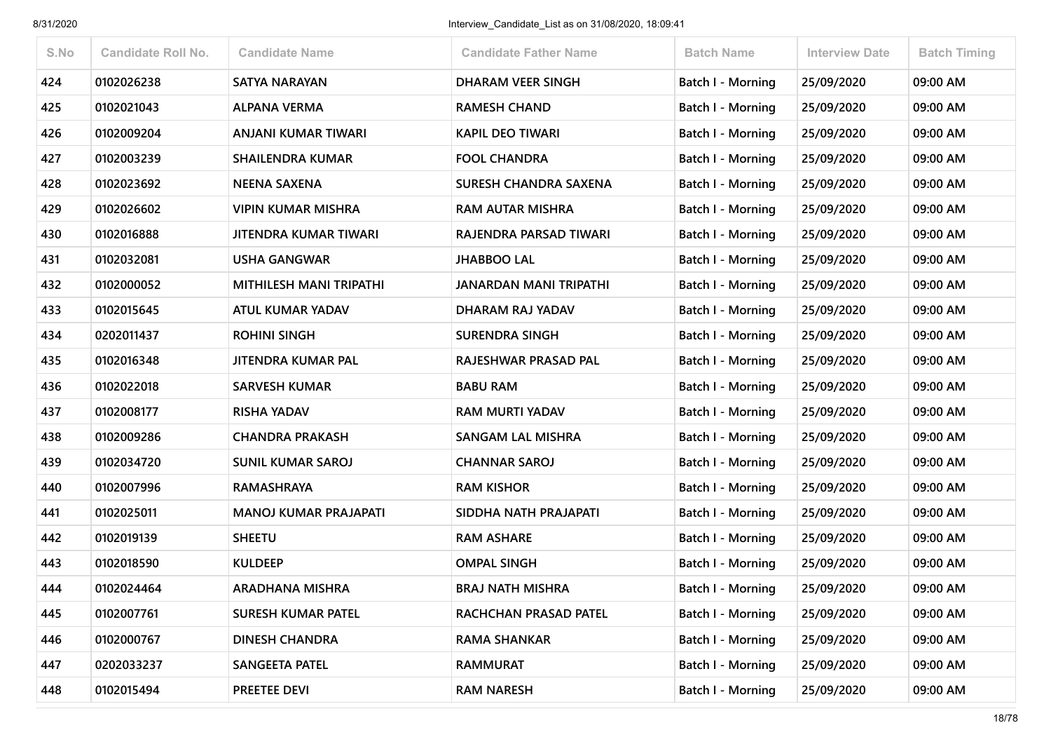| S.No | Candidate Roll No. | Candidate Name | Candidate Father Name | Batch Name | Interview Date | Batch Timing |
|---|---|---|---|---|---|---|
| 424 | 0102026238 | SATYA NARAYAN | DHARAM VEER SINGH | Batch I - Morning | 25/09/2020 | 09:00 AM |
| 425 | 0102021043 | ALPANA VERMA | RAMESH CHAND | Batch I - Morning | 25/09/2020 | 09:00 AM |
| 426 | 0102009204 | ANJANI KUMAR TIWARI | KAPIL DEO TIWARI | Batch I - Morning | 25/09/2020 | 09:00 AM |
| 427 | 0102003239 | SHAILENDRA KUMAR | FOOL CHANDRA | Batch I - Morning | 25/09/2020 | 09:00 AM |
| 428 | 0102023692 | NEENA SAXENA | SURESH CHANDRA SAXENA | Batch I - Morning | 25/09/2020 | 09:00 AM |
| 429 | 0102026602 | VIPIN KUMAR MISHRA | RAM AUTAR MISHRA | Batch I - Morning | 25/09/2020 | 09:00 AM |
| 430 | 0102016888 | JITENDRA KUMAR TIWARI | RAJENDRA PARSAD TIWARI | Batch I - Morning | 25/09/2020 | 09:00 AM |
| 431 | 0102032081 | USHA GANGWAR | JHABBOO LAL | Batch I - Morning | 25/09/2020 | 09:00 AM |
| 432 | 0102000052 | MITHILESH MANI TRIPATHI | JANARDAN MANI TRIPATHI | Batch I - Morning | 25/09/2020 | 09:00 AM |
| 433 | 0102015645 | ATUL KUMAR YADAV | DHARAM RAJ YADAV | Batch I - Morning | 25/09/2020 | 09:00 AM |
| 434 | 0202011437 | ROHINI SINGH | SURENDRA SINGH | Batch I - Morning | 25/09/2020 | 09:00 AM |
| 435 | 0102016348 | JITENDRA KUMAR PAL | RAJESHWAR PRASAD PAL | Batch I - Morning | 25/09/2020 | 09:00 AM |
| 436 | 0102022018 | SARVESH KUMAR | BABU RAM | Batch I - Morning | 25/09/2020 | 09:00 AM |
| 437 | 0102008177 | RISHA YADAV | RAM MURTI YADAV | Batch I - Morning | 25/09/2020 | 09:00 AM |
| 438 | 0102009286 | CHANDRA PRAKASH | SANGAM LAL MISHRA | Batch I - Morning | 25/09/2020 | 09:00 AM |
| 439 | 0102034720 | SUNIL KUMAR SAROJ | CHANNAR SAROJ | Batch I - Morning | 25/09/2020 | 09:00 AM |
| 440 | 0102007996 | RAMASHRAYA | RAM KISHOR | Batch I - Morning | 25/09/2020 | 09:00 AM |
| 441 | 0102025011 | MANOJ KUMAR PRAJAPATI | SIDDHA NATH PRAJAPATI | Batch I - Morning | 25/09/2020 | 09:00 AM |
| 442 | 0102019139 | SHEETU | RAM ASHARE | Batch I - Morning | 25/09/2020 | 09:00 AM |
| 443 | 0102018590 | KULDEEP | OMPAL SINGH | Batch I - Morning | 25/09/2020 | 09:00 AM |
| 444 | 0102024464 | ARADHANA MISHRA | BRAJ NATH MISHRA | Batch I - Morning | 25/09/2020 | 09:00 AM |
| 445 | 0102007761 | SURESH KUMAR PATEL | RACHCHAN PRASAD PATEL | Batch I - Morning | 25/09/2020 | 09:00 AM |
| 446 | 0102000767 | DINESH CHANDRA | RAMA SHANKAR | Batch I - Morning | 25/09/2020 | 09:00 AM |
| 447 | 0202033237 | SANGEETA PATEL | RAMMURAT | Batch I - Morning | 25/09/2020 | 09:00 AM |
| 448 | 0102015494 | PREETEE DEVI | RAM NARESH | Batch I - Morning | 25/09/2020 | 09:00 AM |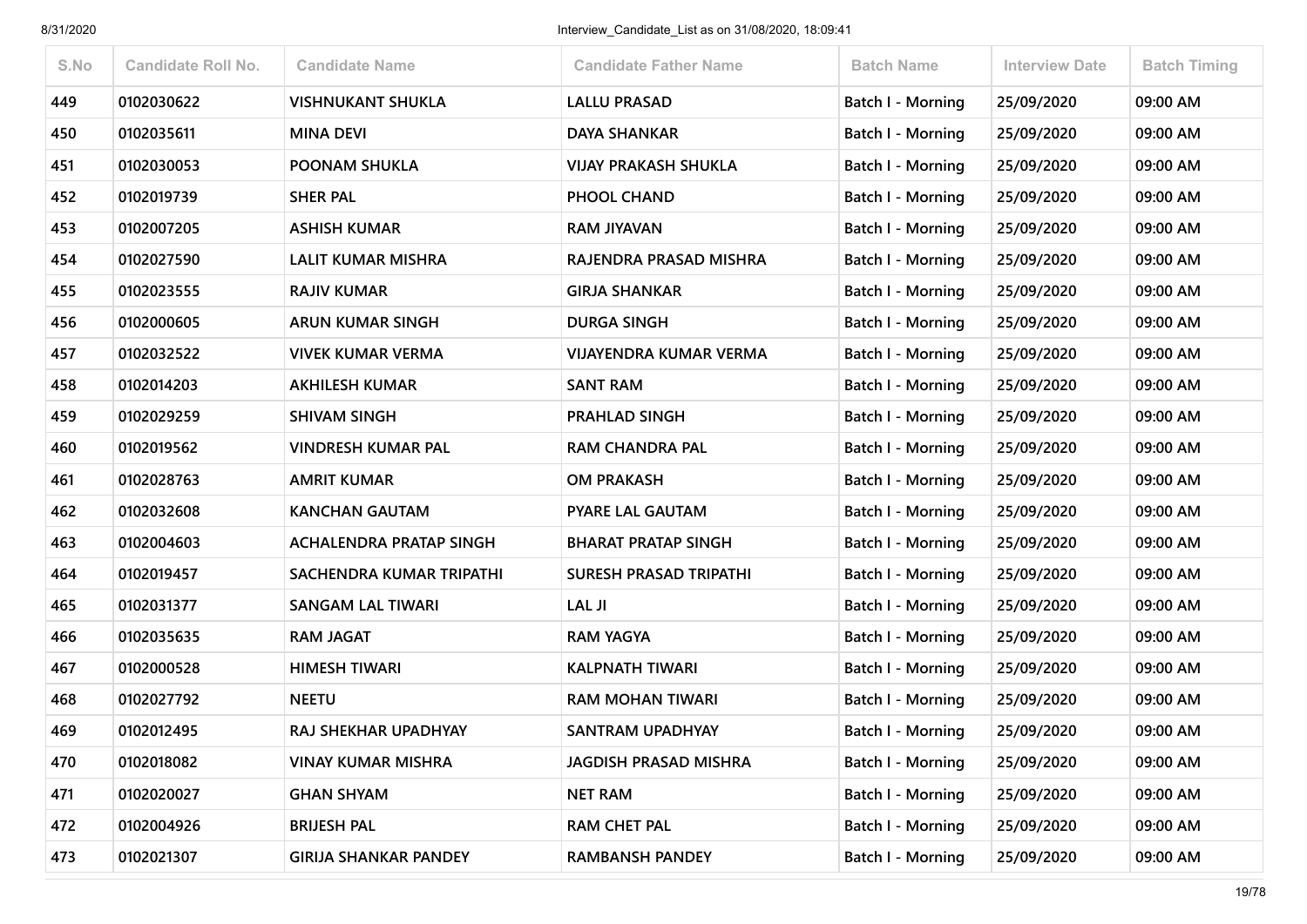| S.No | Candidate Roll No. | Candidate Name | Candidate Father Name | Batch Name | Interview Date | Batch Timing |
|---|---|---|---|---|---|---|
| 449 | 0102030622 | VISHNUKANT SHUKLA | LALLU PRASAD | Batch I - Morning | 25/09/2020 | 09:00 AM |
| 450 | 0102035611 | MINA DEVI | DAYA SHANKAR | Batch I - Morning | 25/09/2020 | 09:00 AM |
| 451 | 0102030053 | POONAM SHUKLA | VIJAY PRAKASH SHUKLA | Batch I - Morning | 25/09/2020 | 09:00 AM |
| 452 | 0102019739 | SHER PAL | PHOOL CHAND | Batch I - Morning | 25/09/2020 | 09:00 AM |
| 453 | 0102007205 | ASHISH KUMAR | RAM JIYAVAN | Batch I - Morning | 25/09/2020 | 09:00 AM |
| 454 | 0102027590 | LALIT KUMAR MISHRA | RAJENDRA PRASAD MISHRA | Batch I - Morning | 25/09/2020 | 09:00 AM |
| 455 | 0102023555 | RAJIV KUMAR | GIRJA SHANKAR | Batch I - Morning | 25/09/2020 | 09:00 AM |
| 456 | 0102000605 | ARUN KUMAR SINGH | DURGA SINGH | Batch I - Morning | 25/09/2020 | 09:00 AM |
| 457 | 0102032522 | VIVEK KUMAR VERMA | VIJAYENDRA KUMAR VERMA | Batch I - Morning | 25/09/2020 | 09:00 AM |
| 458 | 0102014203 | AKHILESH KUMAR | SANT RAM | Batch I - Morning | 25/09/2020 | 09:00 AM |
| 459 | 0102029259 | SHIVAM SINGH | PRAHLAD SINGH | Batch I - Morning | 25/09/2020 | 09:00 AM |
| 460 | 0102019562 | VINDRESH KUMAR PAL | RAM CHANDRA PAL | Batch I - Morning | 25/09/2020 | 09:00 AM |
| 461 | 0102028763 | AMRIT KUMAR | OM PRAKASH | Batch I - Morning | 25/09/2020 | 09:00 AM |
| 462 | 0102032608 | KANCHAN GAUTAM | PYARE LAL GAUTAM | Batch I - Morning | 25/09/2020 | 09:00 AM |
| 463 | 0102004603 | ACHALENDRA PRATAP SINGH | BHARAT PRATAP SINGH | Batch I - Morning | 25/09/2020 | 09:00 AM |
| 464 | 0102019457 | SACHENDRA KUMAR TRIPATHI | SURESH PRASAD TRIPATHI | Batch I - Morning | 25/09/2020 | 09:00 AM |
| 465 | 0102031377 | SANGAM LAL TIWARI | LAL JI | Batch I - Morning | 25/09/2020 | 09:00 AM |
| 466 | 0102035635 | RAM JAGAT | RAM YAGYA | Batch I - Morning | 25/09/2020 | 09:00 AM |
| 467 | 0102000528 | HIMESH TIWARI | KALPNATH TIWARI | Batch I - Morning | 25/09/2020 | 09:00 AM |
| 468 | 0102027792 | NEETU | RAM MOHAN TIWARI | Batch I - Morning | 25/09/2020 | 09:00 AM |
| 469 | 0102012495 | RAJ SHEKHAR UPADHYAY | SANTRAM UPADHYAY | Batch I - Morning | 25/09/2020 | 09:00 AM |
| 470 | 0102018082 | VINAY KUMAR MISHRA | JAGDISH PRASAD MISHRA | Batch I - Morning | 25/09/2020 | 09:00 AM |
| 471 | 0102020027 | GHAN SHYAM | NET RAM | Batch I - Morning | 25/09/2020 | 09:00 AM |
| 472 | 0102004926 | BRIJESH PAL | RAM CHET PAL | Batch I - Morning | 25/09/2020 | 09:00 AM |
| 473 | 0102021307 | GIRIJA SHANKAR PANDEY | RAMBANSH PANDEY | Batch I - Morning | 25/09/2020 | 09:00 AM |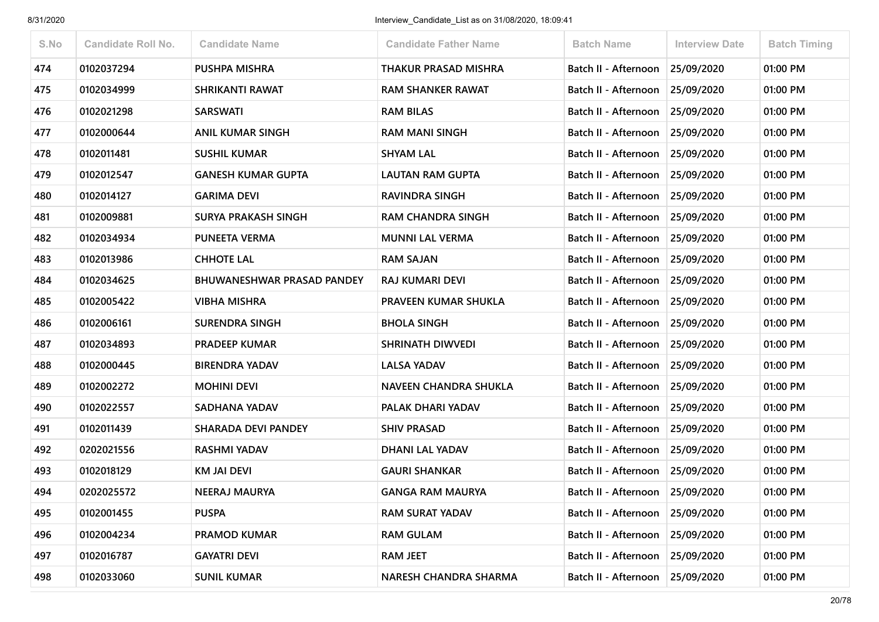| S.No | Candidate Roll No. | Candidate Name | Candidate Father Name | Batch Name | Interview Date | Batch Timing |
|---|---|---|---|---|---|---|
| 474 | 0102037294 | PUSHPA MISHRA | THAKUR PRASAD MISHRA | Batch II - Afternoon | 25/09/2020 | 01:00 PM |
| 475 | 0102034999 | SHRIKANTI RAWAT | RAM SHANKER RAWAT | Batch II - Afternoon | 25/09/2020 | 01:00 PM |
| 476 | 0102021298 | SARSWATI | RAM BILAS | Batch II - Afternoon | 25/09/2020 | 01:00 PM |
| 477 | 0102000644 | ANIL KUMAR SINGH | RAM MANI SINGH | Batch II - Afternoon | 25/09/2020 | 01:00 PM |
| 478 | 0102011481 | SUSHIL KUMAR | SHYAM LAL | Batch II - Afternoon | 25/09/2020 | 01:00 PM |
| 479 | 0102012547 | GANESH KUMAR GUPTA | LAUTAN RAM GUPTA | Batch II - Afternoon | 25/09/2020 | 01:00 PM |
| 480 | 0102014127 | GARIMA DEVI | RAVINDRA SINGH | Batch II - Afternoon | 25/09/2020 | 01:00 PM |
| 481 | 0102009881 | SURYA PRAKASH SINGH | RAM CHANDRA SINGH | Batch II - Afternoon | 25/09/2020 | 01:00 PM |
| 482 | 0102034934 | PUNEETA VERMA | MUNNI LAL VERMA | Batch II - Afternoon | 25/09/2020 | 01:00 PM |
| 483 | 0102013986 | CHHOTE LAL | RAM SAJAN | Batch II - Afternoon | 25/09/2020 | 01:00 PM |
| 484 | 0102034625 | BHUWANESHWAR PRASAD PANDEY | RAJ KUMARI DEVI | Batch II - Afternoon | 25/09/2020 | 01:00 PM |
| 485 | 0102005422 | VIBHA MISHRA | PRAVEEN KUMAR SHUKLA | Batch II - Afternoon | 25/09/2020 | 01:00 PM |
| 486 | 0102006161 | SURENDRA SINGH | BHOLA SINGH | Batch II - Afternoon | 25/09/2020 | 01:00 PM |
| 487 | 0102034893 | PRADEEP KUMAR | SHRINATH DIWVEDI | Batch II - Afternoon | 25/09/2020 | 01:00 PM |
| 488 | 0102000445 | BIRENDRA YADAV | LALSA YADAV | Batch II - Afternoon | 25/09/2020 | 01:00 PM |
| 489 | 0102002272 | MOHINI DEVI | NAVEEN CHANDRA SHUKLA | Batch II - Afternoon | 25/09/2020 | 01:00 PM |
| 490 | 0102022557 | SADHANA YADAV | PALAK DHARI YADAV | Batch II - Afternoon | 25/09/2020 | 01:00 PM |
| 491 | 0102011439 | SHARADA DEVI PANDEY | SHIV PRASAD | Batch II - Afternoon | 25/09/2020 | 01:00 PM |
| 492 | 0202021556 | RASHMI YADAV | DHANI LAL YADAV | Batch II - Afternoon | 25/09/2020 | 01:00 PM |
| 493 | 0102018129 | KM JAI DEVI | GAURI SHANKAR | Batch II - Afternoon | 25/09/2020 | 01:00 PM |
| 494 | 0202025572 | NEERAJ MAURYA | GANGA RAM MAURYA | Batch II - Afternoon | 25/09/2020 | 01:00 PM |
| 495 | 0102001455 | PUSPA | RAM SURAT YADAV | Batch II - Afternoon | 25/09/2020 | 01:00 PM |
| 496 | 0102004234 | PRAMOD KUMAR | RAM GULAM | Batch II - Afternoon | 25/09/2020 | 01:00 PM |
| 497 | 0102016787 | GAYATRI DEVI | RAM JEET | Batch II - Afternoon | 25/09/2020 | 01:00 PM |
| 498 | 0102033060 | SUNIL KUMAR | NARESH CHANDRA SHARMA | Batch II - Afternoon | 25/09/2020 | 01:00 PM |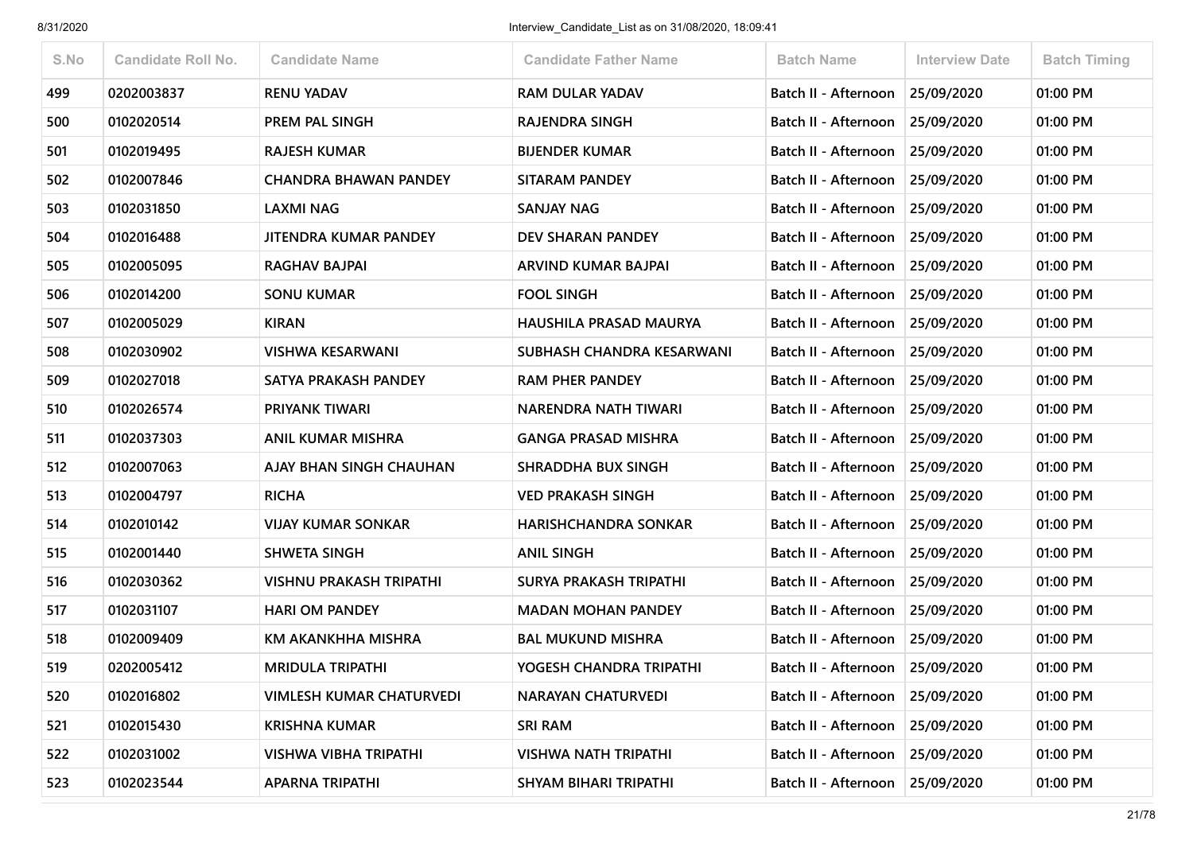| S.No | Candidate Roll No. | Candidate Name | Candidate Father Name | Batch Name | Interview Date | Batch Timing |
|---|---|---|---|---|---|---|
| 499 | 0202003837 | RENU YADAV | RAM DULAR YADAV | Batch II - Afternoon | 25/09/2020 | 01:00 PM |
| 500 | 0102020514 | PREM PAL SINGH | RAJENDRA SINGH | Batch II - Afternoon | 25/09/2020 | 01:00 PM |
| 501 | 0102019495 | RAJESH KUMAR | BIJENDER KUMAR | Batch II - Afternoon | 25/09/2020 | 01:00 PM |
| 502 | 0102007846 | CHANDRA BHAWAN PANDEY | SITARAM PANDEY | Batch II - Afternoon | 25/09/2020 | 01:00 PM |
| 503 | 0102031850 | LAXMI NAG | SANJAY NAG | Batch II - Afternoon | 25/09/2020 | 01:00 PM |
| 504 | 0102016488 | JITENDRA KUMAR PANDEY | DEV SHARAN PANDEY | Batch II - Afternoon | 25/09/2020 | 01:00 PM |
| 505 | 0102005095 | RAGHAV BAJPAI | ARVIND KUMAR BAJPAI | Batch II - Afternoon | 25/09/2020 | 01:00 PM |
| 506 | 0102014200 | SONU KUMAR | FOOL SINGH | Batch II - Afternoon | 25/09/2020 | 01:00 PM |
| 507 | 0102005029 | KIRAN | HAUSHILA PRASAD MAURYA | Batch II - Afternoon | 25/09/2020 | 01:00 PM |
| 508 | 0102030902 | VISHWA KESARWANI | SUBHASH CHANDRA KESARWANI | Batch II - Afternoon | 25/09/2020 | 01:00 PM |
| 509 | 0102027018 | SATYA PRAKASH PANDEY | RAM PHER PANDEY | Batch II - Afternoon | 25/09/2020 | 01:00 PM |
| 510 | 0102026574 | PRIYANK TIWARI | NARENDRA NATH TIWARI | Batch II - Afternoon | 25/09/2020 | 01:00 PM |
| 511 | 0102037303 | ANIL KUMAR MISHRA | GANGA PRASAD MISHRA | Batch II - Afternoon | 25/09/2020 | 01:00 PM |
| 512 | 0102007063 | AJAY BHAN SINGH CHAUHAN | SHRADDHA BUX SINGH | Batch II - Afternoon | 25/09/2020 | 01:00 PM |
| 513 | 0102004797 | RICHA | VED PRAKASH SINGH | Batch II - Afternoon | 25/09/2020 | 01:00 PM |
| 514 | 0102010142 | VIJAY KUMAR SONKAR | HARISHCHANDRA SONKAR | Batch II - Afternoon | 25/09/2020 | 01:00 PM |
| 515 | 0102001440 | SHWETA SINGH | ANIL SINGH | Batch II - Afternoon | 25/09/2020 | 01:00 PM |
| 516 | 0102030362 | VISHNU PRAKASH TRIPATHI | SURYA PRAKASH TRIPATHI | Batch II - Afternoon | 25/09/2020 | 01:00 PM |
| 517 | 0102031107 | HARI OM PANDEY | MADAN MOHAN PANDEY | Batch II - Afternoon | 25/09/2020 | 01:00 PM |
| 518 | 0102009409 | KM AKANKHHA MISHRA | BAL MUKUND MISHRA | Batch II - Afternoon | 25/09/2020 | 01:00 PM |
| 519 | 0202005412 | MRIDULA TRIPATHI | YOGESH CHANDRA TRIPATHI | Batch II - Afternoon | 25/09/2020 | 01:00 PM |
| 520 | 0102016802 | VIMLESH KUMAR CHATURVEDI | NARAYAN CHATURVEDI | Batch II - Afternoon | 25/09/2020 | 01:00 PM |
| 521 | 0102015430 | KRISHNA KUMAR | SRI RAM | Batch II - Afternoon | 25/09/2020 | 01:00 PM |
| 522 | 0102031002 | VISHWA VIBHA TRIPATHI | VISHWA NATH TRIPATHI | Batch II - Afternoon | 25/09/2020 | 01:00 PM |
| 523 | 0102023544 | APARNA TRIPATHI | SHYAM BIHARI TRIPATHI | Batch II - Afternoon | 25/09/2020 | 01:00 PM |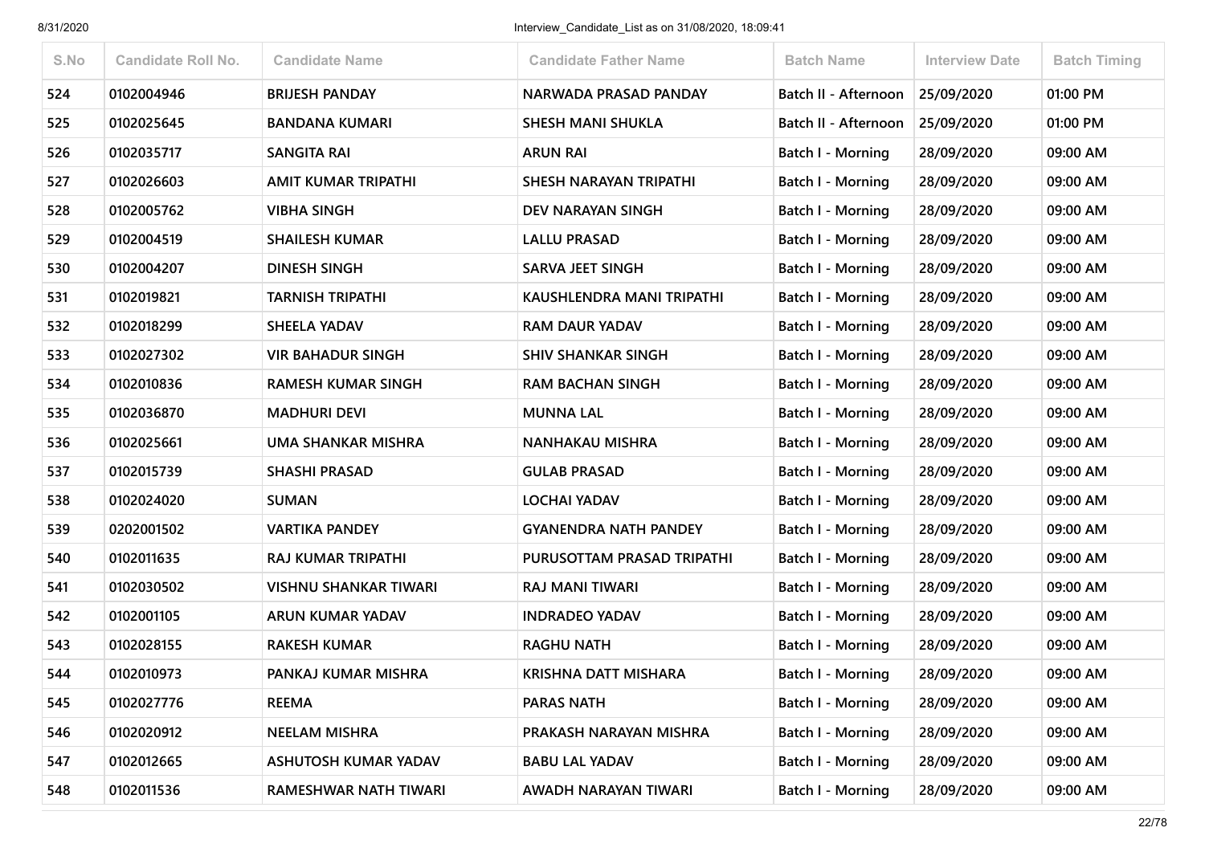| S.No | Candidate Roll No. | Candidate Name | Candidate Father Name | Batch Name | Interview Date | Batch Timing |
|---|---|---|---|---|---|---|
| 524 | 0102004946 | BRIJESH PANDAY | NARWADA PRASAD PANDAY | Batch II - Afternoon | 25/09/2020 | 01:00 PM |
| 525 | 0102025645 | BANDANA KUMARI | SHESH MANI SHUKLA | Batch II - Afternoon | 25/09/2020 | 01:00 PM |
| 526 | 0102035717 | SANGITA RAI | ARUN RAI | Batch I - Morning | 28/09/2020 | 09:00 AM |
| 527 | 0102026603 | AMIT KUMAR TRIPATHI | SHESH NARAYAN TRIPATHI | Batch I - Morning | 28/09/2020 | 09:00 AM |
| 528 | 0102005762 | VIBHA SINGH | DEV NARAYAN SINGH | Batch I - Morning | 28/09/2020 | 09:00 AM |
| 529 | 0102004519 | SHAILESH KUMAR | LALLU PRASAD | Batch I - Morning | 28/09/2020 | 09:00 AM |
| 530 | 0102004207 | DINESH SINGH | SARVA JEET SINGH | Batch I - Morning | 28/09/2020 | 09:00 AM |
| 531 | 0102019821 | TARNISH TRIPATHI | KAUSHLENDRA MANI TRIPATHI | Batch I - Morning | 28/09/2020 | 09:00 AM |
| 532 | 0102018299 | SHEELA YADAV | RAM DAUR YADAV | Batch I - Morning | 28/09/2020 | 09:00 AM |
| 533 | 0102027302 | VIR BAHADUR SINGH | SHIV SHANKAR SINGH | Batch I - Morning | 28/09/2020 | 09:00 AM |
| 534 | 0102010836 | RAMESH KUMAR SINGH | RAM BACHAN SINGH | Batch I - Morning | 28/09/2020 | 09:00 AM |
| 535 | 0102036870 | MADHURI DEVI | MUNNA LAL | Batch I - Morning | 28/09/2020 | 09:00 AM |
| 536 | 0102025661 | UMA SHANKAR MISHRA | NANHAKAU MISHRA | Batch I - Morning | 28/09/2020 | 09:00 AM |
| 537 | 0102015739 | SHASHI PRASAD | GULAB PRASAD | Batch I - Morning | 28/09/2020 | 09:00 AM |
| 538 | 0102024020 | SUMAN | LOCHAI YADAV | Batch I - Morning | 28/09/2020 | 09:00 AM |
| 539 | 0202001502 | VARTIKA PANDEY | GYANENDRA NATH PANDEY | Batch I - Morning | 28/09/2020 | 09:00 AM |
| 540 | 0102011635 | RAJ KUMAR TRIPATHI | PURUSOTTAM PRASAD TRIPATHI | Batch I - Morning | 28/09/2020 | 09:00 AM |
| 541 | 0102030502 | VISHNU SHANKAR TIWARI | RAJ MANI TIWARI | Batch I - Morning | 28/09/2020 | 09:00 AM |
| 542 | 0102001105 | ARUN KUMAR YADAV | INDRADEO YADAV | Batch I - Morning | 28/09/2020 | 09:00 AM |
| 543 | 0102028155 | RAKESH KUMAR | RAGHU NATH | Batch I - Morning | 28/09/2020 | 09:00 AM |
| 544 | 0102010973 | PANKAJ KUMAR MISHRA | KRISHNA DATT MISHARA | Batch I - Morning | 28/09/2020 | 09:00 AM |
| 545 | 0102027776 | REEMA | PARAS NATH | Batch I - Morning | 28/09/2020 | 09:00 AM |
| 546 | 0102020912 | NEELAM MISHRA | PRAKASH NARAYAN MISHRA | Batch I - Morning | 28/09/2020 | 09:00 AM |
| 547 | 0102012665 | ASHUTOSH KUMAR YADAV | BABU LAL YADAV | Batch I - Morning | 28/09/2020 | 09:00 AM |
| 548 | 0102011536 | RAMESHWAR NATH TIWARI | AWADH NARAYAN TIWARI | Batch I - Morning | 28/09/2020 | 09:00 AM |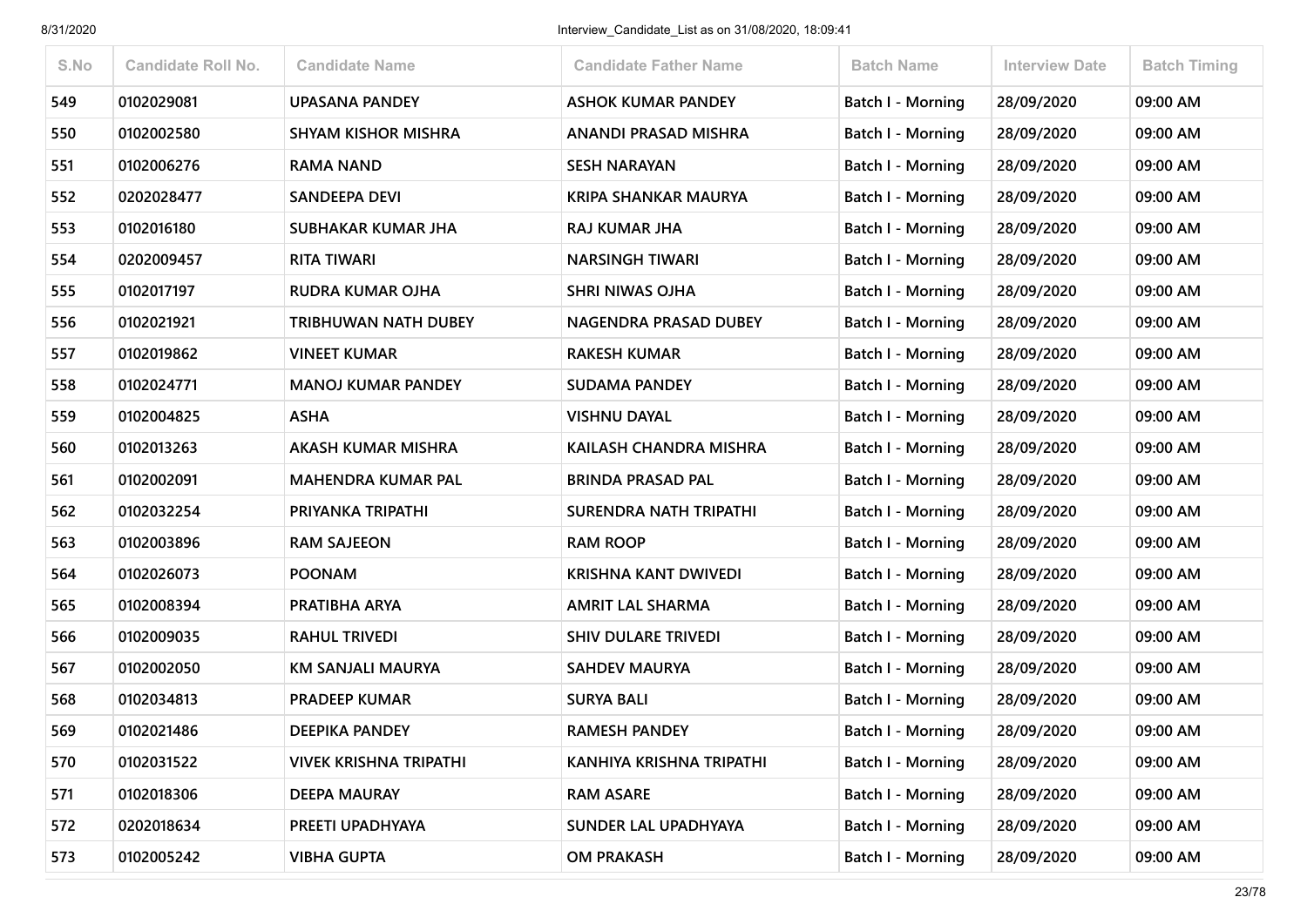| S.No | Candidate Roll No. | Candidate Name | Candidate Father Name | Batch Name | Interview Date | Batch Timing |
|---|---|---|---|---|---|---|
| 549 | 0102029081 | UPASANA PANDEY | ASHOK KUMAR PANDEY | Batch I - Morning | 28/09/2020 | 09:00 AM |
| 550 | 0102002580 | SHYAM KISHOR MISHRA | ANANDI PRASAD MISHRA | Batch I - Morning | 28/09/2020 | 09:00 AM |
| 551 | 0102006276 | RAMA NAND | SESH NARAYAN | Batch I - Morning | 28/09/2020 | 09:00 AM |
| 552 | 0202028477 | SANDEEPA DEVI | KRIPA SHANKAR MAURYA | Batch I - Morning | 28/09/2020 | 09:00 AM |
| 553 | 0102016180 | SUBHAKAR KUMAR JHA | RAJ KUMAR JHA | Batch I - Morning | 28/09/2020 | 09:00 AM |
| 554 | 0202009457 | RITA TIWARI | NARSINGH TIWARI | Batch I - Morning | 28/09/2020 | 09:00 AM |
| 555 | 0102017197 | RUDRA KUMAR OJHA | SHRI NIWAS OJHA | Batch I - Morning | 28/09/2020 | 09:00 AM |
| 556 | 0102021921 | TRIBHUWAN NATH DUBEY | NAGENDRA PRASAD DUBEY | Batch I - Morning | 28/09/2020 | 09:00 AM |
| 557 | 0102019862 | VINEET KUMAR | RAKESH KUMAR | Batch I - Morning | 28/09/2020 | 09:00 AM |
| 558 | 0102024771 | MANOJ KUMAR PANDEY | SUDAMA PANDEY | Batch I - Morning | 28/09/2020 | 09:00 AM |
| 559 | 0102004825 | ASHA | VISHNU DAYAL | Batch I - Morning | 28/09/2020 | 09:00 AM |
| 560 | 0102013263 | AKASH KUMAR MISHRA | KAILASH CHANDRA MISHRA | Batch I - Morning | 28/09/2020 | 09:00 AM |
| 561 | 0102002091 | MAHENDRA KUMAR PAL | BRINDA PRASAD PAL | Batch I - Morning | 28/09/2020 | 09:00 AM |
| 562 | 0102032254 | PRIYANKA TRIPATHI | SURENDRA NATH TRIPATHI | Batch I - Morning | 28/09/2020 | 09:00 AM |
| 563 | 0102003896 | RAM SAJEEON | RAM ROOP | Batch I - Morning | 28/09/2020 | 09:00 AM |
| 564 | 0102026073 | POONAM | KRISHNA KANT DWIVEDI | Batch I - Morning | 28/09/2020 | 09:00 AM |
| 565 | 0102008394 | PRATIBHA ARYA | AMRIT LAL SHARMA | Batch I - Morning | 28/09/2020 | 09:00 AM |
| 566 | 0102009035 | RAHUL TRIVEDI | SHIV DULARE TRIVEDI | Batch I - Morning | 28/09/2020 | 09:00 AM |
| 567 | 0102002050 | KM SANJALI MAURYA | SAHDEV MAURYA | Batch I - Morning | 28/09/2020 | 09:00 AM |
| 568 | 0102034813 | PRADEEP KUMAR | SURYA BALI | Batch I - Morning | 28/09/2020 | 09:00 AM |
| 569 | 0102021486 | DEEPIKA PANDEY | RAMESH PANDEY | Batch I - Morning | 28/09/2020 | 09:00 AM |
| 570 | 0102031522 | VIVEK KRISHNA TRIPATHI | KANHIYA KRISHNA TRIPATHI | Batch I - Morning | 28/09/2020 | 09:00 AM |
| 571 | 0102018306 | DEEPA MAURAY | RAM ASARE | Batch I - Morning | 28/09/2020 | 09:00 AM |
| 572 | 0202018634 | PREETI UPADHYAYA | SUNDER LAL UPADHYAYA | Batch I - Morning | 28/09/2020 | 09:00 AM |
| 573 | 0102005242 | VIBHA GUPTA | OM PRAKASH | Batch I - Morning | 28/09/2020 | 09:00 AM |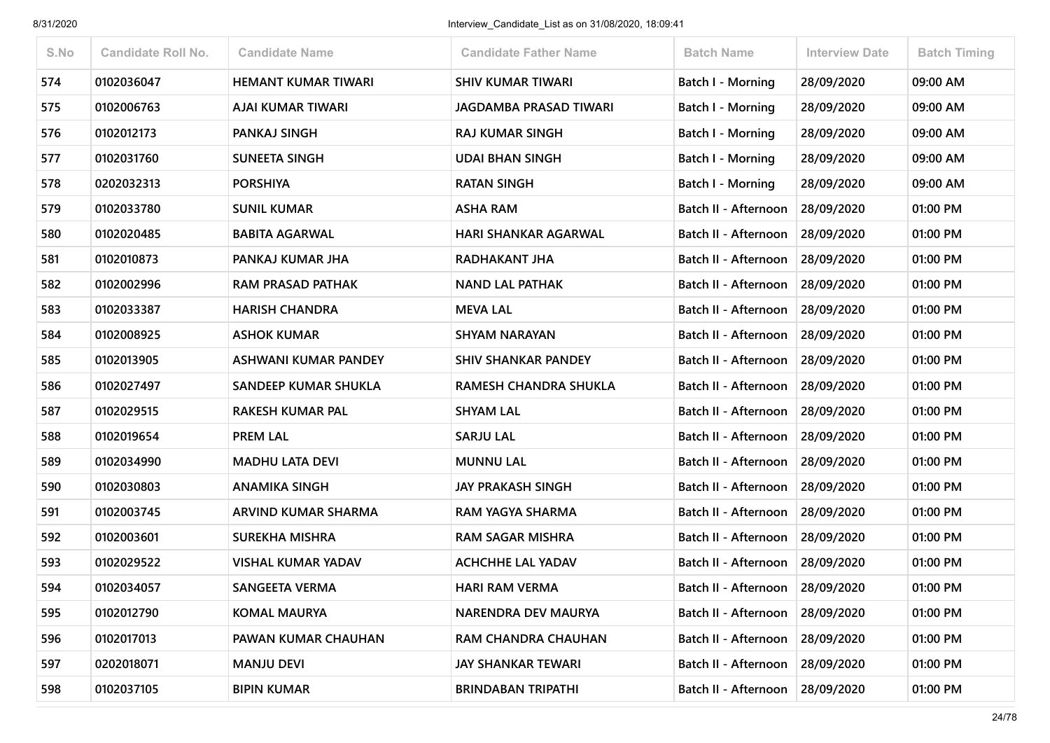| S.No | Candidate Roll No. | Candidate Name | Candidate Father Name | Batch Name | Interview Date | Batch Timing |
|---|---|---|---|---|---|---|
| 574 | 0102036047 | HEMANT KUMAR TIWARI | SHIV KUMAR TIWARI | Batch I - Morning | 28/09/2020 | 09:00 AM |
| 575 | 0102006763 | AJAI KUMAR TIWARI | JAGDAMBA PRASAD TIWARI | Batch I - Morning | 28/09/2020 | 09:00 AM |
| 576 | 0102012173 | PANKAJ SINGH | RAJ KUMAR SINGH | Batch I - Morning | 28/09/2020 | 09:00 AM |
| 577 | 0102031760 | SUNEETA SINGH | UDAI BHAN SINGH | Batch I - Morning | 28/09/2020 | 09:00 AM |
| 578 | 0202032313 | PORSHIYA | RATAN SINGH | Batch I - Morning | 28/09/2020 | 09:00 AM |
| 579 | 0102033780 | SUNIL KUMAR | ASHA RAM | Batch II - Afternoon | 28/09/2020 | 01:00 PM |
| 580 | 0102020485 | BABITA AGARWAL | HARI SHANKAR AGARWAL | Batch II - Afternoon | 28/09/2020 | 01:00 PM |
| 581 | 0102010873 | PANKAJ KUMAR JHA | RADHAKANT JHA | Batch II - Afternoon | 28/09/2020 | 01:00 PM |
| 582 | 0102002996 | RAM PRASAD PATHAK | NAND LAL PATHAK | Batch II - Afternoon | 28/09/2020 | 01:00 PM |
| 583 | 0102033387 | HARISH CHANDRA | MEVA LAL | Batch II - Afternoon | 28/09/2020 | 01:00 PM |
| 584 | 0102008925 | ASHOK KUMAR | SHYAM NARAYAN | Batch II - Afternoon | 28/09/2020 | 01:00 PM |
| 585 | 0102013905 | ASHWANI KUMAR PANDEY | SHIV SHANKAR PANDEY | Batch II - Afternoon | 28/09/2020 | 01:00 PM |
| 586 | 0102027497 | SANDEEP KUMAR SHUKLA | RAMESH CHANDRA SHUKLA | Batch II - Afternoon | 28/09/2020 | 01:00 PM |
| 587 | 0102029515 | RAKESH KUMAR PAL | SHYAM LAL | Batch II - Afternoon | 28/09/2020 | 01:00 PM |
| 588 | 0102019654 | PREM LAL | SARJU LAL | Batch II - Afternoon | 28/09/2020 | 01:00 PM |
| 589 | 0102034990 | MADHU LATA DEVI | MUNNU LAL | Batch II - Afternoon | 28/09/2020 | 01:00 PM |
| 590 | 0102030803 | ANAMIKA SINGH | JAY PRAKASH SINGH | Batch II - Afternoon | 28/09/2020 | 01:00 PM |
| 591 | 0102003745 | ARVIND KUMAR SHARMA | RAM YAGYA SHARMA | Batch II - Afternoon | 28/09/2020 | 01:00 PM |
| 592 | 0102003601 | SUREKHA MISHRA | RAM SAGAR MISHRA | Batch II - Afternoon | 28/09/2020 | 01:00 PM |
| 593 | 0102029522 | VISHAL KUMAR YADAV | ACHCHHE LAL YADAV | Batch II - Afternoon | 28/09/2020 | 01:00 PM |
| 594 | 0102034057 | SANGEETA VERMA | HARI RAM VERMA | Batch II - Afternoon | 28/09/2020 | 01:00 PM |
| 595 | 0102012790 | KOMAL MAURYA | NARENDRA DEV MAURYA | Batch II - Afternoon | 28/09/2020 | 01:00 PM |
| 596 | 0102017013 | PAWAN KUMAR CHAUHAN | RAM CHANDRA CHAUHAN | Batch II - Afternoon | 28/09/2020 | 01:00 PM |
| 597 | 0202018071 | MANJU DEVI | JAY SHANKAR TEWARI | Batch II - Afternoon | 28/09/2020 | 01:00 PM |
| 598 | 0102037105 | BIPIN KUMAR | BRINDABAN TRIPATHI | Batch II - Afternoon | 28/09/2020 | 01:00 PM |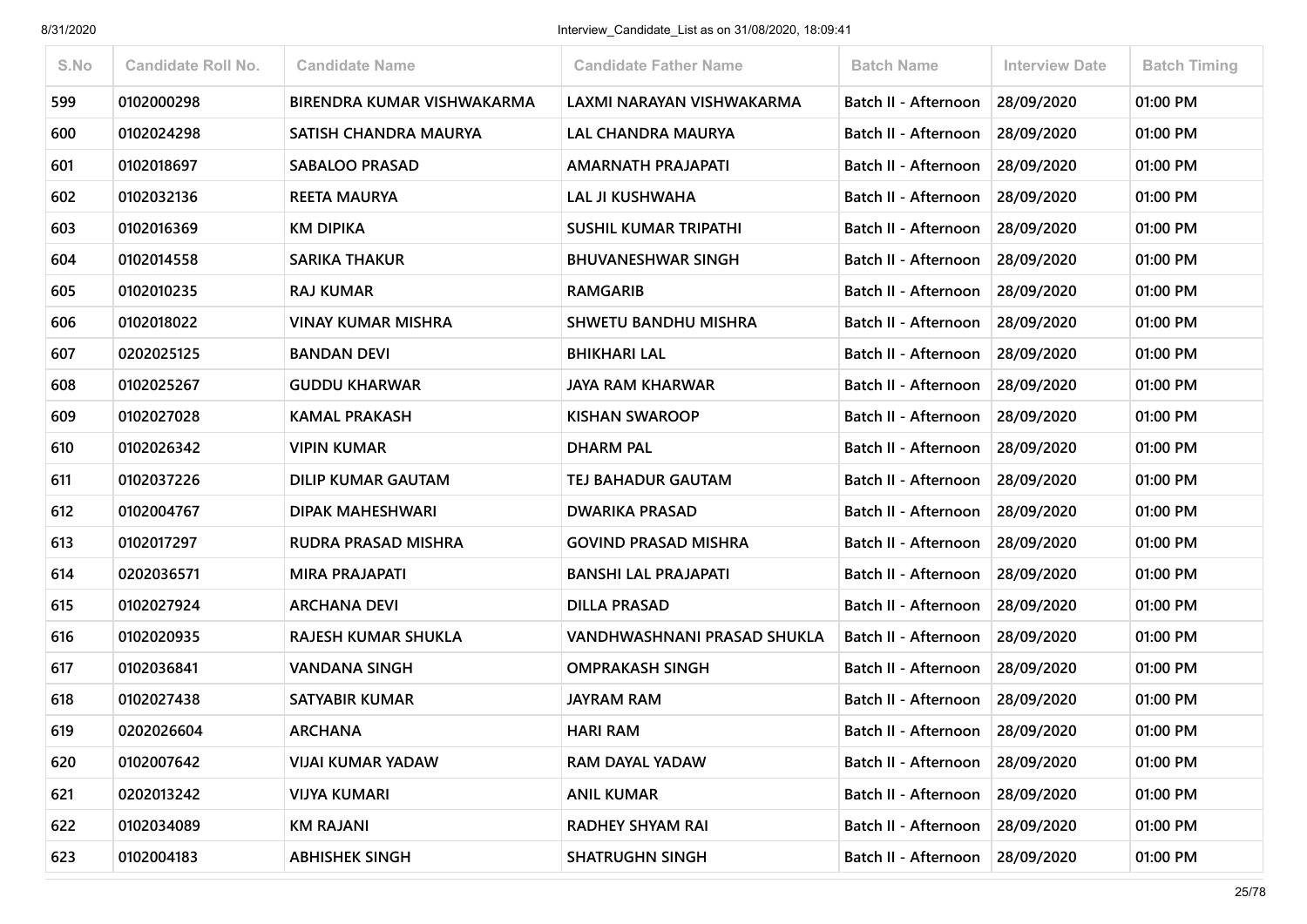| S.No | Candidate Roll No. | Candidate Name | Candidate Father Name | Batch Name | Interview Date | Batch Timing |
|---|---|---|---|---|---|---|
| 599 | 0102000298 | BIRENDRA KUMAR VISHWAKARMA | LAXMI NARAYAN VISHWAKARMA | Batch II - Afternoon | 28/09/2020 | 01:00 PM |
| 600 | 0102024298 | SATISH CHANDRA MAURYA | LAL CHANDRA MAURYA | Batch II - Afternoon | 28/09/2020 | 01:00 PM |
| 601 | 0102018697 | SABALOO PRASAD | AMARNATH PRAJAPATI | Batch II - Afternoon | 28/09/2020 | 01:00 PM |
| 602 | 0102032136 | REETA MAURYA | LAL JI KUSHWAHA | Batch II - Afternoon | 28/09/2020 | 01:00 PM |
| 603 | 0102016369 | KM DIPIKA | SUSHIL KUMAR TRIPATHI | Batch II - Afternoon | 28/09/2020 | 01:00 PM |
| 604 | 0102014558 | SARIKA THAKUR | BHUVANESHWAR SINGH | Batch II - Afternoon | 28/09/2020 | 01:00 PM |
| 605 | 0102010235 | RAJ KUMAR | RAMGARIB | Batch II - Afternoon | 28/09/2020 | 01:00 PM |
| 606 | 0102018022 | VINAY KUMAR MISHRA | SHWETU BANDHU MISHRA | Batch II - Afternoon | 28/09/2020 | 01:00 PM |
| 607 | 0202025125 | BANDAN DEVI | BHIKHARI LAL | Batch II - Afternoon | 28/09/2020 | 01:00 PM |
| 608 | 0102025267 | GUDDU KHARWAR | JAYA RAM KHARWAR | Batch II - Afternoon | 28/09/2020 | 01:00 PM |
| 609 | 0102027028 | KAMAL PRAKASH | KISHAN SWAROOP | Batch II - Afternoon | 28/09/2020 | 01:00 PM |
| 610 | 0102026342 | VIPIN KUMAR | DHARM PAL | Batch II - Afternoon | 28/09/2020 | 01:00 PM |
| 611 | 0102037226 | DILIP KUMAR GAUTAM | TEJ BAHADUR GAUTAM | Batch II - Afternoon | 28/09/2020 | 01:00 PM |
| 612 | 0102004767 | DIPAK MAHESHWARI | DWARIKA PRASAD | Batch II - Afternoon | 28/09/2020 | 01:00 PM |
| 613 | 0102017297 | RUDRA PRASAD MISHRA | GOVIND PRASAD MISHRA | Batch II - Afternoon | 28/09/2020 | 01:00 PM |
| 614 | 0202036571 | MIRA PRAJAPATI | BANSHI LAL PRAJAPATI | Batch II - Afternoon | 28/09/2020 | 01:00 PM |
| 615 | 0102027924 | ARCHANA DEVI | DILLA PRASAD | Batch II - Afternoon | 28/09/2020 | 01:00 PM |
| 616 | 0102020935 | RAJESH KUMAR SHUKLA | VANDHWASHNANI PRASAD SHUKLA | Batch II - Afternoon | 28/09/2020 | 01:00 PM |
| 617 | 0102036841 | VANDANA SINGH | OMPRAKASH SINGH | Batch II - Afternoon | 28/09/2020 | 01:00 PM |
| 618 | 0102027438 | SATYABIR KUMAR | JAYRAM RAM | Batch II - Afternoon | 28/09/2020 | 01:00 PM |
| 619 | 0202026604 | ARCHANA | HARI RAM | Batch II - Afternoon | 28/09/2020 | 01:00 PM |
| 620 | 0102007642 | VIJAI KUMAR YADAW | RAM DAYAL YADAW | Batch II - Afternoon | 28/09/2020 | 01:00 PM |
| 621 | 0202013242 | VIJYA KUMARI | ANIL KUMAR | Batch II - Afternoon | 28/09/2020 | 01:00 PM |
| 622 | 0102034089 | KM RAJANI | RADHEY SHYAM RAI | Batch II - Afternoon | 28/09/2020 | 01:00 PM |
| 623 | 0102004183 | ABHISHEK SINGH | SHATRUGHN SINGH | Batch II - Afternoon | 28/09/2020 | 01:00 PM |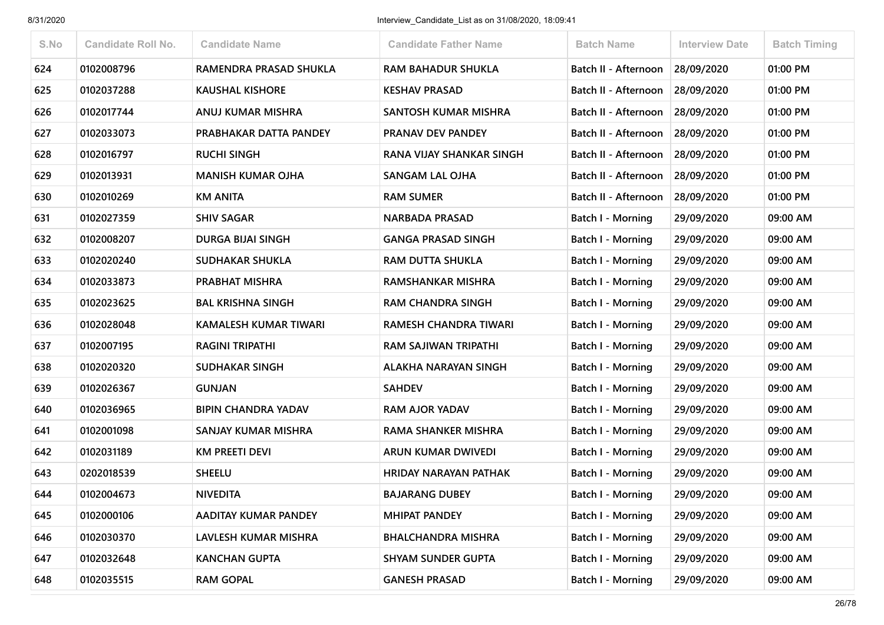| S.No | Candidate Roll No. | Candidate Name | Candidate Father Name | Batch Name | Interview Date | Batch Timing |
|---|---|---|---|---|---|---|
| 624 | 0102008796 | RAMENDRA PRASAD SHUKLA | RAM BAHADUR SHUKLA | Batch II - Afternoon | 28/09/2020 | 01:00 PM |
| 625 | 0102037288 | KAUSHAL KISHORE | KESHAV PRASAD | Batch II - Afternoon | 28/09/2020 | 01:00 PM |
| 626 | 0102017744 | ANUJ KUMAR MISHRA | SANTOSH KUMAR MISHRA | Batch II - Afternoon | 28/09/2020 | 01:00 PM |
| 627 | 0102033073 | PRABHAKAR DATTA PANDEY | PRANAV DEV PANDEY | Batch II - Afternoon | 28/09/2020 | 01:00 PM |
| 628 | 0102016797 | RUCHI SINGH | RANA VIJAY SHANKAR SINGH | Batch II - Afternoon | 28/09/2020 | 01:00 PM |
| 629 | 0102013931 | MANISH KUMAR OJHA | SANGAM LAL OJHA | Batch II - Afternoon | 28/09/2020 | 01:00 PM |
| 630 | 0102010269 | KM ANITA | RAM SUMER | Batch II - Afternoon | 28/09/2020 | 01:00 PM |
| 631 | 0102027359 | SHIV SAGAR | NARBADA PRASAD | Batch I - Morning | 29/09/2020 | 09:00 AM |
| 632 | 0102008207 | DURGA BIJAI SINGH | GANGA PRASAD SINGH | Batch I - Morning | 29/09/2020 | 09:00 AM |
| 633 | 0102020240 | SUDHAKAR SHUKLA | RAM DUTTA SHUKLA | Batch I - Morning | 29/09/2020 | 09:00 AM |
| 634 | 0102033873 | PRABHAT MISHRA | RAMSHANKAR MISHRA | Batch I - Morning | 29/09/2020 | 09:00 AM |
| 635 | 0102023625 | BAL KRISHNA SINGH | RAM CHANDRA SINGH | Batch I - Morning | 29/09/2020 | 09:00 AM |
| 636 | 0102028048 | KAMALESH KUMAR TIWARI | RAMESH CHANDRA TIWARI | Batch I - Morning | 29/09/2020 | 09:00 AM |
| 637 | 0102007195 | RAGINI TRIPATHI | RAM SAJIWAN TRIPATHI | Batch I - Morning | 29/09/2020 | 09:00 AM |
| 638 | 0102020320 | SUDHAKAR SINGH | ALAKHA NARAYAN SINGH | Batch I - Morning | 29/09/2020 | 09:00 AM |
| 639 | 0102026367 | GUNJAN | SAHDEV | Batch I - Morning | 29/09/2020 | 09:00 AM |
| 640 | 0102036965 | BIPIN CHANDRA YADAV | RAM AJOR YADAV | Batch I - Morning | 29/09/2020 | 09:00 AM |
| 641 | 0102001098 | SANJAY KUMAR MISHRA | RAMA SHANKER MISHRA | Batch I - Morning | 29/09/2020 | 09:00 AM |
| 642 | 0102031189 | KM PREETI DEVI | ARUN KUMAR DWIVEDI | Batch I - Morning | 29/09/2020 | 09:00 AM |
| 643 | 0202018539 | SHEELU | HRIDAY NARAYAN PATHAK | Batch I - Morning | 29/09/2020 | 09:00 AM |
| 644 | 0102004673 | NIVEDITA | BAJARANG DUBEY | Batch I - Morning | 29/09/2020 | 09:00 AM |
| 645 | 0102000106 | AADITAY KUMAR PANDEY | MHIPAT PANDEY | Batch I - Morning | 29/09/2020 | 09:00 AM |
| 646 | 0102030370 | LAVLESH KUMAR MISHRA | BHALCHANDRA MISHRA | Batch I - Morning | 29/09/2020 | 09:00 AM |
| 647 | 0102032648 | KANCHAN GUPTA | SHYAM SUNDER GUPTA | Batch I - Morning | 29/09/2020 | 09:00 AM |
| 648 | 0102035515 | RAM GOPAL | GANESH PRASAD | Batch I - Morning | 29/09/2020 | 09:00 AM |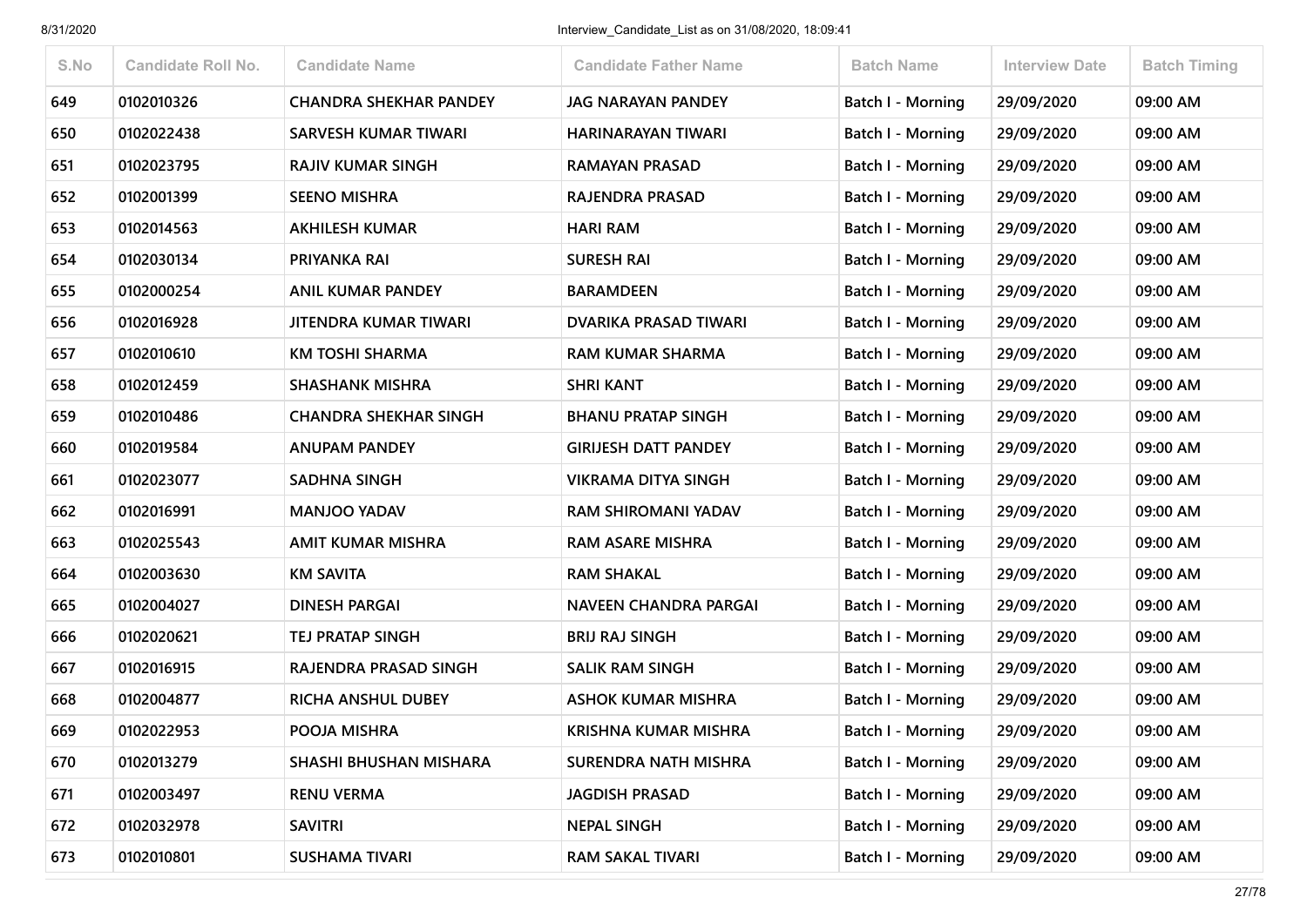| S.No | Candidate Roll No. | Candidate Name | Candidate Father Name | Batch Name | Interview Date | Batch Timing |
|---|---|---|---|---|---|---|
| 649 | 0102010326 | CHANDRA SHEKHAR PANDEY | JAG NARAYAN PANDEY | Batch I - Morning | 29/09/2020 | 09:00 AM |
| 650 | 0102022438 | SARVESH KUMAR TIWARI | HARINARAYAN TIWARI | Batch I - Morning | 29/09/2020 | 09:00 AM |
| 651 | 0102023795 | RAJIV KUMAR SINGH | RAMAYAN PRASAD | Batch I - Morning | 29/09/2020 | 09:00 AM |
| 652 | 0102001399 | SEENO MISHRA | RAJENDRA PRASAD | Batch I - Morning | 29/09/2020 | 09:00 AM |
| 653 | 0102014563 | AKHILESH KUMAR | HARI RAM | Batch I - Morning | 29/09/2020 | 09:00 AM |
| 654 | 0102030134 | PRIYANKA RAI | SURESH RAI | Batch I - Morning | 29/09/2020 | 09:00 AM |
| 655 | 0102000254 | ANIL KUMAR PANDEY | BARAMDEEN | Batch I - Morning | 29/09/2020 | 09:00 AM |
| 656 | 0102016928 | JITENDRA KUMAR TIWARI | DVARIKA PRASAD TIWARI | Batch I - Morning | 29/09/2020 | 09:00 AM |
| 657 | 0102010610 | KM TOSHI SHARMA | RAM KUMAR SHARMA | Batch I - Morning | 29/09/2020 | 09:00 AM |
| 658 | 0102012459 | SHASHANK MISHRA | SHRI KANT | Batch I - Morning | 29/09/2020 | 09:00 AM |
| 659 | 0102010486 | CHANDRA SHEKHAR SINGH | BHANU PRATAP SINGH | Batch I - Morning | 29/09/2020 | 09:00 AM |
| 660 | 0102019584 | ANUPAM PANDEY | GIRIJESH DATT PANDEY | Batch I - Morning | 29/09/2020 | 09:00 AM |
| 661 | 0102023077 | SADHNA SINGH | VIKRAMA DITYA SINGH | Batch I - Morning | 29/09/2020 | 09:00 AM |
| 662 | 0102016991 | MANJOO YADAV | RAM SHIROMANI YADAV | Batch I - Morning | 29/09/2020 | 09:00 AM |
| 663 | 0102025543 | AMIT KUMAR MISHRA | RAM ASARE MISHRA | Batch I - Morning | 29/09/2020 | 09:00 AM |
| 664 | 0102003630 | KM SAVITA | RAM SHAKAL | Batch I - Morning | 29/09/2020 | 09:00 AM |
| 665 | 0102004027 | DINESH PARGAI | NAVEEN CHANDRA PARGAI | Batch I - Morning | 29/09/2020 | 09:00 AM |
| 666 | 0102020621 | TEJ PRATAP SINGH | BRIJ RAJ SINGH | Batch I - Morning | 29/09/2020 | 09:00 AM |
| 667 | 0102016915 | RAJENDRA PRASAD SINGH | SALIK RAM SINGH | Batch I - Morning | 29/09/2020 | 09:00 AM |
| 668 | 0102004877 | RICHA ANSHUL DUBEY | ASHOK KUMAR MISHRA | Batch I - Morning | 29/09/2020 | 09:00 AM |
| 669 | 0102022953 | POOJA MISHRA | KRISHNA KUMAR MISHRA | Batch I - Morning | 29/09/2020 | 09:00 AM |
| 670 | 0102013279 | SHASHI BHUSHAN MISHARA | SURENDRA NATH MISHRA | Batch I - Morning | 29/09/2020 | 09:00 AM |
| 671 | 0102003497 | RENU VERMA | JAGDISH PRASAD | Batch I - Morning | 29/09/2020 | 09:00 AM |
| 672 | 0102032978 | SAVITRI | NEPAL SINGH | Batch I - Morning | 29/09/2020 | 09:00 AM |
| 673 | 0102010801 | SUSHAMA TIVARI | RAM SAKAL TIVARI | Batch I - Morning | 29/09/2020 | 09:00 AM |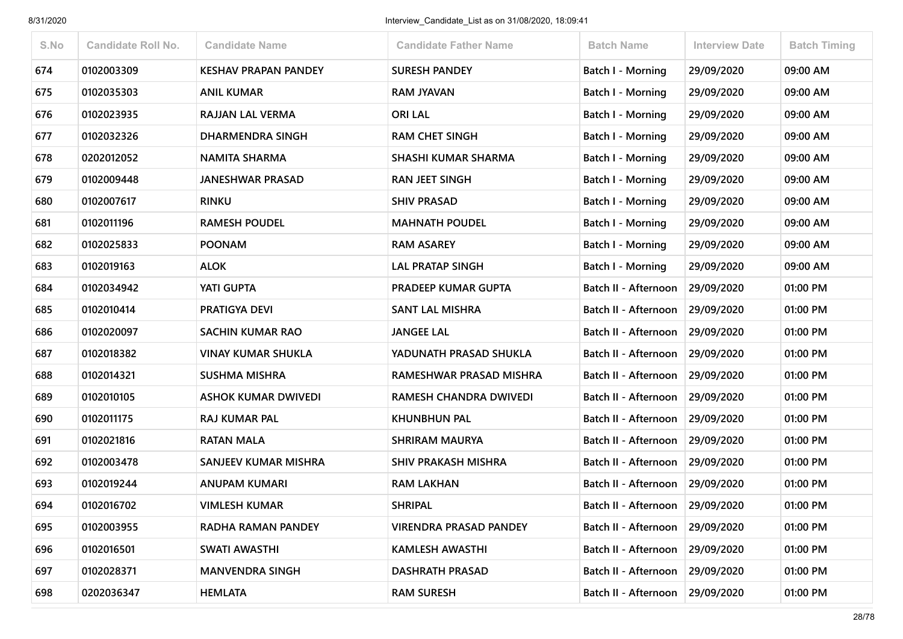| S.No | Candidate Roll No. | Candidate Name | Candidate Father Name | Batch Name | Interview Date | Batch Timing |
|---|---|---|---|---|---|---|
| 674 | 0102003309 | KESHAV PRAPAN PANDEY | SURESH PANDEY | Batch I - Morning | 29/09/2020 | 09:00 AM |
| 675 | 0102035303 | ANIL KUMAR | RAM JYAVAN | Batch I - Morning | 29/09/2020 | 09:00 AM |
| 676 | 0102023935 | RAJJAN LAL VERMA | ORI LAL | Batch I - Morning | 29/09/2020 | 09:00 AM |
| 677 | 0102032326 | DHARMENDRA SINGH | RAM CHET SINGH | Batch I - Morning | 29/09/2020 | 09:00 AM |
| 678 | 0202012052 | NAMITA SHARMA | SHASHI KUMAR SHARMA | Batch I - Morning | 29/09/2020 | 09:00 AM |
| 679 | 0102009448 | JANESHWAR PRASAD | RAN JEET SINGH | Batch I - Morning | 29/09/2020 | 09:00 AM |
| 680 | 0102007617 | RINKU | SHIV PRASAD | Batch I - Morning | 29/09/2020 | 09:00 AM |
| 681 | 0102011196 | RAMESH POUDEL | MAHNATH POUDEL | Batch I - Morning | 29/09/2020 | 09:00 AM |
| 682 | 0102025833 | POONAM | RAM ASAREY | Batch I - Morning | 29/09/2020 | 09:00 AM |
| 683 | 0102019163 | ALOK | LAL PRATAP SINGH | Batch I - Morning | 29/09/2020 | 09:00 AM |
| 684 | 0102034942 | YATI GUPTA | PRADEEP KUMAR GUPTA | Batch II - Afternoon | 29/09/2020 | 01:00 PM |
| 685 | 0102010414 | PRATIGYA DEVI | SANT LAL MISHRA | Batch II - Afternoon | 29/09/2020 | 01:00 PM |
| 686 | 0102020097 | SACHIN KUMAR RAO | JANGEE LAL | Batch II - Afternoon | 29/09/2020 | 01:00 PM |
| 687 | 0102018382 | VINAY KUMAR SHUKLA | YADUNATH PRASAD SHUKLA | Batch II - Afternoon | 29/09/2020 | 01:00 PM |
| 688 | 0102014321 | SUSHMA MISHRA | RAMESHWAR PRASAD MISHRA | Batch II - Afternoon | 29/09/2020 | 01:00 PM |
| 689 | 0102010105 | ASHOK KUMAR DWIVEDI | RAMESH CHANDRA DWIVEDI | Batch II - Afternoon | 29/09/2020 | 01:00 PM |
| 690 | 0102011175 | RAJ KUMAR PAL | KHUNBHUN PAL | Batch II - Afternoon | 29/09/2020 | 01:00 PM |
| 691 | 0102021816 | RATAN MALA | SHRIRAM MAURYA | Batch II - Afternoon | 29/09/2020 | 01:00 PM |
| 692 | 0102003478 | SANJEEV KUMAR MISHRA | SHIV PRAKASH MISHRA | Batch II - Afternoon | 29/09/2020 | 01:00 PM |
| 693 | 0102019244 | ANUPAM KUMARI | RAM LAKHAN | Batch II - Afternoon | 29/09/2020 | 01:00 PM |
| 694 | 0102016702 | VIMLESH KUMAR | SHRIPAL | Batch II - Afternoon | 29/09/2020 | 01:00 PM |
| 695 | 0102003955 | RADHA RAMAN PANDEY | VIRENDRA PRASAD PANDEY | Batch II - Afternoon | 29/09/2020 | 01:00 PM |
| 696 | 0102016501 | SWATI AWASTHI | KAMLESH AWASTHI | Batch II - Afternoon | 29/09/2020 | 01:00 PM |
| 697 | 0102028371 | MANVENDRA SINGH | DASHRATH PRASAD | Batch II - Afternoon | 29/09/2020 | 01:00 PM |
| 698 | 0202036347 | HEMLATA | RAM SURESH | Batch II - Afternoon | 29/09/2020 | 01:00 PM |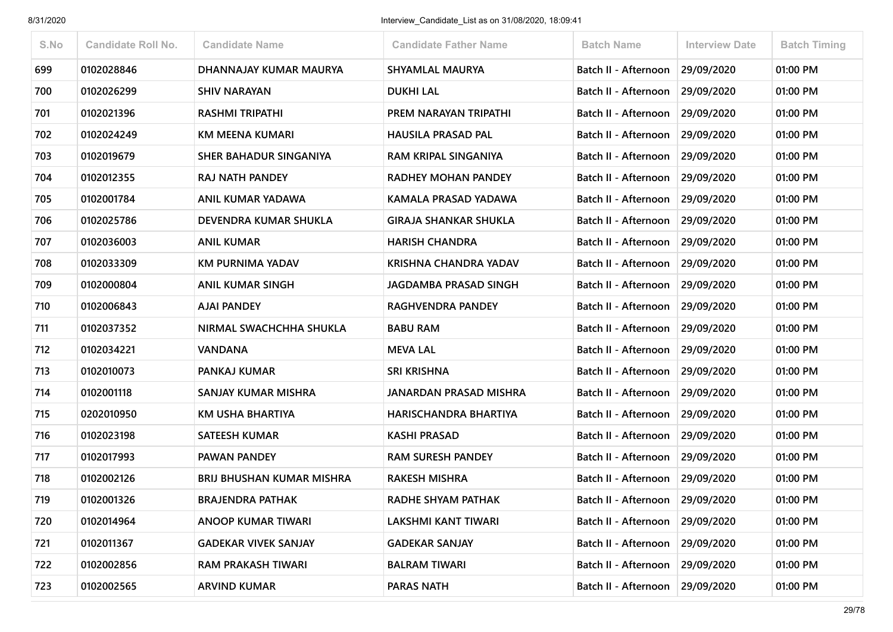| S.No | Candidate Roll No. | Candidate Name | Candidate Father Name | Batch Name | Interview Date | Batch Timing |
|---|---|---|---|---|---|---|
| 699 | 0102028846 | DHANNAJAY KUMAR MAURYA | SHYAMLAL MAURYA | Batch II - Afternoon | 29/09/2020 | 01:00 PM |
| 700 | 0102026299 | SHIV NARAYAN | DUKHI LAL | Batch II - Afternoon | 29/09/2020 | 01:00 PM |
| 701 | 0102021396 | RASHMI TRIPATHI | PREM NARAYAN TRIPATHI | Batch II - Afternoon | 29/09/2020 | 01:00 PM |
| 702 | 0102024249 | KM MEENA KUMARI | HAUSILA PRASAD PAL | Batch II - Afternoon | 29/09/2020 | 01:00 PM |
| 703 | 0102019679 | SHER BAHADUR SINGANIYA | RAM KRIPAL SINGANIYA | Batch II - Afternoon | 29/09/2020 | 01:00 PM |
| 704 | 0102012355 | RAJ NATH PANDEY | RADHEY MOHAN PANDEY | Batch II - Afternoon | 29/09/2020 | 01:00 PM |
| 705 | 0102001784 | ANIL KUMAR YADAWA | KAMALA PRASAD YADAWA | Batch II - Afternoon | 29/09/2020 | 01:00 PM |
| 706 | 0102025786 | DEVENDRA KUMAR SHUKLA | GIRAJA SHANKAR SHUKLA | Batch II - Afternoon | 29/09/2020 | 01:00 PM |
| 707 | 0102036003 | ANIL KUMAR | HARISH CHANDRA | Batch II - Afternoon | 29/09/2020 | 01:00 PM |
| 708 | 0102033309 | KM PURNIMA YADAV | KRISHNA CHANDRA YADAV | Batch II - Afternoon | 29/09/2020 | 01:00 PM |
| 709 | 0102000804 | ANIL KUMAR SINGH | JAGDAMBA PRASAD SINGH | Batch II - Afternoon | 29/09/2020 | 01:00 PM |
| 710 | 0102006843 | AJAI PANDEY | RAGHVENDRA PANDEY | Batch II - Afternoon | 29/09/2020 | 01:00 PM |
| 711 | 0102037352 | NIRMAL SWACHCHHA SHUKLA | BABU RAM | Batch II - Afternoon | 29/09/2020 | 01:00 PM |
| 712 | 0102034221 | VANDANA | MEVA LAL | Batch II - Afternoon | 29/09/2020 | 01:00 PM |
| 713 | 0102010073 | PANKAJ KUMAR | SRI KRISHNA | Batch II - Afternoon | 29/09/2020 | 01:00 PM |
| 714 | 0102001118 | SANJAY KUMAR MISHRA | JANARDAN PRASAD MISHRA | Batch II - Afternoon | 29/09/2020 | 01:00 PM |
| 715 | 0202010950 | KM USHA BHARTIYA | HARISCHANDRA BHARTIYA | Batch II - Afternoon | 29/09/2020 | 01:00 PM |
| 716 | 0102023198 | SATEESH KUMAR | KASHI PRASAD | Batch II - Afternoon | 29/09/2020 | 01:00 PM |
| 717 | 0102017993 | PAWAN PANDEY | RAM SURESH PANDEY | Batch II - Afternoon | 29/09/2020 | 01:00 PM |
| 718 | 0102002126 | BRIJ BHUSHAN KUMAR MISHRA | RAKESH MISHRA | Batch II - Afternoon | 29/09/2020 | 01:00 PM |
| 719 | 0102001326 | BRAJENDRA PATHAK | RADHE SHYAM PATHAK | Batch II - Afternoon | 29/09/2020 | 01:00 PM |
| 720 | 0102014964 | ANOOP KUMAR TIWARI | LAKSHMI KANT TIWARI | Batch II - Afternoon | 29/09/2020 | 01:00 PM |
| 721 | 0102011367 | GADEKAR VIVEK SANJAY | GADEKAR SANJAY | Batch II - Afternoon | 29/09/2020 | 01:00 PM |
| 722 | 0102002856 | RAM PRAKASH TIWARI | BALRAM TIWARI | Batch II - Afternoon | 29/09/2020 | 01:00 PM |
| 723 | 0102002565 | ARVIND KUMAR | PARAS NATH | Batch II - Afternoon | 29/09/2020 | 01:00 PM |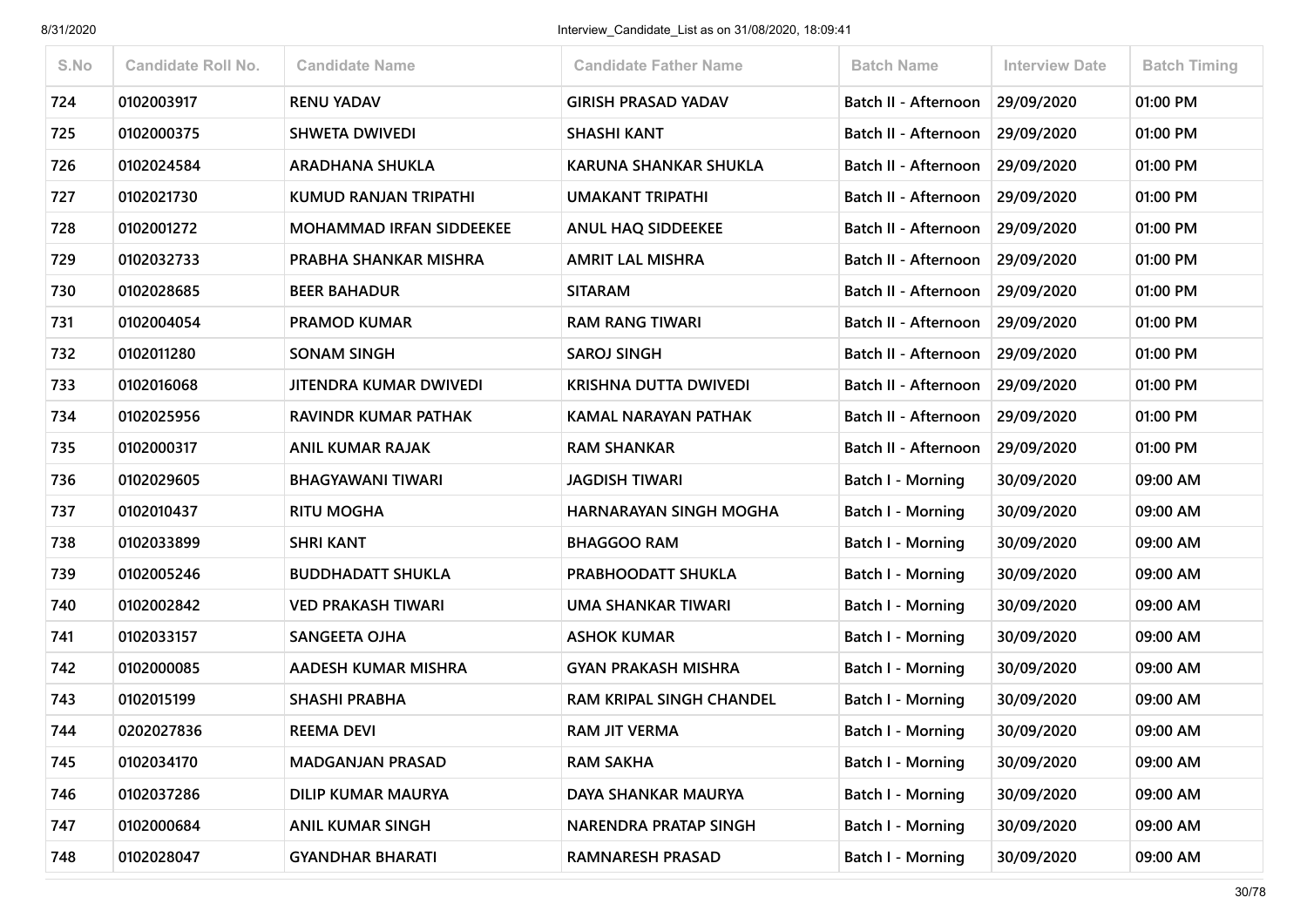| S.No | Candidate Roll No. | Candidate Name | Candidate Father Name | Batch Name | Interview Date | Batch Timing |
|---|---|---|---|---|---|---|
| 724 | 0102003917 | RENU YADAV | GIRISH PRASAD YADAV | Batch II - Afternoon | 29/09/2020 | 01:00 PM |
| 725 | 0102000375 | SHWETA DWIVEDI | SHASHI KANT | Batch II - Afternoon | 29/09/2020 | 01:00 PM |
| 726 | 0102024584 | ARADHANA SHUKLA | KARUNA SHANKAR SHUKLA | Batch II - Afternoon | 29/09/2020 | 01:00 PM |
| 727 | 0102021730 | KUMUD RANJAN TRIPATHI | UMAKANT TRIPATHI | Batch II - Afternoon | 29/09/2020 | 01:00 PM |
| 728 | 0102001272 | MOHAMMAD IRFAN SIDDEEKEE | ANUL HAQ SIDDEEKEE | Batch II - Afternoon | 29/09/2020 | 01:00 PM |
| 729 | 0102032733 | PRABHA SHANKAR MISHRA | AMRIT LAL MISHRA | Batch II - Afternoon | 29/09/2020 | 01:00 PM |
| 730 | 0102028685 | BEER BAHADUR | SITARAM | Batch II - Afternoon | 29/09/2020 | 01:00 PM |
| 731 | 0102004054 | PRAMOD KUMAR | RAM RANG TIWARI | Batch II - Afternoon | 29/09/2020 | 01:00 PM |
| 732 | 0102011280 | SONAM SINGH | SAROJ SINGH | Batch II - Afternoon | 29/09/2020 | 01:00 PM |
| 733 | 0102016068 | JITENDRA KUMAR DWIVEDI | KRISHNA DUTTA DWIVEDI | Batch II - Afternoon | 29/09/2020 | 01:00 PM |
| 734 | 0102025956 | RAVINDR KUMAR PATHAK | KAMAL NARAYAN PATHAK | Batch II - Afternoon | 29/09/2020 | 01:00 PM |
| 735 | 0102000317 | ANIL KUMAR RAJAK | RAM SHANKAR | Batch II - Afternoon | 29/09/2020 | 01:00 PM |
| 736 | 0102029605 | BHAGYAWANI TIWARI | JAGDISH TIWARI | Batch I - Morning | 30/09/2020 | 09:00 AM |
| 737 | 0102010437 | RITU MOGHA | HARNARAYAN SINGH MOGHA | Batch I - Morning | 30/09/2020 | 09:00 AM |
| 738 | 0102033899 | SHRI KANT | BHAGGOO RAM | Batch I - Morning | 30/09/2020 | 09:00 AM |
| 739 | 0102005246 | BUDDHADATT SHUKLA | PRABHOODATT SHUKLA | Batch I - Morning | 30/09/2020 | 09:00 AM |
| 740 | 0102002842 | VED PRAKASH TIWARI | UMA SHANKAR TIWARI | Batch I - Morning | 30/09/2020 | 09:00 AM |
| 741 | 0102033157 | SANGEETA OJHA | ASHOK KUMAR | Batch I - Morning | 30/09/2020 | 09:00 AM |
| 742 | 0102000085 | AADESH KUMAR MISHRA | GYAN PRAKASH MISHRA | Batch I - Morning | 30/09/2020 | 09:00 AM |
| 743 | 0102015199 | SHASHI PRABHA | RAM KRIPAL SINGH CHANDEL | Batch I - Morning | 30/09/2020 | 09:00 AM |
| 744 | 0202027836 | REEMA DEVI | RAM JIT VERMA | Batch I - Morning | 30/09/2020 | 09:00 AM |
| 745 | 0102034170 | MADGANJAN PRASAD | RAM SAKHA | Batch I - Morning | 30/09/2020 | 09:00 AM |
| 746 | 0102037286 | DILIP KUMAR MAURYA | DAYA SHANKAR MAURYA | Batch I - Morning | 30/09/2020 | 09:00 AM |
| 747 | 0102000684 | ANIL KUMAR SINGH | NARENDRA PRATAP SINGH | Batch I - Morning | 30/09/2020 | 09:00 AM |
| 748 | 0102028047 | GYANDHAR BHARATI | RAMNARESH PRASAD | Batch I - Morning | 30/09/2020 | 09:00 AM |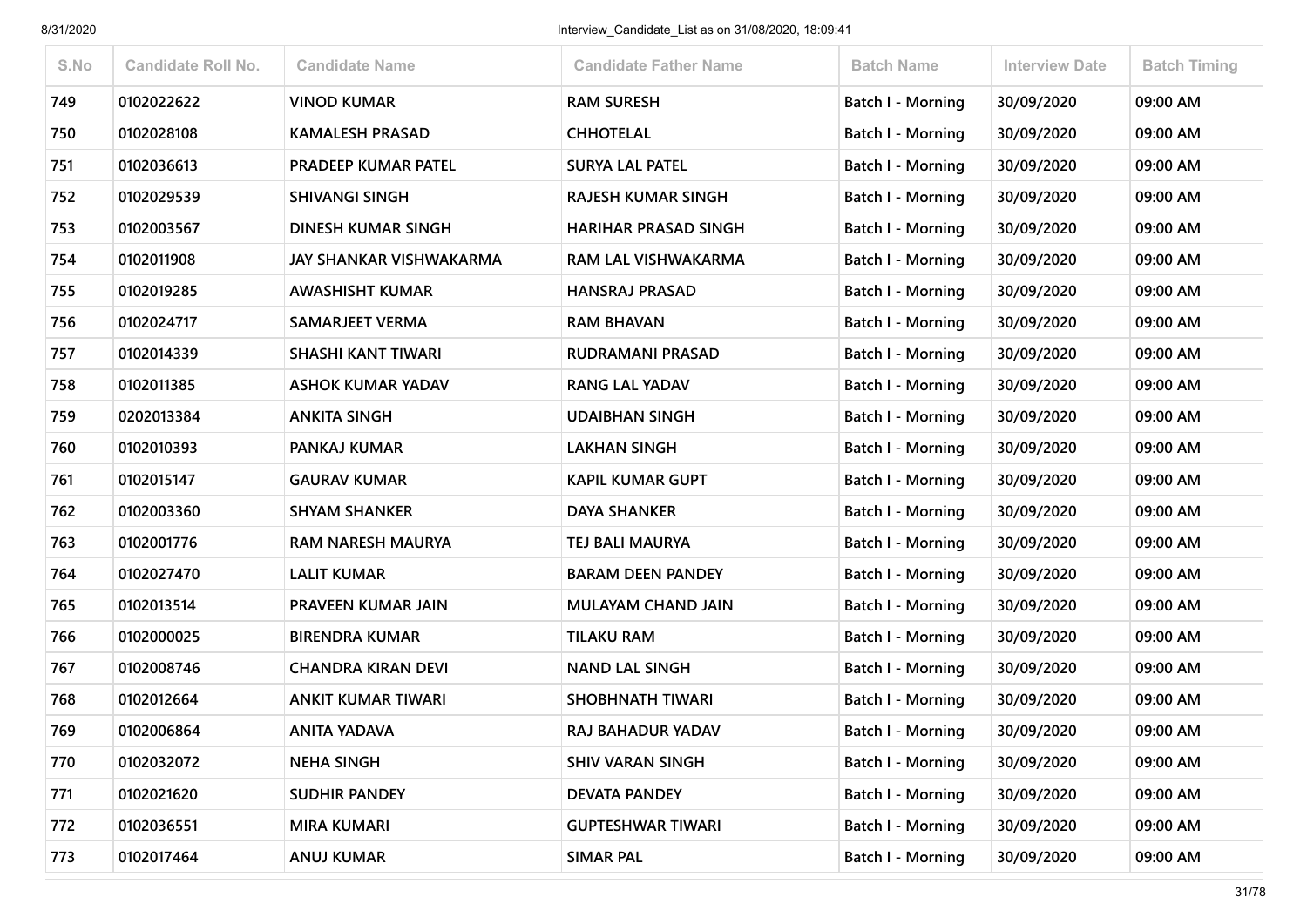| S.No | Candidate Roll No. | Candidate Name | Candidate Father Name | Batch Name | Interview Date | Batch Timing |
|---|---|---|---|---|---|---|
| 749 | 0102022622 | VINOD KUMAR | RAM SURESH | Batch I - Morning | 30/09/2020 | 09:00 AM |
| 750 | 0102028108 | KAMALESH PRASAD | CHHOTELAL | Batch I - Morning | 30/09/2020 | 09:00 AM |
| 751 | 0102036613 | PRADEEP KUMAR PATEL | SURYA LAL PATEL | Batch I - Morning | 30/09/2020 | 09:00 AM |
| 752 | 0102029539 | SHIVANGI SINGH | RAJESH KUMAR SINGH | Batch I - Morning | 30/09/2020 | 09:00 AM |
| 753 | 0102003567 | DINESH KUMAR SINGH | HARIHAR PRASAD SINGH | Batch I - Morning | 30/09/2020 | 09:00 AM |
| 754 | 0102011908 | JAY SHANKAR VISHWAKARMA | RAM LAL VISHWAKARMA | Batch I - Morning | 30/09/2020 | 09:00 AM |
| 755 | 0102019285 | AWASHISHT KUMAR | HANSRAJ PRASAD | Batch I - Morning | 30/09/2020 | 09:00 AM |
| 756 | 0102024717 | SAMARJEET VERMA | RAM BHAVAN | Batch I - Morning | 30/09/2020 | 09:00 AM |
| 757 | 0102014339 | SHASHI KANT TIWARI | RUDRAMANI PRASAD | Batch I - Morning | 30/09/2020 | 09:00 AM |
| 758 | 0102011385 | ASHOK KUMAR YADAV | RANG LAL YADAV | Batch I - Morning | 30/09/2020 | 09:00 AM |
| 759 | 0202013384 | ANKITA SINGH | UDAIBHAN SINGH | Batch I - Morning | 30/09/2020 | 09:00 AM |
| 760 | 0102010393 | PANKAJ KUMAR | LAKHAN SINGH | Batch I - Morning | 30/09/2020 | 09:00 AM |
| 761 | 0102015147 | GAURAV KUMAR | KAPIL KUMAR GUPT | Batch I - Morning | 30/09/2020 | 09:00 AM |
| 762 | 0102003360 | SHYAM SHANKER | DAYA SHANKER | Batch I - Morning | 30/09/2020 | 09:00 AM |
| 763 | 0102001776 | RAM NARESH MAURYA | TEJ BALI MAURYA | Batch I - Morning | 30/09/2020 | 09:00 AM |
| 764 | 0102027470 | LALIT KUMAR | BARAM DEEN PANDEY | Batch I - Morning | 30/09/2020 | 09:00 AM |
| 765 | 0102013514 | PRAVEEN KUMAR JAIN | MULAYAM CHAND JAIN | Batch I - Morning | 30/09/2020 | 09:00 AM |
| 766 | 0102000025 | BIRENDRA KUMAR | TILAKU RAM | Batch I - Morning | 30/09/2020 | 09:00 AM |
| 767 | 0102008746 | CHANDRA KIRAN DEVI | NAND LAL SINGH | Batch I - Morning | 30/09/2020 | 09:00 AM |
| 768 | 0102012664 | ANKIT KUMAR TIWARI | SHOBHNATH TIWARI | Batch I - Morning | 30/09/2020 | 09:00 AM |
| 769 | 0102006864 | ANITA YADAVA | RAJ BAHADUR YADAV | Batch I - Morning | 30/09/2020 | 09:00 AM |
| 770 | 0102032072 | NEHA SINGH | SHIV VARAN SINGH | Batch I - Morning | 30/09/2020 | 09:00 AM |
| 771 | 0102021620 | SUDHIR PANDEY | DEVATA PANDEY | Batch I - Morning | 30/09/2020 | 09:00 AM |
| 772 | 0102036551 | MIRA KUMARI | GUPTESHWAR TIWARI | Batch I - Morning | 30/09/2020 | 09:00 AM |
| 773 | 0102017464 | ANUJ KUMAR | SIMAR PAL | Batch I - Morning | 30/09/2020 | 09:00 AM |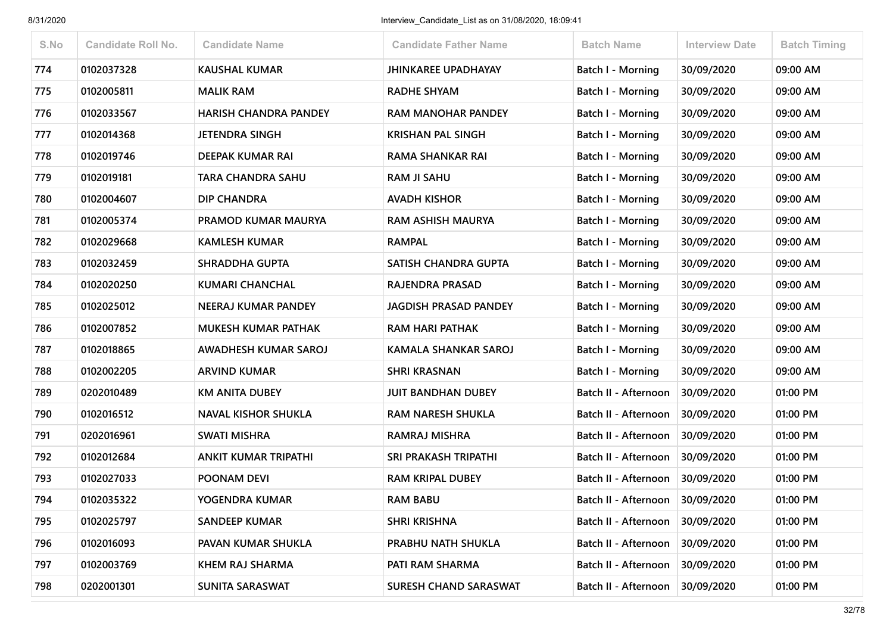| S.No | Candidate Roll No. | Candidate Name | Candidate Father Name | Batch Name | Interview Date | Batch Timing |
|---|---|---|---|---|---|---|
| 774 | 0102037328 | KAUSHAL KUMAR | JHINKAREE UPADHAYAY | Batch I - Morning | 30/09/2020 | 09:00 AM |
| 775 | 0102005811 | MALIK RAM | RADHE SHYAM | Batch I - Morning | 30/09/2020 | 09:00 AM |
| 776 | 0102033567 | HARISH CHANDRA PANDEY | RAM MANOHAR PANDEY | Batch I - Morning | 30/09/2020 | 09:00 AM |
| 777 | 0102014368 | JETENDRA SINGH | KRISHAN PAL SINGH | Batch I - Morning | 30/09/2020 | 09:00 AM |
| 778 | 0102019746 | DEEPAK KUMAR RAI | RAMA SHANKAR RAI | Batch I - Morning | 30/09/2020 | 09:00 AM |
| 779 | 0102019181 | TARA CHANDRA SAHU | RAM JI SAHU | Batch I - Morning | 30/09/2020 | 09:00 AM |
| 780 | 0102004607 | DIP CHANDRA | AVADH KISHOR | Batch I - Morning | 30/09/2020 | 09:00 AM |
| 781 | 0102005374 | PRAMOD KUMAR MAURYA | RAM ASHISH MAURYA | Batch I - Morning | 30/09/2020 | 09:00 AM |
| 782 | 0102029668 | KAMLESH KUMAR | RAMPAL | Batch I - Morning | 30/09/2020 | 09:00 AM |
| 783 | 0102032459 | SHRADDHA GUPTA | SATISH CHANDRA GUPTA | Batch I - Morning | 30/09/2020 | 09:00 AM |
| 784 | 0102020250 | KUMARI CHANCHAL | RAJENDRA PRASAD | Batch I - Morning | 30/09/2020 | 09:00 AM |
| 785 | 0102025012 | NEERAJ KUMAR PANDEY | JAGDISH PRASAD PANDEY | Batch I - Morning | 30/09/2020 | 09:00 AM |
| 786 | 0102007852 | MUKESH KUMAR PATHAK | RAM HARI PATHAK | Batch I - Morning | 30/09/2020 | 09:00 AM |
| 787 | 0102018865 | AWADHESH KUMAR SAROJ | KAMALA SHANKAR SAROJ | Batch I - Morning | 30/09/2020 | 09:00 AM |
| 788 | 0102002205 | ARVIND KUMAR | SHRI KRASNAN | Batch I - Morning | 30/09/2020 | 09:00 AM |
| 789 | 0202010489 | KM ANITA DUBEY | JUIT BANDHAN DUBEY | Batch II - Afternoon | 30/09/2020 | 01:00 PM |
| 790 | 0102016512 | NAVAL KISHOR SHUKLA | RAM NARESH SHUKLA | Batch II - Afternoon | 30/09/2020 | 01:00 PM |
| 791 | 0202016961 | SWATI MISHRA | RAMRAJ MISHRA | Batch II - Afternoon | 30/09/2020 | 01:00 PM |
| 792 | 0102012684 | ANKIT KUMAR TRIPATHI | SRI PRAKASH TRIPATHI | Batch II - Afternoon | 30/09/2020 | 01:00 PM |
| 793 | 0102027033 | POONAM DEVI | RAM KRIPAL DUBEY | Batch II - Afternoon | 30/09/2020 | 01:00 PM |
| 794 | 0102035322 | YOGENDRA KUMAR | RAM BABU | Batch II - Afternoon | 30/09/2020 | 01:00 PM |
| 795 | 0102025797 | SANDEEP KUMAR | SHRI KRISHNA | Batch II - Afternoon | 30/09/2020 | 01:00 PM |
| 796 | 0102016093 | PAVAN KUMAR SHUKLA | PRABHU NATH SHUKLA | Batch II - Afternoon | 30/09/2020 | 01:00 PM |
| 797 | 0102003769 | KHEM RAJ SHARMA | PATI RAM SHARMA | Batch II - Afternoon | 30/09/2020 | 01:00 PM |
| 798 | 0202001301 | SUNITA SARASWAT | SURESH CHAND SARASWAT | Batch II - Afternoon | 30/09/2020 | 01:00 PM |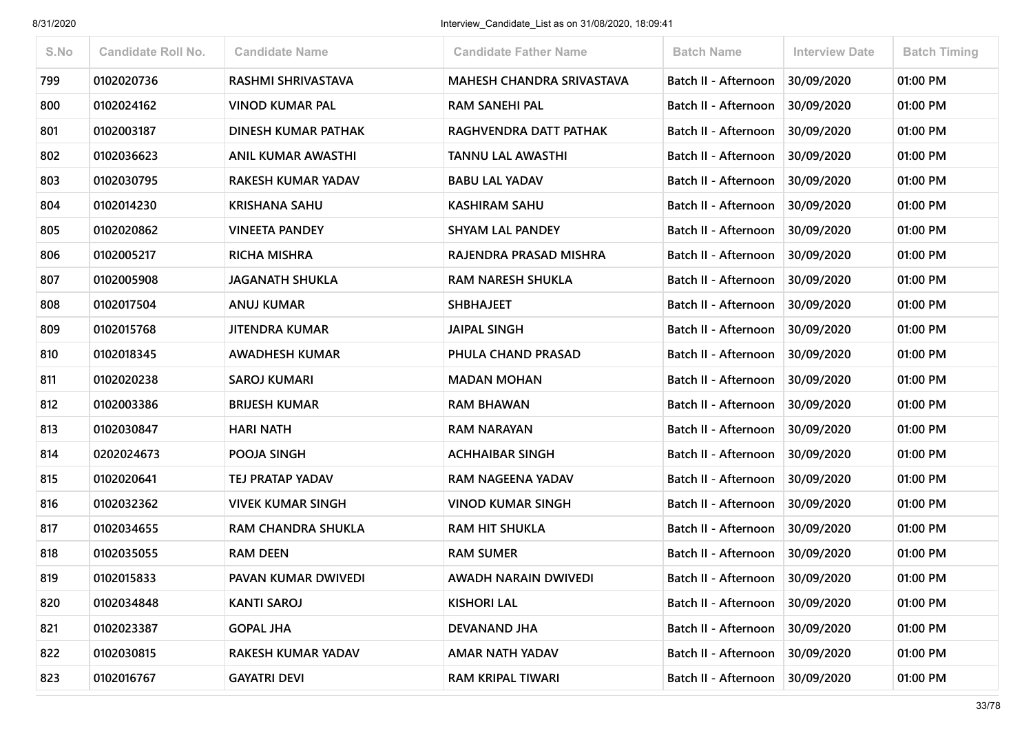| S.No | Candidate Roll No. | Candidate Name | Candidate Father Name | Batch Name | Interview Date | Batch Timing |
|---|---|---|---|---|---|---|
| 799 | 0102020736 | RASHMI SHRIVASTAVA | MAHESH CHANDRA SRIVASTAVA | Batch II - Afternoon | 30/09/2020 | 01:00 PM |
| 800 | 0102024162 | VINOD KUMAR PAL | RAM SANEHI PAL | Batch II - Afternoon | 30/09/2020 | 01:00 PM |
| 801 | 0102003187 | DINESH KUMAR PATHAK | RAGHVENDRA DATT PATHAK | Batch II - Afternoon | 30/09/2020 | 01:00 PM |
| 802 | 0102036623 | ANIL KUMAR AWASTHI | TANNU LAL AWASTHI | Batch II - Afternoon | 30/09/2020 | 01:00 PM |
| 803 | 0102030795 | RAKESH KUMAR YADAV | BABU LAL YADAV | Batch II - Afternoon | 30/09/2020 | 01:00 PM |
| 804 | 0102014230 | KRISHANA SAHU | KASHIRAM SAHU | Batch II - Afternoon | 30/09/2020 | 01:00 PM |
| 805 | 0102020862 | VINEETA PANDEY | SHYAM LAL PANDEY | Batch II - Afternoon | 30/09/2020 | 01:00 PM |
| 806 | 0102005217 | RICHA MISHRA | RAJENDRA PRASAD MISHRA | Batch II - Afternoon | 30/09/2020 | 01:00 PM |
| 807 | 0102005908 | JAGANATH SHUKLA | RAM NARESH SHUKLA | Batch II - Afternoon | 30/09/2020 | 01:00 PM |
| 808 | 0102017504 | ANUJ KUMAR | SHBHAJEET | Batch II - Afternoon | 30/09/2020 | 01:00 PM |
| 809 | 0102015768 | JITENDRA KUMAR | JAIPAL SINGH | Batch II - Afternoon | 30/09/2020 | 01:00 PM |
| 810 | 0102018345 | AWADHESH KUMAR | PHULA CHAND PRASAD | Batch II - Afternoon | 30/09/2020 | 01:00 PM |
| 811 | 0102020238 | SAROJ KUMARI | MADAN MOHAN | Batch II - Afternoon | 30/09/2020 | 01:00 PM |
| 812 | 0102003386 | BRIJESH KUMAR | RAM BHAWAN | Batch II - Afternoon | 30/09/2020 | 01:00 PM |
| 813 | 0102030847 | HARI NATH | RAM NARAYAN | Batch II - Afternoon | 30/09/2020 | 01:00 PM |
| 814 | 0202024673 | POOJA SINGH | ACHHAIBAR SINGH | Batch II - Afternoon | 30/09/2020 | 01:00 PM |
| 815 | 0102020641 | TEJ PRATAP YADAV | RAM NAGEENA YADAV | Batch II - Afternoon | 30/09/2020 | 01:00 PM |
| 816 | 0102032362 | VIVEK KUMAR SINGH | VINOD KUMAR SINGH | Batch II - Afternoon | 30/09/2020 | 01:00 PM |
| 817 | 0102034655 | RAM CHANDRA SHUKLA | RAM HIT SHUKLA | Batch II - Afternoon | 30/09/2020 | 01:00 PM |
| 818 | 0102035055 | RAM DEEN | RAM SUMER | Batch II - Afternoon | 30/09/2020 | 01:00 PM |
| 819 | 0102015833 | PAVAN KUMAR DWIVEDI | AWADH NARAIN DWIVEDI | Batch II - Afternoon | 30/09/2020 | 01:00 PM |
| 820 | 0102034848 | KANTI SAROJ | KISHORI LAL | Batch II - Afternoon | 30/09/2020 | 01:00 PM |
| 821 | 0102023387 | GOPAL JHA | DEVANAND JHA | Batch II - Afternoon | 30/09/2020 | 01:00 PM |
| 822 | 0102030815 | RAKESH KUMAR YADAV | AMAR NATH YADAV | Batch II - Afternoon | 30/09/2020 | 01:00 PM |
| 823 | 0102016767 | GAYATRI DEVI | RAM KRIPAL TIWARI | Batch II - Afternoon | 30/09/2020 | 01:00 PM |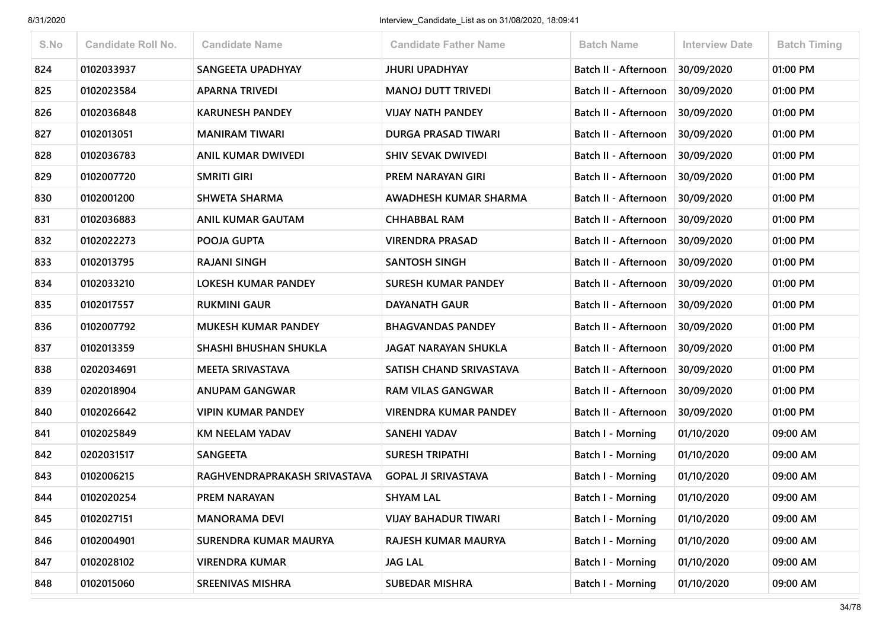| S.No | Candidate Roll No. | Candidate Name | Candidate Father Name | Batch Name | Interview Date | Batch Timing |
|---|---|---|---|---|---|---|
| 824 | 0102033937 | SANGEETA UPADHYAY | JHURI UPADHYAY | Batch II - Afternoon | 30/09/2020 | 01:00 PM |
| 825 | 0102023584 | APARNA TRIVEDI | MANOJ DUTT TRIVEDI | Batch II - Afternoon | 30/09/2020 | 01:00 PM |
| 826 | 0102036848 | KARUNESH PANDEY | VIJAY NATH PANDEY | Batch II - Afternoon | 30/09/2020 | 01:00 PM |
| 827 | 0102013051 | MANIRAM TIWARI | DURGA PRASAD TIWARI | Batch II - Afternoon | 30/09/2020 | 01:00 PM |
| 828 | 0102036783 | ANIL KUMAR DWIVEDI | SHIV SEVAK DWIVEDI | Batch II - Afternoon | 30/09/2020 | 01:00 PM |
| 829 | 0102007720 | SMRITI GIRI | PREM NARAYAN GIRI | Batch II - Afternoon | 30/09/2020 | 01:00 PM |
| 830 | 0102001200 | SHWETA SHARMA | AWADHESH KUMAR SHARMA | Batch II - Afternoon | 30/09/2020 | 01:00 PM |
| 831 | 0102036883 | ANIL KUMAR GAUTAM | CHHABBAL RAM | Batch II - Afternoon | 30/09/2020 | 01:00 PM |
| 832 | 0102022273 | POOJA GUPTA | VIRENDRA PRASAD | Batch II - Afternoon | 30/09/2020 | 01:00 PM |
| 833 | 0102013795 | RAJANI SINGH | SANTOSH SINGH | Batch II - Afternoon | 30/09/2020 | 01:00 PM |
| 834 | 0102033210 | LOKESH KUMAR PANDEY | SURESH KUMAR PANDEY | Batch II - Afternoon | 30/09/2020 | 01:00 PM |
| 835 | 0102017557 | RUKMINI GAUR | DAYANATH GAUR | Batch II - Afternoon | 30/09/2020 | 01:00 PM |
| 836 | 0102007792 | MUKESH KUMAR PANDEY | BHAGVANDAS PANDEY | Batch II - Afternoon | 30/09/2020 | 01:00 PM |
| 837 | 0102013359 | SHASHI BHUSHAN SHUKLA | JAGAT NARAYAN SHUKLA | Batch II - Afternoon | 30/09/2020 | 01:00 PM |
| 838 | 0202034691 | MEETA SRIVASTAVA | SATISH CHAND SRIVASTAVA | Batch II - Afternoon | 30/09/2020 | 01:00 PM |
| 839 | 0202018904 | ANUPAM GANGWAR | RAM VILAS GANGWAR | Batch II - Afternoon | 30/09/2020 | 01:00 PM |
| 840 | 0102026642 | VIPIN KUMAR PANDEY | VIRENDRA KUMAR PANDEY | Batch II - Afternoon | 30/09/2020 | 01:00 PM |
| 841 | 0102025849 | KM NEELAM YADAV | SANEHI YADAV | Batch I - Morning | 01/10/2020 | 09:00 AM |
| 842 | 0202031517 | SANGEETA | SURESH TRIPATHI | Batch I - Morning | 01/10/2020 | 09:00 AM |
| 843 | 0102006215 | RAGHVENDRAPRAKASH SRIVASTAVA | GOPAL JI SRIVASTAVA | Batch I - Morning | 01/10/2020 | 09:00 AM |
| 844 | 0102020254 | PREM NARAYAN | SHYAM LAL | Batch I - Morning | 01/10/2020 | 09:00 AM |
| 845 | 0102027151 | MANORAMA DEVI | VIJAY BAHADUR TIWARI | Batch I - Morning | 01/10/2020 | 09:00 AM |
| 846 | 0102004901 | SURENDRA KUMAR MAURYA | RAJESH KUMAR MAURYA | Batch I - Morning | 01/10/2020 | 09:00 AM |
| 847 | 0102028102 | VIRENDRA KUMAR | JAG LAL | Batch I - Morning | 01/10/2020 | 09:00 AM |
| 848 | 0102015060 | SREENIVAS MISHRA | SUBEDAR MISHRA | Batch I - Morning | 01/10/2020 | 09:00 AM |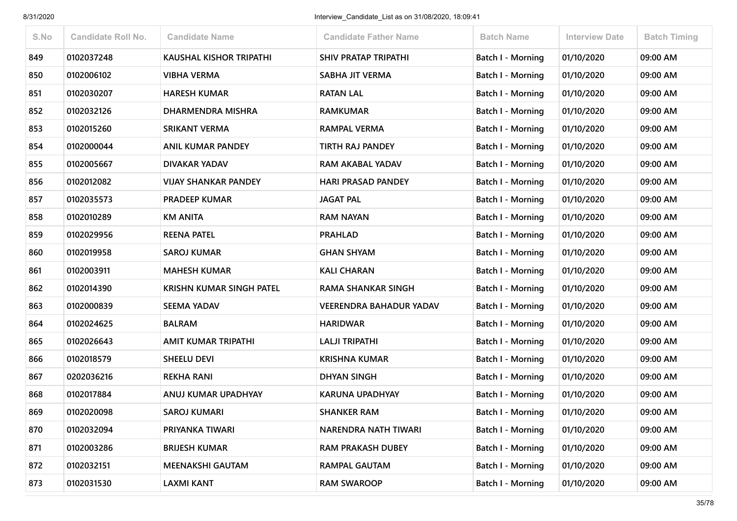| S.No | Candidate Roll No. | Candidate Name | Candidate Father Name | Batch Name | Interview Date | Batch Timing |
|---|---|---|---|---|---|---|
| 849 | 0102037248 | KAUSHAL KISHOR TRIPATHI | SHIV PRATAP TRIPATHI | Batch I - Morning | 01/10/2020 | 09:00 AM |
| 850 | 0102006102 | VIBHA VERMA | SABHA JIT VERMA | Batch I - Morning | 01/10/2020 | 09:00 AM |
| 851 | 0102030207 | HARESH KUMAR | RATAN LAL | Batch I - Morning | 01/10/2020 | 09:00 AM |
| 852 | 0102032126 | DHARMENDRA MISHRA | RAMKUMAR | Batch I - Morning | 01/10/2020 | 09:00 AM |
| 853 | 0102015260 | SRIKANT VERMA | RAMPAL VERMA | Batch I - Morning | 01/10/2020 | 09:00 AM |
| 854 | 0102000044 | ANIL KUMAR PANDEY | TIRTH RAJ PANDEY | Batch I - Morning | 01/10/2020 | 09:00 AM |
| 855 | 0102005667 | DIVAKAR YADAV | RAM AKABAL YADAV | Batch I - Morning | 01/10/2020 | 09:00 AM |
| 856 | 0102012082 | VIJAY SHANKAR PANDEY | HARI PRASAD PANDEY | Batch I - Morning | 01/10/2020 | 09:00 AM |
| 857 | 0102035573 | PRADEEP KUMAR | JAGAT PAL | Batch I - Morning | 01/10/2020 | 09:00 AM |
| 858 | 0102010289 | KM ANITA | RAM NAYAN | Batch I - Morning | 01/10/2020 | 09:00 AM |
| 859 | 0102029956 | REENA PATEL | PRAHLAD | Batch I - Morning | 01/10/2020 | 09:00 AM |
| 860 | 0102019958 | SAROJ KUMAR | GHAN SHYAM | Batch I - Morning | 01/10/2020 | 09:00 AM |
| 861 | 0102003911 | MAHESH KUMAR | KALI CHARAN | Batch I - Morning | 01/10/2020 | 09:00 AM |
| 862 | 0102014390 | KRISHN KUMAR SINGH PATEL | RAMA SHANKAR SINGH | Batch I - Morning | 01/10/2020 | 09:00 AM |
| 863 | 0102000839 | SEEMA YADAV | VEERENDRA BAHADUR YADAV | Batch I - Morning | 01/10/2020 | 09:00 AM |
| 864 | 0102024625 | BALRAM | HARIDWAR | Batch I - Morning | 01/10/2020 | 09:00 AM |
| 865 | 0102026643 | AMIT KUMAR TRIPATHI | LALJI TRIPATHI | Batch I - Morning | 01/10/2020 | 09:00 AM |
| 866 | 0102018579 | SHEELU DEVI | KRISHNA KUMAR | Batch I - Morning | 01/10/2020 | 09:00 AM |
| 867 | 0202036216 | REKHA RANI | DHYAN SINGH | Batch I - Morning | 01/10/2020 | 09:00 AM |
| 868 | 0102017884 | ANUJ KUMAR UPADHYAY | KARUNA UPADHYAY | Batch I - Morning | 01/10/2020 | 09:00 AM |
| 869 | 0102020098 | SAROJ KUMARI | SHANKER RAM | Batch I - Morning | 01/10/2020 | 09:00 AM |
| 870 | 0102032094 | PRIYANKA TIWARI | NARENDRA NATH TIWARI | Batch I - Morning | 01/10/2020 | 09:00 AM |
| 871 | 0102003286 | BRIJESH KUMAR | RAM PRAKASH DUBEY | Batch I - Morning | 01/10/2020 | 09:00 AM |
| 872 | 0102032151 | MEENAKSHI GAUTAM | RAMPAL GAUTAM | Batch I - Morning | 01/10/2020 | 09:00 AM |
| 873 | 0102031530 | LAXMI KANT | RAM SWAROOP | Batch I - Morning | 01/10/2020 | 09:00 AM |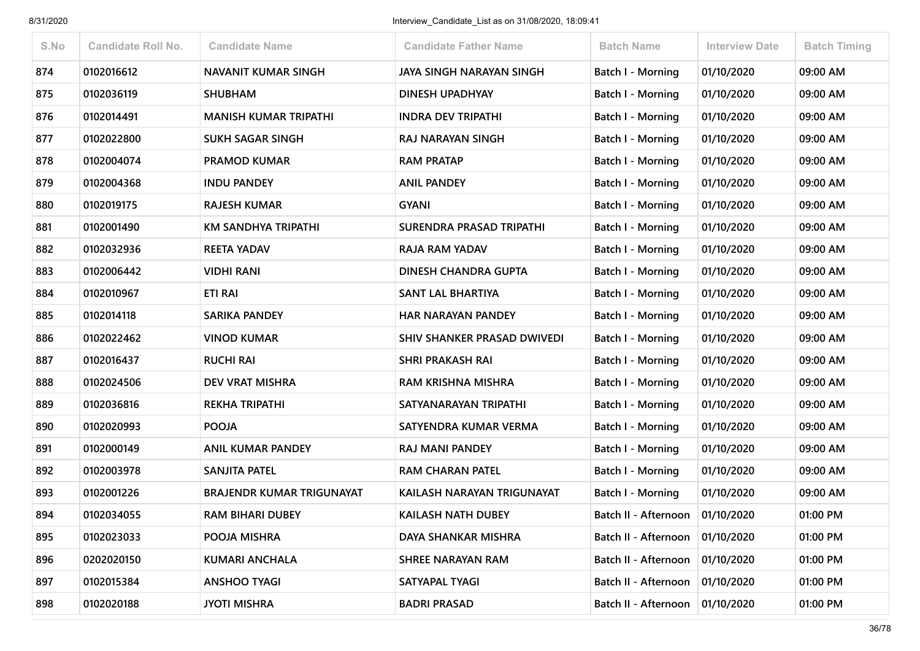| S.No | Candidate Roll No. | Candidate Name | Candidate Father Name | Batch Name | Interview Date | Batch Timing |
|---|---|---|---|---|---|---|
| 874 | 0102016612 | NAVANIT KUMAR SINGH | JAYA SINGH NARAYAN SINGH | Batch I - Morning | 01/10/2020 | 09:00 AM |
| 875 | 0102036119 | SHUBHAM | DINESH UPADHYAY | Batch I - Morning | 01/10/2020 | 09:00 AM |
| 876 | 0102014491 | MANISH KUMAR TRIPATHI | INDRA DEV TRIPATHI | Batch I - Morning | 01/10/2020 | 09:00 AM |
| 877 | 0102022800 | SUKH SAGAR SINGH | RAJ NARAYAN SINGH | Batch I - Morning | 01/10/2020 | 09:00 AM |
| 878 | 0102004074 | PRAMOD KUMAR | RAM PRATAP | Batch I - Morning | 01/10/2020 | 09:00 AM |
| 879 | 0102004368 | INDU PANDEY | ANIL PANDEY | Batch I - Morning | 01/10/2020 | 09:00 AM |
| 880 | 0102019175 | RAJESH KUMAR | GYANI | Batch I - Morning | 01/10/2020 | 09:00 AM |
| 881 | 0102001490 | KM SANDHYA TRIPATHI | SURENDRA PRASAD TRIPATHI | Batch I - Morning | 01/10/2020 | 09:00 AM |
| 882 | 0102032936 | REETA YADAV | RAJA RAM YADAV | Batch I - Morning | 01/10/2020 | 09:00 AM |
| 883 | 0102006442 | VIDHI RANI | DINESH CHANDRA GUPTA | Batch I - Morning | 01/10/2020 | 09:00 AM |
| 884 | 0102010967 | ETI RAI | SANT LAL BHARTIYA | Batch I - Morning | 01/10/2020 | 09:00 AM |
| 885 | 0102014118 | SARIKA PANDEY | HAR NARAYAN PANDEY | Batch I - Morning | 01/10/2020 | 09:00 AM |
| 886 | 0102022462 | VINOD KUMAR | SHIV SHANKER PRASAD DWIVEDI | Batch I - Morning | 01/10/2020 | 09:00 AM |
| 887 | 0102016437 | RUCHI RAI | SHRI PRAKASH RAI | Batch I - Morning | 01/10/2020 | 09:00 AM |
| 888 | 0102024506 | DEV VRAT MISHRA | RAM KRISHNA MISHRA | Batch I - Morning | 01/10/2020 | 09:00 AM |
| 889 | 0102036816 | REKHA TRIPATHI | SATYANARAYAN TRIPATHI | Batch I - Morning | 01/10/2020 | 09:00 AM |
| 890 | 0102020993 | POOJA | SATYENDRA KUMAR VERMA | Batch I - Morning | 01/10/2020 | 09:00 AM |
| 891 | 0102000149 | ANIL KUMAR PANDEY | RAJ MANI PANDEY | Batch I - Morning | 01/10/2020 | 09:00 AM |
| 892 | 0102003978 | SANJITA PATEL | RAM CHARAN PATEL | Batch I - Morning | 01/10/2020 | 09:00 AM |
| 893 | 0102001226 | BRAJENDR KUMAR TRIGUNAYAT | KAILASH NARAYAN TRIGUNAYAT | Batch I - Morning | 01/10/2020 | 09:00 AM |
| 894 | 0102034055 | RAM BIHARI DUBEY | KAILASH NATH DUBEY | Batch II - Afternoon | 01/10/2020 | 01:00 PM |
| 895 | 0102023033 | POOJA MISHRA | DAYA SHANKAR MISHRA | Batch II - Afternoon | 01/10/2020 | 01:00 PM |
| 896 | 0202020150 | KUMARI ANCHALA | SHREE NARAYAN RAM | Batch II - Afternoon | 01/10/2020 | 01:00 PM |
| 897 | 0102015384 | ANSHOO TYAGI | SATYAPAL TYAGI | Batch II - Afternoon | 01/10/2020 | 01:00 PM |
| 898 | 0102020188 | JYOTI MISHRA | BADRI PRASAD | Batch II - Afternoon | 01/10/2020 | 01:00 PM |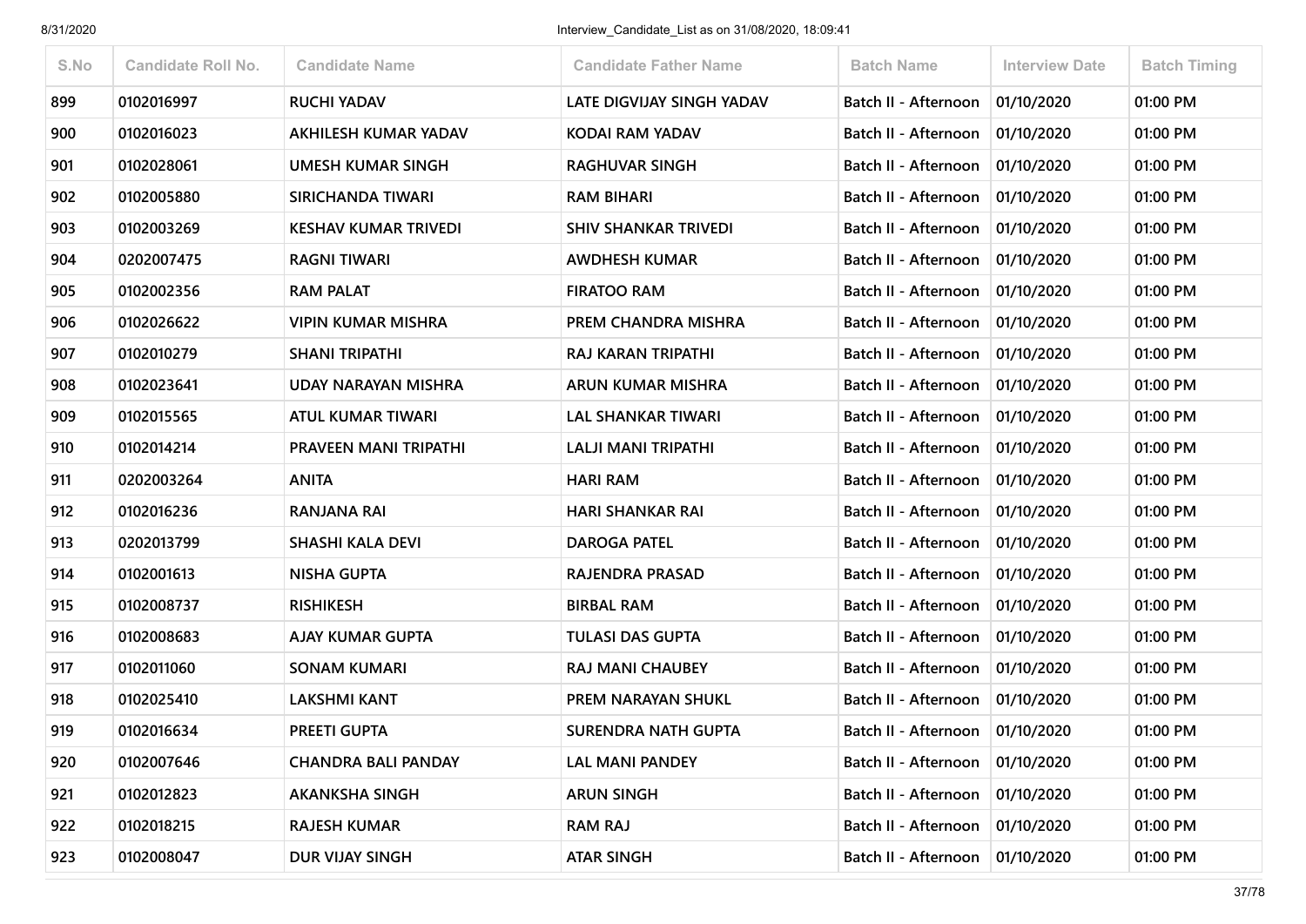| S.No | Candidate Roll No. | Candidate Name | Candidate Father Name | Batch Name | Interview Date | Batch Timing |
|---|---|---|---|---|---|---|
| 899 | 0102016997 | RUCHI YADAV | LATE DIGVIJAY SINGH YADAV | Batch II - Afternoon | 01/10/2020 | 01:00 PM |
| 900 | 0102016023 | AKHILESH KUMAR YADAV | KODAI RAM YADAV | Batch II - Afternoon | 01/10/2020 | 01:00 PM |
| 901 | 0102028061 | UMESH KUMAR SINGH | RAGHUVAR SINGH | Batch II - Afternoon | 01/10/2020 | 01:00 PM |
| 902 | 0102005880 | SIRICHANDA TIWARI | RAM BIHARI | Batch II - Afternoon | 01/10/2020 | 01:00 PM |
| 903 | 0102003269 | KESHAV KUMAR TRIVEDI | SHIV SHANKAR TRIVEDI | Batch II - Afternoon | 01/10/2020 | 01:00 PM |
| 904 | 0202007475 | RAGNI TIWARI | AWDHESH KUMAR | Batch II - Afternoon | 01/10/2020 | 01:00 PM |
| 905 | 0102002356 | RAM PALAT | FIRATOO RAM | Batch II - Afternoon | 01/10/2020 | 01:00 PM |
| 906 | 0102026622 | VIPIN KUMAR MISHRA | PREM CHANDRA MISHRA | Batch II - Afternoon | 01/10/2020 | 01:00 PM |
| 907 | 0102010279 | SHANI TRIPATHI | RAJ KARAN TRIPATHI | Batch II - Afternoon | 01/10/2020 | 01:00 PM |
| 908 | 0102023641 | UDAY NARAYAN MISHRA | ARUN KUMAR MISHRA | Batch II - Afternoon | 01/10/2020 | 01:00 PM |
| 909 | 0102015565 | ATUL KUMAR TIWARI | LAL SHANKAR TIWARI | Batch II - Afternoon | 01/10/2020 | 01:00 PM |
| 910 | 0102014214 | PRAVEEN MANI TRIPATHI | LALJI MANI TRIPATHI | Batch II - Afternoon | 01/10/2020 | 01:00 PM |
| 911 | 0202003264 | ANITA | HARI RAM | Batch II - Afternoon | 01/10/2020 | 01:00 PM |
| 912 | 0102016236 | RANJANA RAI | HARI SHANKAR RAI | Batch II - Afternoon | 01/10/2020 | 01:00 PM |
| 913 | 0202013799 | SHASHI KALA DEVI | DAROGA PATEL | Batch II - Afternoon | 01/10/2020 | 01:00 PM |
| 914 | 0102001613 | NISHA GUPTA | RAJENDRA PRASAD | Batch II - Afternoon | 01/10/2020 | 01:00 PM |
| 915 | 0102008737 | RISHIKESH | BIRBAL RAM | Batch II - Afternoon | 01/10/2020 | 01:00 PM |
| 916 | 0102008683 | AJAY KUMAR GUPTA | TULASI DAS GUPTA | Batch II - Afternoon | 01/10/2020 | 01:00 PM |
| 917 | 0102011060 | SONAM KUMARI | RAJ MANI CHAUBEY | Batch II - Afternoon | 01/10/2020 | 01:00 PM |
| 918 | 0102025410 | LAKSHMI KANT | PREM NARAYAN SHUKL | Batch II - Afternoon | 01/10/2020 | 01:00 PM |
| 919 | 0102016634 | PREETI GUPTA | SURENDRA NATH GUPTA | Batch II - Afternoon | 01/10/2020 | 01:00 PM |
| 920 | 0102007646 | CHANDRA BALI PANDAY | LAL MANI PANDEY | Batch II - Afternoon | 01/10/2020 | 01:00 PM |
| 921 | 0102012823 | AKANKSHA SINGH | ARUN SINGH | Batch II - Afternoon | 01/10/2020 | 01:00 PM |
| 922 | 0102018215 | RAJESH KUMAR | RAM RAJ | Batch II - Afternoon | 01/10/2020 | 01:00 PM |
| 923 | 0102008047 | DUR VIJAY SINGH | ATAR SINGH | Batch II - Afternoon | 01/10/2020 | 01:00 PM |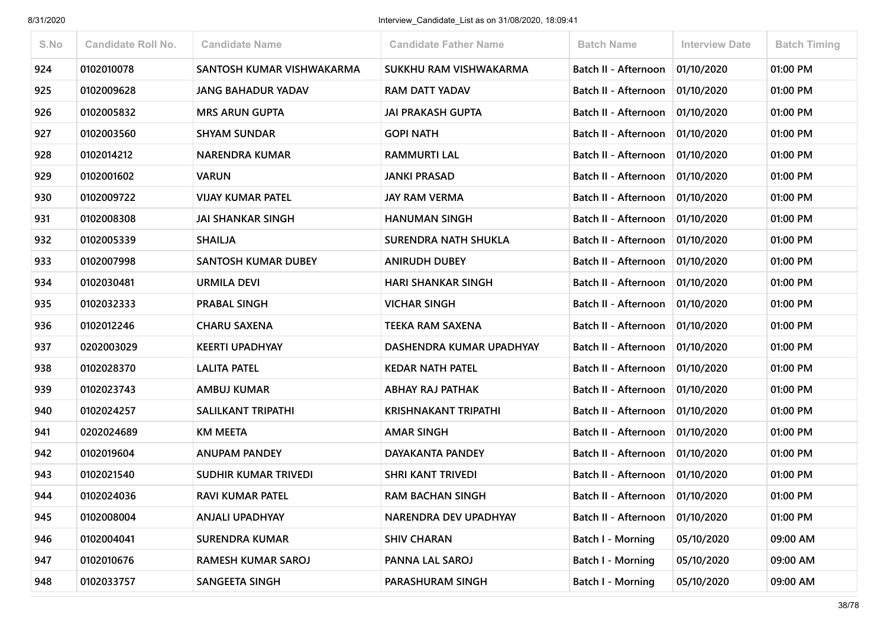| S.No | Candidate Roll No. | Candidate Name | Candidate Father Name | Batch Name | Interview Date | Batch Timing |
|---|---|---|---|---|---|---|
| 924 | 0102010078 | SANTOSH KUMAR VISHWAKARMA | SUKKHU RAM VISHWAKARMA | Batch II - Afternoon | 01/10/2020 | 01:00 PM |
| 925 | 0102009628 | JANG BAHADUR YADAV | RAM DATT YADAV | Batch II - Afternoon | 01/10/2020 | 01:00 PM |
| 926 | 0102005832 | MRS ARUN GUPTA | JAI PRAKASH GUPTA | Batch II - Afternoon | 01/10/2020 | 01:00 PM |
| 927 | 0102003560 | SHYAM SUNDAR | GOPI NATH | Batch II - Afternoon | 01/10/2020 | 01:00 PM |
| 928 | 0102014212 | NARENDRA KUMAR | RAMMURTI LAL | Batch II - Afternoon | 01/10/2020 | 01:00 PM |
| 929 | 0102001602 | VARUN | JANKI PRASAD | Batch II - Afternoon | 01/10/2020 | 01:00 PM |
| 930 | 0102009722 | VIJAY KUMAR PATEL | JAY RAM VERMA | Batch II - Afternoon | 01/10/2020 | 01:00 PM |
| 931 | 0102008308 | JAI SHANKAR SINGH | HANUMAN SINGH | Batch II - Afternoon | 01/10/2020 | 01:00 PM |
| 932 | 0102005339 | SHAILJA | SURENDRA NATH SHUKLA | Batch II - Afternoon | 01/10/2020 | 01:00 PM |
| 933 | 0102007998 | SANTOSH KUMAR DUBEY | ANIRUDH DUBEY | Batch II - Afternoon | 01/10/2020 | 01:00 PM |
| 934 | 0102030481 | URMILA DEVI | HARI SHANKAR SINGH | Batch II - Afternoon | 01/10/2020 | 01:00 PM |
| 935 | 0102032333 | PRABAL SINGH | VICHAR SINGH | Batch II - Afternoon | 01/10/2020 | 01:00 PM |
| 936 | 0102012246 | CHARU SAXENA | TEEKA RAM SAXENA | Batch II - Afternoon | 01/10/2020 | 01:00 PM |
| 937 | 0202003029 | KEERTI UPADHYAY | DASHENDRA KUMAR UPADHYAY | Batch II - Afternoon | 01/10/2020 | 01:00 PM |
| 938 | 0102028370 | LALITA PATEL | KEDAR NATH PATEL | Batch II - Afternoon | 01/10/2020 | 01:00 PM |
| 939 | 0102023743 | AMBUJ KUMAR | ABHAY RAJ PATHAK | Batch II - Afternoon | 01/10/2020 | 01:00 PM |
| 940 | 0102024257 | SALILKANT TRIPATHI | KRISHNAKANT TRIPATHI | Batch II - Afternoon | 01/10/2020 | 01:00 PM |
| 941 | 0202024689 | KM MEETA | AMAR SINGH | Batch II - Afternoon | 01/10/2020 | 01:00 PM |
| 942 | 0102019604 | ANUPAM PANDEY | DAYAKANTA PANDEY | Batch II - Afternoon | 01/10/2020 | 01:00 PM |
| 943 | 0102021540 | SUDHIR KUMAR TRIVEDI | SHRI KANT TRIVEDI | Batch II - Afternoon | 01/10/2020 | 01:00 PM |
| 944 | 0102024036 | RAVI KUMAR PATEL | RAM BACHAN SINGH | Batch II - Afternoon | 01/10/2020 | 01:00 PM |
| 945 | 0102008004 | ANJALI UPADHYAY | NARENDRA DEV UPADHYAY | Batch II - Afternoon | 01/10/2020 | 01:00 PM |
| 946 | 0102004041 | SURENDRA KUMAR | SHIV CHARAN | Batch I - Morning | 05/10/2020 | 09:00 AM |
| 947 | 0102010676 | RAMESH KUMAR SAROJ | PANNA LAL SAROJ | Batch I - Morning | 05/10/2020 | 09:00 AM |
| 948 | 0102033757 | SANGEETA SINGH | PARASHURAM SINGH | Batch I - Morning | 05/10/2020 | 09:00 AM |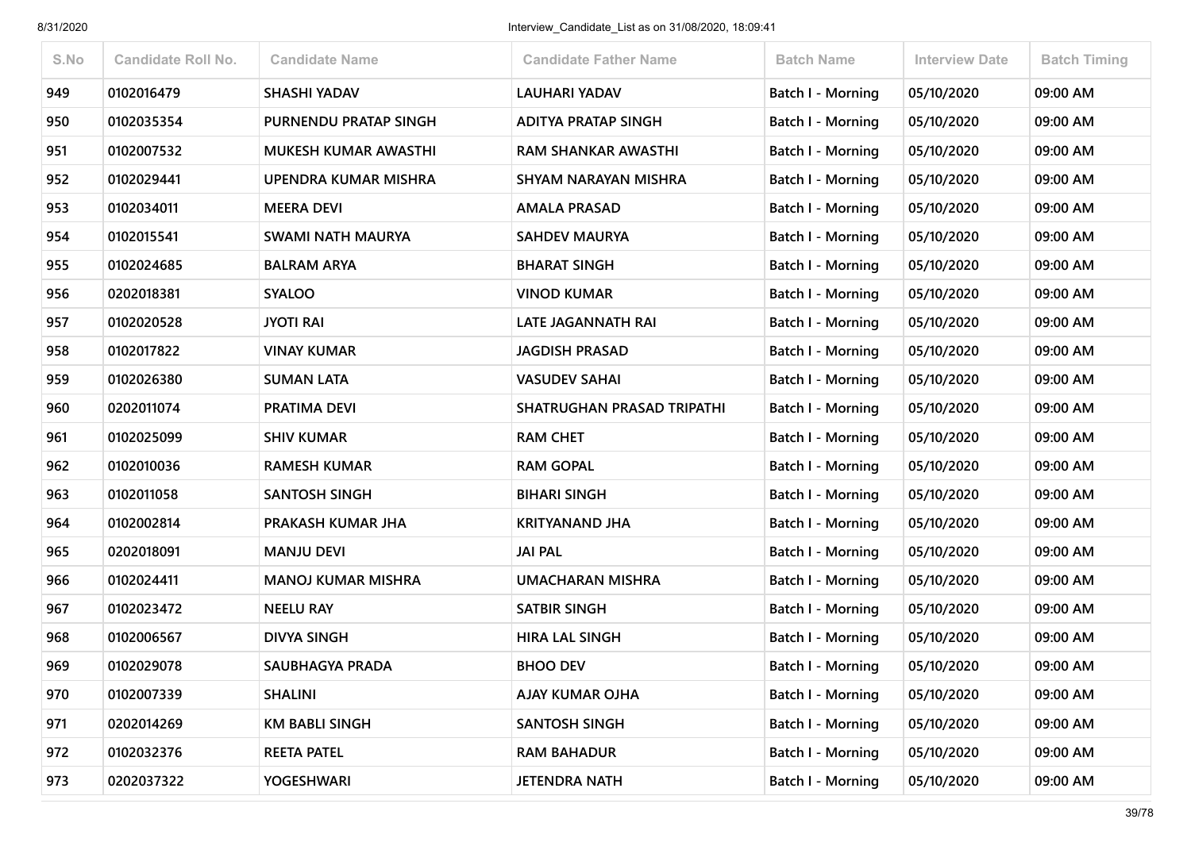| S.No | Candidate Roll No. | Candidate Name | Candidate Father Name | Batch Name | Interview Date | Batch Timing |
|---|---|---|---|---|---|---|
| 949 | 0102016479 | SHASHI YADAV | LAUHARI YADAV | Batch I - Morning | 05/10/2020 | 09:00 AM |
| 950 | 0102035354 | PURNENDU PRATAP SINGH | ADITYA PRATAP SINGH | Batch I - Morning | 05/10/2020 | 09:00 AM |
| 951 | 0102007532 | MUKESH KUMAR AWASTHI | RAM SHANKAR AWASTHI | Batch I - Morning | 05/10/2020 | 09:00 AM |
| 952 | 0102029441 | UPENDRA KUMAR MISHRA | SHYAM NARAYAN MISHRA | Batch I - Morning | 05/10/2020 | 09:00 AM |
| 953 | 0102034011 | MEERA DEVI | AMALA PRASAD | Batch I - Morning | 05/10/2020 | 09:00 AM |
| 954 | 0102015541 | SWAMI NATH MAURYA | SAHDEV MAURYA | Batch I - Morning | 05/10/2020 | 09:00 AM |
| 955 | 0102024685 | BALRAM ARYA | BHARAT SINGH | Batch I - Morning | 05/10/2020 | 09:00 AM |
| 956 | 0202018381 | SYALOO | VINOD KUMAR | Batch I - Morning | 05/10/2020 | 09:00 AM |
| 957 | 0102020528 | JYOTI RAI | LATE JAGANNATH RAI | Batch I - Morning | 05/10/2020 | 09:00 AM |
| 958 | 0102017822 | VINAY KUMAR | JAGDISH PRASAD | Batch I - Morning | 05/10/2020 | 09:00 AM |
| 959 | 0102026380 | SUMAN LATA | VASUDEV SAHAI | Batch I - Morning | 05/10/2020 | 09:00 AM |
| 960 | 0202011074 | PRATIMA DEVI | SHATRUGHAN PRASAD TRIPATHI | Batch I - Morning | 05/10/2020 | 09:00 AM |
| 961 | 0102025099 | SHIV KUMAR | RAM CHET | Batch I - Morning | 05/10/2020 | 09:00 AM |
| 962 | 0102010036 | RAMESH KUMAR | RAM GOPAL | Batch I - Morning | 05/10/2020 | 09:00 AM |
| 963 | 0102011058 | SANTOSH SINGH | BIHARI SINGH | Batch I - Morning | 05/10/2020 | 09:00 AM |
| 964 | 0102002814 | PRAKASH KUMAR JHA | KRITYANAND JHA | Batch I - Morning | 05/10/2020 | 09:00 AM |
| 965 | 0202018091 | MANJU DEVI | JAI PAL | Batch I - Morning | 05/10/2020 | 09:00 AM |
| 966 | 0102024411 | MANOJ KUMAR MISHRA | UMACHARAN MISHRA | Batch I - Morning | 05/10/2020 | 09:00 AM |
| 967 | 0102023472 | NEELU RAY | SATBIR SINGH | Batch I - Morning | 05/10/2020 | 09:00 AM |
| 968 | 0102006567 | DIVYA SINGH | HIRA LAL SINGH | Batch I - Morning | 05/10/2020 | 09:00 AM |
| 969 | 0102029078 | SAUBHAGYA PRADA | BHOO DEV | Batch I - Morning | 05/10/2020 | 09:00 AM |
| 970 | 0102007339 | SHALINI | AJAY KUMAR OJHA | Batch I - Morning | 05/10/2020 | 09:00 AM |
| 971 | 0202014269 | KM BABLI SINGH | SANTOSH SINGH | Batch I - Morning | 05/10/2020 | 09:00 AM |
| 972 | 0102032376 | REETA PATEL | RAM BAHADUR | Batch I - Morning | 05/10/2020 | 09:00 AM |
| 973 | 0202037322 | YOGESHWARI | JETENDRA NATH | Batch I - Morning | 05/10/2020 | 09:00 AM |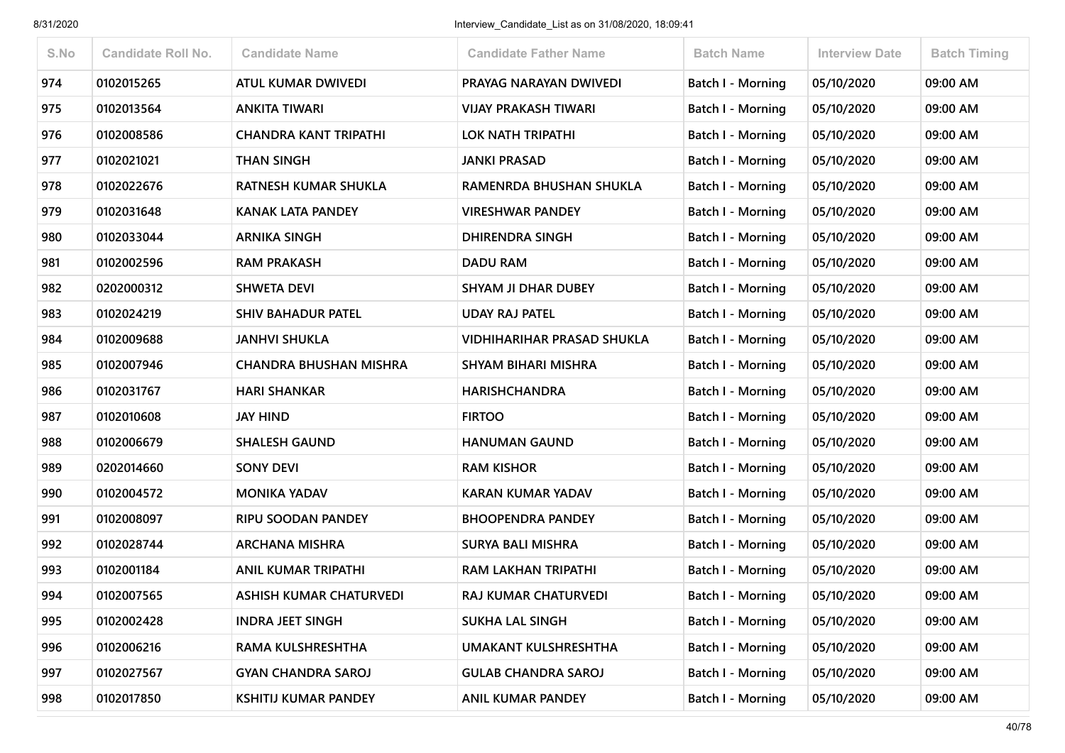| S.No | Candidate Roll No. | Candidate Name | Candidate Father Name | Batch Name | Interview Date | Batch Timing |
|---|---|---|---|---|---|---|
| 974 | 0102015265 | ATUL KUMAR DWIVEDI | PRAYAG NARAYAN DWIVEDI | Batch I - Morning | 05/10/2020 | 09:00 AM |
| 975 | 0102013564 | ANKITA TIWARI | VIJAY PRAKASH TIWARI | Batch I - Morning | 05/10/2020 | 09:00 AM |
| 976 | 0102008586 | CHANDRA KANT TRIPATHI | LOK NATH TRIPATHI | Batch I - Morning | 05/10/2020 | 09:00 AM |
| 977 | 0102021021 | THAN SINGH | JANKI PRASAD | Batch I - Morning | 05/10/2020 | 09:00 AM |
| 978 | 0102022676 | RATNESH KUMAR SHUKLA | RAMENRDA BHUSHAN SHUKLA | Batch I - Morning | 05/10/2020 | 09:00 AM |
| 979 | 0102031648 | KANAK LATA PANDEY | VIRESHWAR PANDEY | Batch I - Morning | 05/10/2020 | 09:00 AM |
| 980 | 0102033044 | ARNIKA SINGH | DHIRENDRA SINGH | Batch I - Morning | 05/10/2020 | 09:00 AM |
| 981 | 0102002596 | RAM PRAKASH | DADU RAM | Batch I - Morning | 05/10/2020 | 09:00 AM |
| 982 | 0202000312 | SHWETA DEVI | SHYAM JI DHAR DUBEY | Batch I - Morning | 05/10/2020 | 09:00 AM |
| 983 | 0102024219 | SHIV BAHADUR PATEL | UDAY RAJ PATEL | Batch I - Morning | 05/10/2020 | 09:00 AM |
| 984 | 0102009688 | JANHVI SHUKLA | VIDHIHARIHAR PRASAD SHUKLA | Batch I - Morning | 05/10/2020 | 09:00 AM |
| 985 | 0102007946 | CHANDRA BHUSHAN MISHRA | SHYAM BIHARI MISHRA | Batch I - Morning | 05/10/2020 | 09:00 AM |
| 986 | 0102031767 | HARI SHANKAR | HARISHCHANDRA | Batch I - Morning | 05/10/2020 | 09:00 AM |
| 987 | 0102010608 | JAY HIND | FIRTOO | Batch I - Morning | 05/10/2020 | 09:00 AM |
| 988 | 0102006679 | SHALESH GAUND | HANUMAN GAUND | Batch I - Morning | 05/10/2020 | 09:00 AM |
| 989 | 0202014660 | SONY DEVI | RAM KISHOR | Batch I - Morning | 05/10/2020 | 09:00 AM |
| 990 | 0102004572 | MONIKA YADAV | KARAN KUMAR YADAV | Batch I - Morning | 05/10/2020 | 09:00 AM |
| 991 | 0102008097 | RIPU SOODAN PANDEY | BHOOPENDRA PANDEY | Batch I - Morning | 05/10/2020 | 09:00 AM |
| 992 | 0102028744 | ARCHANA MISHRA | SURYA BALI MISHRA | Batch I - Morning | 05/10/2020 | 09:00 AM |
| 993 | 0102001184 | ANIL KUMAR TRIPATHI | RAM LAKHAN TRIPATHI | Batch I - Morning | 05/10/2020 | 09:00 AM |
| 994 | 0102007565 | ASHISH KUMAR CHATURVEDI | RAJ KUMAR CHATURVEDI | Batch I - Morning | 05/10/2020 | 09:00 AM |
| 995 | 0102002428 | INDRA JEET SINGH | SUKHA LAL SINGH | Batch I - Morning | 05/10/2020 | 09:00 AM |
| 996 | 0102006216 | RAMA KULSHRESHTHA | UMAKANT KULSHRESHTHA | Batch I - Morning | 05/10/2020 | 09:00 AM |
| 997 | 0102027567 | GYAN CHANDRA SAROJ | GULAB CHANDRA SAROJ | Batch I - Morning | 05/10/2020 | 09:00 AM |
| 998 | 0102017850 | KSHITIJ KUMAR PANDEY | ANIL KUMAR PANDEY | Batch I - Morning | 05/10/2020 | 09:00 AM |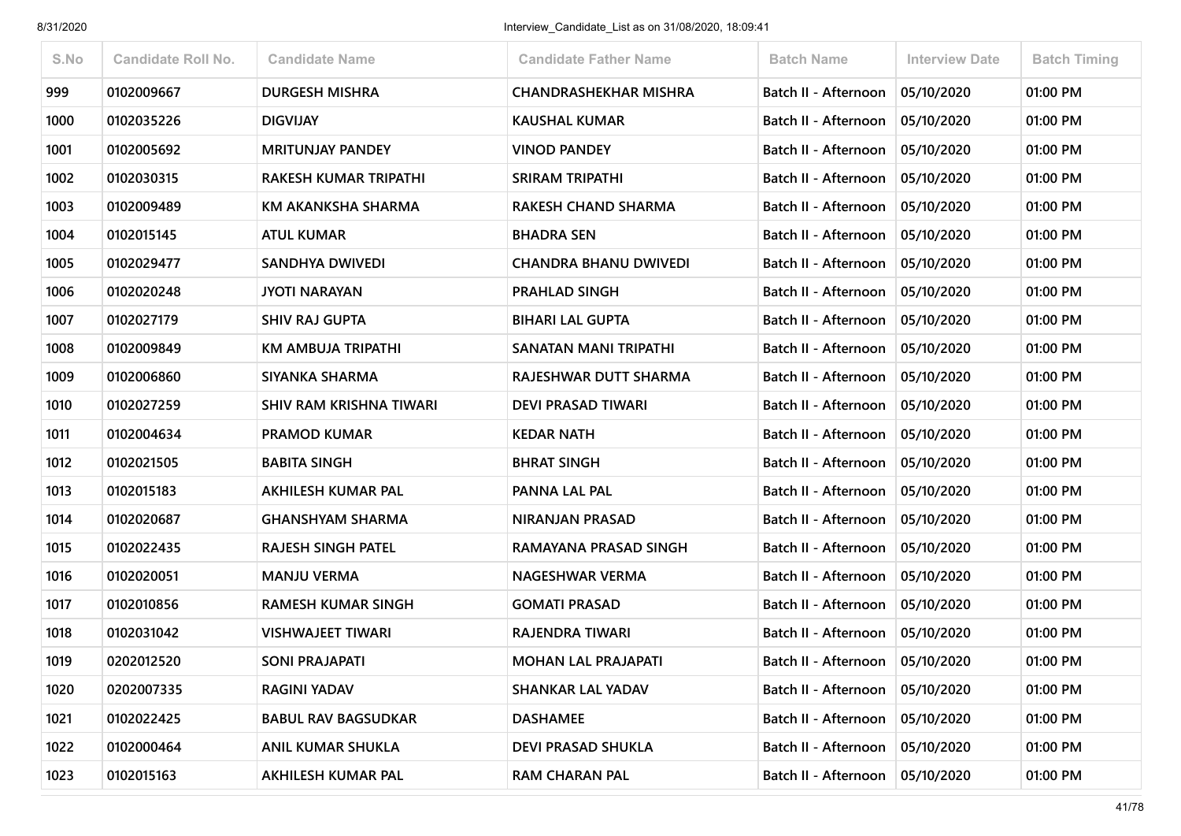| S.No | Candidate Roll No. | Candidate Name | Candidate Father Name | Batch Name | Interview Date | Batch Timing |
|---|---|---|---|---|---|---|
| 999 | 0102009667 | DURGESH MISHRA | CHANDRASHEKHAR MISHRA | Batch II - Afternoon | 05/10/2020 | 01:00 PM |
| 1000 | 0102035226 | DIGVIJAY | KAUSHAL KUMAR | Batch II - Afternoon | 05/10/2020 | 01:00 PM |
| 1001 | 0102005692 | MRITUNJAY PANDEY | VINOD PANDEY | Batch II - Afternoon | 05/10/2020 | 01:00 PM |
| 1002 | 0102030315 | RAKESH KUMAR TRIPATHI | SRIRAM TRIPATHI | Batch II - Afternoon | 05/10/2020 | 01:00 PM |
| 1003 | 0102009489 | KM AKANKSHA SHARMA | RAKESH CHAND SHARMA | Batch II - Afternoon | 05/10/2020 | 01:00 PM |
| 1004 | 0102015145 | ATUL KUMAR | BHADRA SEN | Batch II - Afternoon | 05/10/2020 | 01:00 PM |
| 1005 | 0102029477 | SANDHYA DWIVEDI | CHANDRA BHANU DWIVEDI | Batch II - Afternoon | 05/10/2020 | 01:00 PM |
| 1006 | 0102020248 | JYOTI NARAYAN | PRAHLAD SINGH | Batch II - Afternoon | 05/10/2020 | 01:00 PM |
| 1007 | 0102027179 | SHIV RAJ GUPTA | BIHARI LAL GUPTA | Batch II - Afternoon | 05/10/2020 | 01:00 PM |
| 1008 | 0102009849 | KM AMBUJA TRIPATHI | SANATAN MANI TRIPATHI | Batch II - Afternoon | 05/10/2020 | 01:00 PM |
| 1009 | 0102006860 | SIYANKA SHARMA | RAJESHWAR DUTT SHARMA | Batch II - Afternoon | 05/10/2020 | 01:00 PM |
| 1010 | 0102027259 | SHIV RAM KRISHNA TIWARI | DEVI PRASAD TIWARI | Batch II - Afternoon | 05/10/2020 | 01:00 PM |
| 1011 | 0102004634 | PRAMOD KUMAR | KEDAR NATH | Batch II - Afternoon | 05/10/2020 | 01:00 PM |
| 1012 | 0102021505 | BABITA SINGH | BHRAT SINGH | Batch II - Afternoon | 05/10/2020 | 01:00 PM |
| 1013 | 0102015183 | AKHILESH KUMAR PAL | PANNA LAL PAL | Batch II - Afternoon | 05/10/2020 | 01:00 PM |
| 1014 | 0102020687 | GHANSHYAM SHARMA | NIRANJAN PRASAD | Batch II - Afternoon | 05/10/2020 | 01:00 PM |
| 1015 | 0102022435 | RAJESH SINGH PATEL | RAMAYANA PRASAD SINGH | Batch II - Afternoon | 05/10/2020 | 01:00 PM |
| 1016 | 0102020051 | MANJU VERMA | NAGESHWAR VERMA | Batch II - Afternoon | 05/10/2020 | 01:00 PM |
| 1017 | 0102010856 | RAMESH KUMAR SINGH | GOMATI PRASAD | Batch II - Afternoon | 05/10/2020 | 01:00 PM |
| 1018 | 0102031042 | VISHWAJEET TIWARI | RAJENDRA TIWARI | Batch II - Afternoon | 05/10/2020 | 01:00 PM |
| 1019 | 0202012520 | SONI PRAJAPATI | MOHAN LAL PRAJAPATI | Batch II - Afternoon | 05/10/2020 | 01:00 PM |
| 1020 | 0202007335 | RAGINI YADAV | SHANKAR LAL YADAV | Batch II - Afternoon | 05/10/2020 | 01:00 PM |
| 1021 | 0102022425 | BABUL RAV BAGSUDKAR | DASHAMEE | Batch II - Afternoon | 05/10/2020 | 01:00 PM |
| 1022 | 0102000464 | ANIL KUMAR SHUKLA | DEVI PRASAD SHUKLA | Batch II - Afternoon | 05/10/2020 | 01:00 PM |
| 1023 | 0102015163 | AKHILESH KUMAR PAL | RAM CHARAN PAL | Batch II - Afternoon | 05/10/2020 | 01:00 PM |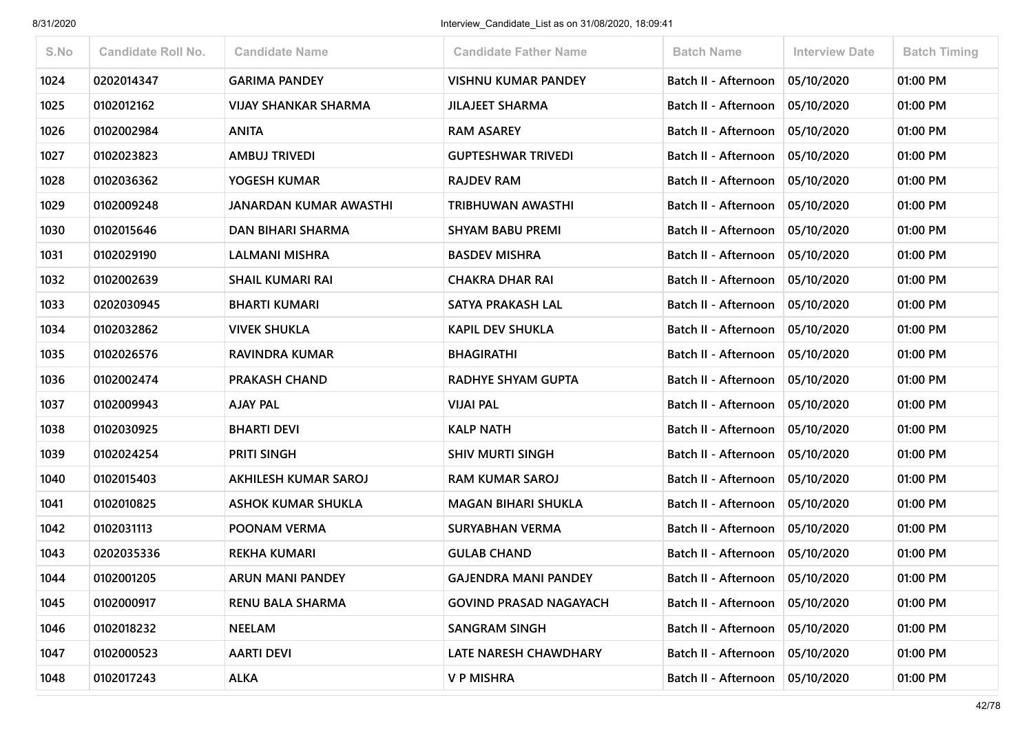| S.No | Candidate Roll No. | Candidate Name | Candidate Father Name | Batch Name | Interview Date | Batch Timing |
|---|---|---|---|---|---|---|
| 1024 | 0202014347 | GARIMA PANDEY | VISHNU KUMAR PANDEY | Batch II - Afternoon | 05/10/2020 | 01:00 PM |
| 1025 | 0102012162 | VIJAY SHANKAR SHARMA | JILAJEET SHARMA | Batch II - Afternoon | 05/10/2020 | 01:00 PM |
| 1026 | 0102002984 | ANITA | RAM ASAREY | Batch II - Afternoon | 05/10/2020 | 01:00 PM |
| 1027 | 0102023823 | AMBUJ TRIVEDI | GUPTESHWAR TRIVEDI | Batch II - Afternoon | 05/10/2020 | 01:00 PM |
| 1028 | 0102036362 | YOGESH KUMAR | RAJDEV RAM | Batch II - Afternoon | 05/10/2020 | 01:00 PM |
| 1029 | 0102009248 | JANARDAN KUMAR AWASTHI | TRIBHUWAN AWASTHI | Batch II - Afternoon | 05/10/2020 | 01:00 PM |
| 1030 | 0102015646 | DAN BIHARI SHARMA | SHYAM BABU PREMI | Batch II - Afternoon | 05/10/2020 | 01:00 PM |
| 1031 | 0102029190 | LALMANI MISHRA | BASDEV MISHRA | Batch II - Afternoon | 05/10/2020 | 01:00 PM |
| 1032 | 0102002639 | SHAIL KUMARI RAI | CHAKRA DHAR RAI | Batch II - Afternoon | 05/10/2020 | 01:00 PM |
| 1033 | 0202030945 | BHARTI KUMARI | SATYA PRAKASH LAL | Batch II - Afternoon | 05/10/2020 | 01:00 PM |
| 1034 | 0102032862 | VIVEK SHUKLA | KAPIL DEV SHUKLA | Batch II - Afternoon | 05/10/2020 | 01:00 PM |
| 1035 | 0102026576 | RAVINDRA KUMAR | BHAGIRATHI | Batch II - Afternoon | 05/10/2020 | 01:00 PM |
| 1036 | 0102002474 | PRAKASH CHAND | RADHYE SHYAM GUPTA | Batch II - Afternoon | 05/10/2020 | 01:00 PM |
| 1037 | 0102009943 | AJAY PAL | VIJAI PAL | Batch II - Afternoon | 05/10/2020 | 01:00 PM |
| 1038 | 0102030925 | BHARTI DEVI | KALP NATH | Batch II - Afternoon | 05/10/2020 | 01:00 PM |
| 1039 | 0102024254 | PRITI SINGH | SHIV MURTI SINGH | Batch II - Afternoon | 05/10/2020 | 01:00 PM |
| 1040 | 0102015403 | AKHILESH KUMAR SAROJ | RAM KUMAR SAROJ | Batch II - Afternoon | 05/10/2020 | 01:00 PM |
| 1041 | 0102010825 | ASHOK KUMAR SHUKLA | MAGAN BIHARI SHUKLA | Batch II - Afternoon | 05/10/2020 | 01:00 PM |
| 1042 | 0102031113 | POONAM VERMA | SURYABHAN VERMA | Batch II - Afternoon | 05/10/2020 | 01:00 PM |
| 1043 | 0202035336 | REKHA KUMARI | GULAB CHAND | Batch II - Afternoon | 05/10/2020 | 01:00 PM |
| 1044 | 0102001205 | ARUN MANI PANDEY | GAJENDRA MANI PANDEY | Batch II - Afternoon | 05/10/2020 | 01:00 PM |
| 1045 | 0102000917 | RENU BALA SHARMA | GOVIND PRASAD NAGAYACH | Batch II - Afternoon | 05/10/2020 | 01:00 PM |
| 1046 | 0102018232 | NEELAM | SANGRAM SINGH | Batch II - Afternoon | 05/10/2020 | 01:00 PM |
| 1047 | 0102000523 | AARTI DEVI | LATE NARESH CHAWDHARY | Batch II - Afternoon | 05/10/2020 | 01:00 PM |
| 1048 | 0102017243 | ALKA | V P MISHRA | Batch II - Afternoon | 05/10/2020 | 01:00 PM |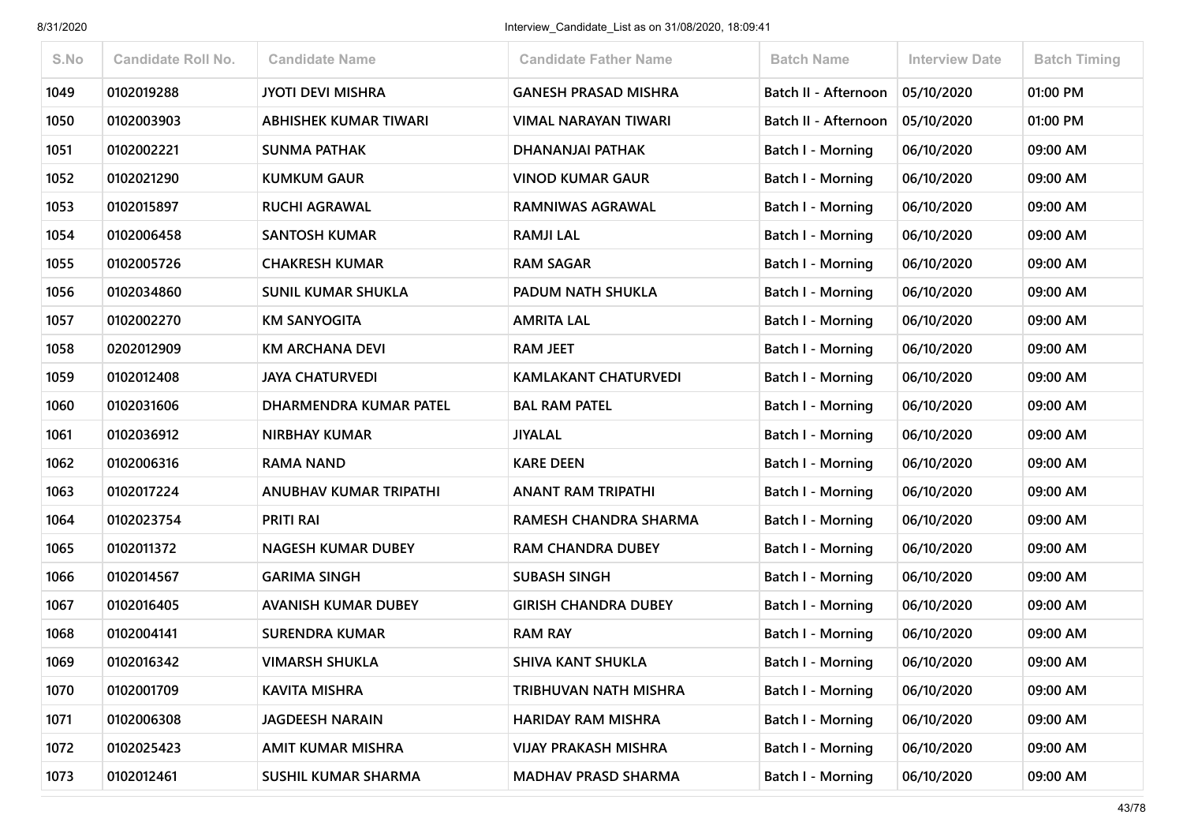| S.No | Candidate Roll No. | Candidate Name | Candidate Father Name | Batch Name | Interview Date | Batch Timing |
|---|---|---|---|---|---|---|
| 1049 | 0102019288 | JYOTI DEVI MISHRA | GANESH PRASAD MISHRA | Batch II - Afternoon | 05/10/2020 | 01:00 PM |
| 1050 | 0102003903 | ABHISHEK KUMAR TIWARI | VIMAL NARAYAN TIWARI | Batch II - Afternoon | 05/10/2020 | 01:00 PM |
| 1051 | 0102002221 | SUNMA PATHAK | DHANANJAI PATHAK | Batch I - Morning | 06/10/2020 | 09:00 AM |
| 1052 | 0102021290 | KUMKUM GAUR | VINOD KUMAR GAUR | Batch I - Morning | 06/10/2020 | 09:00 AM |
| 1053 | 0102015897 | RUCHI AGRAWAL | RAMNIWAS AGRAWAL | Batch I - Morning | 06/10/2020 | 09:00 AM |
| 1054 | 0102006458 | SANTOSH KUMAR | RAMJI LAL | Batch I - Morning | 06/10/2020 | 09:00 AM |
| 1055 | 0102005726 | CHAKRESH KUMAR | RAM SAGAR | Batch I - Morning | 06/10/2020 | 09:00 AM |
| 1056 | 0102034860 | SUNIL KUMAR SHUKLA | PADUM NATH SHUKLA | Batch I - Morning | 06/10/2020 | 09:00 AM |
| 1057 | 0102002270 | KM SANYOGITA | AMRITA LAL | Batch I - Morning | 06/10/2020 | 09:00 AM |
| 1058 | 0202012909 | KM ARCHANA DEVI | RAM JEET | Batch I - Morning | 06/10/2020 | 09:00 AM |
| 1059 | 0102012408 | JAYA CHATURVEDI | KAMLAKANT CHATURVEDI | Batch I - Morning | 06/10/2020 | 09:00 AM |
| 1060 | 0102031606 | DHARMENDRA KUMAR PATEL | BAL RAM PATEL | Batch I - Morning | 06/10/2020 | 09:00 AM |
| 1061 | 0102036912 | NIRBHAY KUMAR | JIYALAL | Batch I - Morning | 06/10/2020 | 09:00 AM |
| 1062 | 0102006316 | RAMA NAND | KARE DEEN | Batch I - Morning | 06/10/2020 | 09:00 AM |
| 1063 | 0102017224 | ANUBHAV KUMAR TRIPATHI | ANANT RAM TRIPATHI | Batch I - Morning | 06/10/2020 | 09:00 AM |
| 1064 | 0102023754 | PRITI RAI | RAMESH CHANDRA SHARMA | Batch I - Morning | 06/10/2020 | 09:00 AM |
| 1065 | 0102011372 | NAGESH KUMAR DUBEY | RAM CHANDRA DUBEY | Batch I - Morning | 06/10/2020 | 09:00 AM |
| 1066 | 0102014567 | GARIMA SINGH | SUBASH SINGH | Batch I - Morning | 06/10/2020 | 09:00 AM |
| 1067 | 0102016405 | AVANISH KUMAR DUBEY | GIRISH CHANDRA DUBEY | Batch I - Morning | 06/10/2020 | 09:00 AM |
| 1068 | 0102004141 | SURENDRA KUMAR | RAM RAY | Batch I - Morning | 06/10/2020 | 09:00 AM |
| 1069 | 0102016342 | VIMARSH SHUKLA | SHIVA KANT SHUKLA | Batch I - Morning | 06/10/2020 | 09:00 AM |
| 1070 | 0102001709 | KAVITA MISHRA | TRIBHUVAN NATH MISHRA | Batch I - Morning | 06/10/2020 | 09:00 AM |
| 1071 | 0102006308 | JAGDEESH NARAIN | HARIDAY RAM MISHRA | Batch I - Morning | 06/10/2020 | 09:00 AM |
| 1072 | 0102025423 | AMIT KUMAR MISHRA | VIJAY PRAKASH MISHRA | Batch I - Morning | 06/10/2020 | 09:00 AM |
| 1073 | 0102012461 | SUSHIL KUMAR SHARMA | MADHAV PRASD SHARMA | Batch I - Morning | 06/10/2020 | 09:00 AM |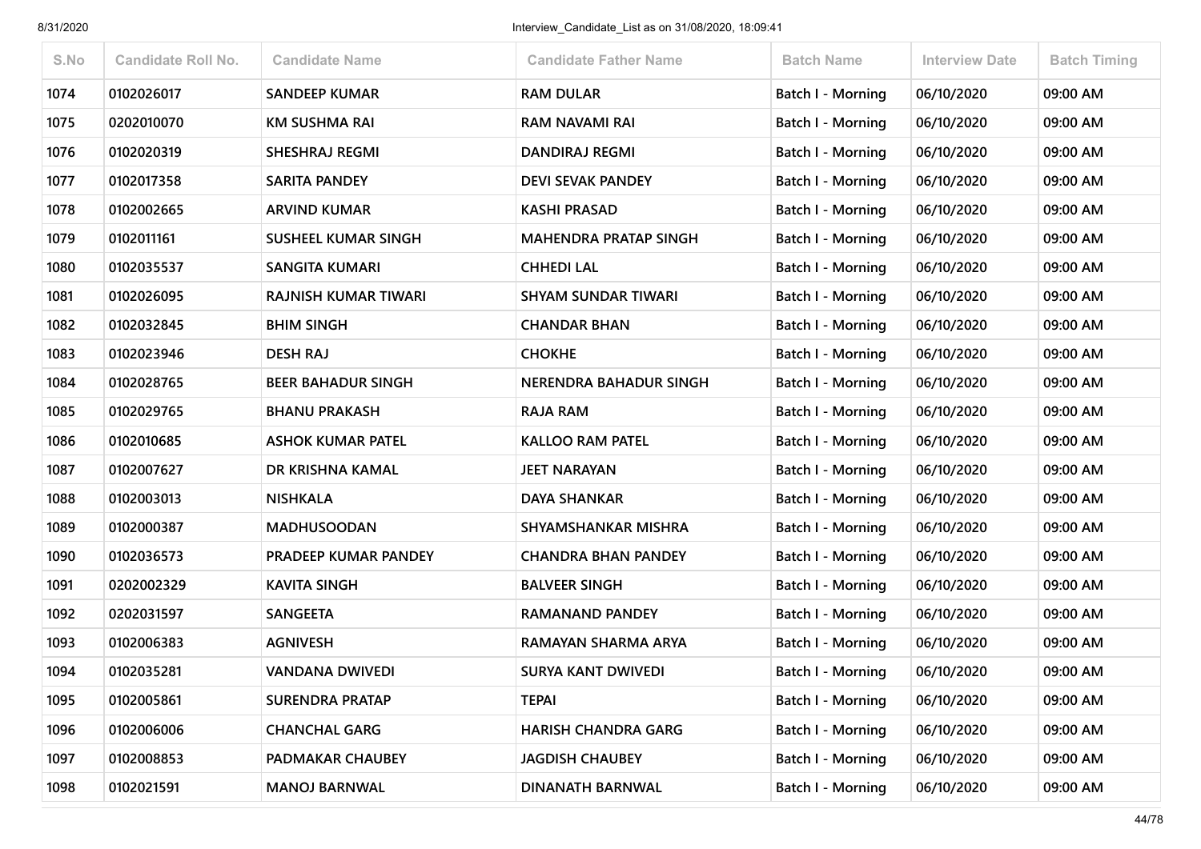| S.No | Candidate Roll No. | Candidate Name | Candidate Father Name | Batch Name | Interview Date | Batch Timing |
|---|---|---|---|---|---|---|
| 1074 | 0102026017 | SANDEEP KUMAR | RAM DULAR | Batch I - Morning | 06/10/2020 | 09:00 AM |
| 1075 | 0202010070 | KM SUSHMA RAI | RAM NAVAMI RAI | Batch I - Morning | 06/10/2020 | 09:00 AM |
| 1076 | 0102020319 | SHESHRAJ REGMI | DANDIRAJ REGMI | Batch I - Morning | 06/10/2020 | 09:00 AM |
| 1077 | 0102017358 | SARITA PANDEY | DEVI SEVAK PANDEY | Batch I - Morning | 06/10/2020 | 09:00 AM |
| 1078 | 0102002665 | ARVIND KUMAR | KASHI PRASAD | Batch I - Morning | 06/10/2020 | 09:00 AM |
| 1079 | 0102011161 | SUSHEEL KUMAR SINGH | MAHENDRA PRATAP SINGH | Batch I - Morning | 06/10/2020 | 09:00 AM |
| 1080 | 0102035537 | SANGITA KUMARI | CHHEDI LAL | Batch I - Morning | 06/10/2020 | 09:00 AM |
| 1081 | 0102026095 | RAJNISH KUMAR TIWARI | SHYAM SUNDAR TIWARI | Batch I - Morning | 06/10/2020 | 09:00 AM |
| 1082 | 0102032845 | BHIM SINGH | CHANDAR BHAN | Batch I - Morning | 06/10/2020 | 09:00 AM |
| 1083 | 0102023946 | DESH RAJ | CHOKHE | Batch I - Morning | 06/10/2020 | 09:00 AM |
| 1084 | 0102028765 | BEER BAHADUR SINGH | NERENDRA BAHADUR SINGH | Batch I - Morning | 06/10/2020 | 09:00 AM |
| 1085 | 0102029765 | BHANU PRAKASH | RAJA RAM | Batch I - Morning | 06/10/2020 | 09:00 AM |
| 1086 | 0102010685 | ASHOK KUMAR PATEL | KALLOO RAM PATEL | Batch I - Morning | 06/10/2020 | 09:00 AM |
| 1087 | 0102007627 | DR KRISHNA KAMAL | JEET NARAYAN | Batch I - Morning | 06/10/2020 | 09:00 AM |
| 1088 | 0102003013 | NISHKALA | DAYA SHANKAR | Batch I - Morning | 06/10/2020 | 09:00 AM |
| 1089 | 0102000387 | MADHUSOODAN | SHYAMSHANKAR MISHRA | Batch I - Morning | 06/10/2020 | 09:00 AM |
| 1090 | 0102036573 | PRADEEP KUMAR PANDEY | CHANDRA BHAN PANDEY | Batch I - Morning | 06/10/2020 | 09:00 AM |
| 1091 | 0202002329 | KAVITA SINGH | BALVEER SINGH | Batch I - Morning | 06/10/2020 | 09:00 AM |
| 1092 | 0202031597 | SANGEETA | RAMANAND PANDEY | Batch I - Morning | 06/10/2020 | 09:00 AM |
| 1093 | 0102006383 | AGNIVESH | RAMAYAN SHARMA ARYA | Batch I - Morning | 06/10/2020 | 09:00 AM |
| 1094 | 0102035281 | VANDANA DWIVEDI | SURYA KANT DWIVEDI | Batch I - Morning | 06/10/2020 | 09:00 AM |
| 1095 | 0102005861 | SURENDRA PRATAP | TEPAI | Batch I - Morning | 06/10/2020 | 09:00 AM |
| 1096 | 0102006006 | CHANCHAL GARG | HARISH CHANDRA GARG | Batch I - Morning | 06/10/2020 | 09:00 AM |
| 1097 | 0102008853 | PADMAKAR CHAUBEY | JAGDISH CHAUBEY | Batch I - Morning | 06/10/2020 | 09:00 AM |
| 1098 | 0102021591 | MANOJ BARNWAL | DINANATH BARNWAL | Batch I - Morning | 06/10/2020 | 09:00 AM |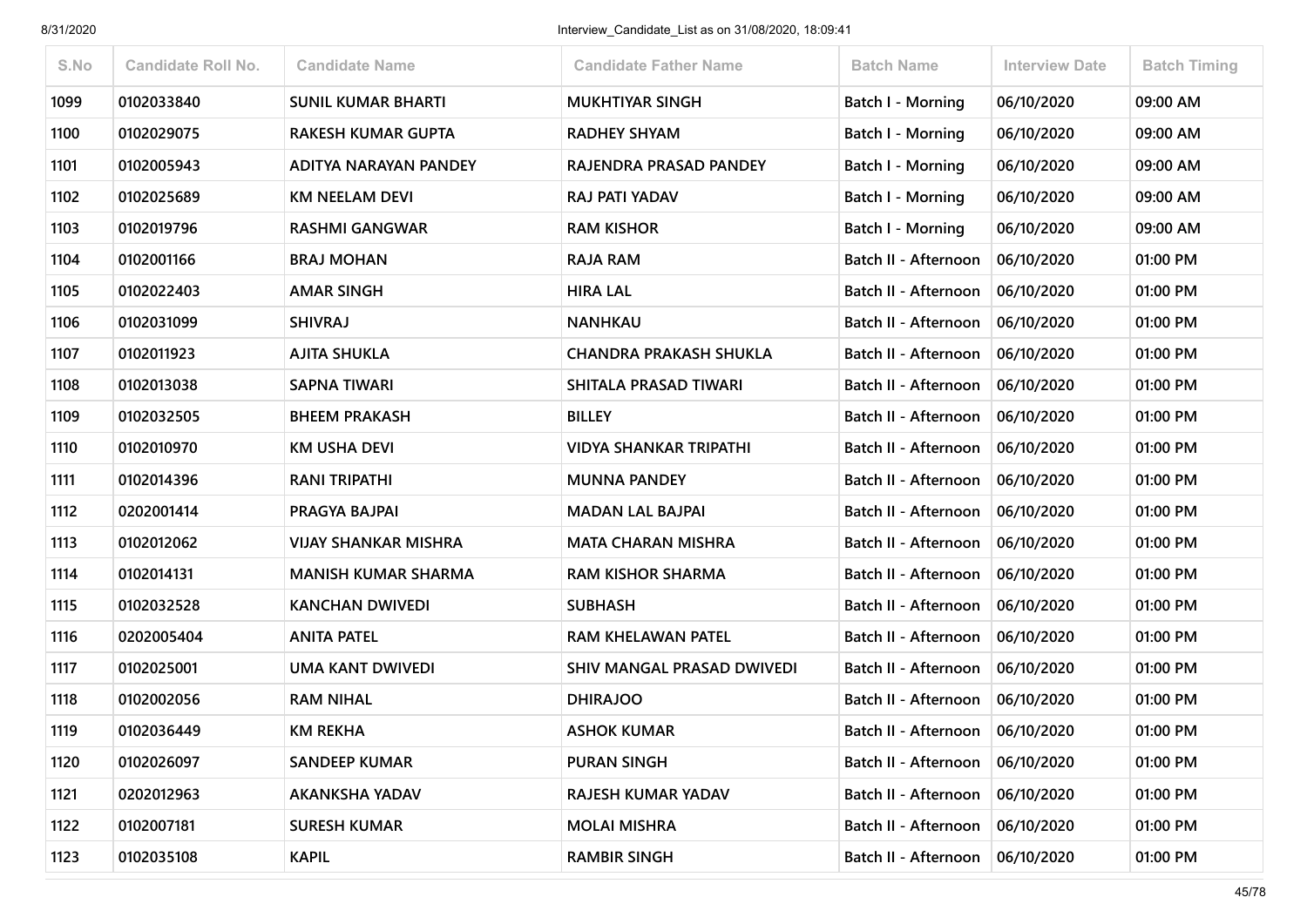| S.No | Candidate Roll No. | Candidate Name | Candidate Father Name | Batch Name | Interview Date | Batch Timing |
|---|---|---|---|---|---|---|
| 1099 | 0102033840 | SUNIL KUMAR BHARTI | MUKHTIYAR SINGH | Batch I - Morning | 06/10/2020 | 09:00 AM |
| 1100 | 0102029075 | RAKESH KUMAR GUPTA | RADHEY SHYAM | Batch I - Morning | 06/10/2020 | 09:00 AM |
| 1101 | 0102005943 | ADITYA NARAYAN PANDEY | RAJENDRA PRASAD PANDEY | Batch I - Morning | 06/10/2020 | 09:00 AM |
| 1102 | 0102025689 | KM NEELAM DEVI | RAJ PATI YADAV | Batch I - Morning | 06/10/2020 | 09:00 AM |
| 1103 | 0102019796 | RASHMI GANGWAR | RAM KISHOR | Batch I - Morning | 06/10/2020 | 09:00 AM |
| 1104 | 0102001166 | BRAJ MOHAN | RAJA RAM | Batch II - Afternoon | 06/10/2020 | 01:00 PM |
| 1105 | 0102022403 | AMAR SINGH | HIRA LAL | Batch II - Afternoon | 06/10/2020 | 01:00 PM |
| 1106 | 0102031099 | SHIVRAJ | NANHKAU | Batch II - Afternoon | 06/10/2020 | 01:00 PM |
| 1107 | 0102011923 | AJITA SHUKLA | CHANDRA PRAKASH SHUKLA | Batch II - Afternoon | 06/10/2020 | 01:00 PM |
| 1108 | 0102013038 | SAPNA TIWARI | SHITALA PRASAD TIWARI | Batch II - Afternoon | 06/10/2020 | 01:00 PM |
| 1109 | 0102032505 | BHEEM PRAKASH | BILLEY | Batch II - Afternoon | 06/10/2020 | 01:00 PM |
| 1110 | 0102010970 | KM USHA DEVI | VIDYA SHANKAR TRIPATHI | Batch II - Afternoon | 06/10/2020 | 01:00 PM |
| 1111 | 0102014396 | RANI TRIPATHI | MUNNA PANDEY | Batch II - Afternoon | 06/10/2020 | 01:00 PM |
| 1112 | 0202001414 | PRAGYA BAJPAI | MADAN LAL BAJPAI | Batch II - Afternoon | 06/10/2020 | 01:00 PM |
| 1113 | 0102012062 | VIJAY SHANKAR MISHRA | MATA CHARAN MISHRA | Batch II - Afternoon | 06/10/2020 | 01:00 PM |
| 1114 | 0102014131 | MANISH KUMAR SHARMA | RAM KISHOR SHARMA | Batch II - Afternoon | 06/10/2020 | 01:00 PM |
| 1115 | 0102032528 | KANCHAN DWIVEDI | SUBHASH | Batch II - Afternoon | 06/10/2020 | 01:00 PM |
| 1116 | 0202005404 | ANITA PATEL | RAM KHELAWAN PATEL | Batch II - Afternoon | 06/10/2020 | 01:00 PM |
| 1117 | 0102025001 | UMA KANT DWIVEDI | SHIV MANGAL PRASAD DWIVEDI | Batch II - Afternoon | 06/10/2020 | 01:00 PM |
| 1118 | 0102002056 | RAM NIHAL | DHIRAJOO | Batch II - Afternoon | 06/10/2020 | 01:00 PM |
| 1119 | 0102036449 | KM REKHA | ASHOK KUMAR | Batch II - Afternoon | 06/10/2020 | 01:00 PM |
| 1120 | 0102026097 | SANDEEP KUMAR | PURAN SINGH | Batch II - Afternoon | 06/10/2020 | 01:00 PM |
| 1121 | 0202012963 | AKANKSHA YADAV | RAJESH KUMAR YADAV | Batch II - Afternoon | 06/10/2020 | 01:00 PM |
| 1122 | 0102007181 | SURESH KUMAR | MOLAI MISHRA | Batch II - Afternoon | 06/10/2020 | 01:00 PM |
| 1123 | 0102035108 | KAPIL | RAMBIR SINGH | Batch II - Afternoon | 06/10/2020 | 01:00 PM |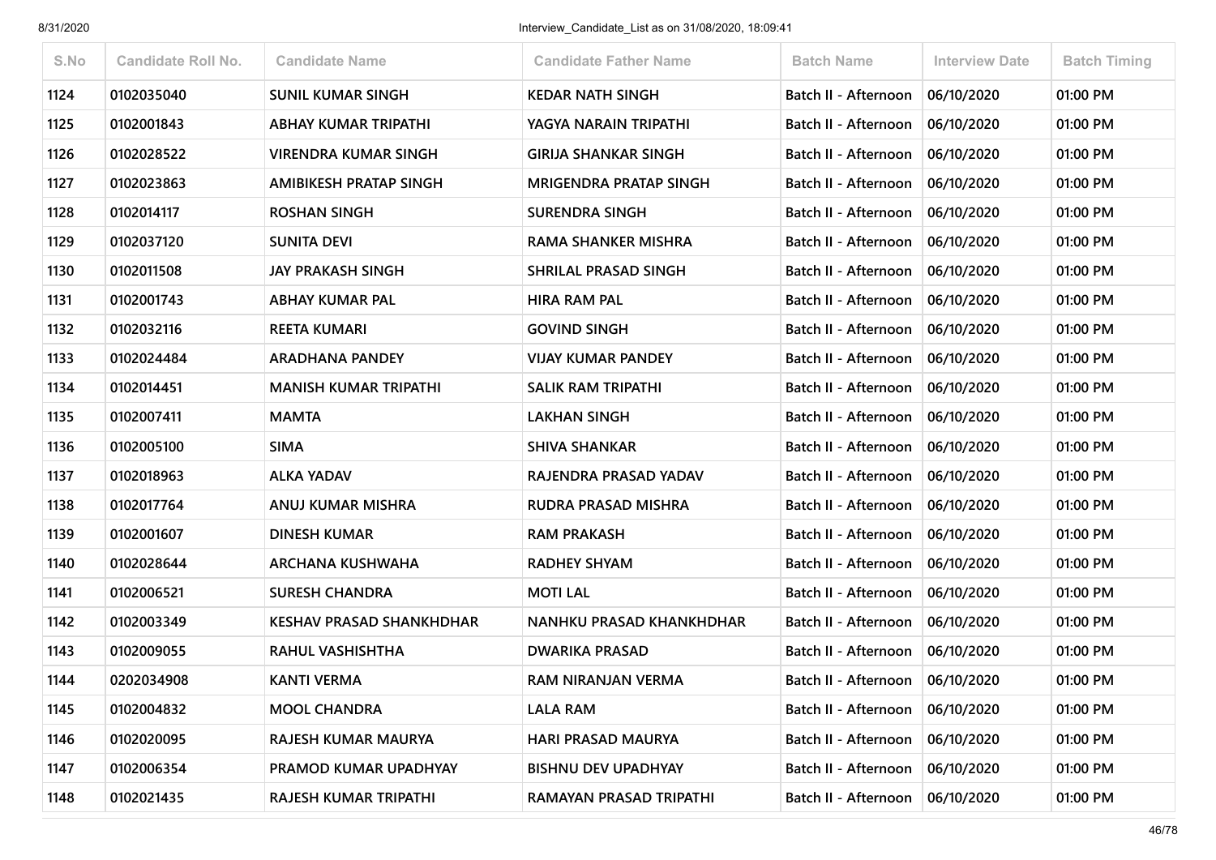| S.No | Candidate Roll No. | Candidate Name | Candidate Father Name | Batch Name | Interview Date | Batch Timing |
|---|---|---|---|---|---|---|
| 1124 | 0102035040 | SUNIL KUMAR SINGH | KEDAR NATH SINGH | Batch II - Afternoon | 06/10/2020 | 01:00 PM |
| 1125 | 0102001843 | ABHAY KUMAR TRIPATHI | YAGYA NARAIN TRIPATHI | Batch II - Afternoon | 06/10/2020 | 01:00 PM |
| 1126 | 0102028522 | VIRENDRA KUMAR SINGH | GIRIJA SHANKAR SINGH | Batch II - Afternoon | 06/10/2020 | 01:00 PM |
| 1127 | 0102023863 | AMIBIKESH PRATAP SINGH | MRIGENDRA PRATAP SINGH | Batch II - Afternoon | 06/10/2020 | 01:00 PM |
| 1128 | 0102014117 | ROSHAN SINGH | SURENDRA SINGH | Batch II - Afternoon | 06/10/2020 | 01:00 PM |
| 1129 | 0102037120 | SUNITA DEVI | RAMA SHANKER MISHRA | Batch II - Afternoon | 06/10/2020 | 01:00 PM |
| 1130 | 0102011508 | JAY PRAKASH SINGH | SHRILAL PRASAD SINGH | Batch II - Afternoon | 06/10/2020 | 01:00 PM |
| 1131 | 0102001743 | ABHAY KUMAR PAL | HIRA RAM PAL | Batch II - Afternoon | 06/10/2020 | 01:00 PM |
| 1132 | 0102032116 | REETA KUMARI | GOVIND SINGH | Batch II - Afternoon | 06/10/2020 | 01:00 PM |
| 1133 | 0102024484 | ARADHANA PANDEY | VIJAY KUMAR PANDEY | Batch II - Afternoon | 06/10/2020 | 01:00 PM |
| 1134 | 0102014451 | MANISH KUMAR TRIPATHI | SALIK RAM TRIPATHI | Batch II - Afternoon | 06/10/2020 | 01:00 PM |
| 1135 | 0102007411 | MAMTA | LAKHAN SINGH | Batch II - Afternoon | 06/10/2020 | 01:00 PM |
| 1136 | 0102005100 | SIMA | SHIVA SHANKAR | Batch II - Afternoon | 06/10/2020 | 01:00 PM |
| 1137 | 0102018963 | ALKA YADAV | RAJENDRA PRASAD YADAV | Batch II - Afternoon | 06/10/2020 | 01:00 PM |
| 1138 | 0102017764 | ANUJ KUMAR MISHRA | RUDRA PRASAD MISHRA | Batch II - Afternoon | 06/10/2020 | 01:00 PM |
| 1139 | 0102001607 | DINESH KUMAR | RAM PRAKASH | Batch II - Afternoon | 06/10/2020 | 01:00 PM |
| 1140 | 0102028644 | ARCHANA KUSHWAHA | RADHEY SHYAM | Batch II - Afternoon | 06/10/2020 | 01:00 PM |
| 1141 | 0102006521 | SURESH CHANDRA | MOTI LAL | Batch II - Afternoon | 06/10/2020 | 01:00 PM |
| 1142 | 0102003349 | KESHAV PRASAD SHANKHDHAR | NANHKU PRASAD KHANKHDHAR | Batch II - Afternoon | 06/10/2020 | 01:00 PM |
| 1143 | 0102009055 | RAHUL VASHISHTHA | DWARIKA PRASAD | Batch II - Afternoon | 06/10/2020 | 01:00 PM |
| 1144 | 0202034908 | KANTI VERMA | RAM NIRANJAN VERMA | Batch II - Afternoon | 06/10/2020 | 01:00 PM |
| 1145 | 0102004832 | MOOL CHANDRA | LALA RAM | Batch II - Afternoon | 06/10/2020 | 01:00 PM |
| 1146 | 0102020095 | RAJESH KUMAR MAURYA | HARI PRASAD MAURYA | Batch II - Afternoon | 06/10/2020 | 01:00 PM |
| 1147 | 0102006354 | PRAMOD KUMAR UPADHYAY | BISHNU DEV UPADHYAY | Batch II - Afternoon | 06/10/2020 | 01:00 PM |
| 1148 | 0102021435 | RAJESH KUMAR TRIPATHI | RAMAYAN PRASAD TRIPATHI | Batch II - Afternoon | 06/10/2020 | 01:00 PM |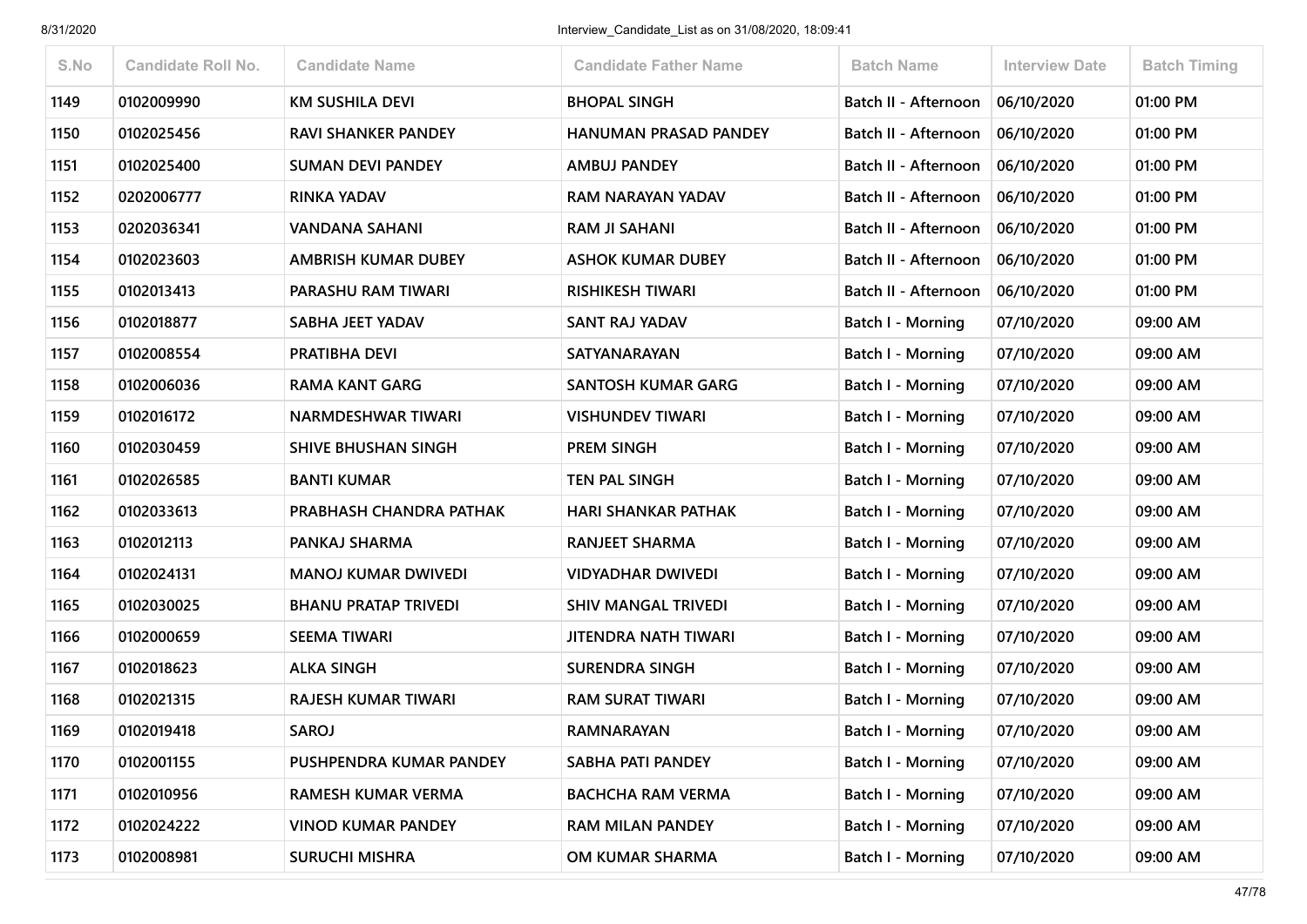| S.No | Candidate Roll No. | Candidate Name | Candidate Father Name | Batch Name | Interview Date | Batch Timing |
|---|---|---|---|---|---|---|
| 1149 | 0102009990 | KM SUSHILA DEVI | BHOPAL SINGH | Batch II - Afternoon | 06/10/2020 | 01:00 PM |
| 1150 | 0102025456 | RAVI SHANKER PANDEY | HANUMAN PRASAD PANDEY | Batch II - Afternoon | 06/10/2020 | 01:00 PM |
| 1151 | 0102025400 | SUMAN DEVI PANDEY | AMBUJ PANDEY | Batch II - Afternoon | 06/10/2020 | 01:00 PM |
| 1152 | 0202006777 | RINKA YADAV | RAM NARAYAN YADAV | Batch II - Afternoon | 06/10/2020 | 01:00 PM |
| 1153 | 0202036341 | VANDANA SAHANI | RAM JI SAHANI | Batch II - Afternoon | 06/10/2020 | 01:00 PM |
| 1154 | 0102023603 | AMBRISH KUMAR DUBEY | ASHOK KUMAR DUBEY | Batch II - Afternoon | 06/10/2020 | 01:00 PM |
| 1155 | 0102013413 | PARASHU RAM TIWARI | RISHIKESH TIWARI | Batch II - Afternoon | 06/10/2020 | 01:00 PM |
| 1156 | 0102018877 | SABHA JEET YADAV | SANT RAJ YADAV | Batch I - Morning | 07/10/2020 | 09:00 AM |
| 1157 | 0102008554 | PRATIBHA DEVI | SATYANARAYAN | Batch I - Morning | 07/10/2020 | 09:00 AM |
| 1158 | 0102006036 | RAMA KANT GARG | SANTOSH KUMAR GARG | Batch I - Morning | 07/10/2020 | 09:00 AM |
| 1159 | 0102016172 | NARMDESHWAR TIWARI | VISHUNDEV TIWARI | Batch I - Morning | 07/10/2020 | 09:00 AM |
| 1160 | 0102030459 | SHIVE BHUSHAN SINGH | PREM SINGH | Batch I - Morning | 07/10/2020 | 09:00 AM |
| 1161 | 0102026585 | BANTI KUMAR | TEN PAL SINGH | Batch I - Morning | 07/10/2020 | 09:00 AM |
| 1162 | 0102033613 | PRABHASH CHANDRA PATHAK | HARI SHANKAR PATHAK | Batch I - Morning | 07/10/2020 | 09:00 AM |
| 1163 | 0102012113 | PANKAJ SHARMA | RANJEET SHARMA | Batch I - Morning | 07/10/2020 | 09:00 AM |
| 1164 | 0102024131 | MANOJ KUMAR DWIVEDI | VIDYADHAR DWIVEDI | Batch I - Morning | 07/10/2020 | 09:00 AM |
| 1165 | 0102030025 | BHANU PRATAP TRIVEDI | SHIV MANGAL TRIVEDI | Batch I - Morning | 07/10/2020 | 09:00 AM |
| 1166 | 0102000659 | SEEMA TIWARI | JITENDRA NATH TIWARI | Batch I - Morning | 07/10/2020 | 09:00 AM |
| 1167 | 0102018623 | ALKA SINGH | SURENDRA SINGH | Batch I - Morning | 07/10/2020 | 09:00 AM |
| 1168 | 0102021315 | RAJESH KUMAR TIWARI | RAM SURAT TIWARI | Batch I - Morning | 07/10/2020 | 09:00 AM |
| 1169 | 0102019418 | SAROJ | RAMNARAYAN | Batch I - Morning | 07/10/2020 | 09:00 AM |
| 1170 | 0102001155 | PUSHPENDRA KUMAR PANDEY | SABHA PATI PANDEY | Batch I - Morning | 07/10/2020 | 09:00 AM |
| 1171 | 0102010956 | RAMESH KUMAR VERMA | BACHCHA RAM VERMA | Batch I - Morning | 07/10/2020 | 09:00 AM |
| 1172 | 0102024222 | VINOD KUMAR PANDEY | RAM MILAN PANDEY | Batch I - Morning | 07/10/2020 | 09:00 AM |
| 1173 | 0102008981 | SURUCHI MISHRA | OM KUMAR SHARMA | Batch I - Morning | 07/10/2020 | 09:00 AM |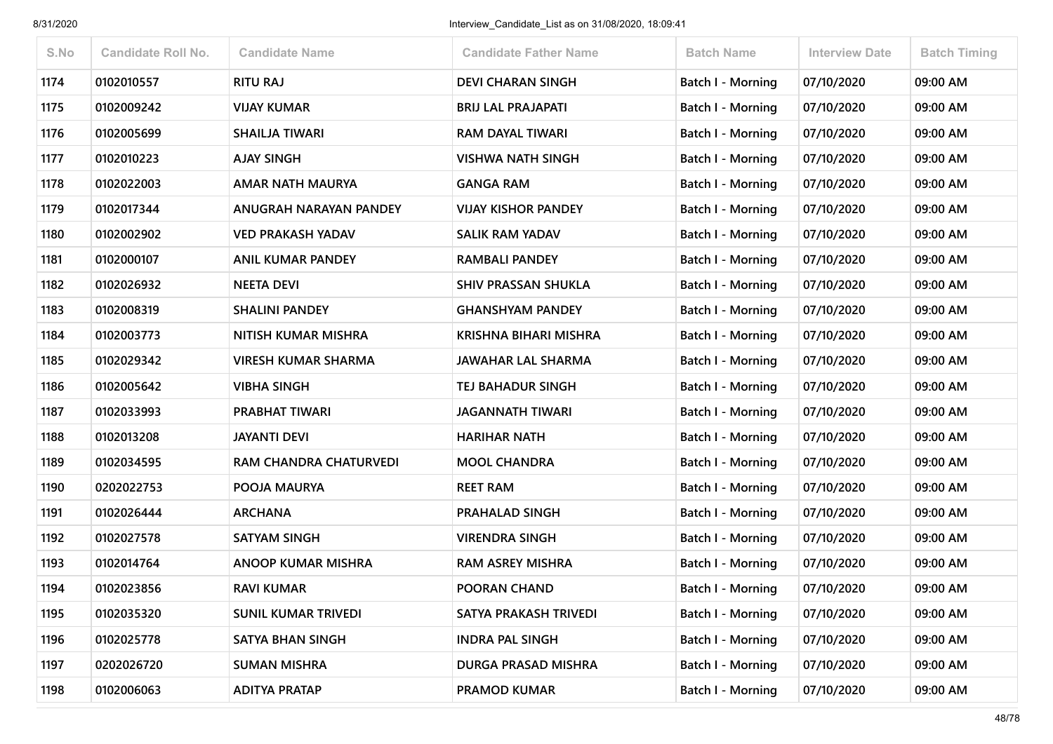| S.No | Candidate Roll No. | Candidate Name | Candidate Father Name | Batch Name | Interview Date | Batch Timing |
|---|---|---|---|---|---|---|
| 1174 | 0102010557 | RITU RAJ | DEVI CHARAN SINGH | Batch I - Morning | 07/10/2020 | 09:00 AM |
| 1175 | 0102009242 | VIJAY KUMAR | BRIJ LAL PRAJAPATI | Batch I - Morning | 07/10/2020 | 09:00 AM |
| 1176 | 0102005699 | SHAILJA TIWARI | RAM DAYAL TIWARI | Batch I - Morning | 07/10/2020 | 09:00 AM |
| 1177 | 0102010223 | AJAY SINGH | VISHWA NATH SINGH | Batch I - Morning | 07/10/2020 | 09:00 AM |
| 1178 | 0102022003 | AMAR NATH MAURYA | GANGA RAM | Batch I - Morning | 07/10/2020 | 09:00 AM |
| 1179 | 0102017344 | ANUGRAH NARAYAN PANDEY | VIJAY KISHOR PANDEY | Batch I - Morning | 07/10/2020 | 09:00 AM |
| 1180 | 0102002902 | VED PRAKASH YADAV | SALIK RAM YADAV | Batch I - Morning | 07/10/2020 | 09:00 AM |
| 1181 | 0102000107 | ANIL KUMAR PANDEY | RAMBALI PANDEY | Batch I - Morning | 07/10/2020 | 09:00 AM |
| 1182 | 0102026932 | NEETA DEVI | SHIV PRASSAN SHUKLA | Batch I - Morning | 07/10/2020 | 09:00 AM |
| 1183 | 0102008319 | SHALINI PANDEY | GHANSHYAM PANDEY | Batch I - Morning | 07/10/2020 | 09:00 AM |
| 1184 | 0102003773 | NITISH KUMAR MISHRA | KRISHNA BIHARI MISHRA | Batch I - Morning | 07/10/2020 | 09:00 AM |
| 1185 | 0102029342 | VIRESH KUMAR SHARMA | JAWAHAR LAL SHARMA | Batch I - Morning | 07/10/2020 | 09:00 AM |
| 1186 | 0102005642 | VIBHA SINGH | TEJ BAHADUR SINGH | Batch I - Morning | 07/10/2020 | 09:00 AM |
| 1187 | 0102033993 | PRABHAT TIWARI | JAGANNATH TIWARI | Batch I - Morning | 07/10/2020 | 09:00 AM |
| 1188 | 0102013208 | JAYANTI DEVI | HARIHAR NATH | Batch I - Morning | 07/10/2020 | 09:00 AM |
| 1189 | 0102034595 | RAM CHANDRA CHATURVEDI | MOOL CHANDRA | Batch I - Morning | 07/10/2020 | 09:00 AM |
| 1190 | 0202022753 | POOJA MAURYA | REET RAM | Batch I - Morning | 07/10/2020 | 09:00 AM |
| 1191 | 0102026444 | ARCHANA | PRAHALAD SINGH | Batch I - Morning | 07/10/2020 | 09:00 AM |
| 1192 | 0102027578 | SATYAM SINGH | VIRENDRA SINGH | Batch I - Morning | 07/10/2020 | 09:00 AM |
| 1193 | 0102014764 | ANOOP KUMAR MISHRA | RAM ASREY MISHRA | Batch I - Morning | 07/10/2020 | 09:00 AM |
| 1194 | 0102023856 | RAVI KUMAR | POORAN CHAND | Batch I - Morning | 07/10/2020 | 09:00 AM |
| 1195 | 0102035320 | SUNIL KUMAR TRIVEDI | SATYA PRAKASH TRIVEDI | Batch I - Morning | 07/10/2020 | 09:00 AM |
| 1196 | 0102025778 | SATYA BHAN SINGH | INDRA PAL SINGH | Batch I - Morning | 07/10/2020 | 09:00 AM |
| 1197 | 0202026720 | SUMAN MISHRA | DURGA PRASAD MISHRA | Batch I - Morning | 07/10/2020 | 09:00 AM |
| 1198 | 0102006063 | ADITYA PRATAP | PRAMOD KUMAR | Batch I - Morning | 07/10/2020 | 09:00 AM |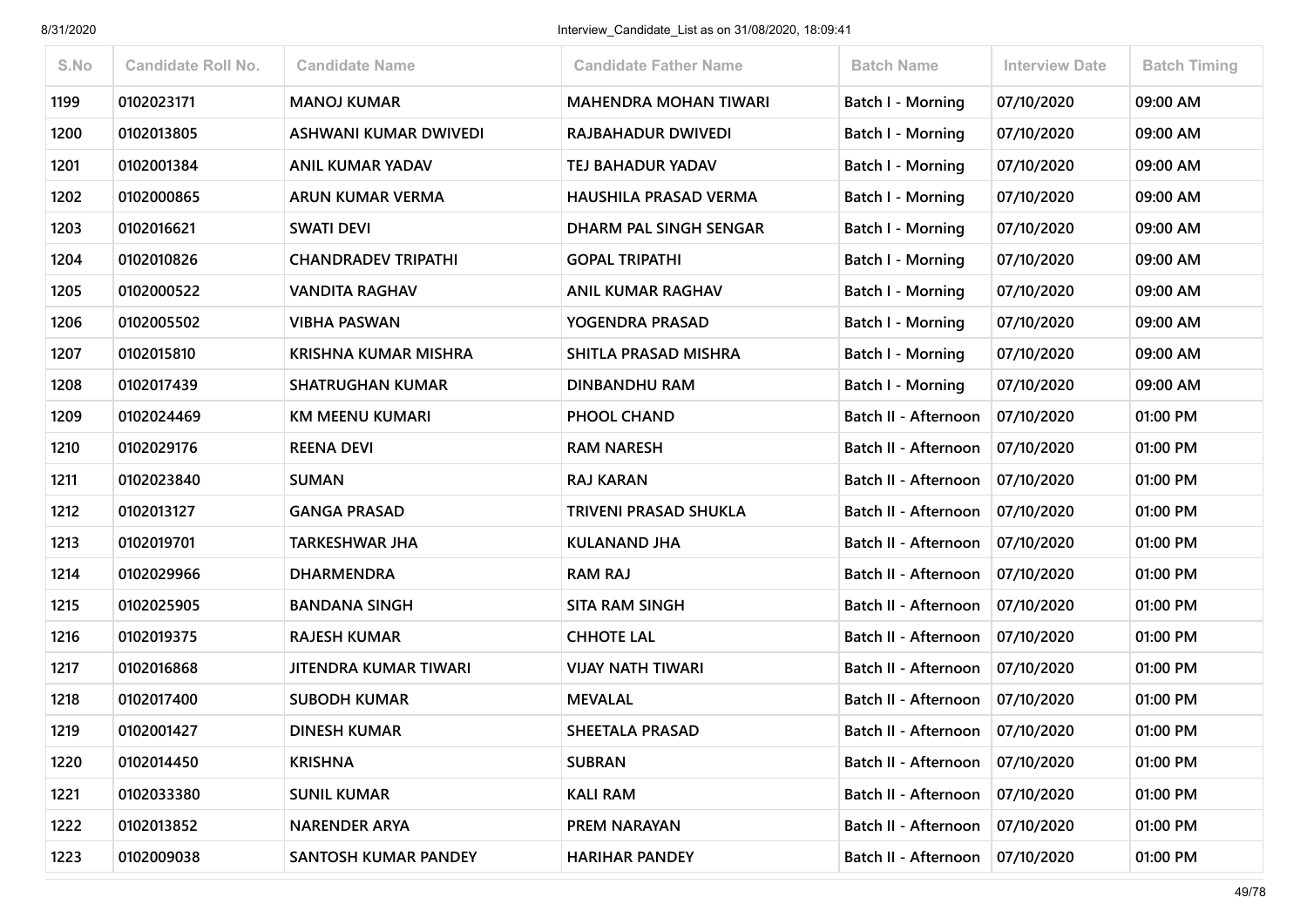| S.No | Candidate Roll No. | Candidate Name | Candidate Father Name | Batch Name | Interview Date | Batch Timing |
|---|---|---|---|---|---|---|
| 1199 | 0102023171 | MANOJ KUMAR | MAHENDRA MOHAN TIWARI | Batch I - Morning | 07/10/2020 | 09:00 AM |
| 1200 | 0102013805 | ASHWANI KUMAR DWIVEDI | RAJBAHADUR DWIVEDI | Batch I - Morning | 07/10/2020 | 09:00 AM |
| 1201 | 0102001384 | ANIL KUMAR YADAV | TEJ BAHADUR YADAV | Batch I - Morning | 07/10/2020 | 09:00 AM |
| 1202 | 0102000865 | ARUN KUMAR VERMA | HAUSHILA PRASAD VERMA | Batch I - Morning | 07/10/2020 | 09:00 AM |
| 1203 | 0102016621 | SWATI DEVI | DHARM PAL SINGH SENGAR | Batch I - Morning | 07/10/2020 | 09:00 AM |
| 1204 | 0102010826 | CHANDRADEV TRIPATHI | GOPAL TRIPATHI | Batch I - Morning | 07/10/2020 | 09:00 AM |
| 1205 | 0102000522 | VANDITA RAGHAV | ANIL KUMAR RAGHAV | Batch I - Morning | 07/10/2020 | 09:00 AM |
| 1206 | 0102005502 | VIBHA PASWAN | YOGENDRA PRASAD | Batch I - Morning | 07/10/2020 | 09:00 AM |
| 1207 | 0102015810 | KRISHNA KUMAR MISHRA | SHITLA PRASAD MISHRA | Batch I - Morning | 07/10/2020 | 09:00 AM |
| 1208 | 0102017439 | SHATRUGHAN KUMAR | DINBANDHU RAM | Batch I - Morning | 07/10/2020 | 09:00 AM |
| 1209 | 0102024469 | KM MEENU KUMARI | PHOOL CHAND | Batch II - Afternoon | 07/10/2020 | 01:00 PM |
| 1210 | 0102029176 | REENA DEVI | RAM NARESH | Batch II - Afternoon | 07/10/2020 | 01:00 PM |
| 1211 | 0102023840 | SUMAN | RAJ KARAN | Batch II - Afternoon | 07/10/2020 | 01:00 PM |
| 1212 | 0102013127 | GANGA PRASAD | TRIVENI PRASAD SHUKLA | Batch II - Afternoon | 07/10/2020 | 01:00 PM |
| 1213 | 0102019701 | TARKESHWAR JHA | KULANAND JHA | Batch II - Afternoon | 07/10/2020 | 01:00 PM |
| 1214 | 0102029966 | DHARMENDRA | RAM RAJ | Batch II - Afternoon | 07/10/2020 | 01:00 PM |
| 1215 | 0102025905 | BANDANA SINGH | SITA RAM SINGH | Batch II - Afternoon | 07/10/2020 | 01:00 PM |
| 1216 | 0102019375 | RAJESH KUMAR | CHHOTE LAL | Batch II - Afternoon | 07/10/2020 | 01:00 PM |
| 1217 | 0102016868 | JITENDRA KUMAR TIWARI | VIJAY NATH TIWARI | Batch II - Afternoon | 07/10/2020 | 01:00 PM |
| 1218 | 0102017400 | SUBODH KUMAR | MEVALAL | Batch II - Afternoon | 07/10/2020 | 01:00 PM |
| 1219 | 0102001427 | DINESH KUMAR | SHEETALA PRASAD | Batch II - Afternoon | 07/10/2020 | 01:00 PM |
| 1220 | 0102014450 | KRISHNA | SUBRAN | Batch II - Afternoon | 07/10/2020 | 01:00 PM |
| 1221 | 0102033380 | SUNIL KUMAR | KALI RAM | Batch II - Afternoon | 07/10/2020 | 01:00 PM |
| 1222 | 0102013852 | NARENDER ARYA | PREM NARAYAN | Batch II - Afternoon | 07/10/2020 | 01:00 PM |
| 1223 | 0102009038 | SANTOSH KUMAR PANDEY | HARIHAR PANDEY | Batch II - Afternoon | 07/10/2020 | 01:00 PM |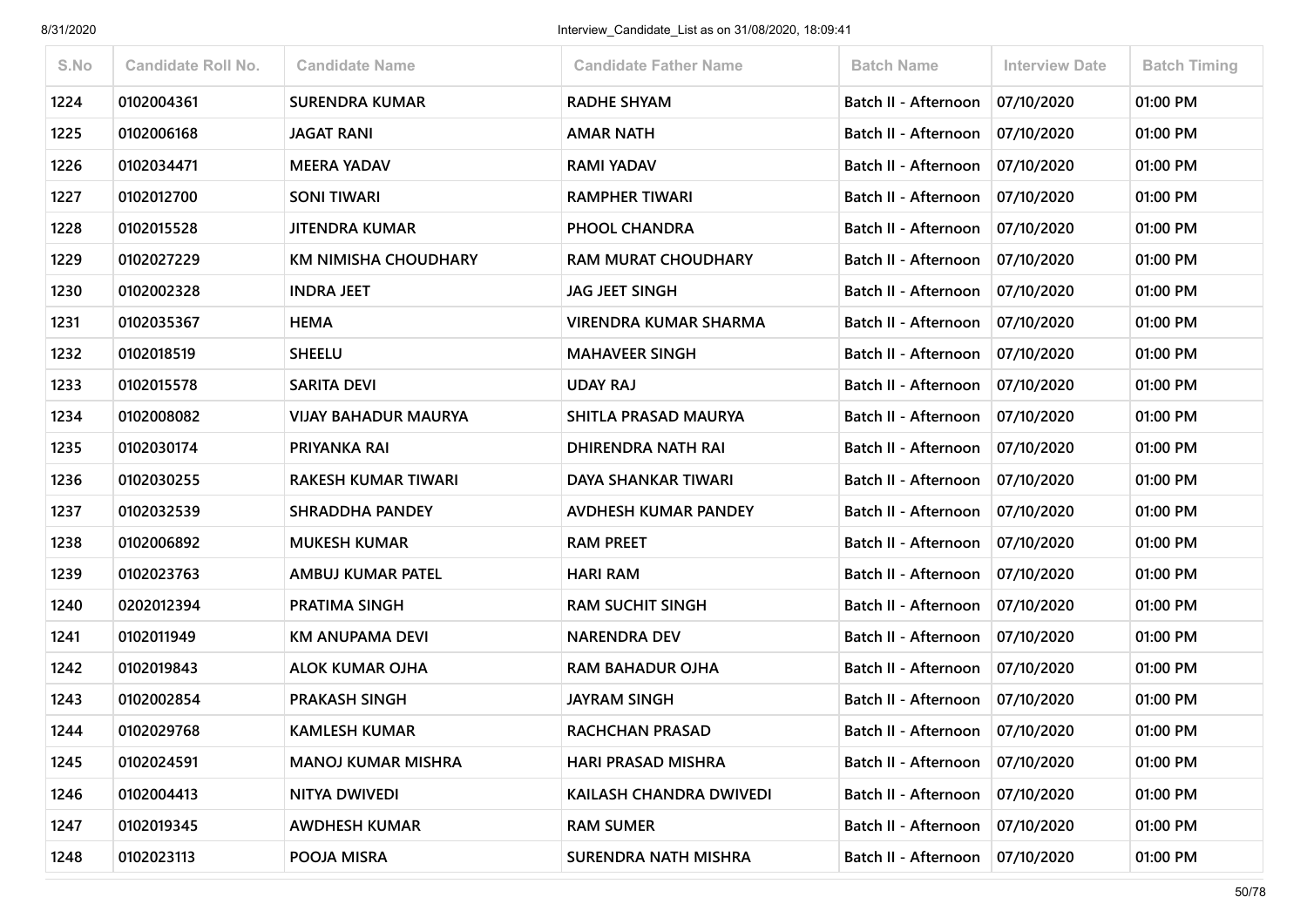| S.No | Candidate Roll No. | Candidate Name | Candidate Father Name | Batch Name | Interview Date | Batch Timing |
|---|---|---|---|---|---|---|
| 1224 | 0102004361 | SURENDRA KUMAR | RADHE SHYAM | Batch II - Afternoon | 07/10/2020 | 01:00 PM |
| 1225 | 0102006168 | JAGAT RANI | AMAR NATH | Batch II - Afternoon | 07/10/2020 | 01:00 PM |
| 1226 | 0102034471 | MEERA YADAV | RAMI YADAV | Batch II - Afternoon | 07/10/2020 | 01:00 PM |
| 1227 | 0102012700 | SONI TIWARI | RAMPHER TIWARI | Batch II - Afternoon | 07/10/2020 | 01:00 PM |
| 1228 | 0102015528 | JITENDRA KUMAR | PHOOL CHANDRA | Batch II - Afternoon | 07/10/2020 | 01:00 PM |
| 1229 | 0102027229 | KM NIMISHA CHOUDHARY | RAM MURAT CHOUDHARY | Batch II - Afternoon | 07/10/2020 | 01:00 PM |
| 1230 | 0102002328 | INDRA JEET | JAG JEET SINGH | Batch II - Afternoon | 07/10/2020 | 01:00 PM |
| 1231 | 0102035367 | HEMA | VIRENDRA KUMAR SHARMA | Batch II - Afternoon | 07/10/2020 | 01:00 PM |
| 1232 | 0102018519 | SHEELU | MAHAVEER SINGH | Batch II - Afternoon | 07/10/2020 | 01:00 PM |
| 1233 | 0102015578 | SARITA DEVI | UDAY RAJ | Batch II - Afternoon | 07/10/2020 | 01:00 PM |
| 1234 | 0102008082 | VIJAY BAHADUR MAURYA | SHITLA PRASAD MAURYA | Batch II - Afternoon | 07/10/2020 | 01:00 PM |
| 1235 | 0102030174 | PRIYANKA RAI | DHIRENDRA NATH RAI | Batch II - Afternoon | 07/10/2020 | 01:00 PM |
| 1236 | 0102030255 | RAKESH KUMAR TIWARI | DAYA SHANKAR TIWARI | Batch II - Afternoon | 07/10/2020 | 01:00 PM |
| 1237 | 0102032539 | SHRADDHA PANDEY | AVDHESH KUMAR PANDEY | Batch II - Afternoon | 07/10/2020 | 01:00 PM |
| 1238 | 0102006892 | MUKESH KUMAR | RAM PREET | Batch II - Afternoon | 07/10/2020 | 01:00 PM |
| 1239 | 0102023763 | AMBUJ KUMAR PATEL | HARI RAM | Batch II - Afternoon | 07/10/2020 | 01:00 PM |
| 1240 | 0202012394 | PRATIMA SINGH | RAM SUCHIT SINGH | Batch II - Afternoon | 07/10/2020 | 01:00 PM |
| 1241 | 0102011949 | KM ANUPAMA DEVI | NARENDRA DEV | Batch II - Afternoon | 07/10/2020 | 01:00 PM |
| 1242 | 0102019843 | ALOK KUMAR OJHA | RAM BAHADUR OJHA | Batch II - Afternoon | 07/10/2020 | 01:00 PM |
| 1243 | 0102002854 | PRAKASH SINGH | JAYRAM SINGH | Batch II - Afternoon | 07/10/2020 | 01:00 PM |
| 1244 | 0102029768 | KAMLESH KUMAR | RACHCHAN PRASAD | Batch II - Afternoon | 07/10/2020 | 01:00 PM |
| 1245 | 0102024591 | MANOJ KUMAR MISHRA | HARI PRASAD MISHRA | Batch II - Afternoon | 07/10/2020 | 01:00 PM |
| 1246 | 0102004413 | NITYA DWIVEDI | KAILASH CHANDRA DWIVEDI | Batch II - Afternoon | 07/10/2020 | 01:00 PM |
| 1247 | 0102019345 | AWDHESH KUMAR | RAM SUMER | Batch II - Afternoon | 07/10/2020 | 01:00 PM |
| 1248 | 0102023113 | POOJA MISRA | SURENDRA NATH MISHRA | Batch II - Afternoon | 07/10/2020 | 01:00 PM |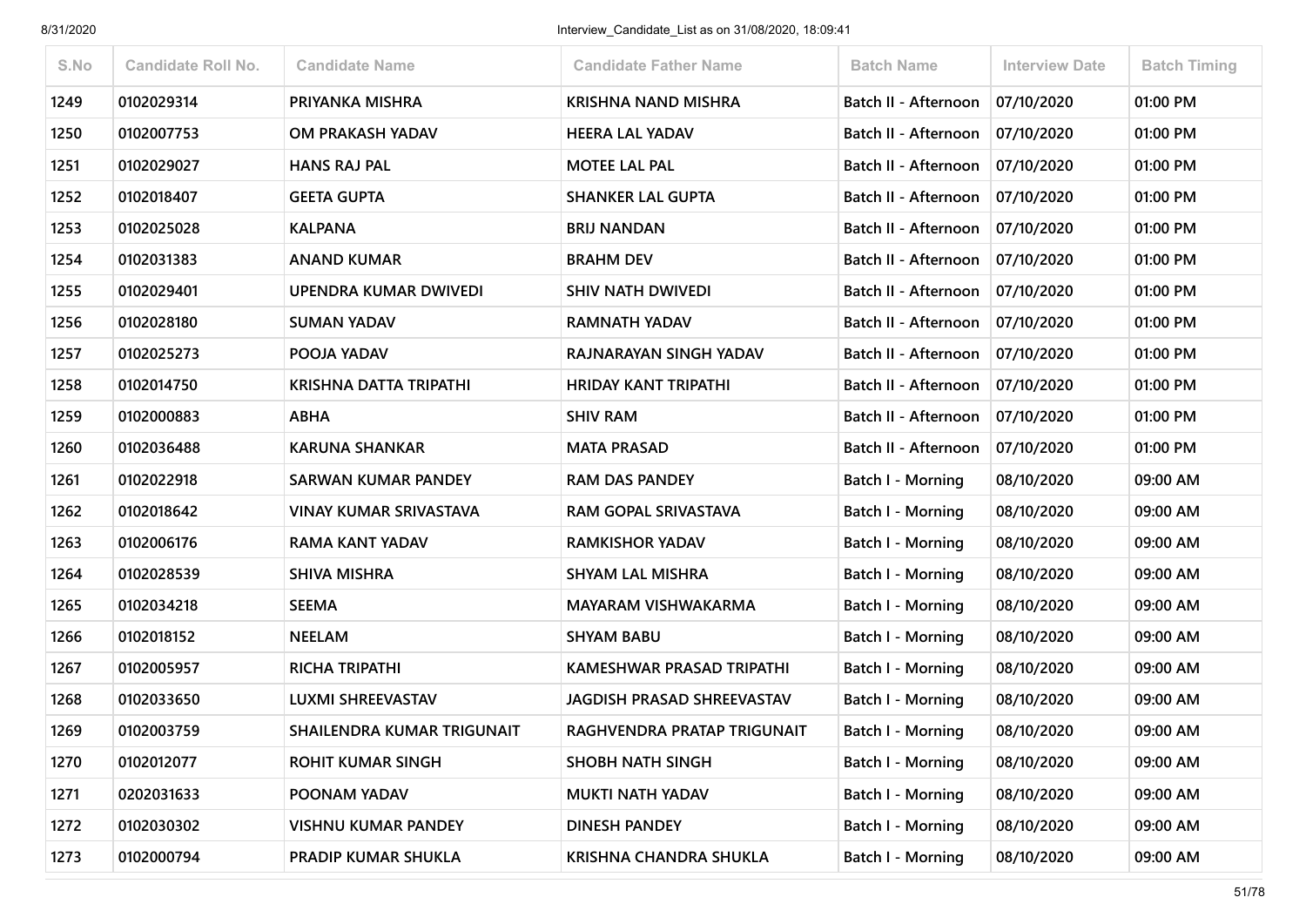| S.No | Candidate Roll No. | Candidate Name | Candidate Father Name | Batch Name | Interview Date | Batch Timing |
|---|---|---|---|---|---|---|
| 1249 | 0102029314 | PRIYANKA MISHRA | KRISHNA NAND MISHRA | Batch II - Afternoon | 07/10/2020 | 01:00 PM |
| 1250 | 0102007753 | OM PRAKASH YADAV | HEERA LAL YADAV | Batch II - Afternoon | 07/10/2020 | 01:00 PM |
| 1251 | 0102029027 | HANS RAJ PAL | MOTEE LAL PAL | Batch II - Afternoon | 07/10/2020 | 01:00 PM |
| 1252 | 0102018407 | GEETA GUPTA | SHANKER LAL GUPTA | Batch II - Afternoon | 07/10/2020 | 01:00 PM |
| 1253 | 0102025028 | KALPANA | BRIJ NANDAN | Batch II - Afternoon | 07/10/2020 | 01:00 PM |
| 1254 | 0102031383 | ANAND KUMAR | BRAHM DEV | Batch II - Afternoon | 07/10/2020 | 01:00 PM |
| 1255 | 0102029401 | UPENDRA KUMAR DWIVEDI | SHIV NATH DWIVEDI | Batch II - Afternoon | 07/10/2020 | 01:00 PM |
| 1256 | 0102028180 | SUMAN YADAV | RAMNATH YADAV | Batch II - Afternoon | 07/10/2020 | 01:00 PM |
| 1257 | 0102025273 | POOJA YADAV | RAJNARAYAN SINGH YADAV | Batch II - Afternoon | 07/10/2020 | 01:00 PM |
| 1258 | 0102014750 | KRISHNA DATTA TRIPATHI | HRIDAY KANT TRIPATHI | Batch II - Afternoon | 07/10/2020 | 01:00 PM |
| 1259 | 0102000883 | ABHA | SHIV RAM | Batch II - Afternoon | 07/10/2020 | 01:00 PM |
| 1260 | 0102036488 | KARUNA SHANKAR | MATA PRASAD | Batch II - Afternoon | 07/10/2020 | 01:00 PM |
| 1261 | 0102022918 | SARWAN KUMAR PANDEY | RAM DAS PANDEY | Batch I - Morning | 08/10/2020 | 09:00 AM |
| 1262 | 0102018642 | VINAY KUMAR SRIVASTAVA | RAM GOPAL SRIVASTAVA | Batch I - Morning | 08/10/2020 | 09:00 AM |
| 1263 | 0102006176 | RAMA KANT YADAV | RAMKISHOR YADAV | Batch I - Morning | 08/10/2020 | 09:00 AM |
| 1264 | 0102028539 | SHIVA MISHRA | SHYAM LAL MISHRA | Batch I - Morning | 08/10/2020 | 09:00 AM |
| 1265 | 0102034218 | SEEMA | MAYARAM VISHWAKARMA | Batch I - Morning | 08/10/2020 | 09:00 AM |
| 1266 | 0102018152 | NEELAM | SHYAM BABU | Batch I - Morning | 08/10/2020 | 09:00 AM |
| 1267 | 0102005957 | RICHA TRIPATHI | KAMESHWAR PRASAD TRIPATHI | Batch I - Morning | 08/10/2020 | 09:00 AM |
| 1268 | 0102033650 | LUXMI SHREEVASTAV | JAGDISH PRASAD SHREEVASTAV | Batch I - Morning | 08/10/2020 | 09:00 AM |
| 1269 | 0102003759 | SHAILENDRA KUMAR TRIGUNAIT | RAGHVENDRA PRATAP TRIGUNAIT | Batch I - Morning | 08/10/2020 | 09:00 AM |
| 1270 | 0102012077 | ROHIT KUMAR SINGH | SHOBH NATH SINGH | Batch I - Morning | 08/10/2020 | 09:00 AM |
| 1271 | 0202031633 | POONAM YADAV | MUKTI NATH YADAV | Batch I - Morning | 08/10/2020 | 09:00 AM |
| 1272 | 0102030302 | VISHNU KUMAR PANDEY | DINESH PANDEY | Batch I - Morning | 08/10/2020 | 09:00 AM |
| 1273 | 0102000794 | PRADIP KUMAR SHUKLA | KRISHNA CHANDRA SHUKLA | Batch I - Morning | 08/10/2020 | 09:00 AM |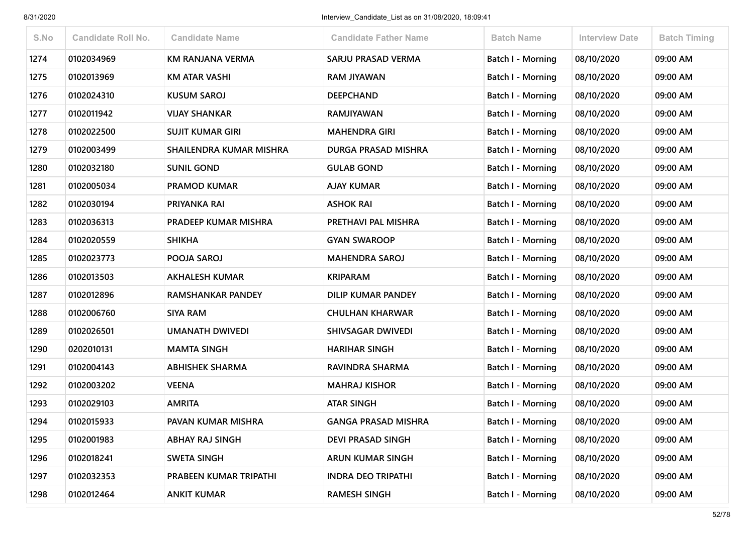| S.No | Candidate Roll No. | Candidate Name | Candidate Father Name | Batch Name | Interview Date | Batch Timing |
|---|---|---|---|---|---|---|
| 1274 | 0102034969 | KM RANJANA VERMA | SARJU PRASAD VERMA | Batch I - Morning | 08/10/2020 | 09:00 AM |
| 1275 | 0102013969 | KM ATAR VASHI | RAM JIYAWAN | Batch I - Morning | 08/10/2020 | 09:00 AM |
| 1276 | 0102024310 | KUSUM SAROJ | DEEPCHAND | Batch I - Morning | 08/10/2020 | 09:00 AM |
| 1277 | 0102011942 | VIJAY SHANKAR | RAMJIYAWAN | Batch I - Morning | 08/10/2020 | 09:00 AM |
| 1278 | 0102022500 | SUJIT KUMAR GIRI | MAHENDRA GIRI | Batch I - Morning | 08/10/2020 | 09:00 AM |
| 1279 | 0102003499 | SHAILENDRA KUMAR MISHRA | DURGA PRASAD MISHRA | Batch I - Morning | 08/10/2020 | 09:00 AM |
| 1280 | 0102032180 | SUNIL GOND | GULAB GOND | Batch I - Morning | 08/10/2020 | 09:00 AM |
| 1281 | 0102005034 | PRAMOD KUMAR | AJAY KUMAR | Batch I - Morning | 08/10/2020 | 09:00 AM |
| 1282 | 0102030194 | PRIYANKA RAI | ASHOK RAI | Batch I - Morning | 08/10/2020 | 09:00 AM |
| 1283 | 0102036313 | PRADEEP KUMAR MISHRA | PRETHAVI PAL MISHRA | Batch I - Morning | 08/10/2020 | 09:00 AM |
| 1284 | 0102020559 | SHIKHA | GYAN SWAROOP | Batch I - Morning | 08/10/2020 | 09:00 AM |
| 1285 | 0102023773 | POOJA SAROJ | MAHENDRA SAROJ | Batch I - Morning | 08/10/2020 | 09:00 AM |
| 1286 | 0102013503 | AKHALESH KUMAR | KRIPARAM | Batch I - Morning | 08/10/2020 | 09:00 AM |
| 1287 | 0102012896 | RAMSHANKAR PANDEY | DILIP KUMAR PANDEY | Batch I - Morning | 08/10/2020 | 09:00 AM |
| 1288 | 0102006760 | SIYA RAM | CHULHAN KHARWAR | Batch I - Morning | 08/10/2020 | 09:00 AM |
| 1289 | 0102026501 | UMANATH DWIVEDI | SHIVSAGAR DWIVEDI | Batch I - Morning | 08/10/2020 | 09:00 AM |
| 1290 | 0202010131 | MAMTA SINGH | HARIHAR SINGH | Batch I - Morning | 08/10/2020 | 09:00 AM |
| 1291 | 0102004143 | ABHISHEK SHARMA | RAVINDRA SHARMA | Batch I - Morning | 08/10/2020 | 09:00 AM |
| 1292 | 0102003202 | VEENA | MAHRAJ KISHOR | Batch I - Morning | 08/10/2020 | 09:00 AM |
| 1293 | 0102029103 | AMRITA | ATAR SINGH | Batch I - Morning | 08/10/2020 | 09:00 AM |
| 1294 | 0102015933 | PAVAN KUMAR MISHRA | GANGA PRASAD MISHRA | Batch I - Morning | 08/10/2020 | 09:00 AM |
| 1295 | 0102001983 | ABHAY RAJ SINGH | DEVI PRASAD SINGH | Batch I - Morning | 08/10/2020 | 09:00 AM |
| 1296 | 0102018241 | SWETA SINGH | ARUN KUMAR SINGH | Batch I - Morning | 08/10/2020 | 09:00 AM |
| 1297 | 0102032353 | PRABEEN KUMAR TRIPATHI | INDRA DEO TRIPATHI | Batch I - Morning | 08/10/2020 | 09:00 AM |
| 1298 | 0102012464 | ANKIT KUMAR | RAMESH SINGH | Batch I - Morning | 08/10/2020 | 09:00 AM |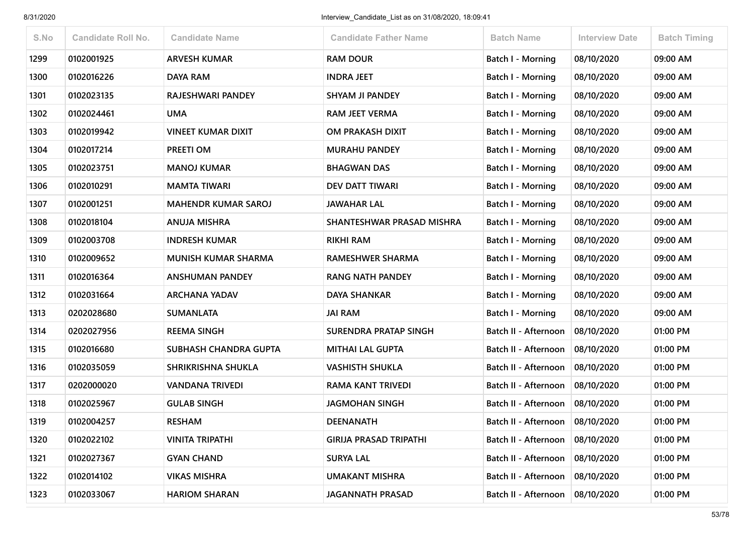| S.No | Candidate Roll No. | Candidate Name | Candidate Father Name | Batch Name | Interview Date | Batch Timing |
|---|---|---|---|---|---|---|
| 1299 | 0102001925 | ARVESH KUMAR | RAM DOUR | Batch I - Morning | 08/10/2020 | 09:00 AM |
| 1300 | 0102016226 | DAYA RAM | INDRA JEET | Batch I - Morning | 08/10/2020 | 09:00 AM |
| 1301 | 0102023135 | RAJESHWARI PANDEY | SHYAM JI PANDEY | Batch I - Morning | 08/10/2020 | 09:00 AM |
| 1302 | 0102024461 | UMA | RAM JEET VERMA | Batch I - Morning | 08/10/2020 | 09:00 AM |
| 1303 | 0102019942 | VINEET KUMAR DIXIT | OM PRAKASH DIXIT | Batch I - Morning | 08/10/2020 | 09:00 AM |
| 1304 | 0102017214 | PREETI OM | MURAHU PANDEY | Batch I - Morning | 08/10/2020 | 09:00 AM |
| 1305 | 0102023751 | MANOJ KUMAR | BHAGWAN DAS | Batch I - Morning | 08/10/2020 | 09:00 AM |
| 1306 | 0102010291 | MAMTA TIWARI | DEV DATT TIWARI | Batch I - Morning | 08/10/2020 | 09:00 AM |
| 1307 | 0102001251 | MAHENDR KUMAR SAROJ | JAWAHAR LAL | Batch I - Morning | 08/10/2020 | 09:00 AM |
| 1308 | 0102018104 | ANUJA MISHRA | SHANTESHWAR PRASAD MISHRA | Batch I - Morning | 08/10/2020 | 09:00 AM |
| 1309 | 0102003708 | INDRESH KUMAR | RIKHI RAM | Batch I - Morning | 08/10/2020 | 09:00 AM |
| 1310 | 0102009652 | MUNISH KUMAR SHARMA | RAMESHWER SHARMA | Batch I - Morning | 08/10/2020 | 09:00 AM |
| 1311 | 0102016364 | ANSHUMAN PANDEY | RANG NATH PANDEY | Batch I - Morning | 08/10/2020 | 09:00 AM |
| 1312 | 0102031664 | ARCHANA YADAV | DAYA SHANKAR | Batch I - Morning | 08/10/2020 | 09:00 AM |
| 1313 | 0202028680 | SUMANLATA | JAI RAM | Batch I - Morning | 08/10/2020 | 09:00 AM |
| 1314 | 0202027956 | REEMA SINGH | SURENDRA PRATAP SINGH | Batch II - Afternoon | 08/10/2020 | 01:00 PM |
| 1315 | 0102016680 | SUBHASH CHANDRA GUPTA | MITHAI LAL GUPTA | Batch II - Afternoon | 08/10/2020 | 01:00 PM |
| 1316 | 0102035059 | SHRIKRISHNA SHUKLA | VASHISTH SHUKLA | Batch II - Afternoon | 08/10/2020 | 01:00 PM |
| 1317 | 0202000020 | VANDANA TRIVEDI | RAMA KANT TRIVEDI | Batch II - Afternoon | 08/10/2020 | 01:00 PM |
| 1318 | 0102025967 | GULAB SINGH | JAGMOHAN SINGH | Batch II - Afternoon | 08/10/2020 | 01:00 PM |
| 1319 | 0102004257 | RESHAM | DEENANATH | Batch II - Afternoon | 08/10/2020 | 01:00 PM |
| 1320 | 0102022102 | VINITA TRIPATHI | GIRIJA PRASAD TRIPATHI | Batch II - Afternoon | 08/10/2020 | 01:00 PM |
| 1321 | 0102027367 | GYAN CHAND | SURYA LAL | Batch II - Afternoon | 08/10/2020 | 01:00 PM |
| 1322 | 0102014102 | VIKAS MISHRA | UMAKANT MISHRA | Batch II - Afternoon | 08/10/2020 | 01:00 PM |
| 1323 | 0102033067 | HARIOM SHARAN | JAGANNATH PRASAD | Batch II - Afternoon | 08/10/2020 | 01:00 PM |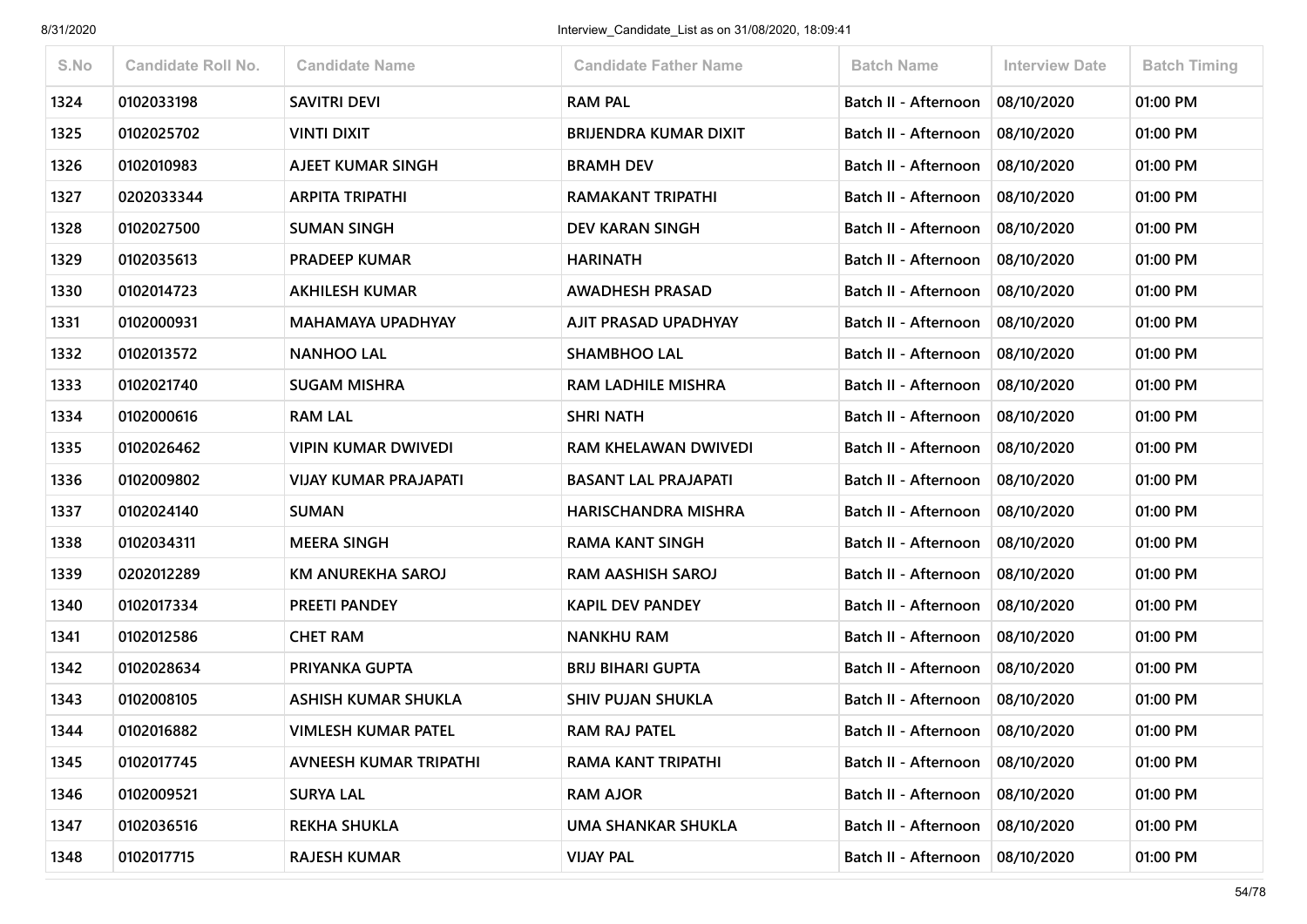| S.No | Candidate Roll No. | Candidate Name | Candidate Father Name | Batch Name | Interview Date | Batch Timing |
|---|---|---|---|---|---|---|
| 1324 | 0102033198 | SAVITRI DEVI | RAM PAL | Batch II - Afternoon | 08/10/2020 | 01:00 PM |
| 1325 | 0102025702 | VINTI DIXIT | BRIJENDRA KUMAR DIXIT | Batch II - Afternoon | 08/10/2020 | 01:00 PM |
| 1326 | 0102010983 | AJEET KUMAR SINGH | BRAMH DEV | Batch II - Afternoon | 08/10/2020 | 01:00 PM |
| 1327 | 0202033344 | ARPITA TRIPATHI | RAMAKANT TRIPATHI | Batch II - Afternoon | 08/10/2020 | 01:00 PM |
| 1328 | 0102027500 | SUMAN SINGH | DEV KARAN SINGH | Batch II - Afternoon | 08/10/2020 | 01:00 PM |
| 1329 | 0102035613 | PRADEEP KUMAR | HARINATH | Batch II - Afternoon | 08/10/2020 | 01:00 PM |
| 1330 | 0102014723 | AKHILESH KUMAR | AWADHESH PRASAD | Batch II - Afternoon | 08/10/2020 | 01:00 PM |
| 1331 | 0102000931 | MAHAMAYA UPADHYAY | AJIT PRASAD UPADHYAY | Batch II - Afternoon | 08/10/2020 | 01:00 PM |
| 1332 | 0102013572 | NANHOO LAL | SHAMBHOO LAL | Batch II - Afternoon | 08/10/2020 | 01:00 PM |
| 1333 | 0102021740 | SUGAM MISHRA | RAM LADHILE MISHRA | Batch II - Afternoon | 08/10/2020 | 01:00 PM |
| 1334 | 0102000616 | RAM LAL | SHRI NATH | Batch II - Afternoon | 08/10/2020 | 01:00 PM |
| 1335 | 0102026462 | VIPIN KUMAR DWIVEDI | RAM KHELAWAN DWIVEDI | Batch II - Afternoon | 08/10/2020 | 01:00 PM |
| 1336 | 0102009802 | VIJAY KUMAR PRAJAPATI | BASANT LAL PRAJAPATI | Batch II - Afternoon | 08/10/2020 | 01:00 PM |
| 1337 | 0102024140 | SUMAN | HARISCHANDRA MISHRA | Batch II - Afternoon | 08/10/2020 | 01:00 PM |
| 1338 | 0102034311 | MEERA SINGH | RAMA KANT SINGH | Batch II - Afternoon | 08/10/2020 | 01:00 PM |
| 1339 | 0202012289 | KM ANUREKHA SAROJ | RAM AASHISH SAROJ | Batch II - Afternoon | 08/10/2020 | 01:00 PM |
| 1340 | 0102017334 | PREETI PANDEY | KAPIL DEV PANDEY | Batch II - Afternoon | 08/10/2020 | 01:00 PM |
| 1341 | 0102012586 | CHET RAM | NANKHU RAM | Batch II - Afternoon | 08/10/2020 | 01:00 PM |
| 1342 | 0102028634 | PRIYANKA GUPTA | BRIJ BIHARI GUPTA | Batch II - Afternoon | 08/10/2020 | 01:00 PM |
| 1343 | 0102008105 | ASHISH KUMAR SHUKLA | SHIV PUJAN SHUKLA | Batch II - Afternoon | 08/10/2020 | 01:00 PM |
| 1344 | 0102016882 | VIMLESH KUMAR PATEL | RAM RAJ PATEL | Batch II - Afternoon | 08/10/2020 | 01:00 PM |
| 1345 | 0102017745 | AVNEESH KUMAR TRIPATHI | RAMA KANT TRIPATHI | Batch II - Afternoon | 08/10/2020 | 01:00 PM |
| 1346 | 0102009521 | SURYA LAL | RAM AJOR | Batch II - Afternoon | 08/10/2020 | 01:00 PM |
| 1347 | 0102036516 | REKHA SHUKLA | UMA SHANKAR SHUKLA | Batch II - Afternoon | 08/10/2020 | 01:00 PM |
| 1348 | 0102017715 | RAJESH KUMAR | VIJAY PAL | Batch II - Afternoon | 08/10/2020 | 01:00 PM |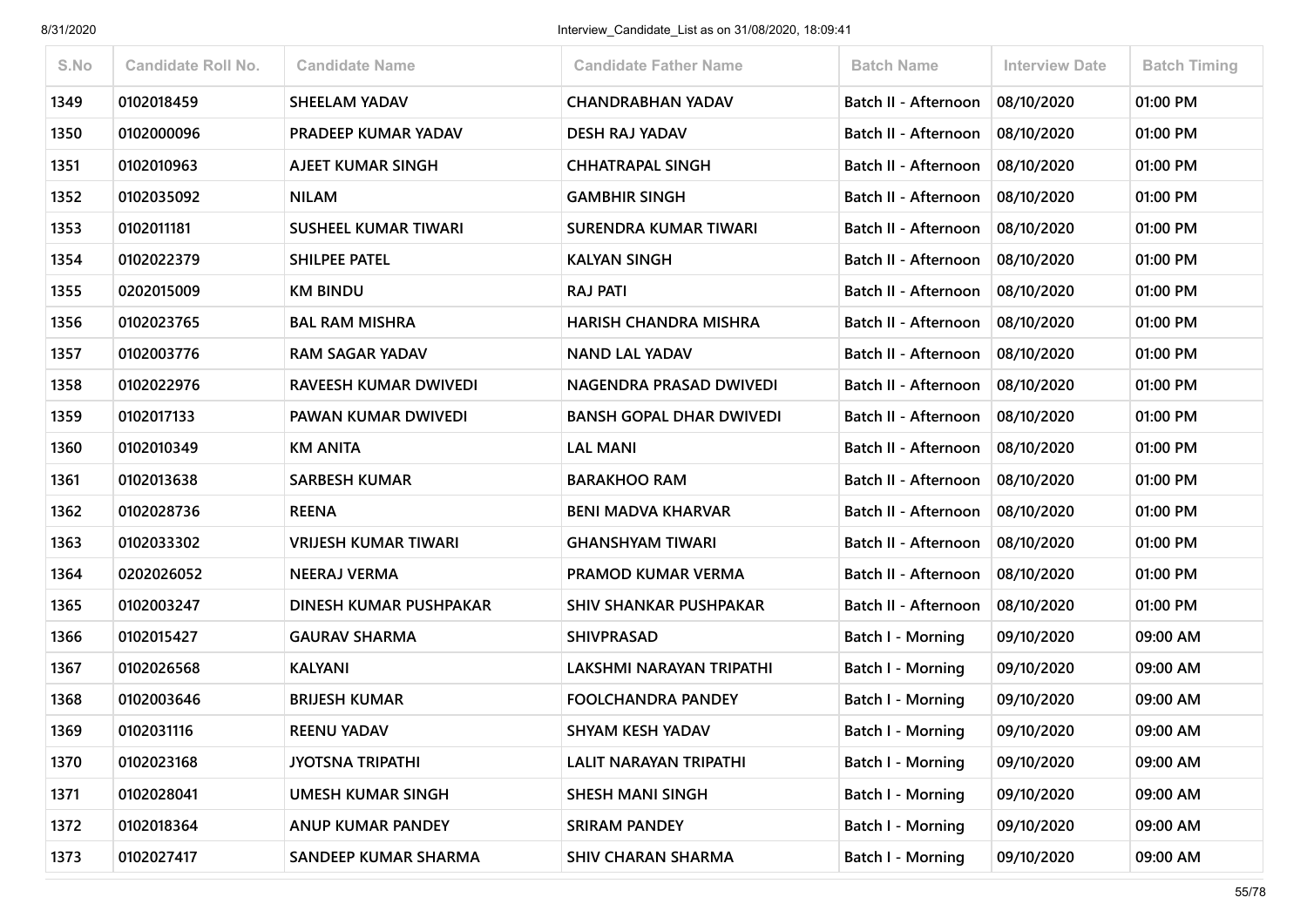| S.No | Candidate Roll No. | Candidate Name | Candidate Father Name | Batch Name | Interview Date | Batch Timing |
|---|---|---|---|---|---|---|
| 1349 | 0102018459 | SHEELAM YADAV | CHANDRABHAN YADAV | Batch II - Afternoon | 08/10/2020 | 01:00 PM |
| 1350 | 0102000096 | PRADEEP KUMAR YADAV | DESH RAJ YADAV | Batch II - Afternoon | 08/10/2020 | 01:00 PM |
| 1351 | 0102010963 | AJEET KUMAR SINGH | CHHATRAPAL SINGH | Batch II - Afternoon | 08/10/2020 | 01:00 PM |
| 1352 | 0102035092 | NILAM | GAMBHIR SINGH | Batch II - Afternoon | 08/10/2020 | 01:00 PM |
| 1353 | 0102011181 | SUSHEEL KUMAR TIWARI | SURENDRA KUMAR TIWARI | Batch II - Afternoon | 08/10/2020 | 01:00 PM |
| 1354 | 0102022379 | SHILPEE PATEL | KALYAN SINGH | Batch II - Afternoon | 08/10/2020 | 01:00 PM |
| 1355 | 0202015009 | KM BINDU | RAJ PATI | Batch II - Afternoon | 08/10/2020 | 01:00 PM |
| 1356 | 0102023765 | BAL RAM MISHRA | HARISH CHANDRA MISHRA | Batch II - Afternoon | 08/10/2020 | 01:00 PM |
| 1357 | 0102003776 | RAM SAGAR YADAV | NAND LAL YADAV | Batch II - Afternoon | 08/10/2020 | 01:00 PM |
| 1358 | 0102022976 | RAVEESH KUMAR DWIVEDI | NAGENDRA PRASAD DWIVEDI | Batch II - Afternoon | 08/10/2020 | 01:00 PM |
| 1359 | 0102017133 | PAWAN KUMAR DWIVEDI | BANSH GOPAL DHAR DWIVEDI | Batch II - Afternoon | 08/10/2020 | 01:00 PM |
| 1360 | 0102010349 | KM ANITA | LAL MANI | Batch II - Afternoon | 08/10/2020 | 01:00 PM |
| 1361 | 0102013638 | SARBESH KUMAR | BARAKHOO RAM | Batch II - Afternoon | 08/10/2020 | 01:00 PM |
| 1362 | 0102028736 | REENA | BENI MADVA KHARVAR | Batch II - Afternoon | 08/10/2020 | 01:00 PM |
| 1363 | 0102033302 | VRIJESH KUMAR TIWARI | GHANSHYAM TIWARI | Batch II - Afternoon | 08/10/2020 | 01:00 PM |
| 1364 | 0202026052 | NEERAJ VERMA | PRAMOD KUMAR VERMA | Batch II - Afternoon | 08/10/2020 | 01:00 PM |
| 1365 | 0102003247 | DINESH KUMAR PUSHPAKAR | SHIV SHANKAR PUSHPAKAR | Batch II - Afternoon | 08/10/2020 | 01:00 PM |
| 1366 | 0102015427 | GAURAV SHARMA | SHIVPRASAD | Batch I - Morning | 09/10/2020 | 09:00 AM |
| 1367 | 0102026568 | KALYANI | LAKSHMI NARAYAN TRIPATHI | Batch I - Morning | 09/10/2020 | 09:00 AM |
| 1368 | 0102003646 | BRIJESH KUMAR | FOOLCHANDRA PANDEY | Batch I - Morning | 09/10/2020 | 09:00 AM |
| 1369 | 0102031116 | REENU YADAV | SHYAM KESH YADAV | Batch I - Morning | 09/10/2020 | 09:00 AM |
| 1370 | 0102023168 | JYOTSNA TRIPATHI | LALIT NARAYAN TRIPATHI | Batch I - Morning | 09/10/2020 | 09:00 AM |
| 1371 | 0102028041 | UMESH KUMAR SINGH | SHESH MANI SINGH | Batch I - Morning | 09/10/2020 | 09:00 AM |
| 1372 | 0102018364 | ANUP KUMAR PANDEY | SRIRAM PANDEY | Batch I - Morning | 09/10/2020 | 09:00 AM |
| 1373 | 0102027417 | SANDEEP KUMAR SHARMA | SHIV CHARAN SHARMA | Batch I - Morning | 09/10/2020 | 09:00 AM |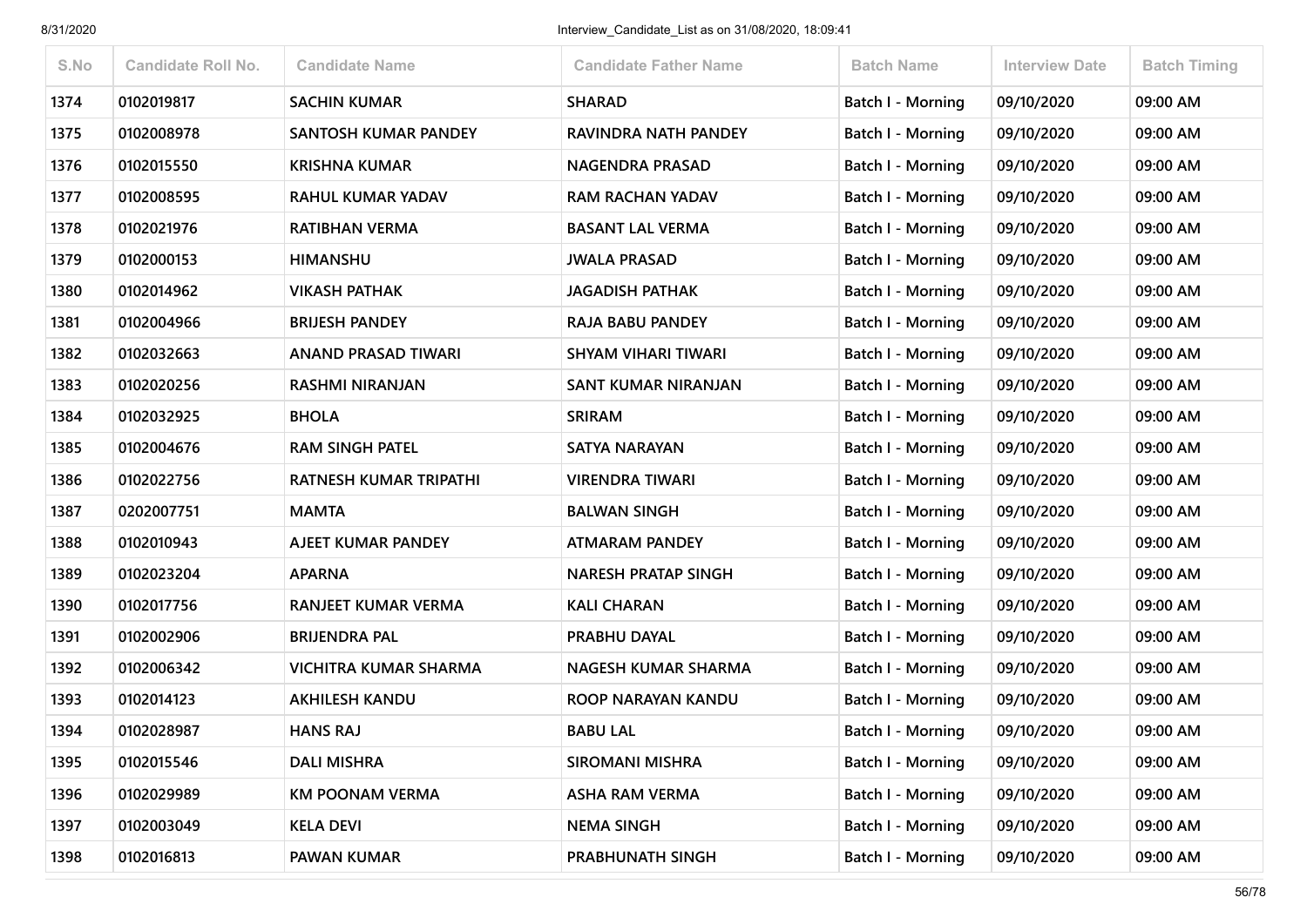| S.No | Candidate Roll No. | Candidate Name | Candidate Father Name | Batch Name | Interview Date | Batch Timing |
|---|---|---|---|---|---|---|
| 1374 | 0102019817 | SACHIN KUMAR | SHARAD | Batch I - Morning | 09/10/2020 | 09:00 AM |
| 1375 | 0102008978 | SANTOSH KUMAR PANDEY | RAVINDRA NATH PANDEY | Batch I - Morning | 09/10/2020 | 09:00 AM |
| 1376 | 0102015550 | KRISHNA KUMAR | NAGENDRA PRASAD | Batch I - Morning | 09/10/2020 | 09:00 AM |
| 1377 | 0102008595 | RAHUL KUMAR YADAV | RAM RACHAN YADAV | Batch I - Morning | 09/10/2020 | 09:00 AM |
| 1378 | 0102021976 | RATIBHAN VERMA | BASANT LAL VERMA | Batch I - Morning | 09/10/2020 | 09:00 AM |
| 1379 | 0102000153 | HIMANSHU | JWALA PRASAD | Batch I - Morning | 09/10/2020 | 09:00 AM |
| 1380 | 0102014962 | VIKASH PATHAK | JAGADISH PATHAK | Batch I - Morning | 09/10/2020 | 09:00 AM |
| 1381 | 0102004966 | BRIJESH PANDEY | RAJA BABU PANDEY | Batch I - Morning | 09/10/2020 | 09:00 AM |
| 1382 | 0102032663 | ANAND PRASAD TIWARI | SHYAM VIHARI TIWARI | Batch I - Morning | 09/10/2020 | 09:00 AM |
| 1383 | 0102020256 | RASHMI NIRANJAN | SANT KUMAR NIRANJAN | Batch I - Morning | 09/10/2020 | 09:00 AM |
| 1384 | 0102032925 | BHOLA | SRIRAM | Batch I - Morning | 09/10/2020 | 09:00 AM |
| 1385 | 0102004676 | RAM SINGH PATEL | SATYA NARAYAN | Batch I - Morning | 09/10/2020 | 09:00 AM |
| 1386 | 0102022756 | RATNESH KUMAR TRIPATHI | VIRENDRA TIWARI | Batch I - Morning | 09/10/2020 | 09:00 AM |
| 1387 | 0202007751 | MAMTA | BALWAN SINGH | Batch I - Morning | 09/10/2020 | 09:00 AM |
| 1388 | 0102010943 | AJEET KUMAR PANDEY | ATMARAM PANDEY | Batch I - Morning | 09/10/2020 | 09:00 AM |
| 1389 | 0102023204 | APARNA | NARESH PRATAP SINGH | Batch I - Morning | 09/10/2020 | 09:00 AM |
| 1390 | 0102017756 | RANJEET KUMAR VERMA | KALI CHARAN | Batch I - Morning | 09/10/2020 | 09:00 AM |
| 1391 | 0102002906 | BRIJENDRA PAL | PRABHU DAYAL | Batch I - Morning | 09/10/2020 | 09:00 AM |
| 1392 | 0102006342 | VICHITRA KUMAR SHARMA | NAGESH KUMAR SHARMA | Batch I - Morning | 09/10/2020 | 09:00 AM |
| 1393 | 0102014123 | AKHILESH KANDU | ROOP NARAYAN KANDU | Batch I - Morning | 09/10/2020 | 09:00 AM |
| 1394 | 0102028987 | HANS RAJ | BABU LAL | Batch I - Morning | 09/10/2020 | 09:00 AM |
| 1395 | 0102015546 | DALI MISHRA | SIROMANI MISHRA | Batch I - Morning | 09/10/2020 | 09:00 AM |
| 1396 | 0102029989 | KM POONAM VERMA | ASHA RAM VERMA | Batch I - Morning | 09/10/2020 | 09:00 AM |
| 1397 | 0102003049 | KELA DEVI | NEMA SINGH | Batch I - Morning | 09/10/2020 | 09:00 AM |
| 1398 | 0102016813 | PAWAN KUMAR | PRABHUNATH SINGH | Batch I - Morning | 09/10/2020 | 09:00 AM |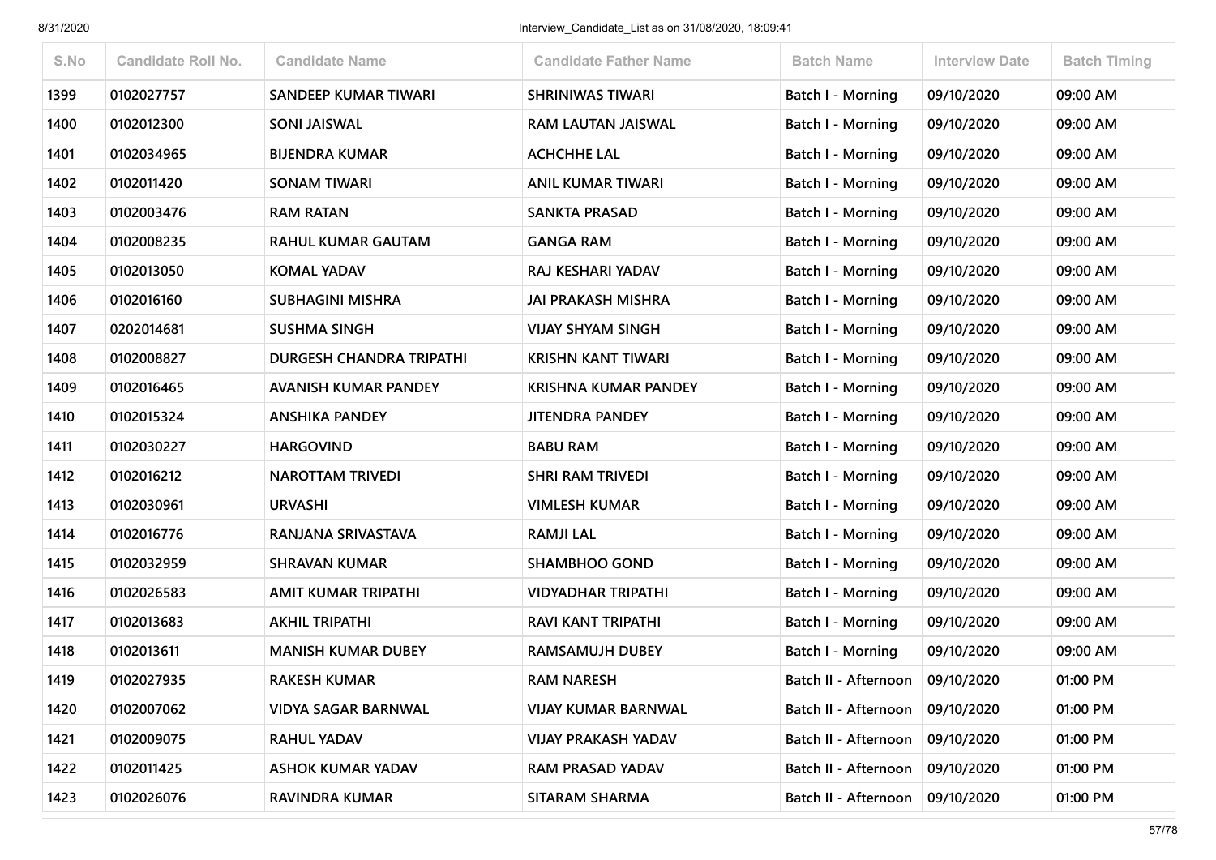| S.No | Candidate Roll No. | Candidate Name | Candidate Father Name | Batch Name | Interview Date | Batch Timing |
|---|---|---|---|---|---|---|
| 1399 | 0102027757 | SANDEEP KUMAR TIWARI | SHRINIWAS TIWARI | Batch I - Morning | 09/10/2020 | 09:00 AM |
| 1400 | 0102012300 | SONI JAISWAL | RAM LAUTAN JAISWAL | Batch I - Morning | 09/10/2020 | 09:00 AM |
| 1401 | 0102034965 | BIJENDRA KUMAR | ACHCHHE LAL | Batch I - Morning | 09/10/2020 | 09:00 AM |
| 1402 | 0102011420 | SONAM TIWARI | ANIL KUMAR TIWARI | Batch I - Morning | 09/10/2020 | 09:00 AM |
| 1403 | 0102003476 | RAM RATAN | SANKTA PRASAD | Batch I - Morning | 09/10/2020 | 09:00 AM |
| 1404 | 0102008235 | RAHUL KUMAR GAUTAM | GANGA RAM | Batch I - Morning | 09/10/2020 | 09:00 AM |
| 1405 | 0102013050 | KOMAL YADAV | RAJ KESHARI YADAV | Batch I - Morning | 09/10/2020 | 09:00 AM |
| 1406 | 0102016160 | SUBHAGINI MISHRA | JAI PRAKASH MISHRA | Batch I - Morning | 09/10/2020 | 09:00 AM |
| 1407 | 0202014681 | SUSHMA SINGH | VIJAY SHYAM SINGH | Batch I - Morning | 09/10/2020 | 09:00 AM |
| 1408 | 0102008827 | DURGESH CHANDRA TRIPATHI | KRISHN KANT TIWARI | Batch I - Morning | 09/10/2020 | 09:00 AM |
| 1409 | 0102016465 | AVANISH KUMAR PANDEY | KRISHNA KUMAR PANDEY | Batch I - Morning | 09/10/2020 | 09:00 AM |
| 1410 | 0102015324 | ANSHIKA PANDEY | JITENDRA PANDEY | Batch I - Morning | 09/10/2020 | 09:00 AM |
| 1411 | 0102030227 | HARGOVIND | BABU RAM | Batch I - Morning | 09/10/2020 | 09:00 AM |
| 1412 | 0102016212 | NAROTTAM TRIVEDI | SHRI RAM TRIVEDI | Batch I - Morning | 09/10/2020 | 09:00 AM |
| 1413 | 0102030961 | URVASHI | VIMLESH KUMAR | Batch I - Morning | 09/10/2020 | 09:00 AM |
| 1414 | 0102016776 | RANJANA SRIVASTAVA | RAMJI LAL | Batch I - Morning | 09/10/2020 | 09:00 AM |
| 1415 | 0102032959 | SHRAVAN KUMAR | SHAMBHOO GOND | Batch I - Morning | 09/10/2020 | 09:00 AM |
| 1416 | 0102026583 | AMIT KUMAR TRIPATHI | VIDYADHAR TRIPATHI | Batch I - Morning | 09/10/2020 | 09:00 AM |
| 1417 | 0102013683 | AKHIL TRIPATHI | RAVI KANT TRIPATHI | Batch I - Morning | 09/10/2020 | 09:00 AM |
| 1418 | 0102013611 | MANISH KUMAR DUBEY | RAMSAMUJH DUBEY | Batch I - Morning | 09/10/2020 | 09:00 AM |
| 1419 | 0102027935 | RAKESH KUMAR | RAM NARESH | Batch II - Afternoon | 09/10/2020 | 01:00 PM |
| 1420 | 0102007062 | VIDYA SAGAR BARNWAL | VIJAY KUMAR BARNWAL | Batch II - Afternoon | 09/10/2020 | 01:00 PM |
| 1421 | 0102009075 | RAHUL YADAV | VIJAY PRAKASH YADAV | Batch II - Afternoon | 09/10/2020 | 01:00 PM |
| 1422 | 0102011425 | ASHOK KUMAR YADAV | RAM PRASAD YADAV | Batch II - Afternoon | 09/10/2020 | 01:00 PM |
| 1423 | 0102026076 | RAVINDRA KUMAR | SITARAM SHARMA | Batch II - Afternoon | 09/10/2020 | 01:00 PM |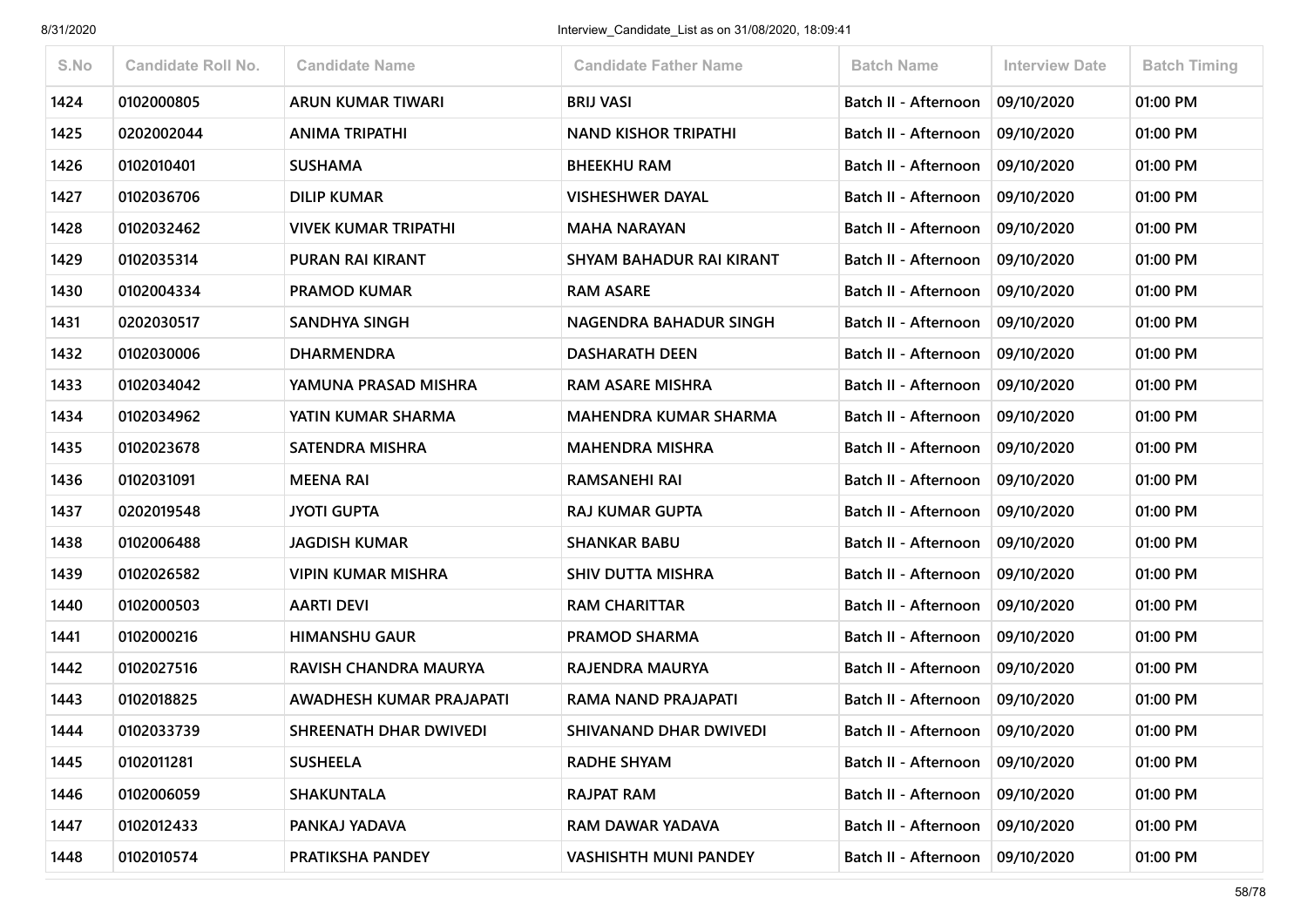| S.No | Candidate Roll No. | Candidate Name | Candidate Father Name | Batch Name | Interview Date | Batch Timing |
|---|---|---|---|---|---|---|
| 1424 | 0102000805 | ARUN KUMAR TIWARI | BRIJ VASI | Batch II - Afternoon | 09/10/2020 | 01:00 PM |
| 1425 | 0202002044 | ANIMA TRIPATHI | NAND KISHOR TRIPATHI | Batch II - Afternoon | 09/10/2020 | 01:00 PM |
| 1426 | 0102010401 | SUSHAMA | BHEEKHU RAM | Batch II - Afternoon | 09/10/2020 | 01:00 PM |
| 1427 | 0102036706 | DILIP KUMAR | VISHESHWER DAYAL | Batch II - Afternoon | 09/10/2020 | 01:00 PM |
| 1428 | 0102032462 | VIVEK KUMAR TRIPATHI | MAHA NARAYAN | Batch II - Afternoon | 09/10/2020 | 01:00 PM |
| 1429 | 0102035314 | PURAN RAI KIRANT | SHYAM BAHADUR RAI KIRANT | Batch II - Afternoon | 09/10/2020 | 01:00 PM |
| 1430 | 0102004334 | PRAMOD KUMAR | RAM ASARE | Batch II - Afternoon | 09/10/2020 | 01:00 PM |
| 1431 | 0202030517 | SANDHYA SINGH | NAGENDRA BAHADUR SINGH | Batch II - Afternoon | 09/10/2020 | 01:00 PM |
| 1432 | 0102030006 | DHARMENDRA | DASHARATH DEEN | Batch II - Afternoon | 09/10/2020 | 01:00 PM |
| 1433 | 0102034042 | YAMUNA PRASAD MISHRA | RAM ASARE MISHRA | Batch II - Afternoon | 09/10/2020 | 01:00 PM |
| 1434 | 0102034962 | YATIN KUMAR SHARMA | MAHENDRA KUMAR SHARMA | Batch II - Afternoon | 09/10/2020 | 01:00 PM |
| 1435 | 0102023678 | SATENDRA MISHRA | MAHENDRA MISHRA | Batch II - Afternoon | 09/10/2020 | 01:00 PM |
| 1436 | 0102031091 | MEENA RAI | RAMSANEHI RAI | Batch II - Afternoon | 09/10/2020 | 01:00 PM |
| 1437 | 0202019548 | JYOTI GUPTA | RAJ KUMAR GUPTA | Batch II - Afternoon | 09/10/2020 | 01:00 PM |
| 1438 | 0102006488 | JAGDISH KUMAR | SHANKAR BABU | Batch II - Afternoon | 09/10/2020 | 01:00 PM |
| 1439 | 0102026582 | VIPIN KUMAR MISHRA | SHIV DUTTA MISHRA | Batch II - Afternoon | 09/10/2020 | 01:00 PM |
| 1440 | 0102000503 | AARTI DEVI | RAM CHARITTAR | Batch II - Afternoon | 09/10/2020 | 01:00 PM |
| 1441 | 0102000216 | HIMANSHU GAUR | PRAMOD SHARMA | Batch II - Afternoon | 09/10/2020 | 01:00 PM |
| 1442 | 0102027516 | RAVISH CHANDRA MAURYA | RAJENDRA MAURYA | Batch II - Afternoon | 09/10/2020 | 01:00 PM |
| 1443 | 0102018825 | AWADHESH KUMAR PRAJAPATI | RAMA NAND PRAJAPATI | Batch II - Afternoon | 09/10/2020 | 01:00 PM |
| 1444 | 0102033739 | SHREENATH DHAR DWIVEDI | SHIVANAND DHAR DWIVEDI | Batch II - Afternoon | 09/10/2020 | 01:00 PM |
| 1445 | 0102011281 | SUSHEELA | RADHE SHYAM | Batch II - Afternoon | 09/10/2020 | 01:00 PM |
| 1446 | 0102006059 | SHAKUNTALA | RAJPAT RAM | Batch II - Afternoon | 09/10/2020 | 01:00 PM |
| 1447 | 0102012433 | PANKAJ YADAVA | RAM DAWAR YADAVA | Batch II - Afternoon | 09/10/2020 | 01:00 PM |
| 1448 | 0102010574 | PRATIKSHA PANDEY | VASHISHTH MUNI PANDEY | Batch II - Afternoon | 09/10/2020 | 01:00 PM |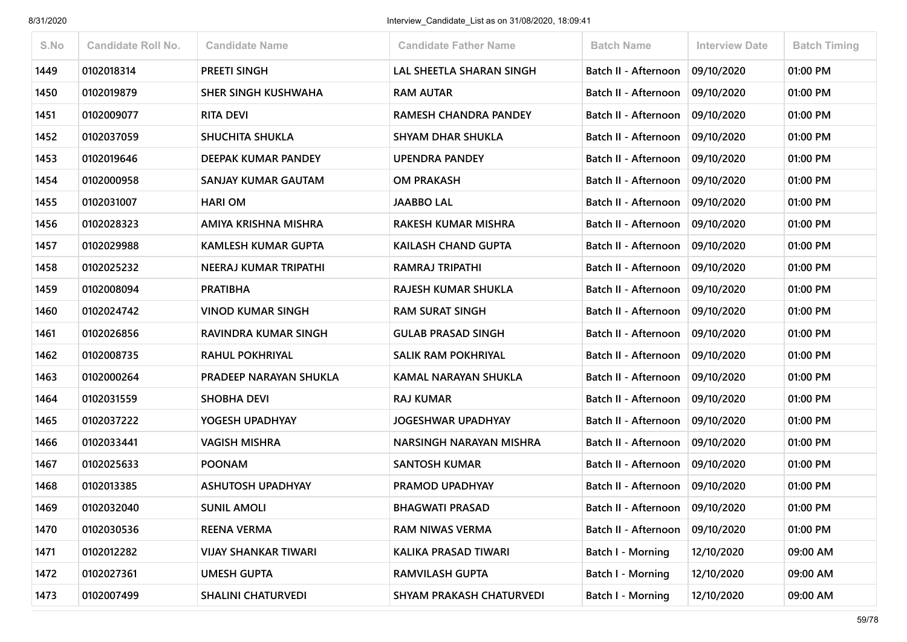| S.No | Candidate Roll No. | Candidate Name | Candidate Father Name | Batch Name | Interview Date | Batch Timing |
|---|---|---|---|---|---|---|
| 1449 | 0102018314 | PREETI SINGH | LAL SHEETLA SHARAN SINGH | Batch II - Afternoon | 09/10/2020 | 01:00 PM |
| 1450 | 0102019879 | SHER SINGH KUSHWAHA | RAM AUTAR | Batch II - Afternoon | 09/10/2020 | 01:00 PM |
| 1451 | 0102009077 | RITA DEVI | RAMESH CHANDRA PANDEY | Batch II - Afternoon | 09/10/2020 | 01:00 PM |
| 1452 | 0102037059 | SHUCHITA SHUKLA | SHYAM DHAR SHUKLA | Batch II - Afternoon | 09/10/2020 | 01:00 PM |
| 1453 | 0102019646 | DEEPAK KUMAR PANDEY | UPENDRA PANDEY | Batch II - Afternoon | 09/10/2020 | 01:00 PM |
| 1454 | 0102000958 | SANJAY KUMAR GAUTAM | OM PRAKASH | Batch II - Afternoon | 09/10/2020 | 01:00 PM |
| 1455 | 0102031007 | HARI OM | JAABBO LAL | Batch II - Afternoon | 09/10/2020 | 01:00 PM |
| 1456 | 0102028323 | AMIYA KRISHNA MISHRA | RAKESH KUMAR MISHRA | Batch II - Afternoon | 09/10/2020 | 01:00 PM |
| 1457 | 0102029988 | KAMLESH KUMAR GUPTA | KAILASH CHAND GUPTA | Batch II - Afternoon | 09/10/2020 | 01:00 PM |
| 1458 | 0102025232 | NEERAJ KUMAR TRIPATHI | RAMRAJ TRIPATHI | Batch II - Afternoon | 09/10/2020 | 01:00 PM |
| 1459 | 0102008094 | PRATIBHA | RAJESH KUMAR SHUKLA | Batch II - Afternoon | 09/10/2020 | 01:00 PM |
| 1460 | 0102024742 | VINOD KUMAR SINGH | RAM SURAT SINGH | Batch II - Afternoon | 09/10/2020 | 01:00 PM |
| 1461 | 0102026856 | RAVINDRA KUMAR SINGH | GULAB PRASAD SINGH | Batch II - Afternoon | 09/10/2020 | 01:00 PM |
| 1462 | 0102008735 | RAHUL POKHRIYAL | SALIK RAM POKHRIYAL | Batch II - Afternoon | 09/10/2020 | 01:00 PM |
| 1463 | 0102000264 | PRADEEP NARAYAN SHUKLA | KAMAL NARAYAN SHUKLA | Batch II - Afternoon | 09/10/2020 | 01:00 PM |
| 1464 | 0102031559 | SHOBHA DEVI | RAJ KUMAR | Batch II - Afternoon | 09/10/2020 | 01:00 PM |
| 1465 | 0102037222 | YOGESH UPADHYAY | JOGESHWAR UPADHYAY | Batch II - Afternoon | 09/10/2020 | 01:00 PM |
| 1466 | 0102033441 | VAGISH MISHRA | NARSINGH NARAYAN MISHRA | Batch II - Afternoon | 09/10/2020 | 01:00 PM |
| 1467 | 0102025633 | POONAM | SANTOSH KUMAR | Batch II - Afternoon | 09/10/2020 | 01:00 PM |
| 1468 | 0102013385 | ASHUTOSH UPADHYAY | PRAMOD UPADHYAY | Batch II - Afternoon | 09/10/2020 | 01:00 PM |
| 1469 | 0102032040 | SUNIL AMOLI | BHAGWATI PRASAD | Batch II - Afternoon | 09/10/2020 | 01:00 PM |
| 1470 | 0102030536 | REENA VERMA | RAM NIWAS VERMA | Batch II - Afternoon | 09/10/2020 | 01:00 PM |
| 1471 | 0102012282 | VIJAY SHANKAR TIWARI | KALIKA PRASAD TIWARI | Batch I - Morning | 12/10/2020 | 09:00 AM |
| 1472 | 0102027361 | UMESH GUPTA | RAMVILASH GUPTA | Batch I - Morning | 12/10/2020 | 09:00 AM |
| 1473 | 0102007499 | SHALINI CHATURVEDI | SHYAM PRAKASH CHATURVEDI | Batch I - Morning | 12/10/2020 | 09:00 AM |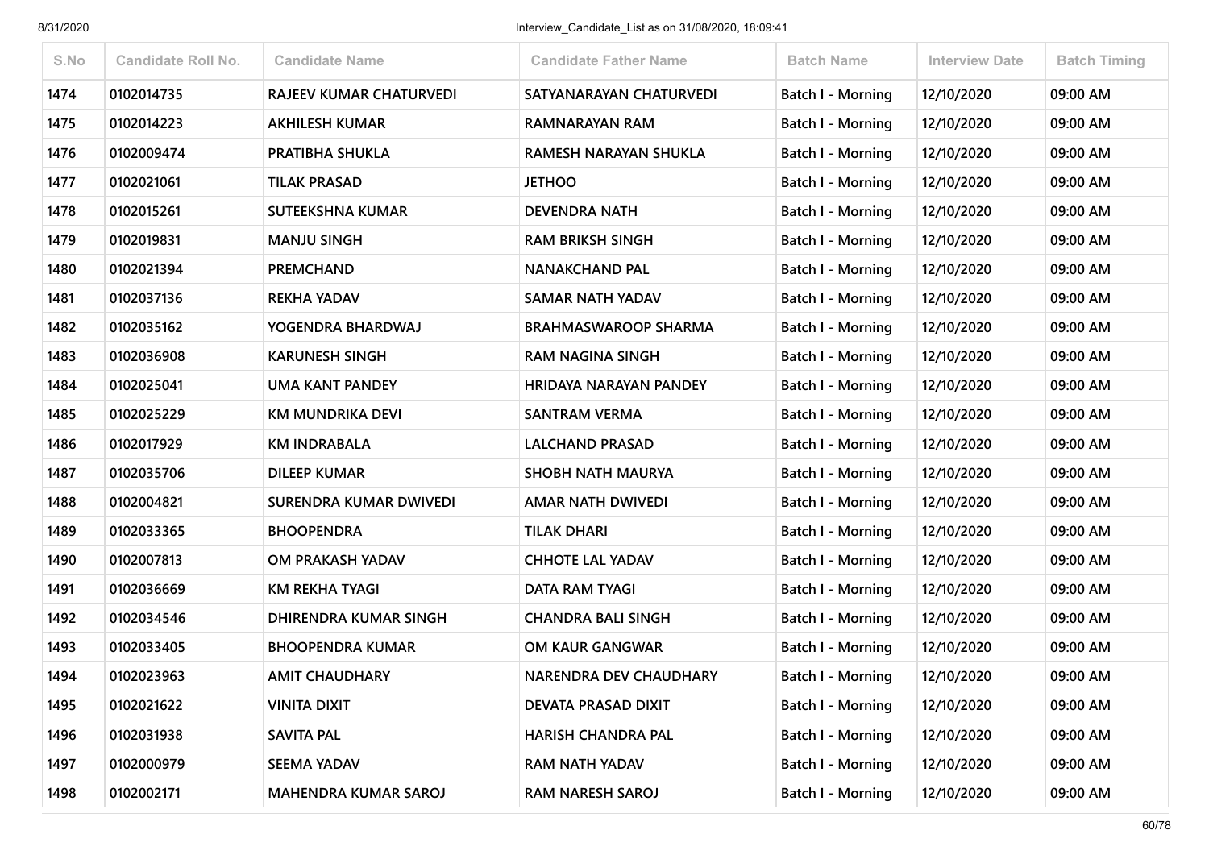| S.No | Candidate Roll No. | Candidate Name | Candidate Father Name | Batch Name | Interview Date | Batch Timing |
|---|---|---|---|---|---|---|
| 1474 | 0102014735 | RAJEEV KUMAR CHATURVEDI | SATYANARAYAN CHATURVEDI | Batch I - Morning | 12/10/2020 | 09:00 AM |
| 1475 | 0102014223 | AKHILESH KUMAR | RAMNARAYAN RAM | Batch I - Morning | 12/10/2020 | 09:00 AM |
| 1476 | 0102009474 | PRATIBHA SHUKLA | RAMESH NARAYAN SHUKLA | Batch I - Morning | 12/10/2020 | 09:00 AM |
| 1477 | 0102021061 | TILAK PRASAD | JETHOO | Batch I - Morning | 12/10/2020 | 09:00 AM |
| 1478 | 0102015261 | SUTEEKSHNA KUMAR | DEVENDRA NATH | Batch I - Morning | 12/10/2020 | 09:00 AM |
| 1479 | 0102019831 | MANJU SINGH | RAM BRIKSH SINGH | Batch I - Morning | 12/10/2020 | 09:00 AM |
| 1480 | 0102021394 | PREMCHAND | NANAKCHAND PAL | Batch I - Morning | 12/10/2020 | 09:00 AM |
| 1481 | 0102037136 | REKHA YADAV | SAMAR NATH YADAV | Batch I - Morning | 12/10/2020 | 09:00 AM |
| 1482 | 0102035162 | YOGENDRA BHARDWAJ | BRAHMASWAROOP SHARMA | Batch I - Morning | 12/10/2020 | 09:00 AM |
| 1483 | 0102036908 | KARUNESH SINGH | RAM NAGINA SINGH | Batch I - Morning | 12/10/2020 | 09:00 AM |
| 1484 | 0102025041 | UMA KANT PANDEY | HRIDAYA NARAYAN PANDEY | Batch I - Morning | 12/10/2020 | 09:00 AM |
| 1485 | 0102025229 | KM MUNDRIKA DEVI | SANTRAM VERMA | Batch I - Morning | 12/10/2020 | 09:00 AM |
| 1486 | 0102017929 | KM INDRABALA | LALCHAND PRASAD | Batch I - Morning | 12/10/2020 | 09:00 AM |
| 1487 | 0102035706 | DILEEP KUMAR | SHOBH NATH MAURYA | Batch I - Morning | 12/10/2020 | 09:00 AM |
| 1488 | 0102004821 | SURENDRA KUMAR DWIVEDI | AMAR NATH DWIVEDI | Batch I - Morning | 12/10/2020 | 09:00 AM |
| 1489 | 0102033365 | BHOOPENDRA | TILAK DHARI | Batch I - Morning | 12/10/2020 | 09:00 AM |
| 1490 | 0102007813 | OM PRAKASH YADAV | CHHOTE LAL YADAV | Batch I - Morning | 12/10/2020 | 09:00 AM |
| 1491 | 0102036669 | KM REKHA TYAGI | DATA RAM TYAGI | Batch I - Morning | 12/10/2020 | 09:00 AM |
| 1492 | 0102034546 | DHIRENDRA KUMAR SINGH | CHANDRA BALI SINGH | Batch I - Morning | 12/10/2020 | 09:00 AM |
| 1493 | 0102033405 | BHOOPENDRA KUMAR | OM KAUR GANGWAR | Batch I - Morning | 12/10/2020 | 09:00 AM |
| 1494 | 0102023963 | AMIT CHAUDHARY | NARENDRA DEV CHAUDHARY | Batch I - Morning | 12/10/2020 | 09:00 AM |
| 1495 | 0102021622 | VINITA DIXIT | DEVATA PRASAD DIXIT | Batch I - Morning | 12/10/2020 | 09:00 AM |
| 1496 | 0102031938 | SAVITA PAL | HARISH CHANDRA PAL | Batch I - Morning | 12/10/2020 | 09:00 AM |
| 1497 | 0102000979 | SEEMA YADAV | RAM NATH YADAV | Batch I - Morning | 12/10/2020 | 09:00 AM |
| 1498 | 0102002171 | MAHENDRA KUMAR SAROJ | RAM NARESH SAROJ | Batch I - Morning | 12/10/2020 | 09:00 AM |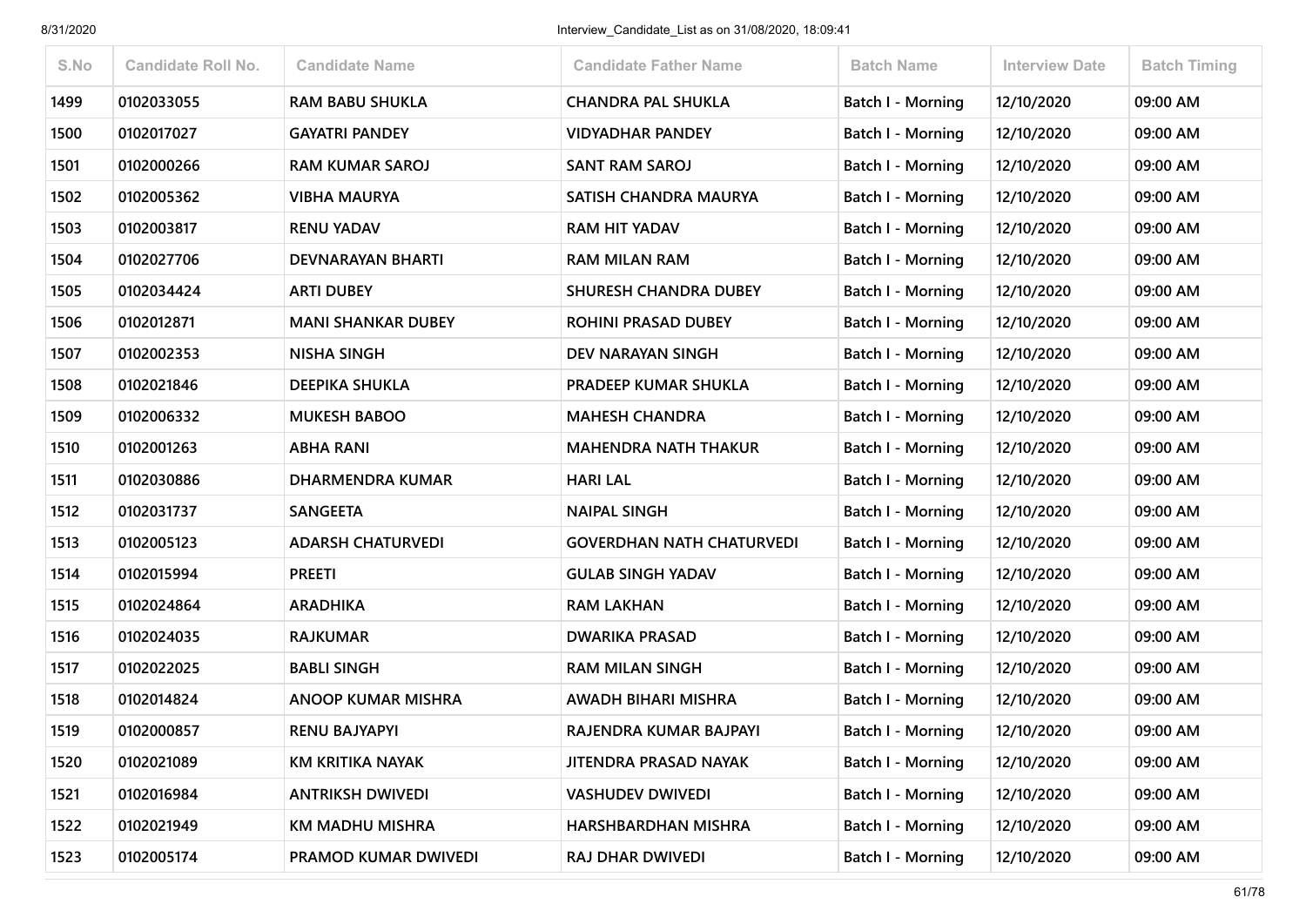| S.No | Candidate Roll No. | Candidate Name | Candidate Father Name | Batch Name | Interview Date | Batch Timing |
|---|---|---|---|---|---|---|
| 1499 | 0102033055 | RAM BABU SHUKLA | CHANDRA PAL SHUKLA | Batch I - Morning | 12/10/2020 | 09:00 AM |
| 1500 | 0102017027 | GAYATRI PANDEY | VIDYADHAR PANDEY | Batch I - Morning | 12/10/2020 | 09:00 AM |
| 1501 | 0102000266 | RAM KUMAR SAROJ | SANT RAM SAROJ | Batch I - Morning | 12/10/2020 | 09:00 AM |
| 1502 | 0102005362 | VIBHA MAURYA | SATISH CHANDRA MAURYA | Batch I - Morning | 12/10/2020 | 09:00 AM |
| 1503 | 0102003817 | RENU YADAV | RAM HIT YADAV | Batch I - Morning | 12/10/2020 | 09:00 AM |
| 1504 | 0102027706 | DEVNARAYAN BHARTI | RAM MILAN RAM | Batch I - Morning | 12/10/2020 | 09:00 AM |
| 1505 | 0102034424 | ARTI DUBEY | SHURESH CHANDRA DUBEY | Batch I - Morning | 12/10/2020 | 09:00 AM |
| 1506 | 0102012871 | MANI SHANKAR DUBEY | ROHINI PRASAD DUBEY | Batch I - Morning | 12/10/2020 | 09:00 AM |
| 1507 | 0102002353 | NISHA SINGH | DEV NARAYAN SINGH | Batch I - Morning | 12/10/2020 | 09:00 AM |
| 1508 | 0102021846 | DEEPIKA SHUKLA | PRADEEP KUMAR SHUKLA | Batch I - Morning | 12/10/2020 | 09:00 AM |
| 1509 | 0102006332 | MUKESH BABOO | MAHESH CHANDRA | Batch I - Morning | 12/10/2020 | 09:00 AM |
| 1510 | 0102001263 | ABHA RANI | MAHENDRA NATH THAKUR | Batch I - Morning | 12/10/2020 | 09:00 AM |
| 1511 | 0102030886 | DHARMENDRA KUMAR | HARI LAL | Batch I - Morning | 12/10/2020 | 09:00 AM |
| 1512 | 0102031737 | SANGEETA | NAIPAL SINGH | Batch I - Morning | 12/10/2020 | 09:00 AM |
| 1513 | 0102005123 | ADARSH CHATURVEDI | GOVERDHAN NATH CHATURVEDI | Batch I - Morning | 12/10/2020 | 09:00 AM |
| 1514 | 0102015994 | PREETI | GULAB SINGH YADAV | Batch I - Morning | 12/10/2020 | 09:00 AM |
| 1515 | 0102024864 | ARADHIKA | RAM LAKHAN | Batch I - Morning | 12/10/2020 | 09:00 AM |
| 1516 | 0102024035 | RAJKUMAR | DWARIKA PRASAD | Batch I - Morning | 12/10/2020 | 09:00 AM |
| 1517 | 0102022025 | BABLI SINGH | RAM MILAN SINGH | Batch I - Morning | 12/10/2020 | 09:00 AM |
| 1518 | 0102014824 | ANOOP KUMAR MISHRA | AWADH BIHARI MISHRA | Batch I - Morning | 12/10/2020 | 09:00 AM |
| 1519 | 0102000857 | RENU BAJYAPYI | RAJENDRA KUMAR BAJPAYI | Batch I - Morning | 12/10/2020 | 09:00 AM |
| 1520 | 0102021089 | KM KRITIKA NAYAK | JITENDRA PRASAD NAYAK | Batch I - Morning | 12/10/2020 | 09:00 AM |
| 1521 | 0102016984 | ANTRIKSH DWIVEDI | VASHUDEV DWIVEDI | Batch I - Morning | 12/10/2020 | 09:00 AM |
| 1522 | 0102021949 | KM MADHU MISHRA | HARSHBARDHAN MISHRA | Batch I - Morning | 12/10/2020 | 09:00 AM |
| 1523 | 0102005174 | PRAMOD KUMAR DWIVEDI | RAJ DHAR DWIVEDI | Batch I - Morning | 12/10/2020 | 09:00 AM |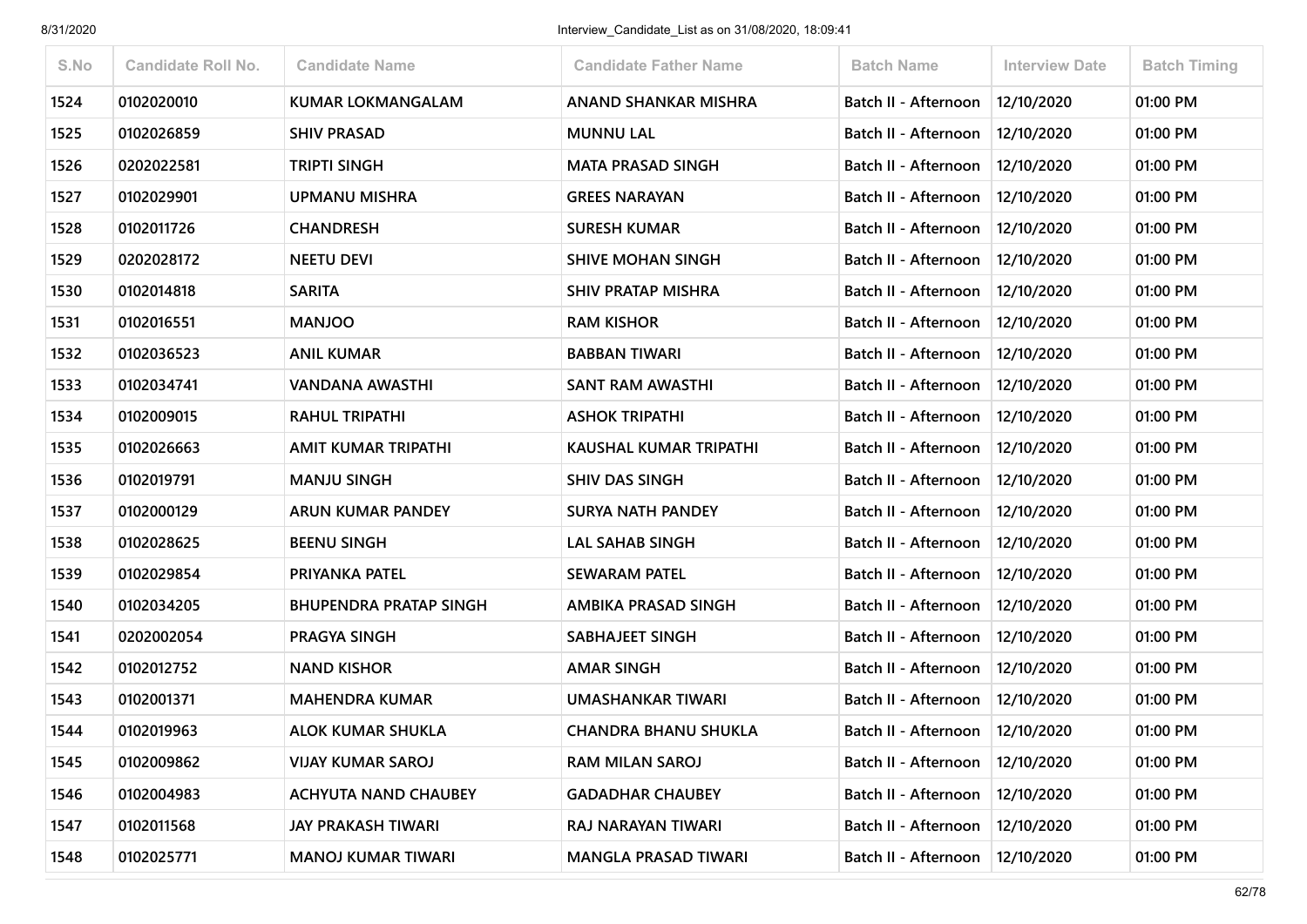| S.No | Candidate Roll No. | Candidate Name | Candidate Father Name | Batch Name | Interview Date | Batch Timing |
|---|---|---|---|---|---|---|
| 1524 | 0102020010 | KUMAR LOKMANGALAM | ANAND SHANKAR MISHRA | Batch II - Afternoon | 12/10/2020 | 01:00 PM |
| 1525 | 0102026859 | SHIV PRASAD | MUNNU LAL | Batch II - Afternoon | 12/10/2020 | 01:00 PM |
| 1526 | 0202022581 | TRIPTI SINGH | MATA PRASAD SINGH | Batch II - Afternoon | 12/10/2020 | 01:00 PM |
| 1527 | 0102029901 | UPMANU MISHRA | GREES NARAYAN | Batch II - Afternoon | 12/10/2020 | 01:00 PM |
| 1528 | 0102011726 | CHANDRESH | SURESH KUMAR | Batch II - Afternoon | 12/10/2020 | 01:00 PM |
| 1529 | 0202028172 | NEETU DEVI | SHIVE MOHAN SINGH | Batch II - Afternoon | 12/10/2020 | 01:00 PM |
| 1530 | 0102014818 | SARITA | SHIV PRATAP MISHRA | Batch II - Afternoon | 12/10/2020 | 01:00 PM |
| 1531 | 0102016551 | MANJOO | RAM KISHOR | Batch II - Afternoon | 12/10/2020 | 01:00 PM |
| 1532 | 0102036523 | ANIL KUMAR | BABBAN TIWARI | Batch II - Afternoon | 12/10/2020 | 01:00 PM |
| 1533 | 0102034741 | VANDANA AWASTHI | SANT RAM AWASTHI | Batch II - Afternoon | 12/10/2020 | 01:00 PM |
| 1534 | 0102009015 | RAHUL TRIPATHI | ASHOK TRIPATHI | Batch II - Afternoon | 12/10/2020 | 01:00 PM |
| 1535 | 0102026663 | AMIT KUMAR TRIPATHI | KAUSHAL KUMAR TRIPATHI | Batch II - Afternoon | 12/10/2020 | 01:00 PM |
| 1536 | 0102019791 | MANJU SINGH | SHIV DAS SINGH | Batch II - Afternoon | 12/10/2020 | 01:00 PM |
| 1537 | 0102000129 | ARUN KUMAR PANDEY | SURYA NATH PANDEY | Batch II - Afternoon | 12/10/2020 | 01:00 PM |
| 1538 | 0102028625 | BEENU SINGH | LAL SAHAB SINGH | Batch II - Afternoon | 12/10/2020 | 01:00 PM |
| 1539 | 0102029854 | PRIYANKA PATEL | SEWARAM PATEL | Batch II - Afternoon | 12/10/2020 | 01:00 PM |
| 1540 | 0102034205 | BHUPENDRA PRATAP SINGH | AMBIKA PRASAD SINGH | Batch II - Afternoon | 12/10/2020 | 01:00 PM |
| 1541 | 0202002054 | PRAGYA SINGH | SABHAJEET SINGH | Batch II - Afternoon | 12/10/2020 | 01:00 PM |
| 1542 | 0102012752 | NAND KISHOR | AMAR SINGH | Batch II - Afternoon | 12/10/2020 | 01:00 PM |
| 1543 | 0102001371 | MAHENDRA KUMAR | UMASHANKAR TIWARI | Batch II - Afternoon | 12/10/2020 | 01:00 PM |
| 1544 | 0102019963 | ALOK KUMAR SHUKLA | CHANDRA BHANU SHUKLA | Batch II - Afternoon | 12/10/2020 | 01:00 PM |
| 1545 | 0102009862 | VIJAY KUMAR SAROJ | RAM MILAN SAROJ | Batch II - Afternoon | 12/10/2020 | 01:00 PM |
| 1546 | 0102004983 | ACHYUTA NAND CHAUBEY | GADADHAR CHAUBEY | Batch II - Afternoon | 12/10/2020 | 01:00 PM |
| 1547 | 0102011568 | JAY PRAKASH TIWARI | RAJ NARAYAN TIWARI | Batch II - Afternoon | 12/10/2020 | 01:00 PM |
| 1548 | 0102025771 | MANOJ KUMAR TIWARI | MANGLA PRASAD TIWARI | Batch II - Afternoon | 12/10/2020 | 01:00 PM |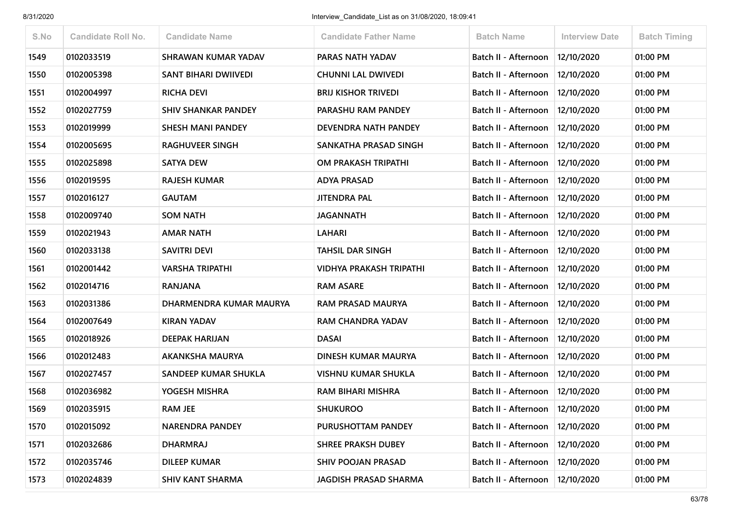| S.No | Candidate Roll No. | Candidate Name | Candidate Father Name | Batch Name | Interview Date | Batch Timing |
|---|---|---|---|---|---|---|
| 1549 | 0102033519 | SHRAWAN KUMAR YADAV | PARAS NATH YADAV | Batch II - Afternoon | 12/10/2020 | 01:00 PM |
| 1550 | 0102005398 | SANT BIHARI DWIIVEDI | CHUNNI LAL DWIVEDI | Batch II - Afternoon | 12/10/2020 | 01:00 PM |
| 1551 | 0102004997 | RICHA DEVI | BRIJ KISHOR TRIVEDI | Batch II - Afternoon | 12/10/2020 | 01:00 PM |
| 1552 | 0102027759 | SHIV SHANKAR PANDEY | PARASHU RAM PANDEY | Batch II - Afternoon | 12/10/2020 | 01:00 PM |
| 1553 | 0102019999 | SHESH MANI PANDEY | DEVENDRA NATH PANDEY | Batch II - Afternoon | 12/10/2020 | 01:00 PM |
| 1554 | 0102005695 | RAGHUVEER SINGH | SANKATHA PRASAD SINGH | Batch II - Afternoon | 12/10/2020 | 01:00 PM |
| 1555 | 0102025898 | SATYA DEW | OM PRAKASH TRIPATHI | Batch II - Afternoon | 12/10/2020 | 01:00 PM |
| 1556 | 0102019595 | RAJESH KUMAR | ADYA PRASAD | Batch II - Afternoon | 12/10/2020 | 01:00 PM |
| 1557 | 0102016127 | GAUTAM | JITENDRA PAL | Batch II - Afternoon | 12/10/2020 | 01:00 PM |
| 1558 | 0102009740 | SOM NATH | JAGANNATH | Batch II - Afternoon | 12/10/2020 | 01:00 PM |
| 1559 | 0102021943 | AMAR NATH | LAHARI | Batch II - Afternoon | 12/10/2020 | 01:00 PM |
| 1560 | 0102033138 | SAVITRI DEVI | TAHSIL DAR SINGH | Batch II - Afternoon | 12/10/2020 | 01:00 PM |
| 1561 | 0102001442 | VARSHA TRIPATHI | VIDHYA PRAKASH TRIPATHI | Batch II - Afternoon | 12/10/2020 | 01:00 PM |
| 1562 | 0102014716 | RANJANA | RAM ASARE | Batch II - Afternoon | 12/10/2020 | 01:00 PM |
| 1563 | 0102031386 | DHARMENDRA KUMAR MAURYA | RAM PRASAD MAURYA | Batch II - Afternoon | 12/10/2020 | 01:00 PM |
| 1564 | 0102007649 | KIRAN YADAV | RAM CHANDRA YADAV | Batch II - Afternoon | 12/10/2020 | 01:00 PM |
| 1565 | 0102018926 | DEEPAK HARIJAN | DASAI | Batch II - Afternoon | 12/10/2020 | 01:00 PM |
| 1566 | 0102012483 | AKANKSHA MAURYA | DINESH KUMAR MAURYA | Batch II - Afternoon | 12/10/2020 | 01:00 PM |
| 1567 | 0102027457 | SANDEEP KUMAR SHUKLA | VISHNU KUMAR SHUKLA | Batch II - Afternoon | 12/10/2020 | 01:00 PM |
| 1568 | 0102036982 | YOGESH MISHRA | RAM BIHARI MISHRA | Batch II - Afternoon | 12/10/2020 | 01:00 PM |
| 1569 | 0102035915 | RAM JEE | SHUKUROO | Batch II - Afternoon | 12/10/2020 | 01:00 PM |
| 1570 | 0102015092 | NARENDRA PANDEY | PURUSHOTTAM PANDEY | Batch II - Afternoon | 12/10/2020 | 01:00 PM |
| 1571 | 0102032686 | DHARMRAJ | SHREE PRAKSH DUBEY | Batch II - Afternoon | 12/10/2020 | 01:00 PM |
| 1572 | 0102035746 | DILEEP KUMAR | SHIV POOJAN PRASAD | Batch II - Afternoon | 12/10/2020 | 01:00 PM |
| 1573 | 0102024839 | SHIV KANT SHARMA | JAGDISH PRASAD SHARMA | Batch II - Afternoon | 12/10/2020 | 01:00 PM |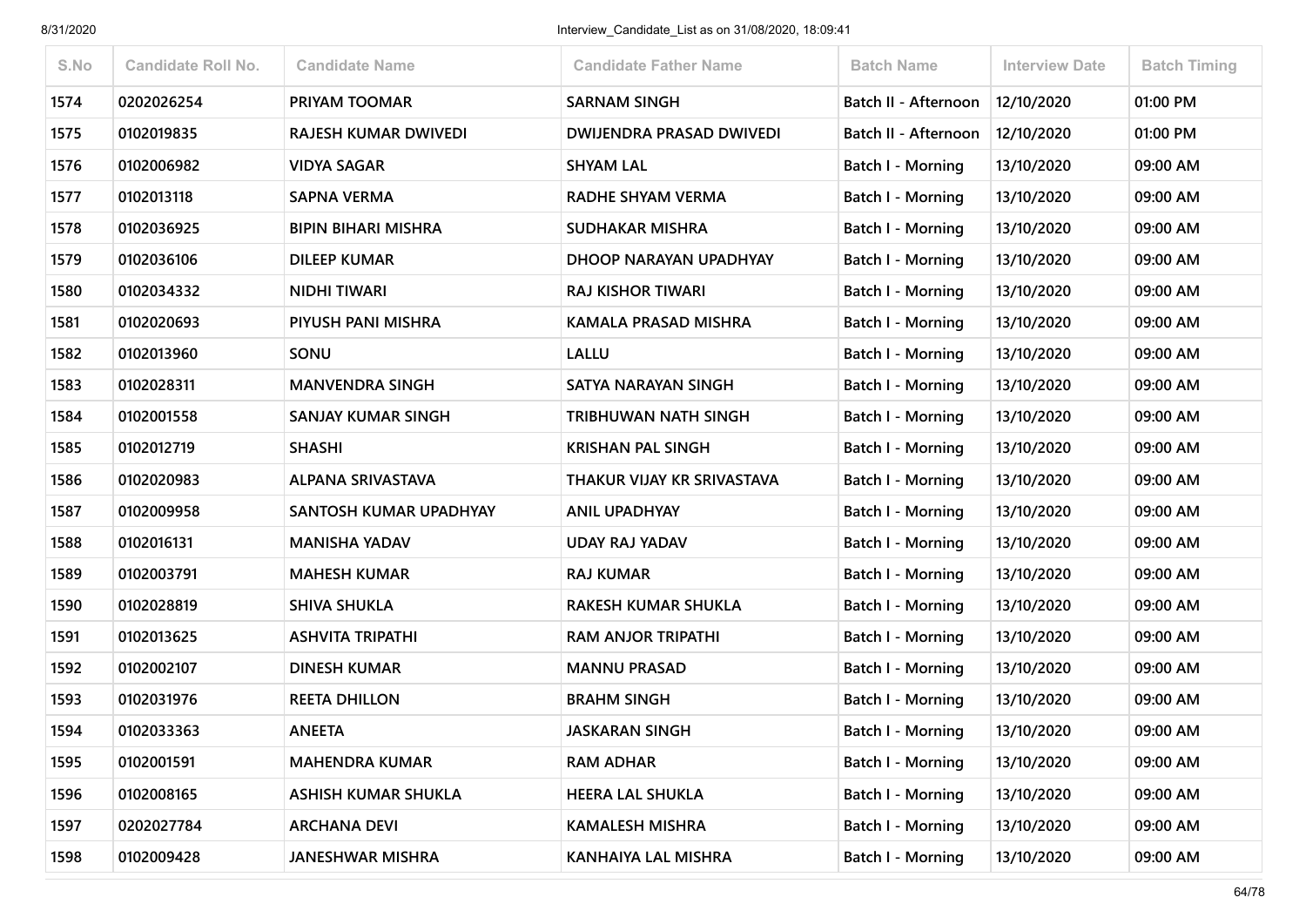| S.No | Candidate Roll No. | Candidate Name | Candidate Father Name | Batch Name | Interview Date | Batch Timing |
|---|---|---|---|---|---|---|
| 1574 | 0202026254 | PRIYAM TOOMAR | SARNAM SINGH | Batch II - Afternoon | 12/10/2020 | 01:00 PM |
| 1575 | 0102019835 | RAJESH KUMAR DWIVEDI | DWIJENDRA PRASAD DWIVEDI | Batch II - Afternoon | 12/10/2020 | 01:00 PM |
| 1576 | 0102006982 | VIDYA SAGAR | SHYAM LAL | Batch I - Morning | 13/10/2020 | 09:00 AM |
| 1577 | 0102013118 | SAPNA VERMA | RADHE SHYAM VERMA | Batch I - Morning | 13/10/2020 | 09:00 AM |
| 1578 | 0102036925 | BIPIN BIHARI MISHRA | SUDHAKAR MISHRA | Batch I - Morning | 13/10/2020 | 09:00 AM |
| 1579 | 0102036106 | DILEEP KUMAR | DHOOP NARAYAN UPADHYAY | Batch I - Morning | 13/10/2020 | 09:00 AM |
| 1580 | 0102034332 | NIDHI TIWARI | RAJ KISHOR TIWARI | Batch I - Morning | 13/10/2020 | 09:00 AM |
| 1581 | 0102020693 | PIYUSH PANI MISHRA | KAMALA PRASAD MISHRA | Batch I - Morning | 13/10/2020 | 09:00 AM |
| 1582 | 0102013960 | SONU | LALLU | Batch I - Morning | 13/10/2020 | 09:00 AM |
| 1583 | 0102028311 | MANVENDRA SINGH | SATYA NARAYAN SINGH | Batch I - Morning | 13/10/2020 | 09:00 AM |
| 1584 | 0102001558 | SANJAY KUMAR SINGH | TRIBHUWAN NATH SINGH | Batch I - Morning | 13/10/2020 | 09:00 AM |
| 1585 | 0102012719 | SHASHI | KRISHAN PAL SINGH | Batch I - Morning | 13/10/2020 | 09:00 AM |
| 1586 | 0102020983 | ALPANA SRIVASTAVA | THAKUR VIJAY KR SRIVASTAVA | Batch I - Morning | 13/10/2020 | 09:00 AM |
| 1587 | 0102009958 | SANTOSH KUMAR UPADHYAY | ANIL UPADHYAY | Batch I - Morning | 13/10/2020 | 09:00 AM |
| 1588 | 0102016131 | MANISHA YADAV | UDAY RAJ YADAV | Batch I - Morning | 13/10/2020 | 09:00 AM |
| 1589 | 0102003791 | MAHESH KUMAR | RAJ KUMAR | Batch I - Morning | 13/10/2020 | 09:00 AM |
| 1590 | 0102028819 | SHIVA SHUKLA | RAKESH KUMAR SHUKLA | Batch I - Morning | 13/10/2020 | 09:00 AM |
| 1591 | 0102013625 | ASHVITA TRIPATHI | RAM ANJOR TRIPATHI | Batch I - Morning | 13/10/2020 | 09:00 AM |
| 1592 | 0102002107 | DINESH KUMAR | MANNU PRASAD | Batch I - Morning | 13/10/2020 | 09:00 AM |
| 1593 | 0102031976 | REETA DHILLON | BRAHM SINGH | Batch I - Morning | 13/10/2020 | 09:00 AM |
| 1594 | 0102033363 | ANEETA | JASKARAN SINGH | Batch I - Morning | 13/10/2020 | 09:00 AM |
| 1595 | 0102001591 | MAHENDRA KUMAR | RAM ADHAR | Batch I - Morning | 13/10/2020 | 09:00 AM |
| 1596 | 0102008165 | ASHISH KUMAR SHUKLA | HEERA LAL SHUKLA | Batch I - Morning | 13/10/2020 | 09:00 AM |
| 1597 | 0202027784 | ARCHANA DEVI | KAMALESH MISHRA | Batch I - Morning | 13/10/2020 | 09:00 AM |
| 1598 | 0102009428 | JANESHWAR MISHRA | KANHAIYA LAL MISHRA | Batch I - Morning | 13/10/2020 | 09:00 AM |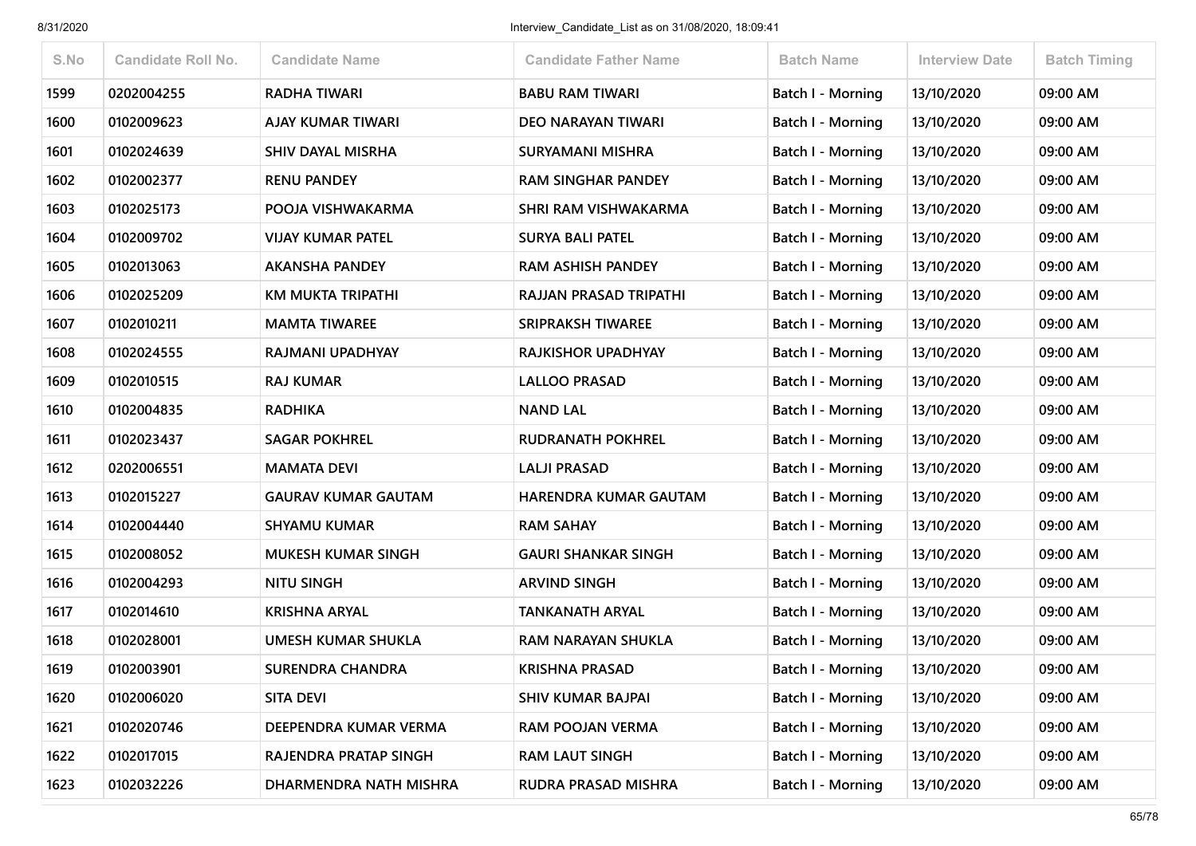| S.No | Candidate Roll No. | Candidate Name | Candidate Father Name | Batch Name | Interview Date | Batch Timing |
|---|---|---|---|---|---|---|
| 1599 | 0202004255 | RADHA TIWARI | BABU RAM TIWARI | Batch I - Morning | 13/10/2020 | 09:00 AM |
| 1600 | 0102009623 | AJAY KUMAR TIWARI | DEO NARAYAN TIWARI | Batch I - Morning | 13/10/2020 | 09:00 AM |
| 1601 | 0102024639 | SHIV DAYAL MISRHA | SURYAMANI MISHRA | Batch I - Morning | 13/10/2020 | 09:00 AM |
| 1602 | 0102002377 | RENU PANDEY | RAM SINGHAR PANDEY | Batch I - Morning | 13/10/2020 | 09:00 AM |
| 1603 | 0102025173 | POOJA VISHWAKARMA | SHRI RAM VISHWAKARMA | Batch I - Morning | 13/10/2020 | 09:00 AM |
| 1604 | 0102009702 | VIJAY KUMAR PATEL | SURYA BALI PATEL | Batch I - Morning | 13/10/2020 | 09:00 AM |
| 1605 | 0102013063 | AKANSHA PANDEY | RAM ASHISH PANDEY | Batch I - Morning | 13/10/2020 | 09:00 AM |
| 1606 | 0102025209 | KM MUKTA TRIPATHI | RAJJAN PRASAD TRIPATHI | Batch I - Morning | 13/10/2020 | 09:00 AM |
| 1607 | 0102010211 | MAMTA TIWAREE | SRIPRAKSH TIWAREE | Batch I - Morning | 13/10/2020 | 09:00 AM |
| 1608 | 0102024555 | RAJMANI UPADHYAY | RAJKISHOR UPADHYAY | Batch I - Morning | 13/10/2020 | 09:00 AM |
| 1609 | 0102010515 | RAJ KUMAR | LALLOO PRASAD | Batch I - Morning | 13/10/2020 | 09:00 AM |
| 1610 | 0102004835 | RADHIKA | NAND LAL | Batch I - Morning | 13/10/2020 | 09:00 AM |
| 1611 | 0102023437 | SAGAR POKHREL | RUDRANATH POKHREL | Batch I - Morning | 13/10/2020 | 09:00 AM |
| 1612 | 0202006551 | MAMATA DEVI | LALJI PRASAD | Batch I - Morning | 13/10/2020 | 09:00 AM |
| 1613 | 0102015227 | GAURAV KUMAR GAUTAM | HARENDRA KUMAR GAUTAM | Batch I - Morning | 13/10/2020 | 09:00 AM |
| 1614 | 0102004440 | SHYAMU KUMAR | RAM SAHAY | Batch I - Morning | 13/10/2020 | 09:00 AM |
| 1615 | 0102008052 | MUKESH KUMAR SINGH | GAURI SHANKAR SINGH | Batch I - Morning | 13/10/2020 | 09:00 AM |
| 1616 | 0102004293 | NITU SINGH | ARVIND SINGH | Batch I - Morning | 13/10/2020 | 09:00 AM |
| 1617 | 0102014610 | KRISHNA ARYAL | TANKANATH ARYAL | Batch I - Morning | 13/10/2020 | 09:00 AM |
| 1618 | 0102028001 | UMESH KUMAR SHUKLA | RAM NARAYAN SHUKLA | Batch I - Morning | 13/10/2020 | 09:00 AM |
| 1619 | 0102003901 | SURENDRA CHANDRA | KRISHNA PRASAD | Batch I - Morning | 13/10/2020 | 09:00 AM |
| 1620 | 0102006020 | SITA DEVI | SHIV KUMAR BAJPAI | Batch I - Morning | 13/10/2020 | 09:00 AM |
| 1621 | 0102020746 | DEEPENDRA KUMAR VERMA | RAM POOJAN VERMA | Batch I - Morning | 13/10/2020 | 09:00 AM |
| 1622 | 0102017015 | RAJENDRA PRATAP SINGH | RAM LAUT SINGH | Batch I - Morning | 13/10/2020 | 09:00 AM |
| 1623 | 0102032226 | DHARMENDRA NATH MISHRA | RUDRA PRASAD MISHRA | Batch I - Morning | 13/10/2020 | 09:00 AM |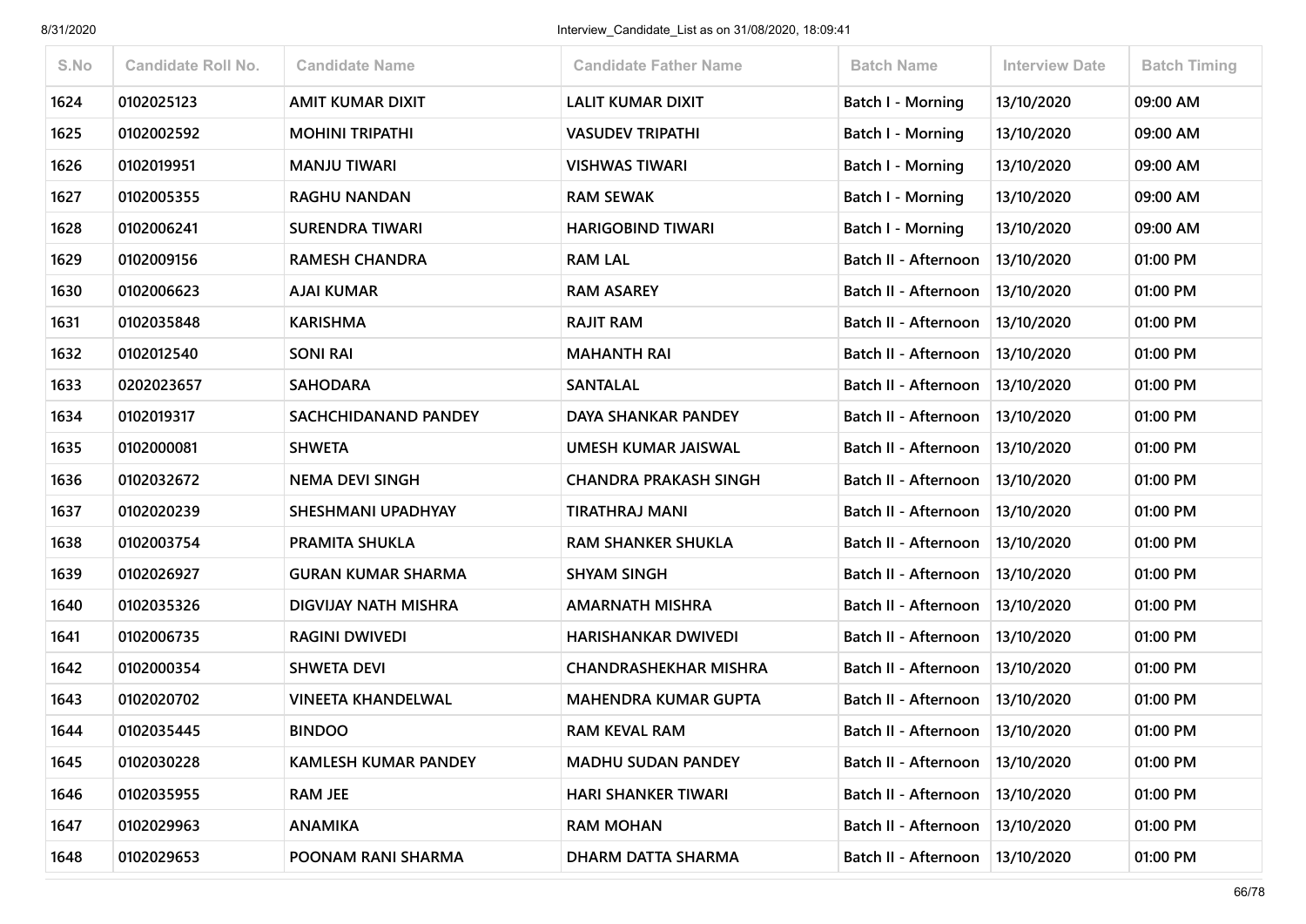| S.No | Candidate Roll No. | Candidate Name | Candidate Father Name | Batch Name | Interview Date | Batch Timing |
|---|---|---|---|---|---|---|
| 1624 | 0102025123 | AMIT KUMAR DIXIT | LALIT KUMAR DIXIT | Batch I - Morning | 13/10/2020 | 09:00 AM |
| 1625 | 0102002592 | MOHINI TRIPATHI | VASUDEV TRIPATHI | Batch I - Morning | 13/10/2020 | 09:00 AM |
| 1626 | 0102019951 | MANJU TIWARI | VISHWAS TIWARI | Batch I - Morning | 13/10/2020 | 09:00 AM |
| 1627 | 0102005355 | RAGHU NANDAN | RAM SEWAK | Batch I - Morning | 13/10/2020 | 09:00 AM |
| 1628 | 0102006241 | SURENDRA TIWARI | HARIGOBIND TIWARI | Batch I - Morning | 13/10/2020 | 09:00 AM |
| 1629 | 0102009156 | RAMESH CHANDRA | RAM LAL | Batch II - Afternoon | 13/10/2020 | 01:00 PM |
| 1630 | 0102006623 | AJAI KUMAR | RAM ASAREY | Batch II - Afternoon | 13/10/2020 | 01:00 PM |
| 1631 | 0102035848 | KARISHMA | RAJIT RAM | Batch II - Afternoon | 13/10/2020 | 01:00 PM |
| 1632 | 0102012540 | SONI RAI | MAHANTH RAI | Batch II - Afternoon | 13/10/2020 | 01:00 PM |
| 1633 | 0202023657 | SAHODARA | SANTALAL | Batch II - Afternoon | 13/10/2020 | 01:00 PM |
| 1634 | 0102019317 | SACHCHIDANAND PANDEY | DAYA SHANKAR PANDEY | Batch II - Afternoon | 13/10/2020 | 01:00 PM |
| 1635 | 0102000081 | SHWETA | UMESH KUMAR JAISWAL | Batch II - Afternoon | 13/10/2020 | 01:00 PM |
| 1636 | 0102032672 | NEMA DEVI SINGH | CHANDRA PRAKASH SINGH | Batch II - Afternoon | 13/10/2020 | 01:00 PM |
| 1637 | 0102020239 | SHESHMANI UPADHYAY | TIRATHRAJ MANI | Batch II - Afternoon | 13/10/2020 | 01:00 PM |
| 1638 | 0102003754 | PRAMITA SHUKLA | RAM SHANKER SHUKLA | Batch II - Afternoon | 13/10/2020 | 01:00 PM |
| 1639 | 0102026927 | GURAN KUMAR SHARMA | SHYAM SINGH | Batch II - Afternoon | 13/10/2020 | 01:00 PM |
| 1640 | 0102035326 | DIGVIJAY NATH MISHRA | AMARNATH MISHRA | Batch II - Afternoon | 13/10/2020 | 01:00 PM |
| 1641 | 0102006735 | RAGINI DWIVEDI | HARISHANKAR DWIVEDI | Batch II - Afternoon | 13/10/2020 | 01:00 PM |
| 1642 | 0102000354 | SHWETA DEVI | CHANDRASHEKHAR MISHRA | Batch II - Afternoon | 13/10/2020 | 01:00 PM |
| 1643 | 0102020702 | VINEETA KHANDELWAL | MAHENDRA KUMAR GUPTA | Batch II - Afternoon | 13/10/2020 | 01:00 PM |
| 1644 | 0102035445 | BINDOO | RAM KEVAL RAM | Batch II - Afternoon | 13/10/2020 | 01:00 PM |
| 1645 | 0102030228 | KAMLESH KUMAR PANDEY | MADHU SUDAN PANDEY | Batch II - Afternoon | 13/10/2020 | 01:00 PM |
| 1646 | 0102035955 | RAM JEE | HARI SHANKER TIWARI | Batch II - Afternoon | 13/10/2020 | 01:00 PM |
| 1647 | 0102029963 | ANAMIKA | RAM MOHAN | Batch II - Afternoon | 13/10/2020 | 01:00 PM |
| 1648 | 0102029653 | POONAM RANI SHARMA | DHARM DATTA SHARMA | Batch II - Afternoon | 13/10/2020 | 01:00 PM |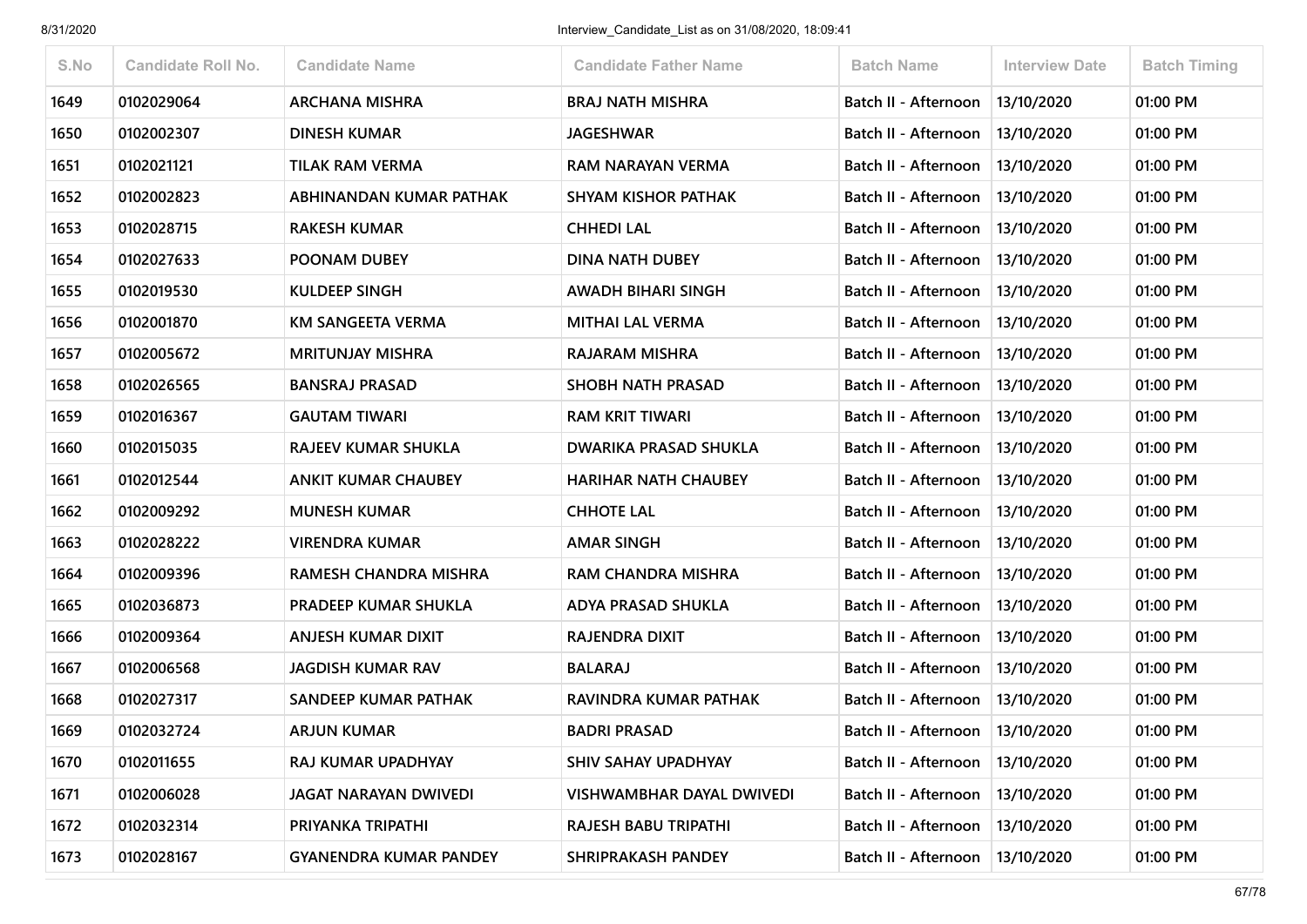| S.No | Candidate Roll No. | Candidate Name | Candidate Father Name | Batch Name | Interview Date | Batch Timing |
|---|---|---|---|---|---|---|
| 1649 | 0102029064 | ARCHANA MISHRA | BRAJ NATH MISHRA | Batch II - Afternoon | 13/10/2020 | 01:00 PM |
| 1650 | 0102002307 | DINESH KUMAR | JAGESHWAR | Batch II - Afternoon | 13/10/2020 | 01:00 PM |
| 1651 | 0102021121 | TILAK RAM VERMA | RAM NARAYAN VERMA | Batch II - Afternoon | 13/10/2020 | 01:00 PM |
| 1652 | 0102002823 | ABHINANDAN KUMAR PATHAK | SHYAM KISHOR PATHAK | Batch II - Afternoon | 13/10/2020 | 01:00 PM |
| 1653 | 0102028715 | RAKESH KUMAR | CHHEDI LAL | Batch II - Afternoon | 13/10/2020 | 01:00 PM |
| 1654 | 0102027633 | POONAM DUBEY | DINA NATH DUBEY | Batch II - Afternoon | 13/10/2020 | 01:00 PM |
| 1655 | 0102019530 | KULDEEP SINGH | AWADH BIHARI SINGH | Batch II - Afternoon | 13/10/2020 | 01:00 PM |
| 1656 | 0102001870 | KM SANGEETA VERMA | MITHAI LAL VERMA | Batch II - Afternoon | 13/10/2020 | 01:00 PM |
| 1657 | 0102005672 | MRITUNJAY MISHRA | RAJARAM MISHRA | Batch II - Afternoon | 13/10/2020 | 01:00 PM |
| 1658 | 0102026565 | BANSRAJ PRASAD | SHOBH NATH PRASAD | Batch II - Afternoon | 13/10/2020 | 01:00 PM |
| 1659 | 0102016367 | GAUTAM TIWARI | RAM KRIT TIWARI | Batch II - Afternoon | 13/10/2020 | 01:00 PM |
| 1660 | 0102015035 | RAJEEV KUMAR SHUKLA | DWARIKA PRASAD SHUKLA | Batch II - Afternoon | 13/10/2020 | 01:00 PM |
| 1661 | 0102012544 | ANKIT KUMAR CHAUBEY | HARIHAR NATH CHAUBEY | Batch II - Afternoon | 13/10/2020 | 01:00 PM |
| 1662 | 0102009292 | MUNESH KUMAR | CHHOTE LAL | Batch II - Afternoon | 13/10/2020 | 01:00 PM |
| 1663 | 0102028222 | VIRENDRA KUMAR | AMAR SINGH | Batch II - Afternoon | 13/10/2020 | 01:00 PM |
| 1664 | 0102009396 | RAMESH CHANDRA MISHRA | RAM CHANDRA MISHRA | Batch II - Afternoon | 13/10/2020 | 01:00 PM |
| 1665 | 0102036873 | PRADEEP KUMAR SHUKLA | ADYA PRASAD SHUKLA | Batch II - Afternoon | 13/10/2020 | 01:00 PM |
| 1666 | 0102009364 | ANJESH KUMAR DIXIT | RAJENDRA DIXIT | Batch II - Afternoon | 13/10/2020 | 01:00 PM |
| 1667 | 0102006568 | JAGDISH KUMAR RAV | BALARAJ | Batch II - Afternoon | 13/10/2020 | 01:00 PM |
| 1668 | 0102027317 | SANDEEP KUMAR PATHAK | RAVINDRA KUMAR PATHAK | Batch II - Afternoon | 13/10/2020 | 01:00 PM |
| 1669 | 0102032724 | ARJUN KUMAR | BADRI PRASAD | Batch II - Afternoon | 13/10/2020 | 01:00 PM |
| 1670 | 0102011655 | RAJ KUMAR UPADHYAY | SHIV SAHAY UPADHYAY | Batch II - Afternoon | 13/10/2020 | 01:00 PM |
| 1671 | 0102006028 | JAGAT NARAYAN DWIVEDI | VISHWAMBHAR DAYAL DWIVEDI | Batch II - Afternoon | 13/10/2020 | 01:00 PM |
| 1672 | 0102032314 | PRIYANKA TRIPATHI | RAJESH BABU TRIPATHI | Batch II - Afternoon | 13/10/2020 | 01:00 PM |
| 1673 | 0102028167 | GYANENDRA KUMAR PANDEY | SHRIPRAKASH PANDEY | Batch II - Afternoon | 13/10/2020 | 01:00 PM |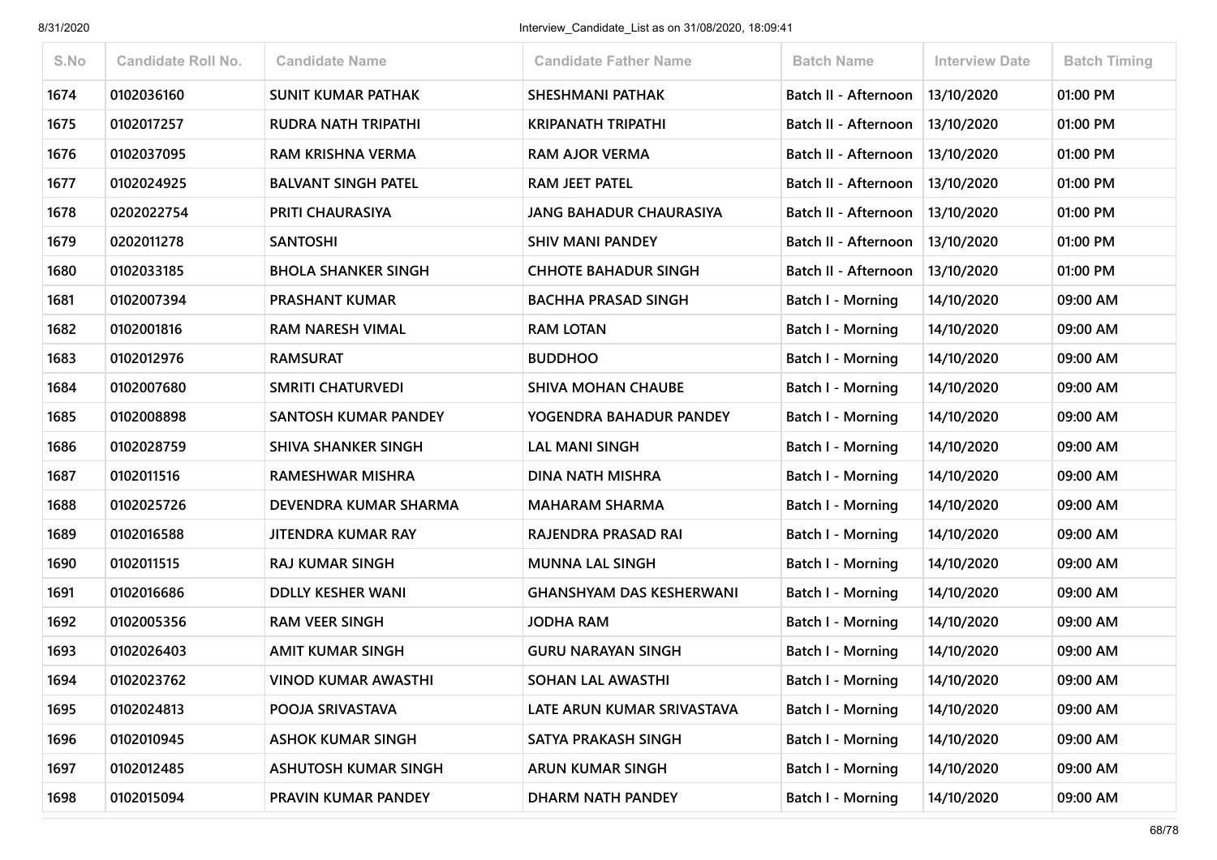| S.No | Candidate Roll No. | Candidate Name | Candidate Father Name | Batch Name | Interview Date | Batch Timing |
|---|---|---|---|---|---|---|
| 1674 | 0102036160 | SUNIT KUMAR PATHAK | SHESHMANI PATHAK | Batch II - Afternoon | 13/10/2020 | 01:00 PM |
| 1675 | 0102017257 | RUDRA NATH TRIPATHI | KRIPANATH TRIPATHI | Batch II - Afternoon | 13/10/2020 | 01:00 PM |
| 1676 | 0102037095 | RAM KRISHNA VERMA | RAM AJOR VERMA | Batch II - Afternoon | 13/10/2020 | 01:00 PM |
| 1677 | 0102024925 | BALVANT SINGH PATEL | RAM JEET PATEL | Batch II - Afternoon | 13/10/2020 | 01:00 PM |
| 1678 | 0202022754 | PRITI CHAURASIYA | JANG BAHADUR CHAURASIYA | Batch II - Afternoon | 13/10/2020 | 01:00 PM |
| 1679 | 0202011278 | SANTOSHI | SHIV MANI PANDEY | Batch II - Afternoon | 13/10/2020 | 01:00 PM |
| 1680 | 0102033185 | BHOLA SHANKER SINGH | CHHOTE BAHADUR SINGH | Batch II - Afternoon | 13/10/2020 | 01:00 PM |
| 1681 | 0102007394 | PRASHANT KUMAR | BACHHA PRASAD SINGH | Batch I - Morning | 14/10/2020 | 09:00 AM |
| 1682 | 0102001816 | RAM NARESH VIMAL | RAM LOTAN | Batch I - Morning | 14/10/2020 | 09:00 AM |
| 1683 | 0102012976 | RAMSURAT | BUDDHOO | Batch I - Morning | 14/10/2020 | 09:00 AM |
| 1684 | 0102007680 | SMRITI CHATURVEDI | SHIVA MOHAN CHAUBE | Batch I - Morning | 14/10/2020 | 09:00 AM |
| 1685 | 0102008898 | SANTOSH KUMAR PANDEY | YOGENDRA BAHADUR PANDEY | Batch I - Morning | 14/10/2020 | 09:00 AM |
| 1686 | 0102028759 | SHIVA SHANKER SINGH | LAL MANI SINGH | Batch I - Morning | 14/10/2020 | 09:00 AM |
| 1687 | 0102011516 | RAMESHWAR MISHRA | DINA NATH MISHRA | Batch I - Morning | 14/10/2020 | 09:00 AM |
| 1688 | 0102025726 | DEVENDRA KUMAR SHARMA | MAHARAM SHARMA | Batch I - Morning | 14/10/2020 | 09:00 AM |
| 1689 | 0102016588 | JITENDRA KUMAR RAY | RAJENDRA PRASAD RAI | Batch I - Morning | 14/10/2020 | 09:00 AM |
| 1690 | 0102011515 | RAJ KUMAR SINGH | MUNNA LAL SINGH | Batch I - Morning | 14/10/2020 | 09:00 AM |
| 1691 | 0102016686 | DDLLY KESHER WANI | GHANSHYAM DAS KESHERWANI | Batch I - Morning | 14/10/2020 | 09:00 AM |
| 1692 | 0102005356 | RAM VEER SINGH | JODHA RAM | Batch I - Morning | 14/10/2020 | 09:00 AM |
| 1693 | 0102026403 | AMIT KUMAR SINGH | GURU NARAYAN SINGH | Batch I - Morning | 14/10/2020 | 09:00 AM |
| 1694 | 0102023762 | VINOD KUMAR AWASTHI | SOHAN LAL AWASTHI | Batch I - Morning | 14/10/2020 | 09:00 AM |
| 1695 | 0102024813 | POOJA SRIVASTAVA | LATE ARUN KUMAR SRIVASTAVA | Batch I - Morning | 14/10/2020 | 09:00 AM |
| 1696 | 0102010945 | ASHOK KUMAR SINGH | SATYA PRAKASH SINGH | Batch I - Morning | 14/10/2020 | 09:00 AM |
| 1697 | 0102012485 | ASHUTOSH KUMAR SINGH | ARUN KUMAR SINGH | Batch I - Morning | 14/10/2020 | 09:00 AM |
| 1698 | 0102015094 | PRAVIN KUMAR PANDEY | DHARM NATH PANDEY | Batch I - Morning | 14/10/2020 | 09:00 AM |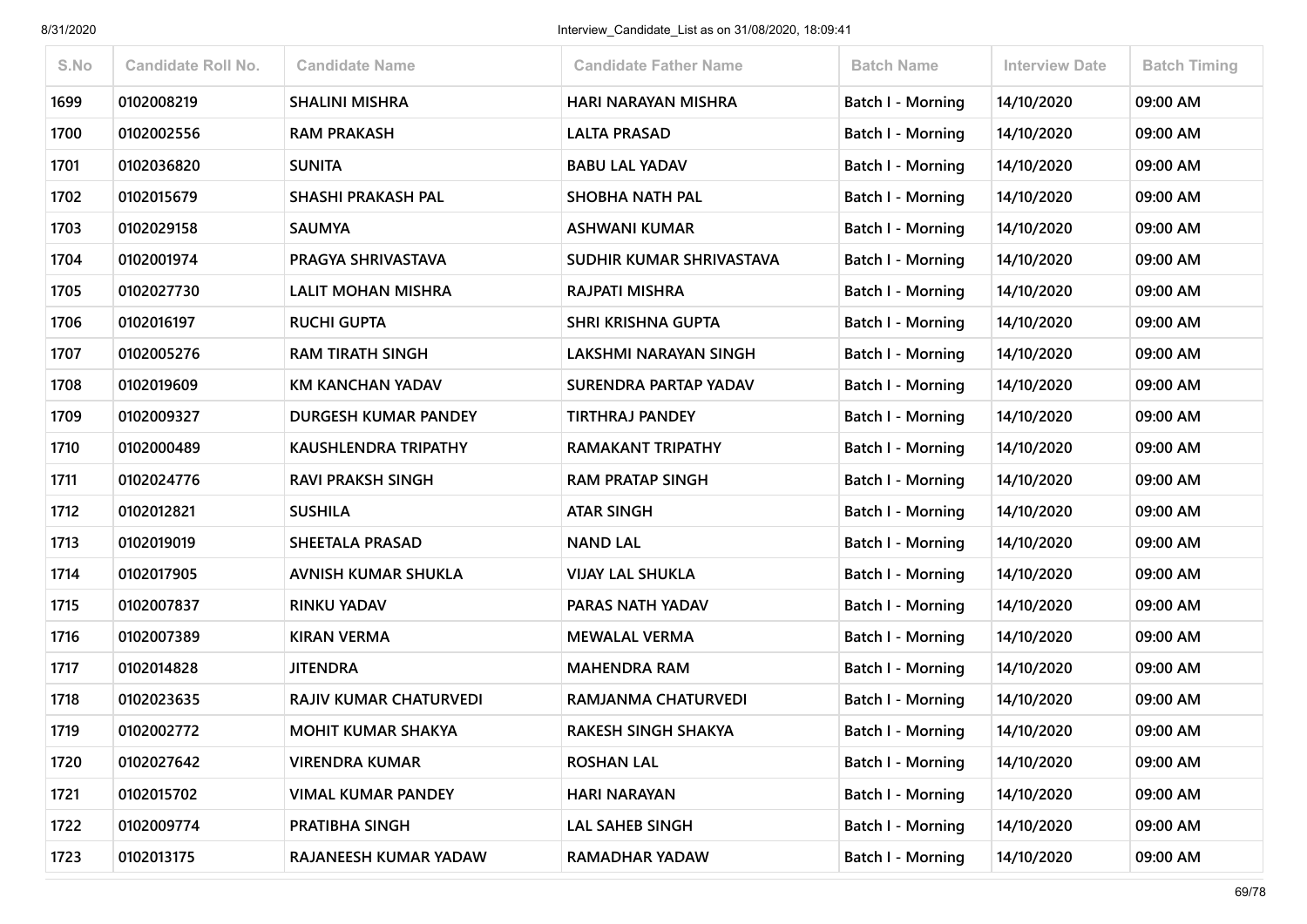| S.No | Candidate Roll No. | Candidate Name | Candidate Father Name | Batch Name | Interview Date | Batch Timing |
|---|---|---|---|---|---|---|
| 1699 | 0102008219 | SHALINI MISHRA | HARI NARAYAN MISHRA | Batch I - Morning | 14/10/2020 | 09:00 AM |
| 1700 | 0102002556 | RAM PRAKASH | LALTA PRASAD | Batch I - Morning | 14/10/2020 | 09:00 AM |
| 1701 | 0102036820 | SUNITA | BABU LAL YADAV | Batch I - Morning | 14/10/2020 | 09:00 AM |
| 1702 | 0102015679 | SHASHI PRAKASH PAL | SHOBHA NATH PAL | Batch I - Morning | 14/10/2020 | 09:00 AM |
| 1703 | 0102029158 | SAUMYA | ASHWANI KUMAR | Batch I - Morning | 14/10/2020 | 09:00 AM |
| 1704 | 0102001974 | PRAGYA SHRIVASTAVA | SUDHIR KUMAR SHRIVASTAVA | Batch I - Morning | 14/10/2020 | 09:00 AM |
| 1705 | 0102027730 | LALIT MOHAN MISHRA | RAJPATI MISHRA | Batch I - Morning | 14/10/2020 | 09:00 AM |
| 1706 | 0102016197 | RUCHI GUPTA | SHRI KRISHNA GUPTA | Batch I - Morning | 14/10/2020 | 09:00 AM |
| 1707 | 0102005276 | RAM TIRATH SINGH | LAKSHMI NARAYAN SINGH | Batch I - Morning | 14/10/2020 | 09:00 AM |
| 1708 | 0102019609 | KM KANCHAN YADAV | SURENDRA PARTAP YADAV | Batch I - Morning | 14/10/2020 | 09:00 AM |
| 1709 | 0102009327 | DURGESH KUMAR PANDEY | TIRTHRAJ PANDEY | Batch I - Morning | 14/10/2020 | 09:00 AM |
| 1710 | 0102000489 | KAUSHLENDRA TRIPATHY | RAMAKANT TRIPATHY | Batch I - Morning | 14/10/2020 | 09:00 AM |
| 1711 | 0102024776 | RAVI PRAKSH SINGH | RAM PRATAP SINGH | Batch I - Morning | 14/10/2020 | 09:00 AM |
| 1712 | 0102012821 | SUSHILA | ATAR SINGH | Batch I - Morning | 14/10/2020 | 09:00 AM |
| 1713 | 0102019019 | SHEETALA PRASAD | NAND LAL | Batch I - Morning | 14/10/2020 | 09:00 AM |
| 1714 | 0102017905 | AVNISH KUMAR SHUKLA | VIJAY LAL SHUKLA | Batch I - Morning | 14/10/2020 | 09:00 AM |
| 1715 | 0102007837 | RINKU YADAV | PARAS NATH YADAV | Batch I - Morning | 14/10/2020 | 09:00 AM |
| 1716 | 0102007389 | KIRAN VERMA | MEWALAL VERMA | Batch I - Morning | 14/10/2020 | 09:00 AM |
| 1717 | 0102014828 | JITENDRA | MAHENDRA RAM | Batch I - Morning | 14/10/2020 | 09:00 AM |
| 1718 | 0102023635 | RAJIV KUMAR CHATURVEDI | RAMJANMA CHATURVEDI | Batch I - Morning | 14/10/2020 | 09:00 AM |
| 1719 | 0102002772 | MOHIT KUMAR SHAKYA | RAKESH SINGH SHAKYA | Batch I - Morning | 14/10/2020 | 09:00 AM |
| 1720 | 0102027642 | VIRENDRA KUMAR | ROSHAN LAL | Batch I - Morning | 14/10/2020 | 09:00 AM |
| 1721 | 0102015702 | VIMAL KUMAR PANDEY | HARI NARAYAN | Batch I - Morning | 14/10/2020 | 09:00 AM |
| 1722 | 0102009774 | PRATIBHA SINGH | LAL SAHEB SINGH | Batch I - Morning | 14/10/2020 | 09:00 AM |
| 1723 | 0102013175 | RAJANEESH KUMAR YADAW | RAMADHAR YADAW | Batch I - Morning | 14/10/2020 | 09:00 AM |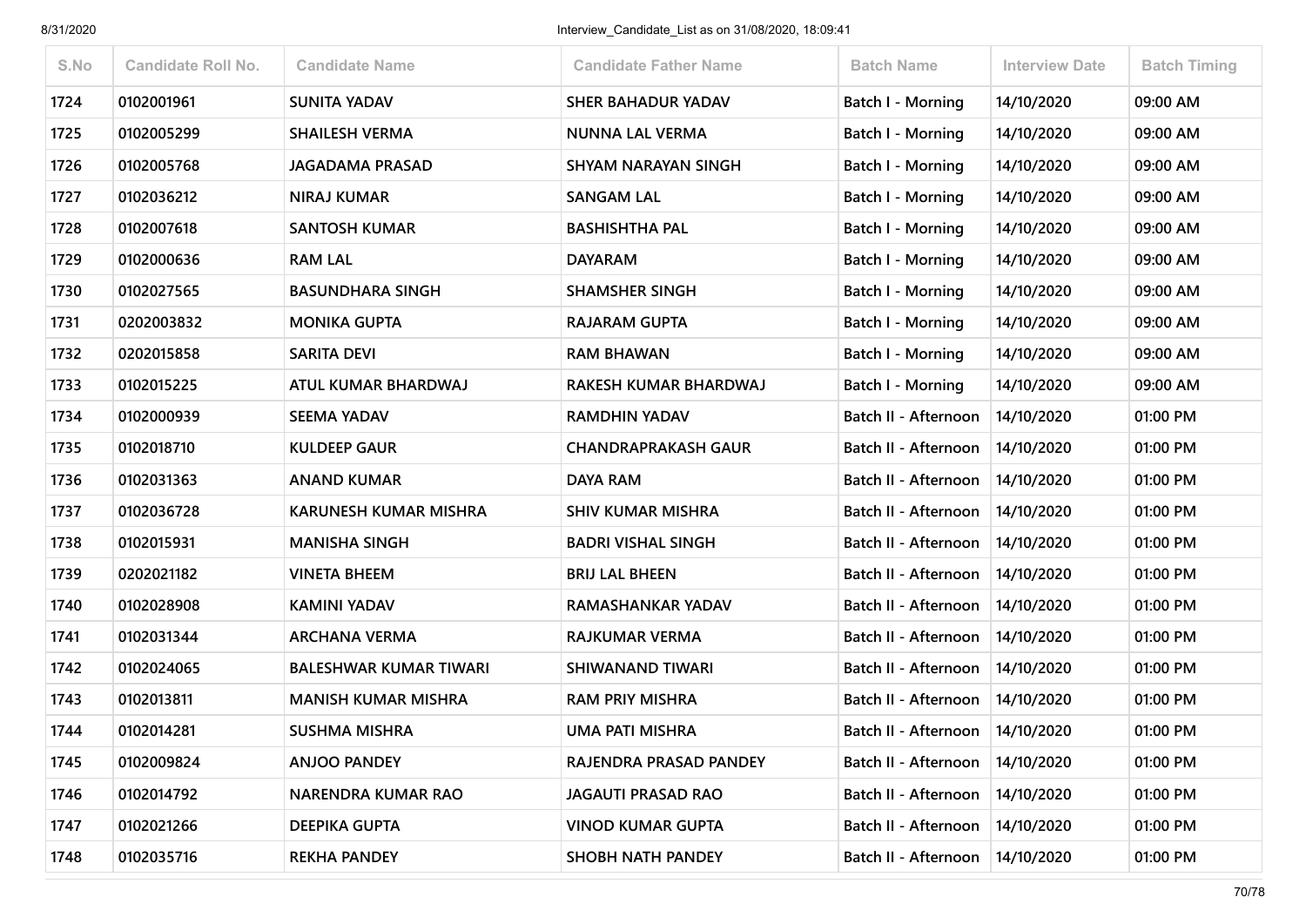| S.No | Candidate Roll No. | Candidate Name | Candidate Father Name | Batch Name | Interview Date | Batch Timing |
|---|---|---|---|---|---|---|
| 1724 | 0102001961 | SUNITA YADAV | SHER BAHADUR YADAV | Batch I - Morning | 14/10/2020 | 09:00 AM |
| 1725 | 0102005299 | SHAILESH VERMA | NUNNA LAL VERMA | Batch I - Morning | 14/10/2020 | 09:00 AM |
| 1726 | 0102005768 | JAGADAMA PRASAD | SHYAM NARAYAN SINGH | Batch I - Morning | 14/10/2020 | 09:00 AM |
| 1727 | 0102036212 | NIRAJ KUMAR | SANGAM LAL | Batch I - Morning | 14/10/2020 | 09:00 AM |
| 1728 | 0102007618 | SANTOSH KUMAR | BASHISHTHA PAL | Batch I - Morning | 14/10/2020 | 09:00 AM |
| 1729 | 0102000636 | RAM LAL | DAYARAM | Batch I - Morning | 14/10/2020 | 09:00 AM |
| 1730 | 0102027565 | BASUNDHARA SINGH | SHAMSHER SINGH | Batch I - Morning | 14/10/2020 | 09:00 AM |
| 1731 | 0202003832 | MONIKA GUPTA | RAJARAM GUPTA | Batch I - Morning | 14/10/2020 | 09:00 AM |
| 1732 | 0202015858 | SARITA DEVI | RAM BHAWAN | Batch I - Morning | 14/10/2020 | 09:00 AM |
| 1733 | 0102015225 | ATUL KUMAR BHARDWAJ | RAKESH KUMAR BHARDWAJ | Batch I - Morning | 14/10/2020 | 09:00 AM |
| 1734 | 0102000939 | SEEMA YADAV | RAMDHIN YADAV | Batch II - Afternoon | 14/10/2020 | 01:00 PM |
| 1735 | 0102018710 | KULDEEP GAUR | CHANDRAPRAKASH GAUR | Batch II - Afternoon | 14/10/2020 | 01:00 PM |
| 1736 | 0102031363 | ANAND KUMAR | DAYA RAM | Batch II - Afternoon | 14/10/2020 | 01:00 PM |
| 1737 | 0102036728 | KARUNESH KUMAR MISHRA | SHIV KUMAR MISHRA | Batch II - Afternoon | 14/10/2020 | 01:00 PM |
| 1738 | 0102015931 | MANISHA SINGH | BADRI VISHAL SINGH | Batch II - Afternoon | 14/10/2020 | 01:00 PM |
| 1739 | 0202021182 | VINETA BHEEM | BRIJ LAL BHEEN | Batch II - Afternoon | 14/10/2020 | 01:00 PM |
| 1740 | 0102028908 | KAMINI YADAV | RAMASHANKAR YADAV | Batch II - Afternoon | 14/10/2020 | 01:00 PM |
| 1741 | 0102031344 | ARCHANA VERMA | RAJKUMAR VERMA | Batch II - Afternoon | 14/10/2020 | 01:00 PM |
| 1742 | 0102024065 | BALESHWAR KUMAR TIWARI | SHIWANAND TIWARI | Batch II - Afternoon | 14/10/2020 | 01:00 PM |
| 1743 | 0102013811 | MANISH KUMAR MISHRA | RAM PRIY MISHRA | Batch II - Afternoon | 14/10/2020 | 01:00 PM |
| 1744 | 0102014281 | SUSHMA MISHRA | UMA PATI MISHRA | Batch II - Afternoon | 14/10/2020 | 01:00 PM |
| 1745 | 0102009824 | ANJOO PANDEY | RAJENDRA PRASAD PANDEY | Batch II - Afternoon | 14/10/2020 | 01:00 PM |
| 1746 | 0102014792 | NARENDRA KUMAR RAO | JAGAUTI PRASAD RAO | Batch II - Afternoon | 14/10/2020 | 01:00 PM |
| 1747 | 0102021266 | DEEPIKA GUPTA | VINOD KUMAR GUPTA | Batch II - Afternoon | 14/10/2020 | 01:00 PM |
| 1748 | 0102035716 | REKHA PANDEY | SHOBH NATH PANDEY | Batch II - Afternoon | 14/10/2020 | 01:00 PM |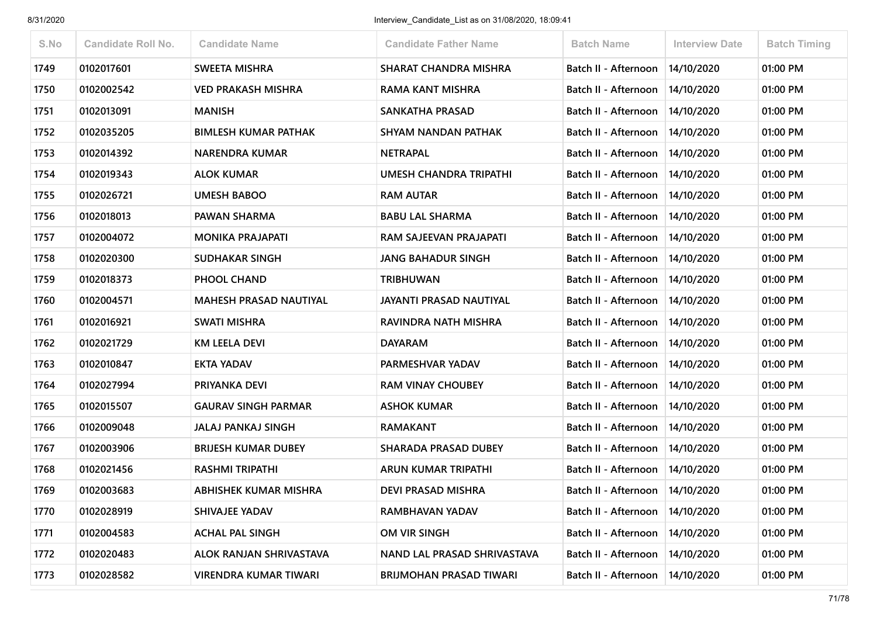| S.No | Candidate Roll No. | Candidate Name | Candidate Father Name | Batch Name | Interview Date | Batch Timing |
|---|---|---|---|---|---|---|
| 1749 | 0102017601 | SWEETA MISHRA | SHARAT CHANDRA MISHRA | Batch II - Afternoon | 14/10/2020 | 01:00 PM |
| 1750 | 0102002542 | VED PRAKASH MISHRA | RAMA KANT MISHRA | Batch II - Afternoon | 14/10/2020 | 01:00 PM |
| 1751 | 0102013091 | MANISH | SANKATHA PRASAD | Batch II - Afternoon | 14/10/2020 | 01:00 PM |
| 1752 | 0102035205 | BIMLESH KUMAR PATHAK | SHYAM NANDAN PATHAK | Batch II - Afternoon | 14/10/2020 | 01:00 PM |
| 1753 | 0102014392 | NARENDRA KUMAR | NETRAPAL | Batch II - Afternoon | 14/10/2020 | 01:00 PM |
| 1754 | 0102019343 | ALOK KUMAR | UMESH CHANDRA TRIPATHI | Batch II - Afternoon | 14/10/2020 | 01:00 PM |
| 1755 | 0102026721 | UMESH BABOO | RAM AUTAR | Batch II - Afternoon | 14/10/2020 | 01:00 PM |
| 1756 | 0102018013 | PAWAN SHARMA | BABU LAL SHARMA | Batch II - Afternoon | 14/10/2020 | 01:00 PM |
| 1757 | 0102004072 | MONIKA PRAJAPATI | RAM SAJEEVAN PRAJAPATI | Batch II - Afternoon | 14/10/2020 | 01:00 PM |
| 1758 | 0102020300 | SUDHAKAR SINGH | JANG BAHADUR SINGH | Batch II - Afternoon | 14/10/2020 | 01:00 PM |
| 1759 | 0102018373 | PHOOL CHAND | TRIBHUWAN | Batch II - Afternoon | 14/10/2020 | 01:00 PM |
| 1760 | 0102004571 | MAHESH PRASAD NAUTIYAL | JAYANTI PRASAD NAUTIYAL | Batch II - Afternoon | 14/10/2020 | 01:00 PM |
| 1761 | 0102016921 | SWATI MISHRA | RAVINDRA NATH MISHRA | Batch II - Afternoon | 14/10/2020 | 01:00 PM |
| 1762 | 0102021729 | KM LEELA DEVI | DAYARAM | Batch II - Afternoon | 14/10/2020 | 01:00 PM |
| 1763 | 0102010847 | EKTA YADAV | PARMESHVAR YADAV | Batch II - Afternoon | 14/10/2020 | 01:00 PM |
| 1764 | 0102027994 | PRIYANKA DEVI | RAM VINAY CHOUBEY | Batch II - Afternoon | 14/10/2020 | 01:00 PM |
| 1765 | 0102015507 | GAURAV SINGH PARMAR | ASHOK KUMAR | Batch II - Afternoon | 14/10/2020 | 01:00 PM |
| 1766 | 0102009048 | JALAJ PANKAJ SINGH | RAMAKANT | Batch II - Afternoon | 14/10/2020 | 01:00 PM |
| 1767 | 0102003906 | BRIJESH KUMAR DUBEY | SHARADA PRASAD DUBEY | Batch II - Afternoon | 14/10/2020 | 01:00 PM |
| 1768 | 0102021456 | RASHMI TRIPATHI | ARUN KUMAR TRIPATHI | Batch II - Afternoon | 14/10/2020 | 01:00 PM |
| 1769 | 0102003683 | ABHISHEK KUMAR MISHRA | DEVI PRASAD MISHRA | Batch II - Afternoon | 14/10/2020 | 01:00 PM |
| 1770 | 0102028919 | SHIVAJEE YADAV | RAMBHAVAN YADAV | Batch II - Afternoon | 14/10/2020 | 01:00 PM |
| 1771 | 0102004583 | ACHAL PAL SINGH | OM VIR SINGH | Batch II - Afternoon | 14/10/2020 | 01:00 PM |
| 1772 | 0102020483 | ALOK RANJAN SHRIVASTAVA | NAND LAL PRASAD SHRIVASTAVA | Batch II - Afternoon | 14/10/2020 | 01:00 PM |
| 1773 | 0102028582 | VIRENDRA KUMAR TIWARI | BRIJMOHAN PRASAD TIWARI | Batch II - Afternoon | 14/10/2020 | 01:00 PM |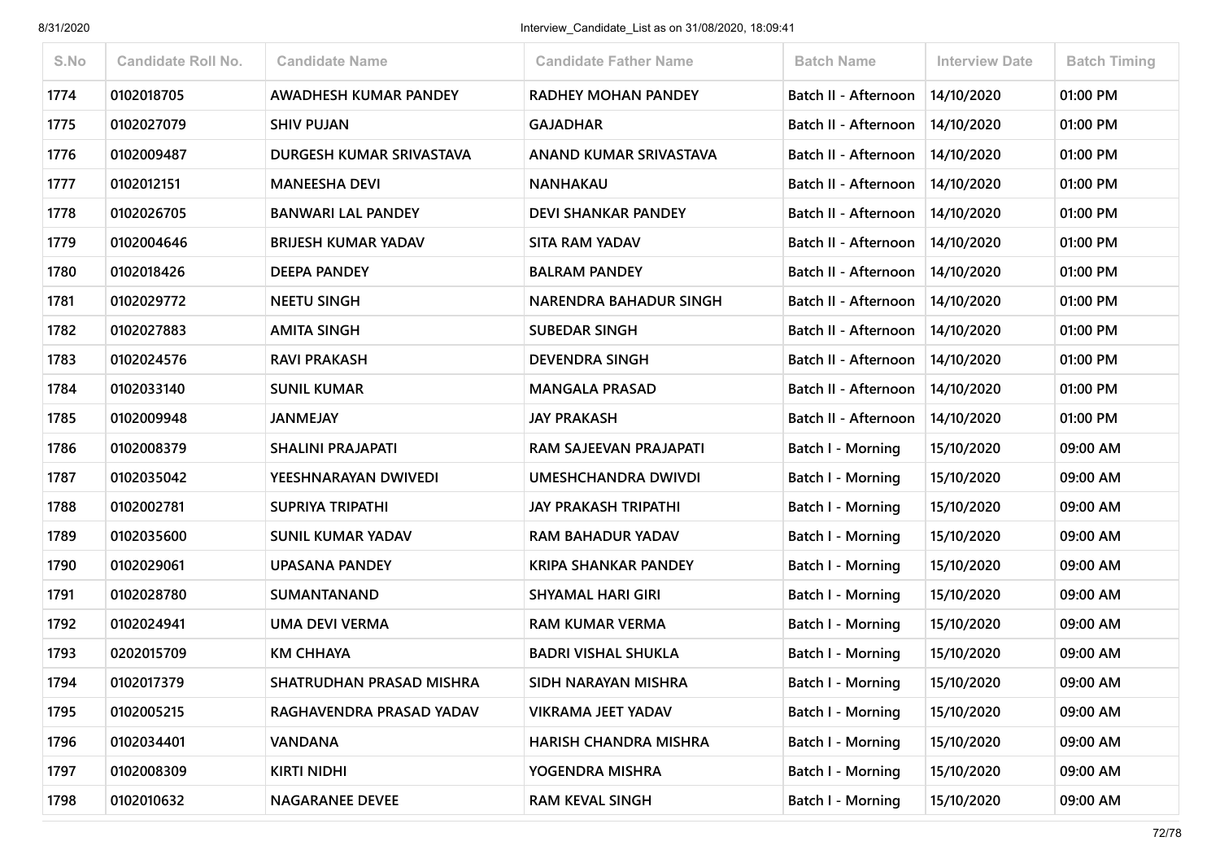| S.No | Candidate Roll No. | Candidate Name | Candidate Father Name | Batch Name | Interview Date | Batch Timing |
|---|---|---|---|---|---|---|
| 1774 | 0102018705 | AWADHESH KUMAR PANDEY | RADHEY MOHAN PANDEY | Batch II - Afternoon | 14/10/2020 | 01:00 PM |
| 1775 | 0102027079 | SHIV PUJAN | GAJADHAR | Batch II - Afternoon | 14/10/2020 | 01:00 PM |
| 1776 | 0102009487 | DURGESH KUMAR SRIVASTAVA | ANAND KUMAR SRIVASTAVA | Batch II - Afternoon | 14/10/2020 | 01:00 PM |
| 1777 | 0102012151 | MANEESHA DEVI | NANHAKAU | Batch II - Afternoon | 14/10/2020 | 01:00 PM |
| 1778 | 0102026705 | BANWARI LAL PANDEY | DEVI SHANKAR PANDEY | Batch II - Afternoon | 14/10/2020 | 01:00 PM |
| 1779 | 0102004646 | BRIJESH KUMAR YADAV | SITA RAM YADAV | Batch II - Afternoon | 14/10/2020 | 01:00 PM |
| 1780 | 0102018426 | DEEPA PANDEY | BALRAM PANDEY | Batch II - Afternoon | 14/10/2020 | 01:00 PM |
| 1781 | 0102029772 | NEETU SINGH | NARENDRA BAHADUR SINGH | Batch II - Afternoon | 14/10/2020 | 01:00 PM |
| 1782 | 0102027883 | AMITA SINGH | SUBEDAR SINGH | Batch II - Afternoon | 14/10/2020 | 01:00 PM |
| 1783 | 0102024576 | RAVI PRAKASH | DEVENDRA SINGH | Batch II - Afternoon | 14/10/2020 | 01:00 PM |
| 1784 | 0102033140 | SUNIL KUMAR | MANGALA PRASAD | Batch II - Afternoon | 14/10/2020 | 01:00 PM |
| 1785 | 0102009948 | JANMEJAY | JAY PRAKASH | Batch II - Afternoon | 14/10/2020 | 01:00 PM |
| 1786 | 0102008379 | SHALINI PRAJAPATI | RAM SAJEEVAN PRAJAPATI | Batch I - Morning | 15/10/2020 | 09:00 AM |
| 1787 | 0102035042 | YEESHNARAYAN DWIVEDI | UMESHCHANDRA DWIVDI | Batch I - Morning | 15/10/2020 | 09:00 AM |
| 1788 | 0102002781 | SUPRIYA TRIPATHI | JAY PRAKASH TRIPATHI | Batch I - Morning | 15/10/2020 | 09:00 AM |
| 1789 | 0102035600 | SUNIL KUMAR YADAV | RAM BAHADUR YADAV | Batch I - Morning | 15/10/2020 | 09:00 AM |
| 1790 | 0102029061 | UPASANA PANDEY | KRIPA SHANKAR PANDEY | Batch I - Morning | 15/10/2020 | 09:00 AM |
| 1791 | 0102028780 | SUMANTANAND | SHYAMAL HARI GIRI | Batch I - Morning | 15/10/2020 | 09:00 AM |
| 1792 | 0102024941 | UMA DEVI VERMA | RAM KUMAR VERMA | Batch I - Morning | 15/10/2020 | 09:00 AM |
| 1793 | 0202015709 | KM CHHAYA | BADRI VISHAL SHUKLA | Batch I - Morning | 15/10/2020 | 09:00 AM |
| 1794 | 0102017379 | SHATRUDHAN PRASAD MISHRA | SIDH NARAYAN MISHRA | Batch I - Morning | 15/10/2020 | 09:00 AM |
| 1795 | 0102005215 | RAGHAVENDRA PRASAD YADAV | VIKRAMA JEET YADAV | Batch I - Morning | 15/10/2020 | 09:00 AM |
| 1796 | 0102034401 | VANDANA | HARISH CHANDRA MISHRA | Batch I - Morning | 15/10/2020 | 09:00 AM |
| 1797 | 0102008309 | KIRTI NIDHI | YOGENDRA MISHRA | Batch I - Morning | 15/10/2020 | 09:00 AM |
| 1798 | 0102010632 | NAGARANEE DEVEE | RAM KEVAL SINGH | Batch I - Morning | 15/10/2020 | 09:00 AM |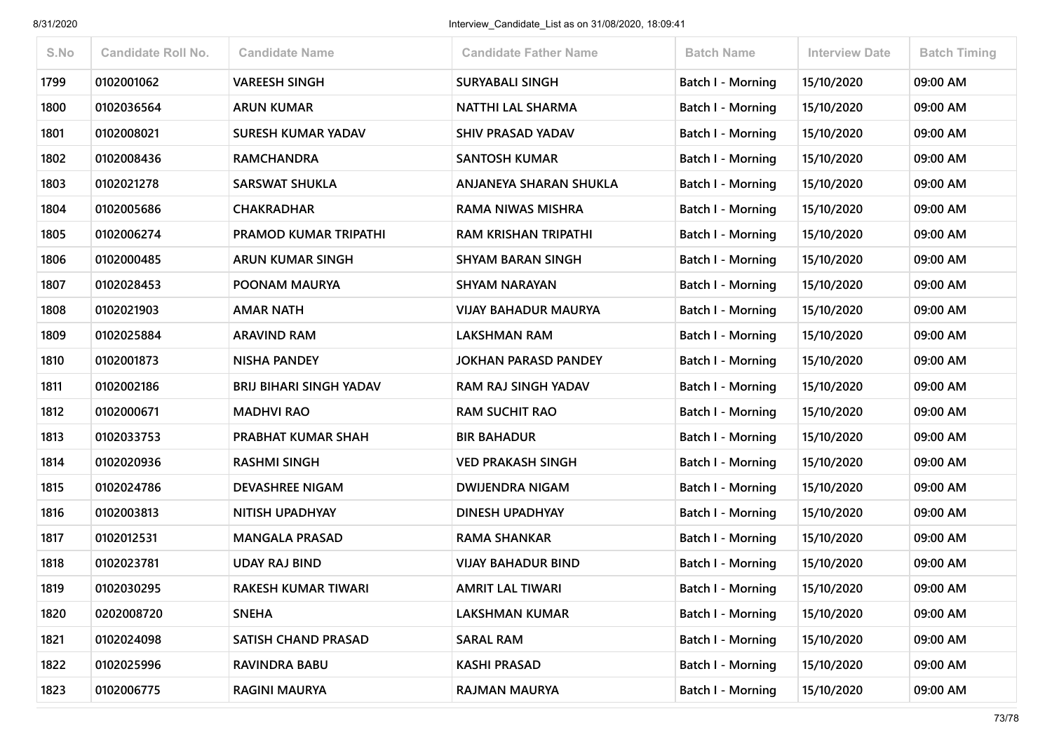| S.No | Candidate Roll No. | Candidate Name | Candidate Father Name | Batch Name | Interview Date | Batch Timing |
|---|---|---|---|---|---|---|
| 1799 | 0102001062 | VAREESH SINGH | SURYABALI SINGH | Batch I - Morning | 15/10/2020 | 09:00 AM |
| 1800 | 0102036564 | ARUN KUMAR | NATTHI LAL SHARMA | Batch I - Morning | 15/10/2020 | 09:00 AM |
| 1801 | 0102008021 | SURESH KUMAR YADAV | SHIV PRASAD YADAV | Batch I - Morning | 15/10/2020 | 09:00 AM |
| 1802 | 0102008436 | RAMCHANDRA | SANTOSH KUMAR | Batch I - Morning | 15/10/2020 | 09:00 AM |
| 1803 | 0102021278 | SARSWAT SHUKLA | ANJANEYA SHARAN SHUKLA | Batch I - Morning | 15/10/2020 | 09:00 AM |
| 1804 | 0102005686 | CHAKRADHAR | RAMA NIWAS MISHRA | Batch I - Morning | 15/10/2020 | 09:00 AM |
| 1805 | 0102006274 | PRAMOD KUMAR TRIPATHI | RAM KRISHAN TRIPATHI | Batch I - Morning | 15/10/2020 | 09:00 AM |
| 1806 | 0102000485 | ARUN KUMAR SINGH | SHYAM BARAN SINGH | Batch I - Morning | 15/10/2020 | 09:00 AM |
| 1807 | 0102028453 | POONAM MAURYA | SHYAM NARAYAN | Batch I - Morning | 15/10/2020 | 09:00 AM |
| 1808 | 0102021903 | AMAR NATH | VIJAY BAHADUR MAURYA | Batch I - Morning | 15/10/2020 | 09:00 AM |
| 1809 | 0102025884 | ARAVIND RAM | LAKSHMAN RAM | Batch I - Morning | 15/10/2020 | 09:00 AM |
| 1810 | 0102001873 | NISHA PANDEY | JOKHAN PARASD PANDEY | Batch I - Morning | 15/10/2020 | 09:00 AM |
| 1811 | 0102002186 | BRIJ BIHARI SINGH YADAV | RAM RAJ SINGH YADAV | Batch I - Morning | 15/10/2020 | 09:00 AM |
| 1812 | 0102000671 | MADHVI RAO | RAM SUCHIT RAO | Batch I - Morning | 15/10/2020 | 09:00 AM |
| 1813 | 0102033753 | PRABHAT KUMAR SHAH | BIR BAHADUR | Batch I - Morning | 15/10/2020 | 09:00 AM |
| 1814 | 0102020936 | RASHMI SINGH | VED PRAKASH SINGH | Batch I - Morning | 15/10/2020 | 09:00 AM |
| 1815 | 0102024786 | DEVASHREE NIGAM | DWIJENDRA NIGAM | Batch I - Morning | 15/10/2020 | 09:00 AM |
| 1816 | 0102003813 | NITISH UPADHYAY | DINESH UPADHYAY | Batch I - Morning | 15/10/2020 | 09:00 AM |
| 1817 | 0102012531 | MANGALA PRASAD | RAMA SHANKAR | Batch I - Morning | 15/10/2020 | 09:00 AM |
| 1818 | 0102023781 | UDAY RAJ BIND | VIJAY BAHADUR BIND | Batch I - Morning | 15/10/2020 | 09:00 AM |
| 1819 | 0102030295 | RAKESH KUMAR TIWARI | AMRIT LAL TIWARI | Batch I - Morning | 15/10/2020 | 09:00 AM |
| 1820 | 0202008720 | SNEHA | LAKSHMAN KUMAR | Batch I - Morning | 15/10/2020 | 09:00 AM |
| 1821 | 0102024098 | SATISH CHAND PRASAD | SARAL RAM | Batch I - Morning | 15/10/2020 | 09:00 AM |
| 1822 | 0102025996 | RAVINDRA BABU | KASHI PRASAD | Batch I - Morning | 15/10/2020 | 09:00 AM |
| 1823 | 0102006775 | RAGINI MAURYA | RAJMAN MAURYA | Batch I - Morning | 15/10/2020 | 09:00 AM |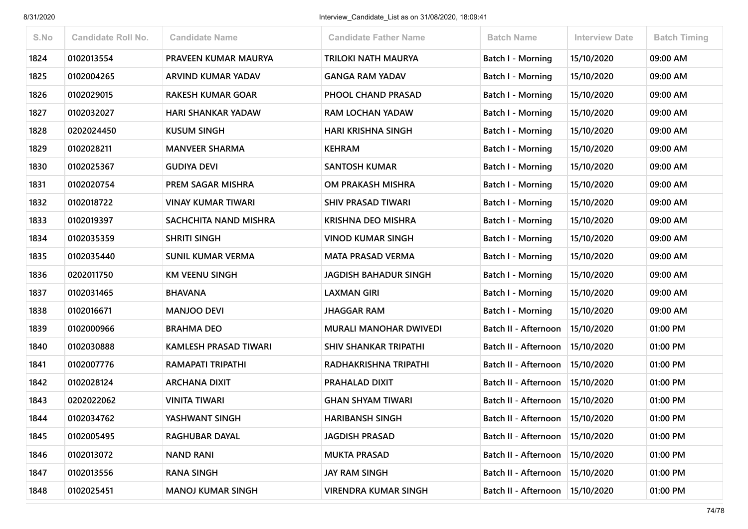| S.No | Candidate Roll No. | Candidate Name | Candidate Father Name | Batch Name | Interview Date | Batch Timing |
|---|---|---|---|---|---|---|
| 1824 | 0102013554 | PRAVEEN KUMAR MAURYA | TRILOKI NATH MAURYA | Batch I - Morning | 15/10/2020 | 09:00 AM |
| 1825 | 0102004265 | ARVIND KUMAR YADAV | GANGA RAM YADAV | Batch I - Morning | 15/10/2020 | 09:00 AM |
| 1826 | 0102029015 | RAKESH KUMAR GOAR | PHOOL CHAND PRASAD | Batch I - Morning | 15/10/2020 | 09:00 AM |
| 1827 | 0102032027 | HARI SHANKAR YADAW | RAM LOCHAN YADAW | Batch I - Morning | 15/10/2020 | 09:00 AM |
| 1828 | 0202024450 | KUSUM SINGH | HARI KRISHNA SINGH | Batch I - Morning | 15/10/2020 | 09:00 AM |
| 1829 | 0102028211 | MANVEER SHARMA | KEHRAM | Batch I - Morning | 15/10/2020 | 09:00 AM |
| 1830 | 0102025367 | GUDIYA DEVI | SANTOSH KUMAR | Batch I - Morning | 15/10/2020 | 09:00 AM |
| 1831 | 0102020754 | PREM SAGAR MISHRA | OM PRAKASH MISHRA | Batch I - Morning | 15/10/2020 | 09:00 AM |
| 1832 | 0102018722 | VINAY KUMAR TIWARI | SHIV PRASAD TIWARI | Batch I - Morning | 15/10/2020 | 09:00 AM |
| 1833 | 0102019397 | SACHCHITA NAND MISHRA | KRISHNA DEO MISHRA | Batch I - Morning | 15/10/2020 | 09:00 AM |
| 1834 | 0102035359 | SHRITI SINGH | VINOD KUMAR SINGH | Batch I - Morning | 15/10/2020 | 09:00 AM |
| 1835 | 0102035440 | SUNIL KUMAR VERMA | MATA PRASAD VERMA | Batch I - Morning | 15/10/2020 | 09:00 AM |
| 1836 | 0202011750 | KM VEENU SINGH | JAGDISH BAHADUR SINGH | Batch I - Morning | 15/10/2020 | 09:00 AM |
| 1837 | 0102031465 | BHAVANA | LAXMAN GIRI | Batch I - Morning | 15/10/2020 | 09:00 AM |
| 1838 | 0102016671 | MANJOO DEVI | JHAGGAR RAM | Batch I - Morning | 15/10/2020 | 09:00 AM |
| 1839 | 0102000966 | BRAHMA DEO | MURALI MANOHAR DWIVEDI | Batch II - Afternoon | 15/10/2020 | 01:00 PM |
| 1840 | 0102030888 | KAMLESH PRASAD TIWARI | SHIV SHANKAR TRIPATHI | Batch II - Afternoon | 15/10/2020 | 01:00 PM |
| 1841 | 0102007776 | RAMAPATI TRIPATHI | RADHAKRISHNA TRIPATHI | Batch II - Afternoon | 15/10/2020 | 01:00 PM |
| 1842 | 0102028124 | ARCHANA DIXIT | PRAHALAD DIXIT | Batch II - Afternoon | 15/10/2020 | 01:00 PM |
| 1843 | 0202022062 | VINITA TIWARI | GHAN SHYAM TIWARI | Batch II - Afternoon | 15/10/2020 | 01:00 PM |
| 1844 | 0102034762 | YASHWANT SINGH | HARIBANSH SINGH | Batch II - Afternoon | 15/10/2020 | 01:00 PM |
| 1845 | 0102005495 | RAGHUBAR DAYAL | JAGDISH PRASAD | Batch II - Afternoon | 15/10/2020 | 01:00 PM |
| 1846 | 0102013072 | NAND RANI | MUKTA PRASAD | Batch II - Afternoon | 15/10/2020 | 01:00 PM |
| 1847 | 0102013556 | RANA SINGH | JAY RAM SINGH | Batch II - Afternoon | 15/10/2020 | 01:00 PM |
| 1848 | 0102025451 | MANOJ KUMAR SINGH | VIRENDRA KUMAR SINGH | Batch II - Afternoon | 15/10/2020 | 01:00 PM |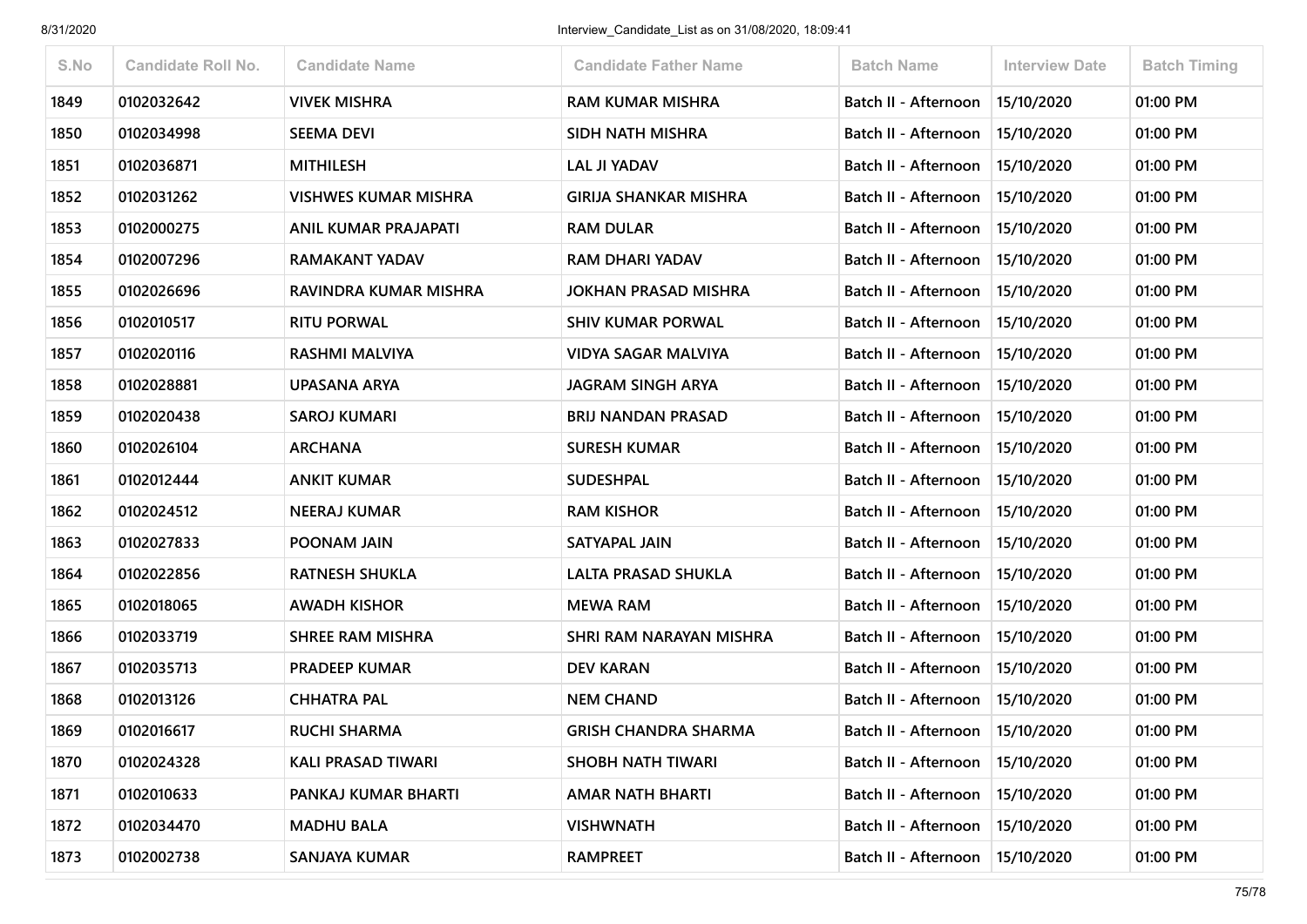| S.No | Candidate Roll No. | Candidate Name | Candidate Father Name | Batch Name | Interview Date | Batch Timing |
|---|---|---|---|---|---|---|
| 1849 | 0102032642 | VIVEK MISHRA | RAM KUMAR MISHRA | Batch II - Afternoon | 15/10/2020 | 01:00 PM |
| 1850 | 0102034998 | SEEMA DEVI | SIDH NATH MISHRA | Batch II - Afternoon | 15/10/2020 | 01:00 PM |
| 1851 | 0102036871 | MITHILESH | LAL JI YADAV | Batch II - Afternoon | 15/10/2020 | 01:00 PM |
| 1852 | 0102031262 | VISHWES KUMAR MISHRA | GIRIJA SHANKAR MISHRA | Batch II - Afternoon | 15/10/2020 | 01:00 PM |
| 1853 | 0102000275 | ANIL KUMAR PRAJAPATI | RAM DULAR | Batch II - Afternoon | 15/10/2020 | 01:00 PM |
| 1854 | 0102007296 | RAMAKANT YADAV | RAM DHARI YADAV | Batch II - Afternoon | 15/10/2020 | 01:00 PM |
| 1855 | 0102026696 | RAVINDRA KUMAR MISHRA | JOKHAN PRASAD MISHRA | Batch II - Afternoon | 15/10/2020 | 01:00 PM |
| 1856 | 0102010517 | RITU PORWAL | SHIV KUMAR PORWAL | Batch II - Afternoon | 15/10/2020 | 01:00 PM |
| 1857 | 0102020116 | RASHMI MALVIYA | VIDYA SAGAR MALVIYA | Batch II - Afternoon | 15/10/2020 | 01:00 PM |
| 1858 | 0102028881 | UPASANA ARYA | JAGRAM SINGH ARYA | Batch II - Afternoon | 15/10/2020 | 01:00 PM |
| 1859 | 0102020438 | SAROJ KUMARI | BRIJ NANDAN PRASAD | Batch II - Afternoon | 15/10/2020 | 01:00 PM |
| 1860 | 0102026104 | ARCHANA | SURESH KUMAR | Batch II - Afternoon | 15/10/2020 | 01:00 PM |
| 1861 | 0102012444 | ANKIT KUMAR | SUDESHPAL | Batch II - Afternoon | 15/10/2020 | 01:00 PM |
| 1862 | 0102024512 | NEERAJ KUMAR | RAM KISHOR | Batch II - Afternoon | 15/10/2020 | 01:00 PM |
| 1863 | 0102027833 | POONAM JAIN | SATYAPAL JAIN | Batch II - Afternoon | 15/10/2020 | 01:00 PM |
| 1864 | 0102022856 | RATNESH SHUKLA | LALTA PRASAD SHUKLA | Batch II - Afternoon | 15/10/2020 | 01:00 PM |
| 1865 | 0102018065 | AWADH KISHOR | MEWA RAM | Batch II - Afternoon | 15/10/2020 | 01:00 PM |
| 1866 | 0102033719 | SHREE RAM MISHRA | SHRI RAM NARAYAN MISHRA | Batch II - Afternoon | 15/10/2020 | 01:00 PM |
| 1867 | 0102035713 | PRADEEP KUMAR | DEV KARAN | Batch II - Afternoon | 15/10/2020 | 01:00 PM |
| 1868 | 0102013126 | CHHATRA PAL | NEM CHAND | Batch II - Afternoon | 15/10/2020 | 01:00 PM |
| 1869 | 0102016617 | RUCHI SHARMA | GRISH CHANDRA SHARMA | Batch II - Afternoon | 15/10/2020 | 01:00 PM |
| 1870 | 0102024328 | KALI PRASAD TIWARI | SHOBH NATH TIWARI | Batch II - Afternoon | 15/10/2020 | 01:00 PM |
| 1871 | 0102010633 | PANKAJ KUMAR BHARTI | AMAR NATH BHARTI | Batch II - Afternoon | 15/10/2020 | 01:00 PM |
| 1872 | 0102034470 | MADHU BALA | VISHWNATH | Batch II - Afternoon | 15/10/2020 | 01:00 PM |
| 1873 | 0102002738 | SANJAYA KUMAR | RAMPREET | Batch II - Afternoon | 15/10/2020 | 01:00 PM |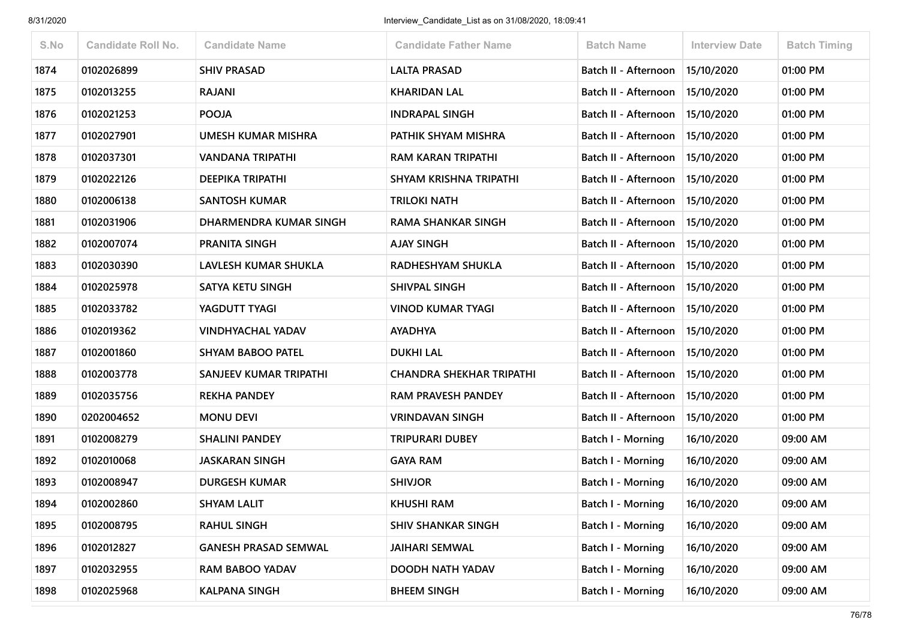| S.No | Candidate Roll No. | Candidate Name | Candidate Father Name | Batch Name | Interview Date | Batch Timing |
|---|---|---|---|---|---|---|
| 1874 | 0102026899 | SHIV PRASAD | LALTA PRASAD | Batch II - Afternoon | 15/10/2020 | 01:00 PM |
| 1875 | 0102013255 | RAJANI | KHARIDAN LAL | Batch II - Afternoon | 15/10/2020 | 01:00 PM |
| 1876 | 0102021253 | POOJA | INDRAPAL SINGH | Batch II - Afternoon | 15/10/2020 | 01:00 PM |
| 1877 | 0102027901 | UMESH KUMAR MISHRA | PATHIK SHYAM MISHRA | Batch II - Afternoon | 15/10/2020 | 01:00 PM |
| 1878 | 0102037301 | VANDANA TRIPATHI | RAM KARAN TRIPATHI | Batch II - Afternoon | 15/10/2020 | 01:00 PM |
| 1879 | 0102022126 | DEEPIKA TRIPATHI | SHYAM KRISHNA TRIPATHI | Batch II - Afternoon | 15/10/2020 | 01:00 PM |
| 1880 | 0102006138 | SANTOSH KUMAR | TRILOKI NATH | Batch II - Afternoon | 15/10/2020 | 01:00 PM |
| 1881 | 0102031906 | DHARMENDRA KUMAR SINGH | RAMA SHANKAR SINGH | Batch II - Afternoon | 15/10/2020 | 01:00 PM |
| 1882 | 0102007074 | PRANITA SINGH | AJAY SINGH | Batch II - Afternoon | 15/10/2020 | 01:00 PM |
| 1883 | 0102030390 | LAVLESH KUMAR SHUKLA | RADHESHYAM SHUKLA | Batch II - Afternoon | 15/10/2020 | 01:00 PM |
| 1884 | 0102025978 | SATYA KETU SINGH | SHIVPAL SINGH | Batch II - Afternoon | 15/10/2020 | 01:00 PM |
| 1885 | 0102033782 | YAGDUTT TYAGI | VINOD KUMAR TYAGI | Batch II - Afternoon | 15/10/2020 | 01:00 PM |
| 1886 | 0102019362 | VINDHYACHAL YADAV | AYADHYA | Batch II - Afternoon | 15/10/2020 | 01:00 PM |
| 1887 | 0102001860 | SHYAM BABOO PATEL | DUKHI LAL | Batch II - Afternoon | 15/10/2020 | 01:00 PM |
| 1888 | 0102003778 | SANJEEV KUMAR TRIPATHI | CHANDRA SHEKHAR TRIPATHI | Batch II - Afternoon | 15/10/2020 | 01:00 PM |
| 1889 | 0102035756 | REKHA PANDEY | RAM PRAVESH PANDEY | Batch II - Afternoon | 15/10/2020 | 01:00 PM |
| 1890 | 0202004652 | MONU DEVI | VRINDAVAN SINGH | Batch II - Afternoon | 15/10/2020 | 01:00 PM |
| 1891 | 0102008279 | SHALINI PANDEY | TRIPURARI DUBEY | Batch I - Morning | 16/10/2020 | 09:00 AM |
| 1892 | 0102010068 | JASKARAN SINGH | GAYA RAM | Batch I - Morning | 16/10/2020 | 09:00 AM |
| 1893 | 0102008947 | DURGESH KUMAR | SHIVJOR | Batch I - Morning | 16/10/2020 | 09:00 AM |
| 1894 | 0102002860 | SHYAM LALIT | KHUSHI RAM | Batch I - Morning | 16/10/2020 | 09:00 AM |
| 1895 | 0102008795 | RAHUL SINGH | SHIV SHANKAR SINGH | Batch I - Morning | 16/10/2020 | 09:00 AM |
| 1896 | 0102012827 | GANESH PRASAD SEMWAL | JAIHARI SEMWAL | Batch I - Morning | 16/10/2020 | 09:00 AM |
| 1897 | 0102032955 | RAM BABOO YADAV | DOODH NATH YADAV | Batch I - Morning | 16/10/2020 | 09:00 AM |
| 1898 | 0102025968 | KALPANA SINGH | BHEEM SINGH | Batch I - Morning | 16/10/2020 | 09:00 AM |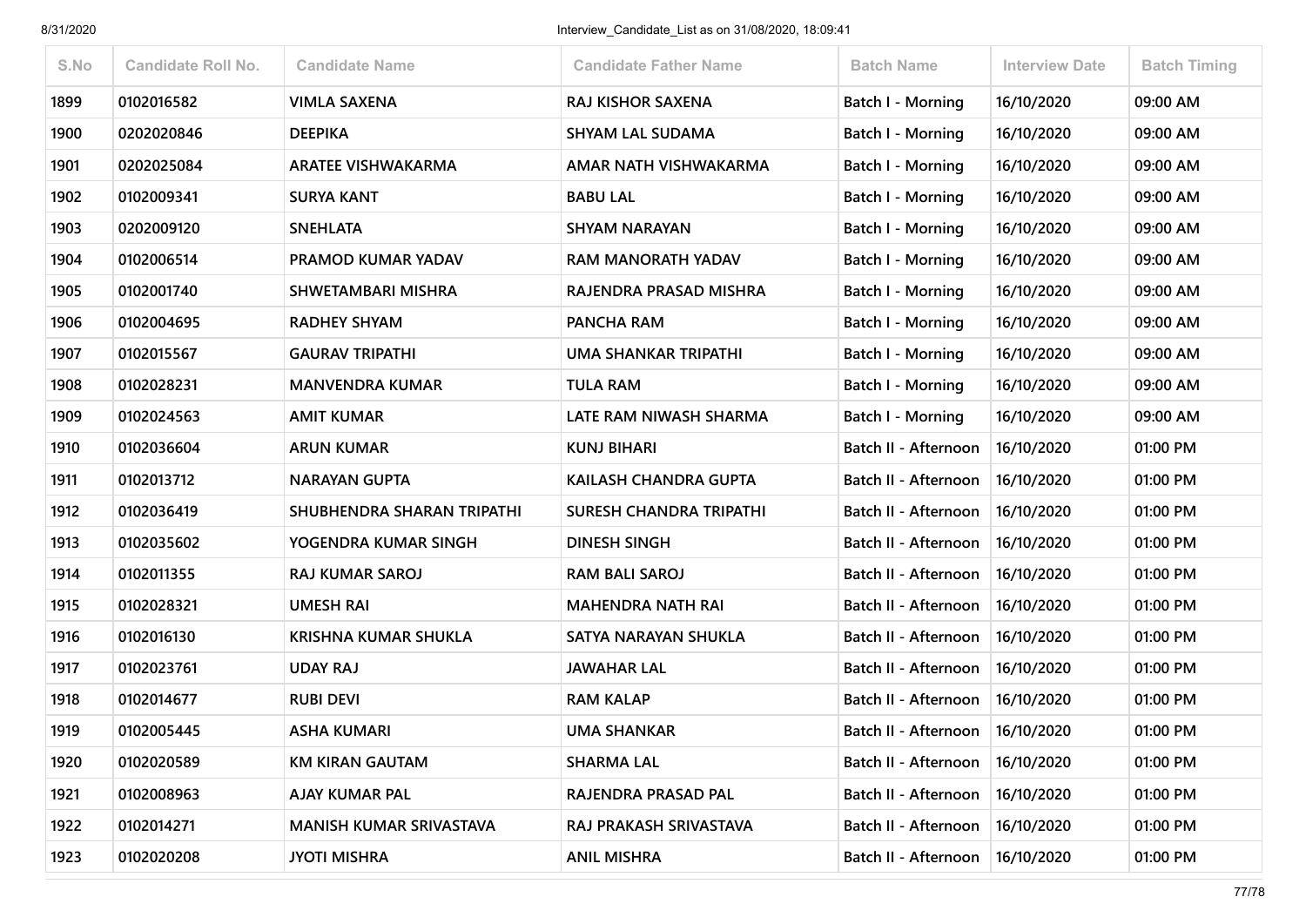| S.No | Candidate Roll No. | Candidate Name | Candidate Father Name | Batch Name | Interview Date | Batch Timing |
|---|---|---|---|---|---|---|
| 1899 | 0102016582 | VIMLA SAXENA | RAJ KISHOR SAXENA | Batch I - Morning | 16/10/2020 | 09:00 AM |
| 1900 | 0202020846 | DEEPIKA | SHYAM LAL SUDAMA | Batch I - Morning | 16/10/2020 | 09:00 AM |
| 1901 | 0202025084 | ARATEE VISHWAKARMA | AMAR NATH VISHWAKARMA | Batch I - Morning | 16/10/2020 | 09:00 AM |
| 1902 | 0102009341 | SURYA KANT | BABU LAL | Batch I - Morning | 16/10/2020 | 09:00 AM |
| 1903 | 0202009120 | SNEHLATA | SHYAM NARAYAN | Batch I - Morning | 16/10/2020 | 09:00 AM |
| 1904 | 0102006514 | PRAMOD KUMAR YADAV | RAM MANORATH YADAV | Batch I - Morning | 16/10/2020 | 09:00 AM |
| 1905 | 0102001740 | SHWETAMBARI MISHRA | RAJENDRA PRASAD MISHRA | Batch I - Morning | 16/10/2020 | 09:00 AM |
| 1906 | 0102004695 | RADHEY SHYAM | PANCHA RAM | Batch I - Morning | 16/10/2020 | 09:00 AM |
| 1907 | 0102015567 | GAURAV TRIPATHI | UMA SHANKAR TRIPATHI | Batch I - Morning | 16/10/2020 | 09:00 AM |
| 1908 | 0102028231 | MANVENDRA KUMAR | TULA RAM | Batch I - Morning | 16/10/2020 | 09:00 AM |
| 1909 | 0102024563 | AMIT KUMAR | LATE RAM NIWASH SHARMA | Batch I - Morning | 16/10/2020 | 09:00 AM |
| 1910 | 0102036604 | ARUN KUMAR | KUNJ BIHARI | Batch II - Afternoon | 16/10/2020 | 01:00 PM |
| 1911 | 0102013712 | NARAYAN GUPTA | KAILASH CHANDRA GUPTA | Batch II - Afternoon | 16/10/2020 | 01:00 PM |
| 1912 | 0102036419 | SHUBHENDRA SHARAN TRIPATHI | SURESH CHANDRA TRIPATHI | Batch II - Afternoon | 16/10/2020 | 01:00 PM |
| 1913 | 0102035602 | YOGENDRA KUMAR SINGH | DINESH SINGH | Batch II - Afternoon | 16/10/2020 | 01:00 PM |
| 1914 | 0102011355 | RAJ KUMAR SAROJ | RAM BALI SAROJ | Batch II - Afternoon | 16/10/2020 | 01:00 PM |
| 1915 | 0102028321 | UMESH RAI | MAHENDRA NATH RAI | Batch II - Afternoon | 16/10/2020 | 01:00 PM |
| 1916 | 0102016130 | KRISHNA KUMAR SHUKLA | SATYA NARAYAN SHUKLA | Batch II - Afternoon | 16/10/2020 | 01:00 PM |
| 1917 | 0102023761 | UDAY RAJ | JAWAHAR LAL | Batch II - Afternoon | 16/10/2020 | 01:00 PM |
| 1918 | 0102014677 | RUBI DEVI | RAM KALAP | Batch II - Afternoon | 16/10/2020 | 01:00 PM |
| 1919 | 0102005445 | ASHA KUMARI | UMA SHANKAR | Batch II - Afternoon | 16/10/2020 | 01:00 PM |
| 1920 | 0102020589 | KM KIRAN GAUTAM | SHARMA LAL | Batch II - Afternoon | 16/10/2020 | 01:00 PM |
| 1921 | 0102008963 | AJAY KUMAR PAL | RAJENDRA PRASAD PAL | Batch II - Afternoon | 16/10/2020 | 01:00 PM |
| 1922 | 0102014271 | MANISH KUMAR SRIVASTAVA | RAJ PRAKASH SRIVASTAVA | Batch II - Afternoon | 16/10/2020 | 01:00 PM |
| 1923 | 0102020208 | JYOTI MISHRA | ANIL MISHRA | Batch II - Afternoon | 16/10/2020 | 01:00 PM |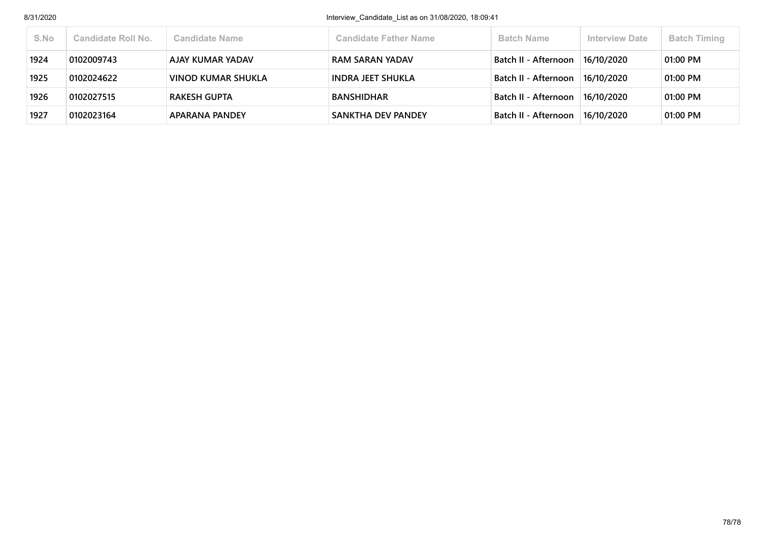| S.No | Candidate Roll No. | Candidate Name | Candidate Father Name | Batch Name | Interview Date | Batch Timing |
|---|---|---|---|---|---|---|
| 1924 | 0102009743 | AJAY KUMAR YADAV | RAM SARAN YADAV | Batch II - Afternoon | 16/10/2020 | 01:00 PM |
| 1925 | 0102024622 | VINOD KUMAR SHUKLA | INDRA JEET SHUKLA | Batch II - Afternoon | 16/10/2020 | 01:00 PM |
| 1926 | 0102027515 | RAKESH GUPTA | BANSHIDHAR | Batch II - Afternoon | 16/10/2020 | 01:00 PM |
| 1927 | 0102023164 | APARANA PANDEY | SANKTHA DEV PANDEY | Batch II - Afternoon | 16/10/2020 | 01:00 PM |